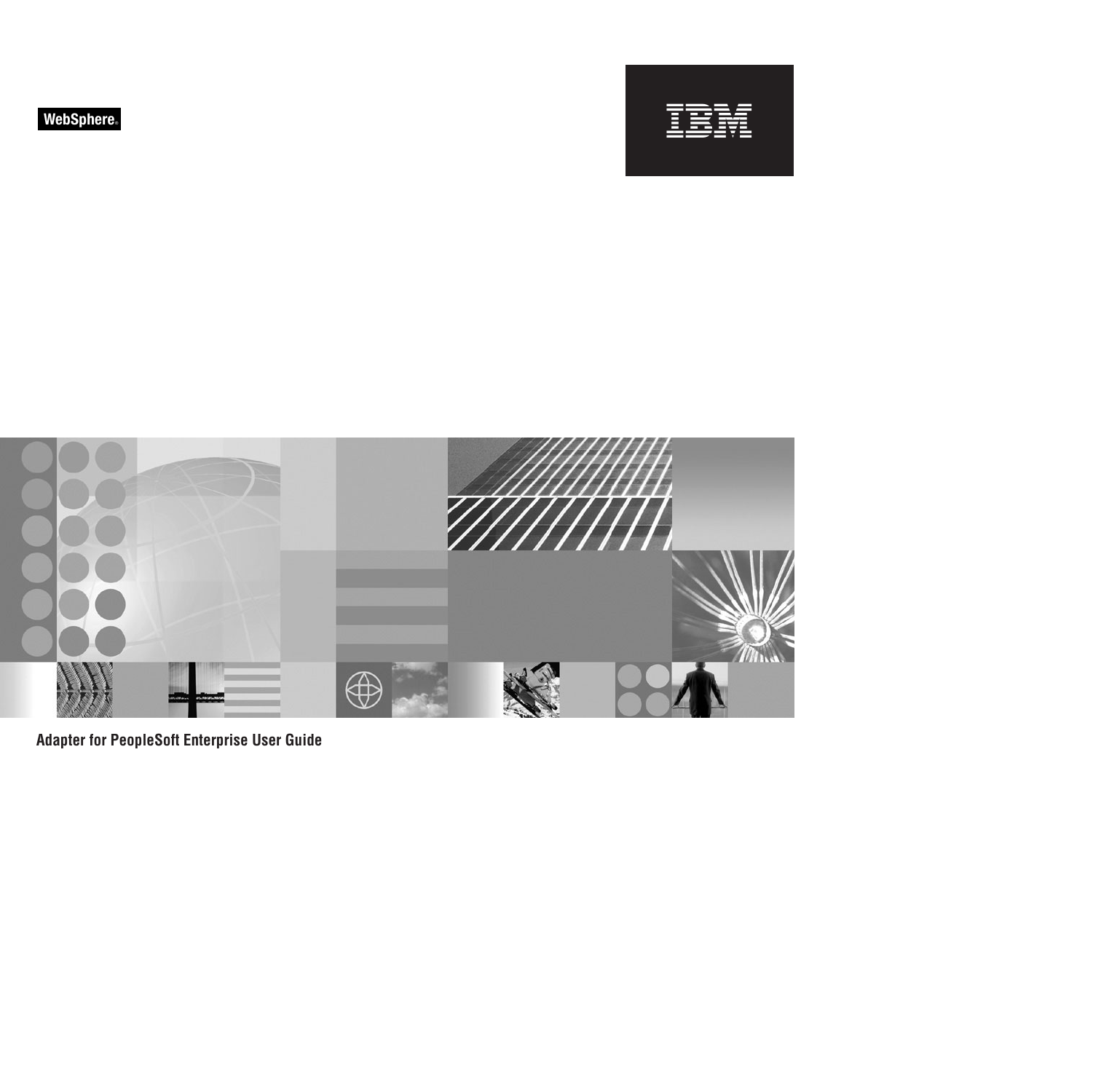WebSphere®

IBM

# Adapter for PeopleSoft Enterprise User Guide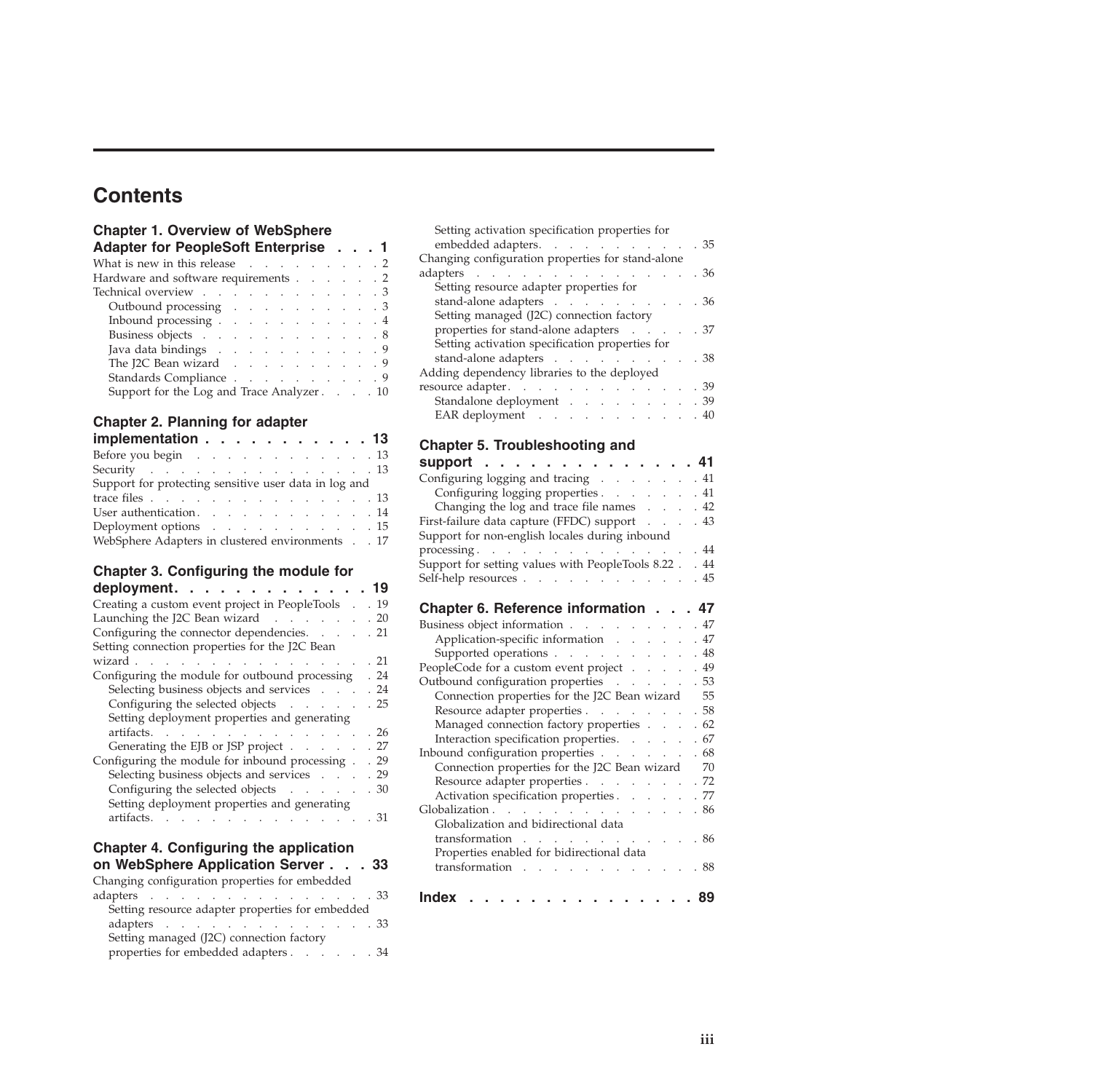# Contents

**Chapter 1. Overview of WebSphere Adapter for PeopleSoft Enterprise . . . 1**

What is new in this release . . . . . . . . . . 2
Hardware and software requirements . . . . . . 2
Technical overview . . . . . . . . . . . . 3
- Outbound processing . . . . . . . . . . 3
- Inbound processing . . . . . . . . . . . 4
- Business objects . . . . . . . . . . . . 8
- Java data bindings . . . . . . . . . . . 9
- The J2C Bean wizard . . . . . . . . . . 9
- Standards Compliance . . . . . . . . . . 9
- Support for the Log and Trace Analyzer . . . . 10

**Chapter 2. Planning for adapter implementation . . . . . . . . . . . 13**

Before you begin . . . . . . . . . . . . . 13
Security . . . . . . . . . . . . . . . . 13
Support for protecting sensitive user data in log and trace files . . . . . . . . . . . . . . . . 13
User authentication. . . . . . . . . . . . 14
Deployment options . . . . . . . . . . . 15
WebSphere Adapters in clustered environments . . 17

**Chapter 3. Configuring the module for deployment. . . . . . . . . . . . . 19**

Creating a custom event project in PeopleTools . . 19
Launching the J2C Bean wizard . . . . . . . 20
Configuring the connector dependencies. . . . . 21
Setting connection properties for the J2C Bean wizard . . . . . . . . . . . . . . . . . 21
Configuring the module for outbound processing . 24
- Selecting business objects and services . . . . 24
- Configuring the selected objects . . . . . . 25
- Setting deployment properties and generating artifacts. . . . . . . . . . . . . . . . 26
- Generating the EJB or JSP project . . . . . . 27

Configuring the module for inbound processing . . 29
- Selecting business objects and services . . . . 29
- Configuring the selected objects . . . . . . 30
- Setting deployment properties and generating artifacts. . . . . . . . . . . . . . . . 31

**Chapter 4. Configuring the application on WebSphere Application Server . . . 33**

Changing configuration properties for embedded adapters . . . . . . . . . . . . . . . . 33
- Setting resource adapter properties for embedded adapters . . . . . . . . . . . . . . . 33
- Setting managed (J2C) connection factory properties for embedded adapters . . . . . . 34
- Setting activation specification properties for embedded adapters. . . . . . . . . . . 35

Changing configuration properties for stand-alone adapters . . . . . . . . . . . . . . . . 36
- Setting resource adapter properties for stand-alone adapters . . . . . . . . . . 36
- Setting managed (J2C) connection factory properties for stand-alone adapters . . . . . 37
- Setting activation specification properties for stand-alone adapters . . . . . . . . . . 38

Adding dependency libraries to the deployed resource adapter. . . . . . . . . . . . . 39
- Standalone deployment . . . . . . . . . 39
- EAR deployment . . . . . . . . . . . 40

**Chapter 5. Troubleshooting and support . . . . . . . . . . . . . . 41**

Configuring logging and tracing . . . . . . . 41
- Configuring logging properties . . . . . . . 41
- Changing the log and trace file names . . . . 42

First-failure data capture (FFDC) support . . . . 43
Support for non-english locales during inbound processing . . . . . . . . . . . . . . . 44
Support for setting values with PeopleTools 8.22 . . 44
Self-help resources . . . . . . . . . . . . 45

**Chapter 6. Reference information . . . 47**

Business object information . . . . . . . . . 47
- Application-specific information . . . . . . 47
- Supported operations . . . . . . . . . . 48

PeopleCode for a custom event project . . . . . 49
Outbound configuration properties . . . . . . 53
- Connection properties for the J2C Bean wizard 55
- Resource adapter properties . . . . . . . . 58
- Managed connection factory properties . . . . 62
- Interaction specification properties. . . . . . 67

Inbound configuration properties . . . . . . . 68
- Connection properties for the J2C Bean wizard 70
- Resource adapter properties . . . . . . . . 72
- Activation specification properties . . . . . . 77

Globalization . . . . . . . . . . . . . . 86
- Globalization and bidirectional data transformation . . . . . . . . . . . . . 86
- Properties enabled for bidirectional data transformation . . . . . . . . . . . . . 88

**Index . . . . . . . . . . . . . . . 89**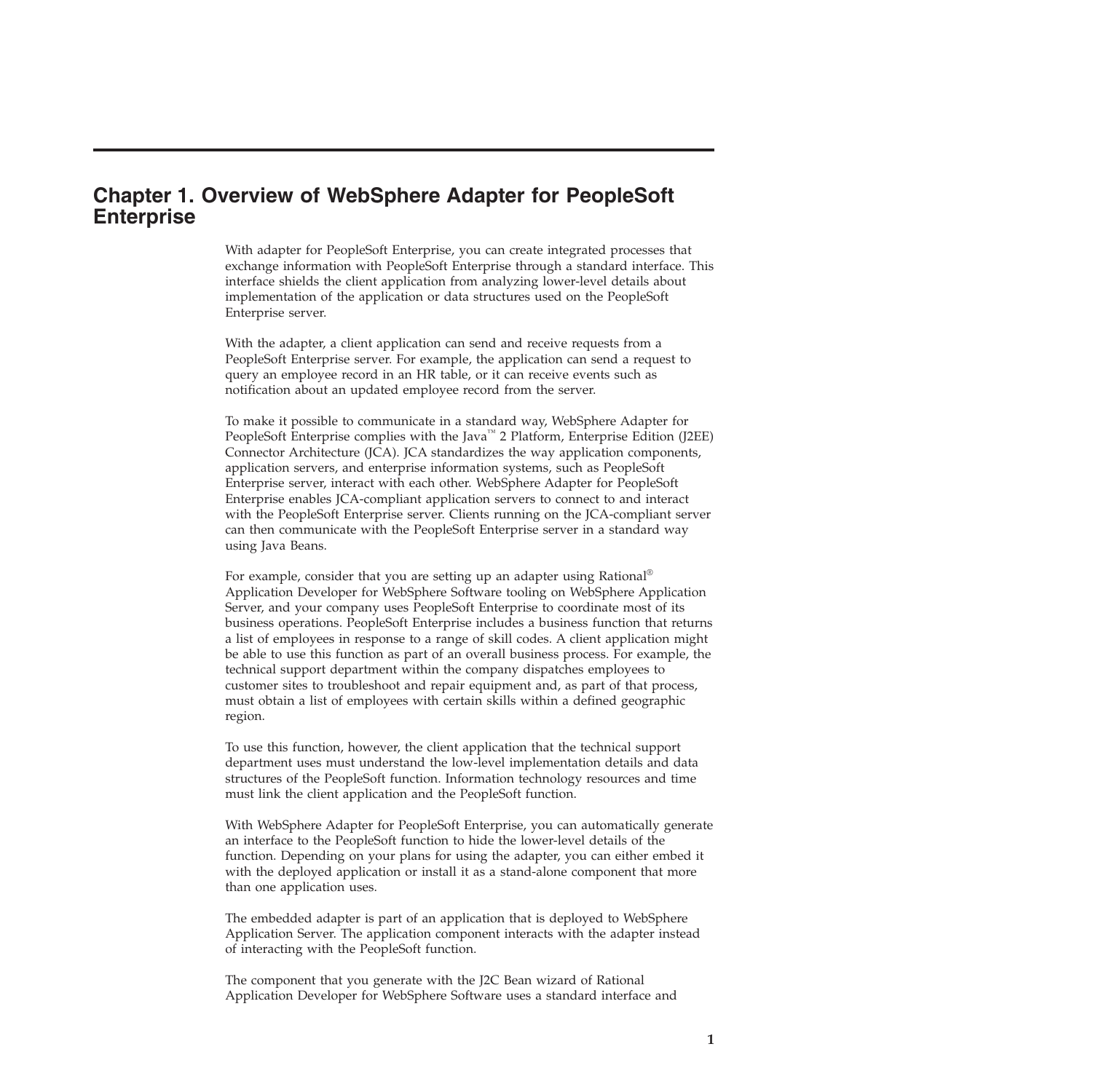# Chapter 1. Overview of WebSphere Adapter for PeopleSoft Enterprise

With adapter for PeopleSoft Enterprise, you can create integrated processes that exchange information with PeopleSoft Enterprise through a standard interface. This interface shields the client application from analyzing lower-level details about implementation of the application or data structures used on the PeopleSoft Enterprise server.

With the adapter, a client application can send and receive requests from a PeopleSoft Enterprise server. For example, the application can send a request to query an employee record in an HR table, or it can receive events such as notification about an updated employee record from the server.

To make it possible to communicate in a standard way, WebSphere Adapter for PeopleSoft Enterprise complies with the Java™ 2 Platform, Enterprise Edition (J2EE) Connector Architecture (JCA). JCA standardizes the way application components, application servers, and enterprise information systems, such as PeopleSoft Enterprise server, interact with each other. WebSphere Adapter for PeopleSoft Enterprise enables JCA-compliant application servers to connect to and interact with the PeopleSoft Enterprise server. Clients running on the JCA-compliant server can then communicate with the PeopleSoft Enterprise server in a standard way using Java Beans.

For example, consider that you are setting up an adapter using Rational® Application Developer for WebSphere Software tooling on WebSphere Application Server, and your company uses PeopleSoft Enterprise to coordinate most of its business operations. PeopleSoft Enterprise includes a business function that returns a list of employees in response to a range of skill codes. A client application might be able to use this function as part of an overall business process. For example, the technical support department within the company dispatches employees to customer sites to troubleshoot and repair equipment and, as part of that process, must obtain a list of employees with certain skills within a defined geographic region.

To use this function, however, the client application that the technical support department uses must understand the low-level implementation details and data structures of the PeopleSoft function. Information technology resources and time must link the client application and the PeopleSoft function.

With WebSphere Adapter for PeopleSoft Enterprise, you can automatically generate an interface to the PeopleSoft function to hide the lower-level details of the function. Depending on your plans for using the adapter, you can either embed it with the deployed application or install it as a stand-alone component that more than one application uses.

The embedded adapter is part of an application that is deployed to WebSphere Application Server. The application component interacts with the adapter instead of interacting with the PeopleSoft function.

The component that you generate with the J2C Bean wizard of Rational Application Developer for WebSphere Software uses a standard interface and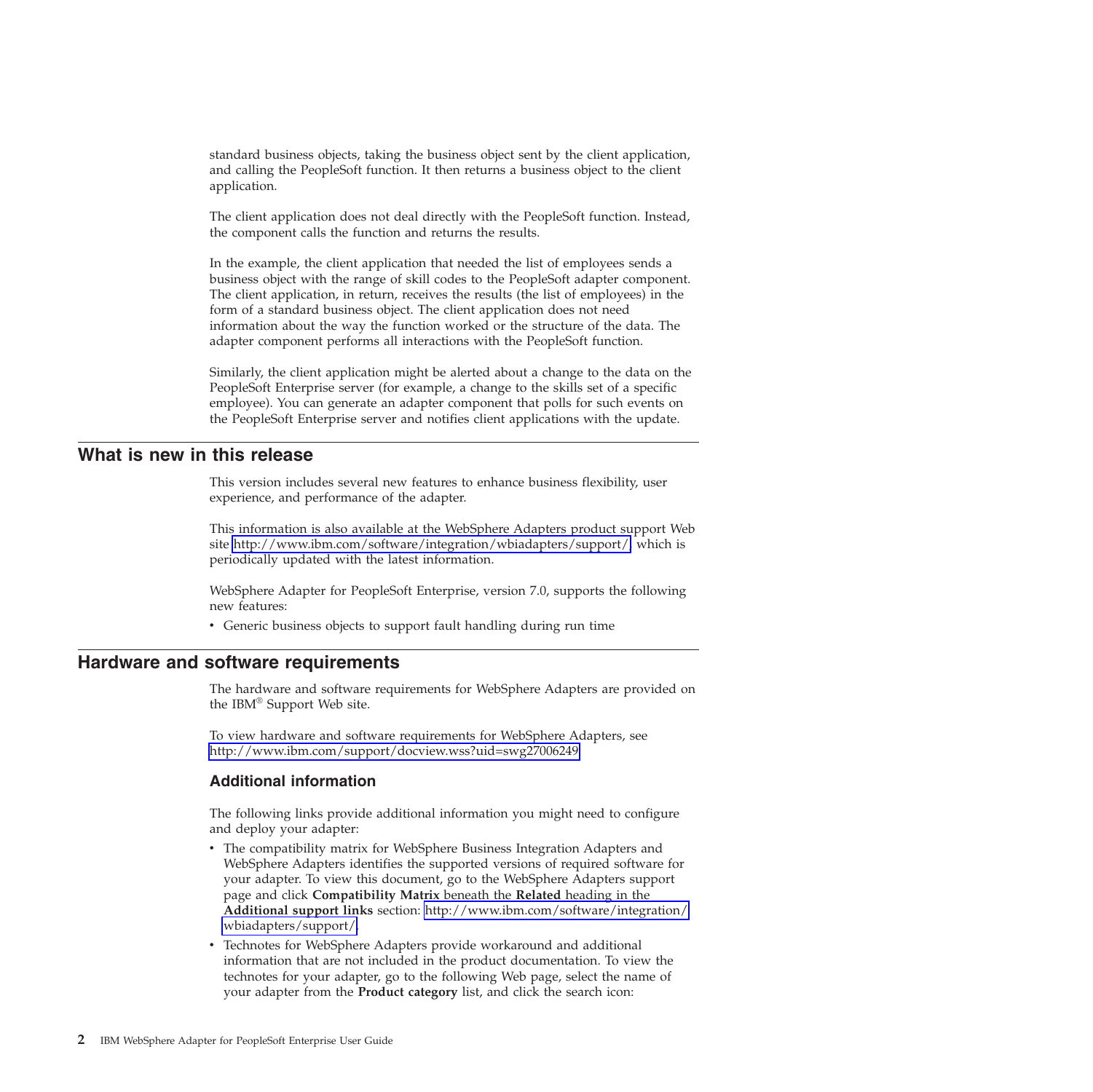standard business objects, taking the business object sent by the client application, and calling the PeopleSoft function. It then returns a business object to the client application.

The client application does not deal directly with the PeopleSoft function. Instead, the component calls the function and returns the results.

In the example, the client application that needed the list of employees sends a business object with the range of skill codes to the PeopleSoft adapter component. The client application, in return, receives the results (the list of employees) in the form of a standard business object. The client application does not need information about the way the function worked or the structure of the data. The adapter component performs all interactions with the PeopleSoft function.

Similarly, the client application might be alerted about a change to the data on the PeopleSoft Enterprise server (for example, a change to the skills set of a specific employee). You can generate an adapter component that polls for such events on the PeopleSoft Enterprise server and notifies client applications with the update.

## What is new in this release

This version includes several new features to enhance business flexibility, user experience, and performance of the adapter.

This information is also available at the WebSphere Adapters product support Web site http://www.ibm.com/software/integration/wbiadapters/support/, which is periodically updated with the latest information.

WebSphere Adapter for PeopleSoft Enterprise, version 7.0, supports the following new features:

- Generic business objects to support fault handling during run time

## Hardware and software requirements

The hardware and software requirements for WebSphere Adapters are provided on the IBM® Support Web site.

To view hardware and software requirements for WebSphere Adapters, see http://www.ibm.com/support/docview.wss?uid=swg27006249

### Additional information

The following links provide additional information you might need to configure and deploy your adapter:

- The compatibility matrix for WebSphere Business Integration Adapters and WebSphere Adapters identifies the supported versions of required software for your adapter. To view this document, go to the WebSphere Adapters support page and click **Compatibility Matrix** beneath the **Related** heading in the **Additional support links** section: http://www.ibm.com/software/integration/wbiadapters/support/.
- Technotes for WebSphere Adapters provide workaround and additional information that are not included in the product documentation. To view the technotes for your adapter, go to the following Web page, select the name of your adapter from the **Product category** list, and click the search icon: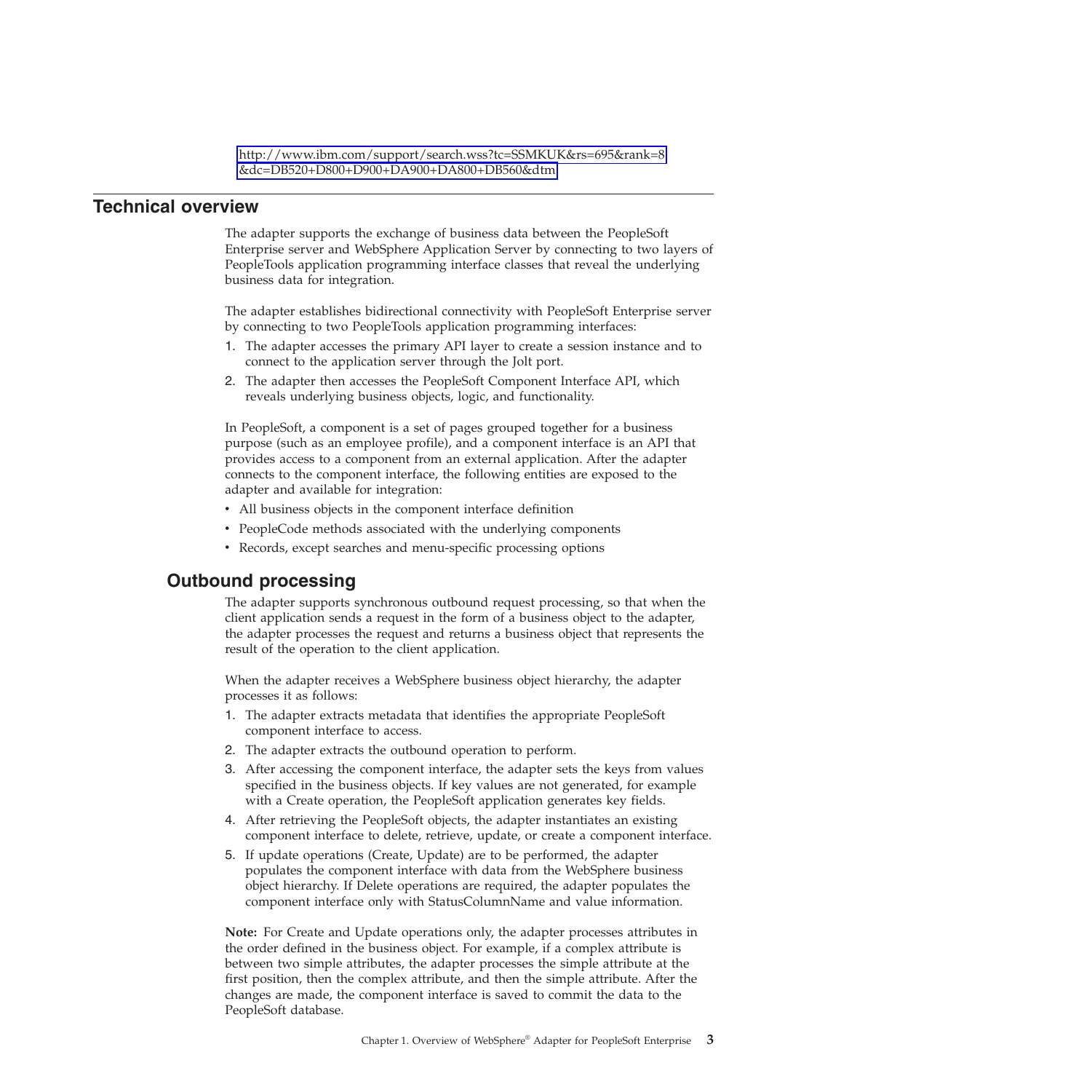http://www.ibm.com/support/search.wss?tc=SSMKUK&rs=695&rank=8&dc=DB520+D800+D900+DA900+DA800+DB560&dtm

## Technical overview

The adapter supports the exchange of business data between the PeopleSoft Enterprise server and WebSphere Application Server by connecting to two layers of PeopleTools application programming interface classes that reveal the underlying business data for integration.

The adapter establishes bidirectional connectivity with PeopleSoft Enterprise server by connecting to two PeopleTools application programming interfaces:

1. The adapter accesses the primary API layer to create a session instance and to connect to the application server through the Jolt port.
2. The adapter then accesses the PeopleSoft Component Interface API, which reveals underlying business objects, logic, and functionality.

In PeopleSoft, a component is a set of pages grouped together for a business purpose (such as an employee profile), and a component interface is an API that provides access to a component from an external application. After the adapter connects to the component interface, the following entities are exposed to the adapter and available for integration:

- All business objects in the component interface definition
- PeopleCode methods associated with the underlying components
- Records, except searches and menu-specific processing options

### Outbound processing

The adapter supports synchronous outbound request processing, so that when the client application sends a request in the form of a business object to the adapter, the adapter processes the request and returns a business object that represents the result of the operation to the client application.

When the adapter receives a WebSphere business object hierarchy, the adapter processes it as follows:

1. The adapter extracts metadata that identifies the appropriate PeopleSoft component interface to access.
2. The adapter extracts the outbound operation to perform.
3. After accessing the component interface, the adapter sets the keys from values specified in the business objects. If key values are not generated, for example with a Create operation, the PeopleSoft application generates key fields.
4. After retrieving the PeopleSoft objects, the adapter instantiates an existing component interface to delete, retrieve, update, or create a component interface.
5. If update operations (Create, Update) are to be performed, the adapter populates the component interface with data from the WebSphere business object hierarchy. If Delete operations are required, the adapter populates the component interface only with StatusColumnName and value information.

**Note:** For Create and Update operations only, the adapter processes attributes in the order defined in the business object. For example, if a complex attribute is between two simple attributes, the adapter processes the simple attribute at the first position, then the complex attribute, and then the simple attribute. After the changes are made, the component interface is saved to commit the data to the PeopleSoft database.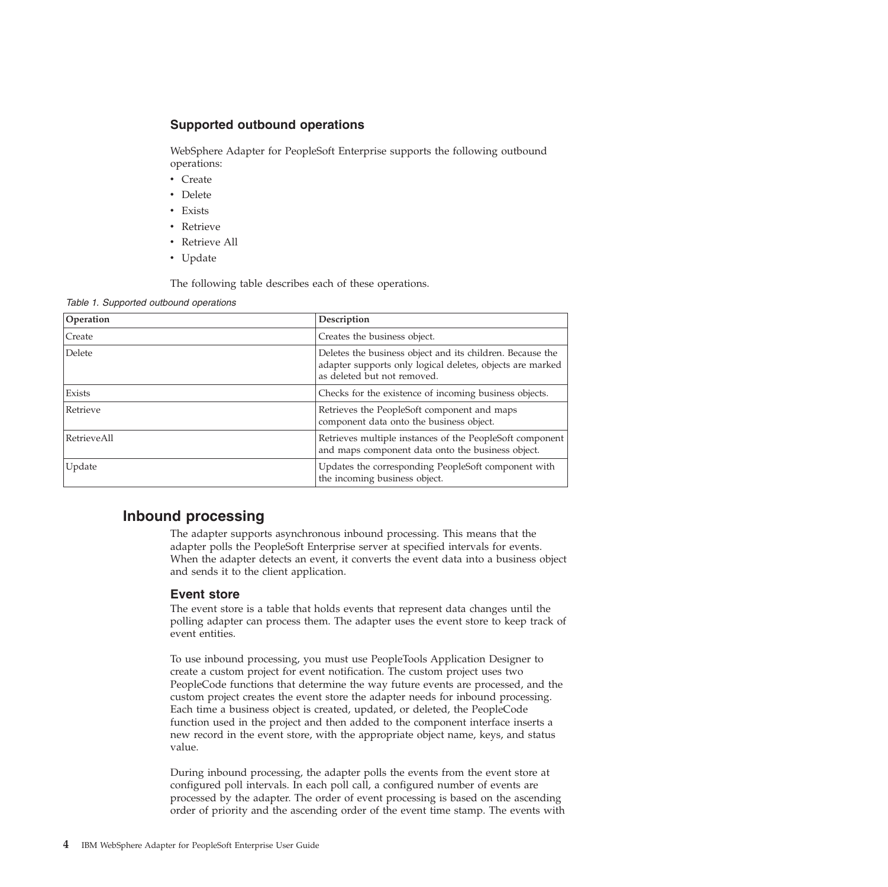### Supported outbound operations

WebSphere Adapter for PeopleSoft Enterprise supports the following outbound operations:

- Create
- Delete
- Exists
- Retrieve
- Retrieve All
- Update

The following table describes each of these operations.

*Table 1. Supported outbound operations*

| Operation | Description |
|---|---|
| Create | Creates the business object. |
| Delete | Deletes the business object and its children. Because the adapter supports only logical deletes, objects are marked as deleted but not removed. |
| Exists | Checks for the existence of incoming business objects. |
| Retrieve | Retrieves the PeopleSoft component and maps component data onto the business object. |
| RetrieveAll | Retrieves multiple instances of the PeopleSoft component and maps component data onto the business object. |
| Update | Updates the corresponding PeopleSoft component with the incoming business object. |

## Inbound processing

The adapter supports asynchronous inbound processing. This means that the adapter polls the PeopleSoft Enterprise server at specified intervals for events. When the adapter detects an event, it converts the event data into a business object and sends it to the client application.

### Event store

The event store is a table that holds events that represent data changes until the polling adapter can process them. The adapter uses the event store to keep track of event entities.

To use inbound processing, you must use PeopleTools Application Designer to create a custom project for event notification. The custom project uses two PeopleCode functions that determine the way future events are processed, and the custom project creates the event store the adapter needs for inbound processing. Each time a business object is created, updated, or deleted, the PeopleCode function used in the project and then added to the component interface inserts a new record in the event store, with the appropriate object name, keys, and status value.

During inbound processing, the adapter polls the events from the event store at configured poll intervals. In each poll call, a configured number of events are processed by the adapter. The order of event processing is based on the ascending order of priority and the ascending order of the event time stamp. The events with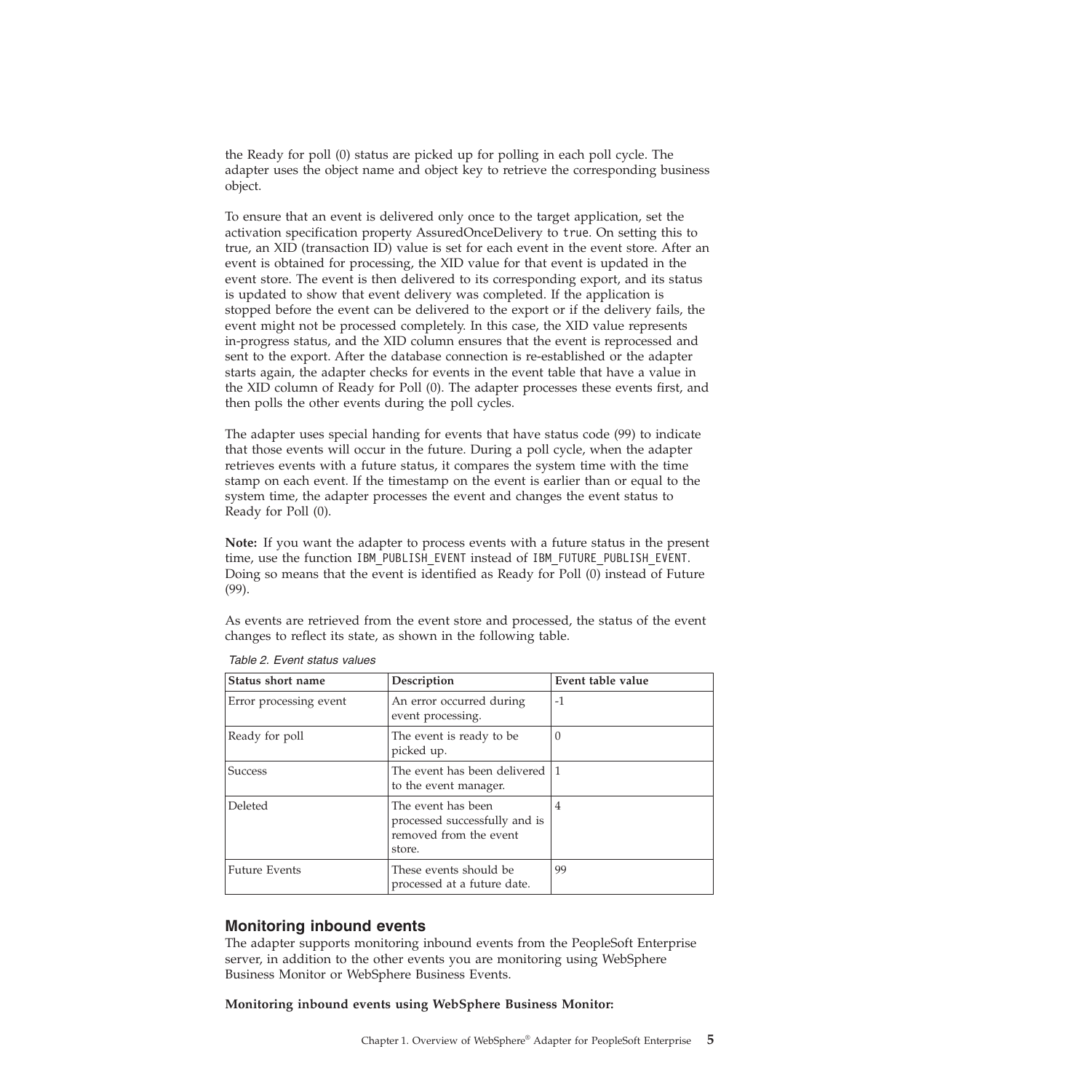the Ready for poll (0) status are picked up for polling in each poll cycle. The adapter uses the object name and object key to retrieve the corresponding business object.

To ensure that an event is delivered only once to the target application, set the activation specification property AssuredOnceDelivery to `true`. On setting this to true, an XID (transaction ID) value is set for each event in the event store. After an event is obtained for processing, the XID value for that event is updated in the event store. The event is then delivered to its corresponding export, and its status is updated to show that event delivery was completed. If the application is stopped before the event can be delivered to the export or if the delivery fails, the event might not be processed completely. In this case, the XID value represents in-progress status, and the XID column ensures that the event is reprocessed and sent to the export. After the database connection is re-established or the adapter starts again, the adapter checks for events in the event table that have a value in the XID column of Ready for Poll (0). The adapter processes these events first, and then polls the other events during the poll cycles.

The adapter uses special handing for events that have status code (99) to indicate that those events will occur in the future. During a poll cycle, when the adapter retrieves events with a future status, it compares the system time with the time stamp on each event. If the timestamp on the event is earlier than or equal to the system time, the adapter processes the event and changes the event status to Ready for Poll (0).

**Note:** If you want the adapter to process events with a future status in the present time, use the function `IBM_PUBLISH_EVENT` instead of `IBM_FUTURE_PUBLISH_EVENT`. Doing so means that the event is identified as Ready for Poll (0) instead of Future (99).

As events are retrieved from the event store and processed, the status of the event changes to reflect its state, as shown in the following table.

*Table 2. Event status values*

| Status short name | Description | Event table value |
| --- | --- | --- |
| Error processing event | An error occurred during event processing. | -1 |
| Ready for poll | The event is ready to be picked up. | 0 |
| Success | The event has been delivered to the event manager. | 1 |
| Deleted | The event has been processed successfully and is removed from the event store. | 4 |
| Future Events | These events should be processed at a future date. | 99 |

## Monitoring inbound events

The adapter supports monitoring inbound events from the PeopleSoft Enterprise server, in addition to the other events you are monitoring using WebSphere Business Monitor or WebSphere Business Events.

**Monitoring inbound events using WebSphere Business Monitor:**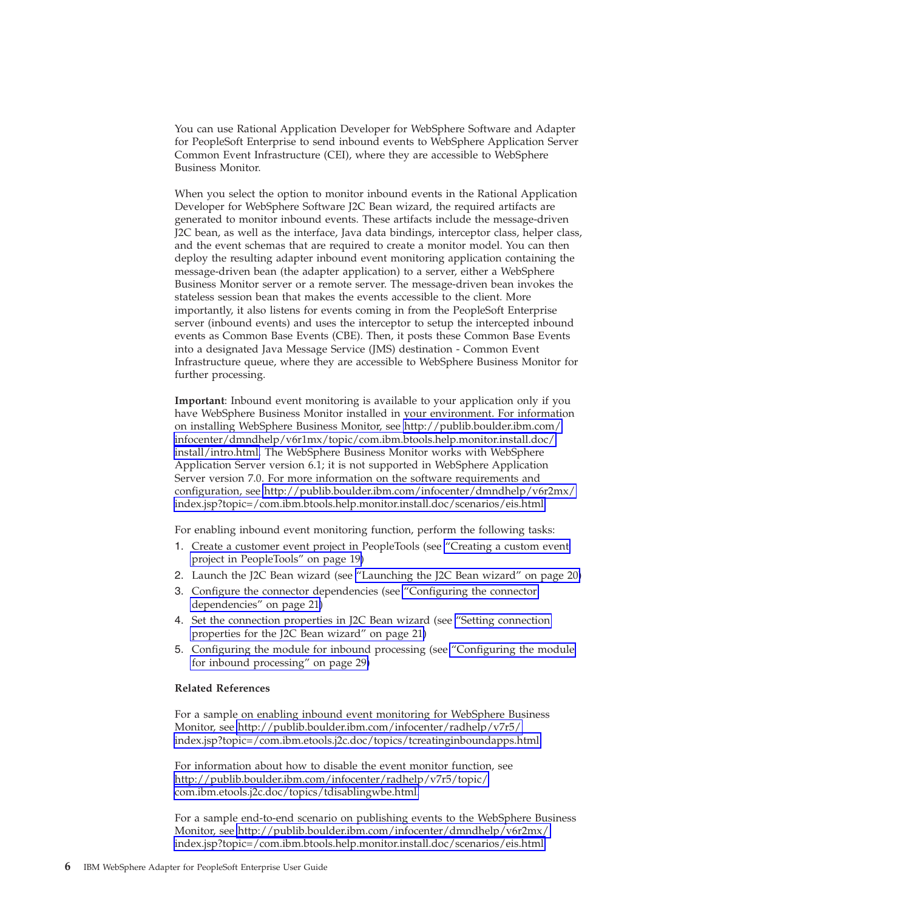You can use Rational Application Developer for WebSphere Software and Adapter for PeopleSoft Enterprise to send inbound events to WebSphere Application Server Common Event Infrastructure (CEI), where they are accessible to WebSphere Business Monitor.

When you select the option to monitor inbound events in the Rational Application Developer for WebSphere Software J2C Bean wizard, the required artifacts are generated to monitor inbound events. These artifacts include the message-driven J2C bean, as well as the interface, Java data bindings, interceptor class, helper class, and the event schemas that are required to create a monitor model. You can then deploy the resulting adapter inbound event monitoring application containing the message-driven bean (the adapter application) to a server, either a WebSphere Business Monitor server or a remote server. The message-driven bean invokes the stateless session bean that makes the events accessible to the client. More importantly, it also listens for events coming in from the PeopleSoft Enterprise server (inbound events) and uses the interceptor to setup the intercepted inbound events as Common Base Events (CBE). Then, it posts these Common Base Events into a designated Java Message Service (JMS) destination - Common Event Infrastructure queue, where they are accessible to WebSphere Business Monitor for further processing.

**Important**: Inbound event monitoring is available to your application only if you have WebSphere Business Monitor installed in your environment. For information on installing WebSphere Business Monitor, see http://publib.boulder.ibm.com/infocenter/dmndhelp/v6r1mx/topic/com.ibm.btools.help.monitor.install.doc/install/intro.html. The WebSphere Business Monitor works with WebSphere Application Server version 6.1; it is not supported in WebSphere Application Server version 7.0. For more information on the software requirements and configuration, see http://publib.boulder.ibm.com/infocenter/dmndhelp/v6r2mx/index.jsp?topic=/com.ibm.btools.help.monitor.install.doc/scenarios/eis.html

For enabling inbound event monitoring function, perform the following tasks:

1. Create a customer event project in PeopleTools (see "Creating a custom event project in PeopleTools" on page 19)
2. Launch the J2C Bean wizard (see "Launching the J2C Bean wizard" on page 20)
3. Configure the connector dependencies (see "Configuring the connector dependencies" on page 21)
4. Set the connection properties in J2C Bean wizard (see "Setting connection properties for the J2C Bean wizard" on page 21)
5. Configuring the module for inbound processing (see "Configuring the module for inbound processing" on page 29)

**Related References**

For a sample on enabling inbound event monitoring for WebSphere Business Monitor, see http://publib.boulder.ibm.com/infocenter/radhelp/v7r5/index.jsp?topic=/com.ibm.etools.j2c.doc/topics/tcreatinginboundapps.html

For information about how to disable the event monitor function, see http://publib.boulder.ibm.com/infocenter/radhelp/v7r5/topic/com.ibm.etools.j2c.doc/topics/tdisablingwbe.html.

For a sample end-to-end scenario on publishing events to the WebSphere Business Monitor, see http://publib.boulder.ibm.com/infocenter/dmndhelp/v6r2mx/index.jsp?topic=/com.ibm.btools.help.monitor.install.doc/scenarios/eis.html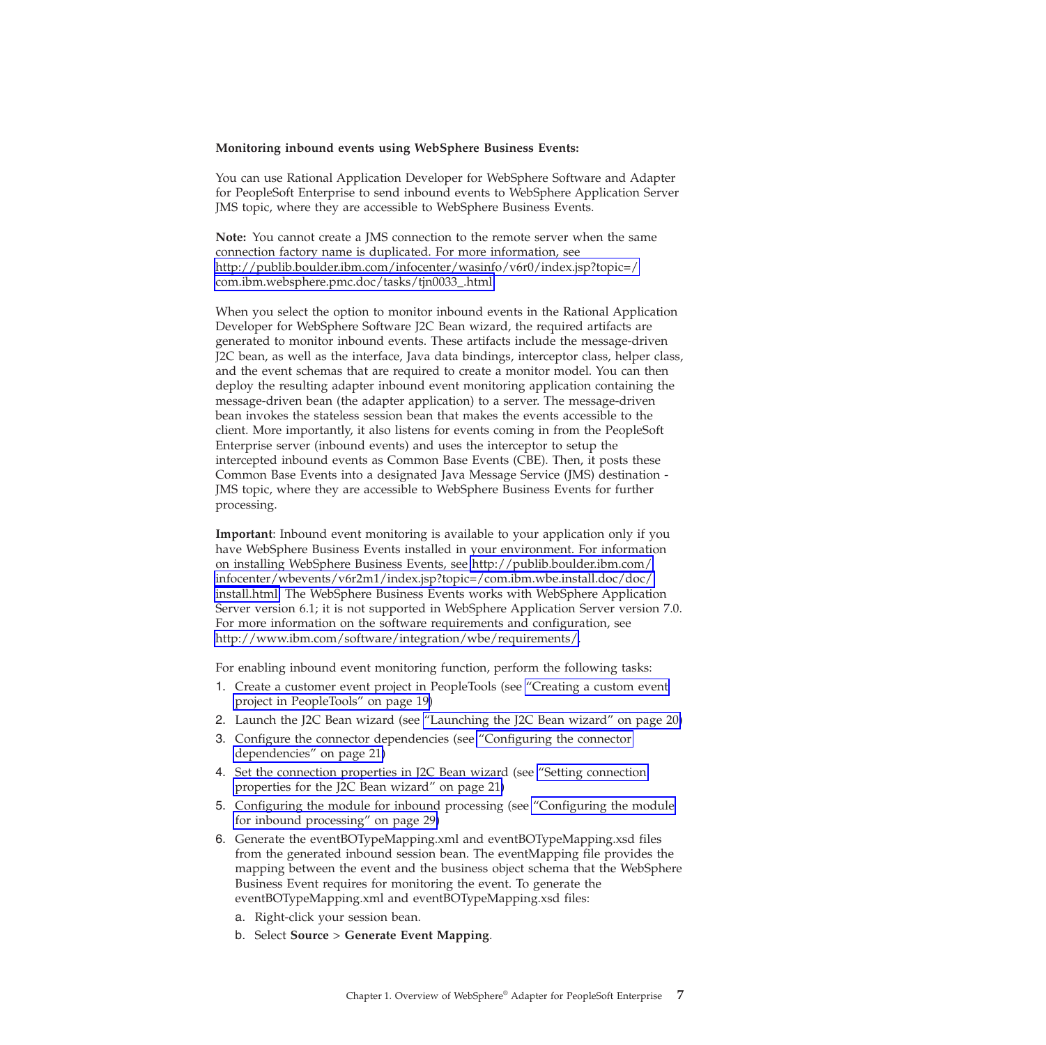#### Monitoring inbound events using WebSphere Business Events:

You can use Rational Application Developer for WebSphere Software and Adapter for PeopleSoft Enterprise to send inbound events to WebSphere Application Server JMS topic, where they are accessible to WebSphere Business Events.

**Note:** You cannot create a JMS connection to the remote server when the same connection factory name is duplicated. For more information, see http://publib.boulder.ibm.com/infocenter/wasinfo/v6r0/index.jsp?topic=/com.ibm.websphere.pmc.doc/tasks/tjn0033_.html

When you select the option to monitor inbound events in the Rational Application Developer for WebSphere Software J2C Bean wizard, the required artifacts are generated to monitor inbound events. These artifacts include the message-driven J2C bean, as well as the interface, Java data bindings, interceptor class, helper class, and the event schemas that are required to create a monitor model. You can then deploy the resulting adapter inbound event monitoring application containing the message-driven bean (the adapter application) to a server. The message-driven bean invokes the stateless session bean that makes the events accessible to the client. More importantly, it also listens for events coming in from the PeopleSoft Enterprise server (inbound events) and uses the interceptor to setup the intercepted inbound events as Common Base Events (CBE). Then, it posts these Common Base Events into a designated Java Message Service (JMS) destination - JMS topic, where they are accessible to WebSphere Business Events for further processing.

**Important**: Inbound event monitoring is available to your application only if you have WebSphere Business Events installed in your environment. For information on installing WebSphere Business Events, see http://publib.boulder.ibm.com/infocenter/wbevents/v6r2m1/index.jsp?topic=/com.ibm.wbe.install.doc/doc/install.html. The WebSphere Business Events works with WebSphere Application Server version 6.1; it is not supported in WebSphere Application Server version 7.0. For more information on the software requirements and configuration, see http://www.ibm.com/software/integration/wbe/requirements/.

For enabling inbound event monitoring function, perform the following tasks:

1. Create a customer event project in PeopleTools (see "Creating a custom event project in PeopleTools" on page 19)
2. Launch the J2C Bean wizard (see "Launching the J2C Bean wizard" on page 20)
3. Configure the connector dependencies (see "Configuring the connector dependencies" on page 21)
4. Set the connection properties in J2C Bean wizard (see "Setting connection properties for the J2C Bean wizard" on page 21)
5. Configuring the module for inbound processing (see "Configuring the module for inbound processing" on page 29)
6. Generate the eventBOTypeMapping.xml and eventBOTypeMapping.xsd files from the generated inbound session bean. The eventMapping file provides the mapping between the event and the business object schema that the WebSphere Business Event requires for monitoring the event. To generate the eventBOTypeMapping.xml and eventBOTypeMapping.xsd files:
   a. Right-click your session bean.
   b. Select **Source** > **Generate Event Mapping**.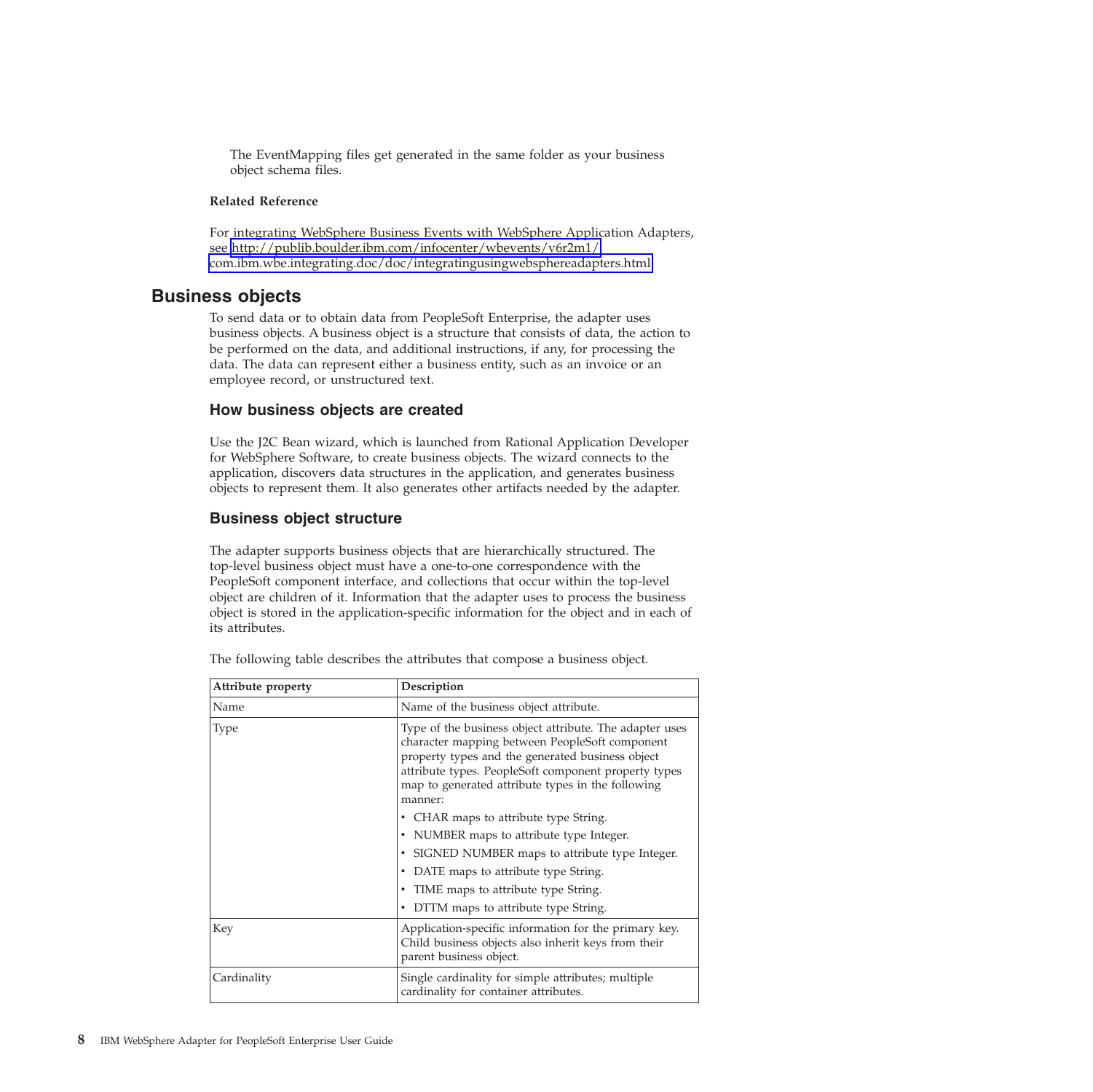The EventMapping files get generated in the same folder as your business object schema files.

**Related Reference**

For integrating WebSphere Business Events with WebSphere Application Adapters, see http://publib.boulder.ibm.com/infocenter/wbevents/v6r2m1/com.ibm.wbe.integrating.doc/doc/integratingusingwebsphereadapters.html

## Business objects

To send data or to obtain data from PeopleSoft Enterprise, the adapter uses business objects. A business object is a structure that consists of data, the action to be performed on the data, and additional instructions, if any, for processing the data. The data can represent either a business entity, such as an invoice or an employee record, or unstructured text.

### How business objects are created

Use the J2C Bean wizard, which is launched from Rational Application Developer for WebSphere Software, to create business objects. The wizard connects to the application, discovers data structures in the application, and generates business objects to represent them. It also generates other artifacts needed by the adapter.

### Business object structure

The adapter supports business objects that are hierarchically structured. The top-level business object must have a one-to-one correspondence with the PeopleSoft component interface, and collections that occur within the top-level object are children of it. Information that the adapter uses to process the business object is stored in the application-specific information for the object and in each of its attributes.

The following table describes the attributes that compose a business object.

| Attribute property | Description |
|---|---|
| Name | Name of the business object attribute. |
| Type | Type of the business object attribute. The adapter uses character mapping between PeopleSoft component property types and the generated business object attribute types. PeopleSoft component property types map to generated attribute types in the following manner:<br>• CHAR maps to attribute type String.<br>• NUMBER maps to attribute type Integer.<br>• SIGNED NUMBER maps to attribute type Integer.<br>• DATE maps to attribute type String.<br>• TIME maps to attribute type String.<br>• DTTM maps to attribute type String. |
| Key | Application-specific information for the primary key. Child business objects also inherit keys from their parent business object. |
| Cardinality | Single cardinality for simple attributes; multiple cardinality for container attributes. |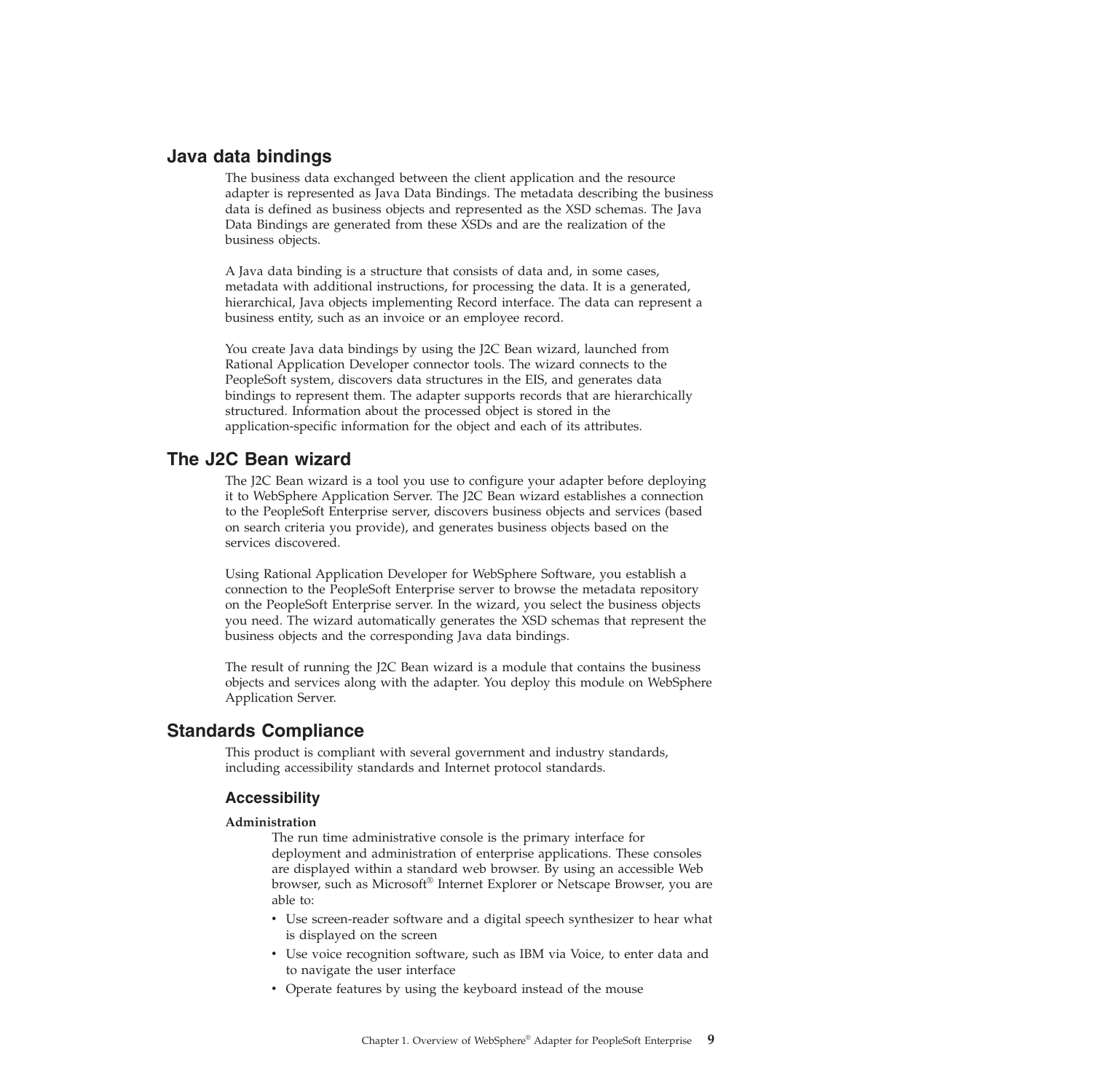## Java data bindings

The business data exchanged between the client application and the resource adapter is represented as Java Data Bindings. The metadata describing the business data is defined as business objects and represented as the XSD schemas. The Java Data Bindings are generated from these XSDs and are the realization of the business objects.

A Java data binding is a structure that consists of data and, in some cases, metadata with additional instructions, for processing the data. It is a generated, hierarchical, Java objects implementing Record interface. The data can represent a business entity, such as an invoice or an employee record.

You create Java data bindings by using the J2C Bean wizard, launched from Rational Application Developer connector tools. The wizard connects to the PeopleSoft system, discovers data structures in the EIS, and generates data bindings to represent them. The adapter supports records that are hierarchically structured. Information about the processed object is stored in the application-specific information for the object and each of its attributes.

## The J2C Bean wizard

The J2C Bean wizard is a tool you use to configure your adapter before deploying it to WebSphere Application Server. The J2C Bean wizard establishes a connection to the PeopleSoft Enterprise server, discovers business objects and services (based on search criteria you provide), and generates business objects based on the services discovered.

Using Rational Application Developer for WebSphere Software, you establish a connection to the PeopleSoft Enterprise server to browse the metadata repository on the PeopleSoft Enterprise server. In the wizard, you select the business objects you need. The wizard automatically generates the XSD schemas that represent the business objects and the corresponding Java data bindings.

The result of running the J2C Bean wizard is a module that contains the business objects and services along with the adapter. You deploy this module on WebSphere Application Server.

## Standards Compliance

This product is compliant with several government and industry standards, including accessibility standards and Internet protocol standards.

### Accessibility

**Administration**

The run time administrative console is the primary interface for deployment and administration of enterprise applications. These consoles are displayed within a standard web browser. By using an accessible Web browser, such as Microsoft® Internet Explorer or Netscape Browser, you are able to:

- Use screen-reader software and a digital speech synthesizer to hear what is displayed on the screen
- Use voice recognition software, such as IBM via Voice, to enter data and to navigate the user interface
- Operate features by using the keyboard instead of the mouse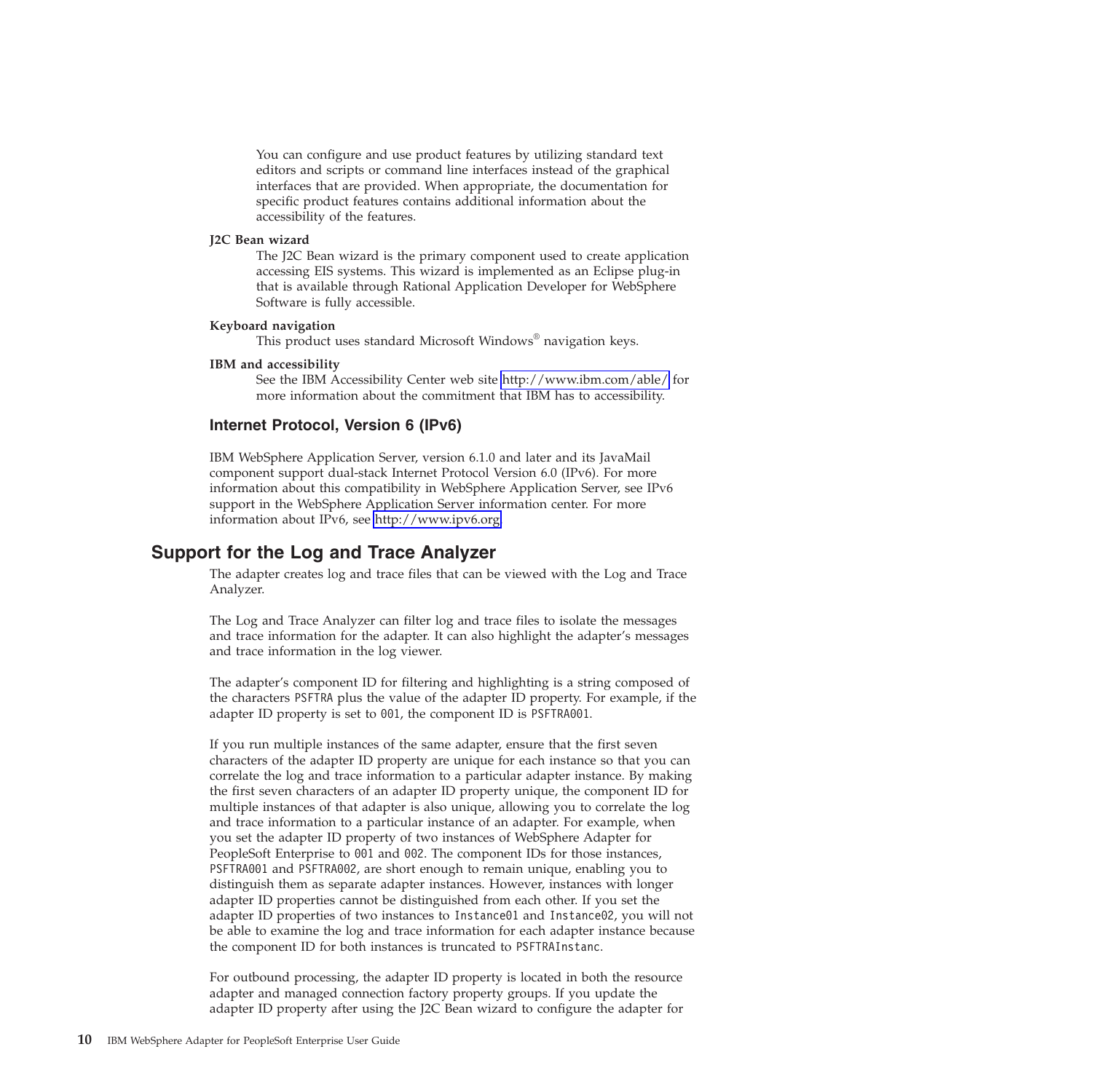You can configure and use product features by utilizing standard text editors and scripts or command line interfaces instead of the graphical interfaces that are provided. When appropriate, the documentation for specific product features contains additional information about the accessibility of the features.

**J2C Bean wizard**
The J2C Bean wizard is the primary component used to create application accessing EIS systems. This wizard is implemented as an Eclipse plug-in that is available through Rational Application Developer for WebSphere Software is fully accessible.

**Keyboard navigation**
This product uses standard Microsoft Windows® navigation keys.

**IBM and accessibility**
See the IBM Accessibility Center web site http://www.ibm.com/able/ for more information about the commitment that IBM has to accessibility.

### Internet Protocol, Version 6 (IPv6)

IBM WebSphere Application Server, version 6.1.0 and later and its JavaMail component support dual-stack Internet Protocol Version 6.0 (IPv6). For more information about this compatibility in WebSphere Application Server, see IPv6 support in the WebSphere Application Server information center. For more information about IPv6, see http://www.ipv6.org

## Support for the Log and Trace Analyzer

The adapter creates log and trace files that can be viewed with the Log and Trace Analyzer.

The Log and Trace Analyzer can filter log and trace files to isolate the messages and trace information for the adapter. It can also highlight the adapter's messages and trace information in the log viewer.

The adapter's component ID for filtering and highlighting is a string composed of the characters `PSFTRA` plus the value of the adapter ID property. For example, if the adapter ID property is set to `001`, the component ID is `PSFTRA001`.

If you run multiple instances of the same adapter, ensure that the first seven characters of the adapter ID property are unique for each instance so that you can correlate the log and trace information to a particular adapter instance. By making the first seven characters of an adapter ID property unique, the component ID for multiple instances of that adapter is also unique, allowing you to correlate the log and trace information to a particular instance of an adapter. For example, when you set the adapter ID property of two instances of WebSphere Adapter for PeopleSoft Enterprise to `001` and `002`. The component IDs for those instances, `PSFTRA001` and `PSFTRA002`, are short enough to remain unique, enabling you to distinguish them as separate adapter instances. However, instances with longer adapter ID properties cannot be distinguished from each other. If you set the adapter ID properties of two instances to `Instance01` and `Instance02`, you will not be able to examine the log and trace information for each adapter instance because the component ID for both instances is truncated to `PSFTRAInstanc`.

For outbound processing, the adapter ID property is located in both the resource adapter and managed connection factory property groups. If you update the adapter ID property after using the J2C Bean wizard to configure the adapter for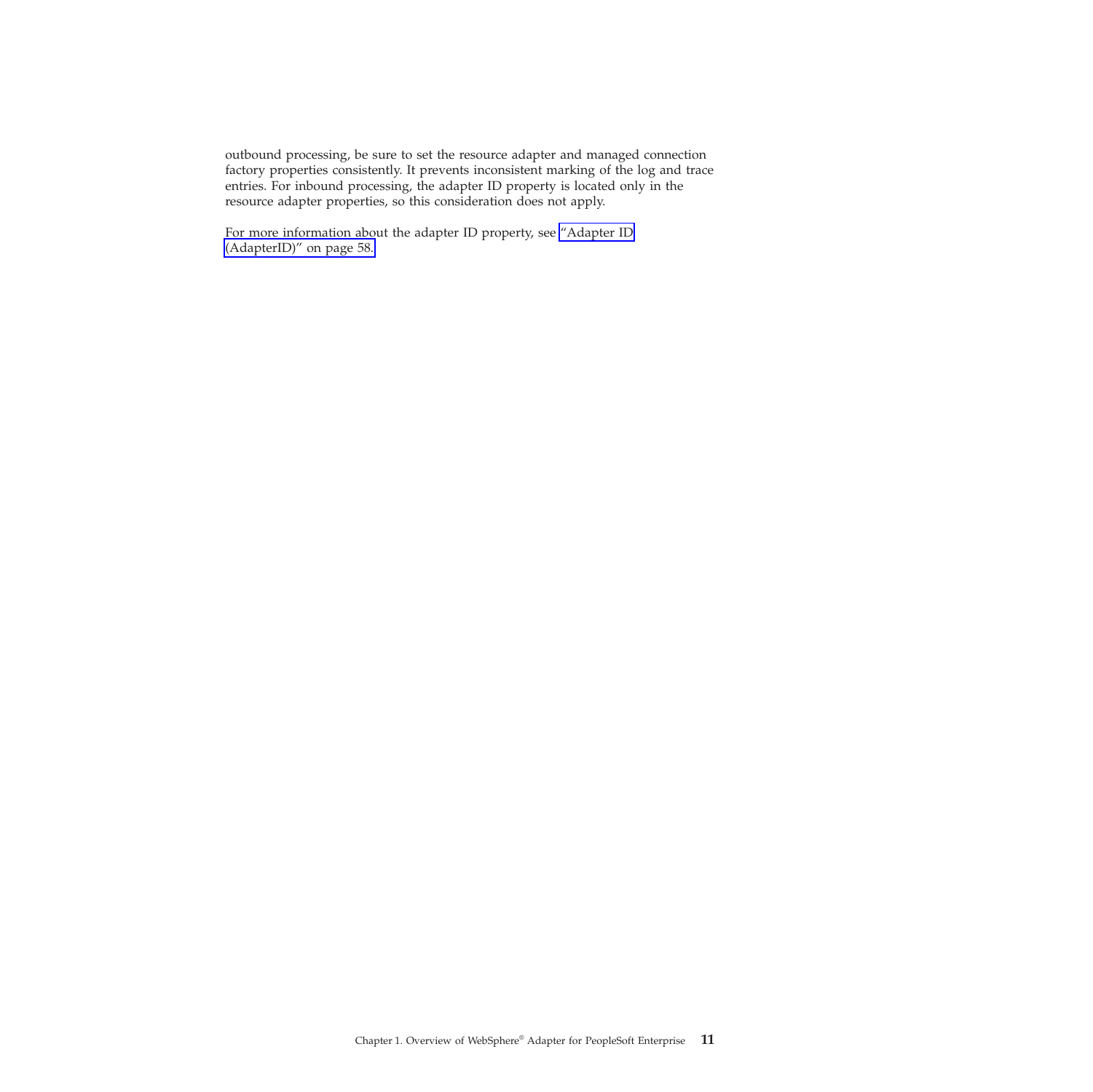outbound processing, be sure to set the resource adapter and managed connection factory properties consistently. It prevents inconsistent marking of the log and trace entries. For inbound processing, the adapter ID property is located only in the resource adapter properties, so this consideration does not apply.

For more information about the adapter ID property, see "Adapter ID (AdapterID)" on page 58.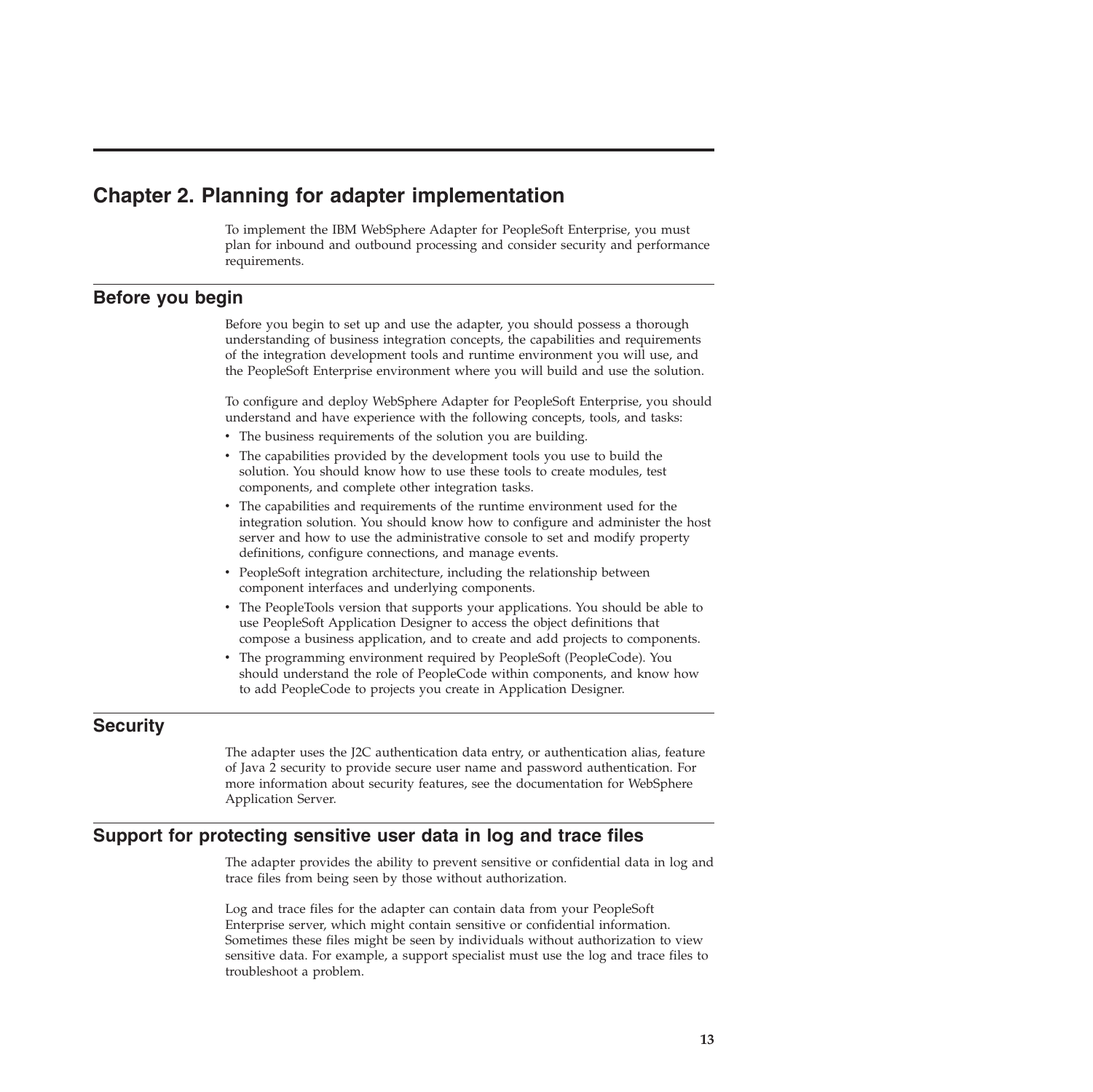# Chapter 2. Planning for adapter implementation

To implement the IBM WebSphere Adapter for PeopleSoft Enterprise, you must plan for inbound and outbound processing and consider security and performance requirements.

## Before you begin

Before you begin to set up and use the adapter, you should possess a thorough understanding of business integration concepts, the capabilities and requirements of the integration development tools and runtime environment you will use, and the PeopleSoft Enterprise environment where you will build and use the solution.

To configure and deploy WebSphere Adapter for PeopleSoft Enterprise, you should understand and have experience with the following concepts, tools, and tasks:

- The business requirements of the solution you are building.
- The capabilities provided by the development tools you use to build the solution. You should know how to use these tools to create modules, test components, and complete other integration tasks.
- The capabilities and requirements of the runtime environment used for the integration solution. You should know how to configure and administer the host server and how to use the administrative console to set and modify property definitions, configure connections, and manage events.
- PeopleSoft integration architecture, including the relationship between component interfaces and underlying components.
- The PeopleTools version that supports your applications. You should be able to use PeopleSoft Application Designer to access the object definitions that compose a business application, and to create and add projects to components.
- The programming environment required by PeopleSoft (PeopleCode). You should understand the role of PeopleCode within components, and know how to add PeopleCode to projects you create in Application Designer.

## Security

The adapter uses the J2C authentication data entry, or authentication alias, feature of Java 2 security to provide secure user name and password authentication. For more information about security features, see the documentation for WebSphere Application Server.

## Support for protecting sensitive user data in log and trace files

The adapter provides the ability to prevent sensitive or confidential data in log and trace files from being seen by those without authorization.

Log and trace files for the adapter can contain data from your PeopleSoft Enterprise server, which might contain sensitive or confidential information. Sometimes these files might be seen by individuals without authorization to view sensitive data. For example, a support specialist must use the log and trace files to troubleshoot a problem.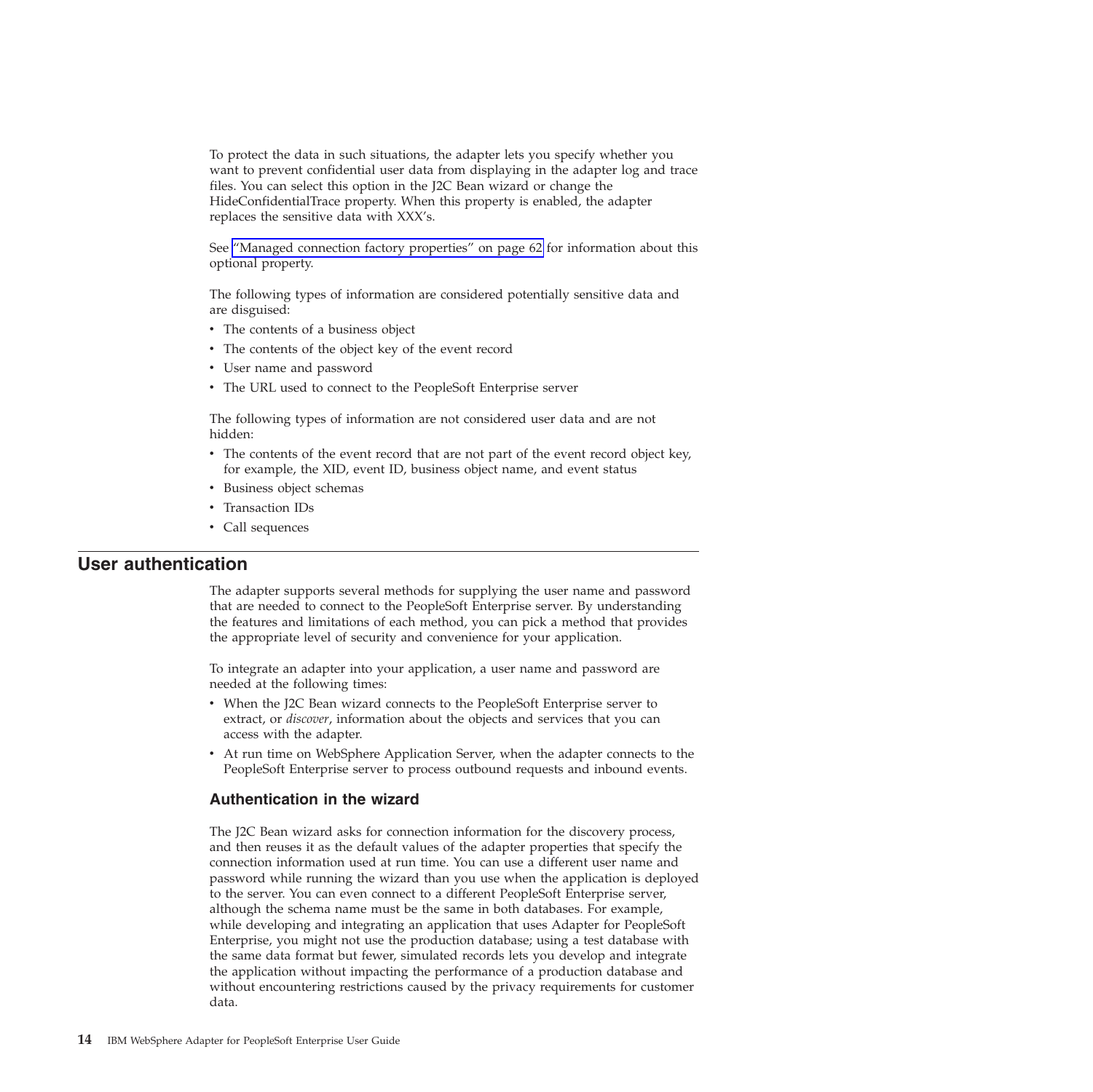To protect the data in such situations, the adapter lets you specify whether you want to prevent confidential user data from displaying in the adapter log and trace files. You can select this option in the J2C Bean wizard or change the HideConfidentialTrace property. When this property is enabled, the adapter replaces the sensitive data with XXX's.

See "Managed connection factory properties" on page 62 for information about this optional property.

The following types of information are considered potentially sensitive data and are disguised:

- The contents of a business object
- The contents of the object key of the event record
- User name and password
- The URL used to connect to the PeopleSoft Enterprise server

The following types of information are not considered user data and are not hidden:

- The contents of the event record that are not part of the event record object key, for example, the XID, event ID, business object name, and event status
- Business object schemas
- Transaction IDs
- Call sequences

## User authentication

The adapter supports several methods for supplying the user name and password that are needed to connect to the PeopleSoft Enterprise server. By understanding the features and limitations of each method, you can pick a method that provides the appropriate level of security and convenience for your application.

To integrate an adapter into your application, a user name and password are needed at the following times:

- When the J2C Bean wizard connects to the PeopleSoft Enterprise server to extract, or *discover*, information about the objects and services that you can access with the adapter.
- At run time on WebSphere Application Server, when the adapter connects to the PeopleSoft Enterprise server to process outbound requests and inbound events.

### Authentication in the wizard

The J2C Bean wizard asks for connection information for the discovery process, and then reuses it as the default values of the adapter properties that specify the connection information used at run time. You can use a different user name and password while running the wizard than you use when the application is deployed to the server. You can even connect to a different PeopleSoft Enterprise server, although the schema name must be the same in both databases. For example, while developing and integrating an application that uses Adapter for PeopleSoft Enterprise, you might not use the production database; using a test database with the same data format but fewer, simulated records lets you develop and integrate the application without impacting the performance of a production database and without encountering restrictions caused by the privacy requirements for customer data.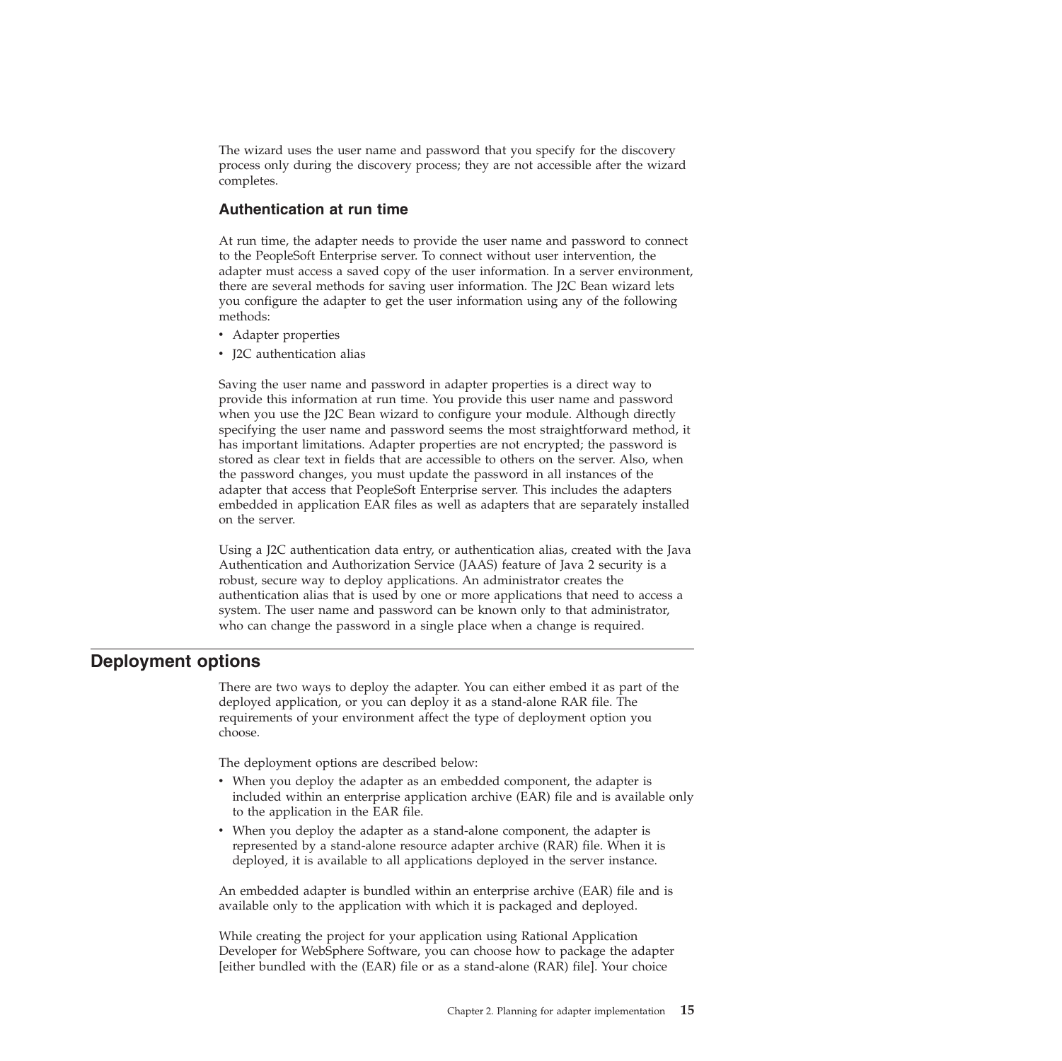The wizard uses the user name and password that you specify for the discovery process only during the discovery process; they are not accessible after the wizard completes.

### Authentication at run time

At run time, the adapter needs to provide the user name and password to connect to the PeopleSoft Enterprise server. To connect without user intervention, the adapter must access a saved copy of the user information. In a server environment, there are several methods for saving user information. The J2C Bean wizard lets you configure the adapter to get the user information using any of the following methods:

- Adapter properties
- J2C authentication alias

Saving the user name and password in adapter properties is a direct way to provide this information at run time. You provide this user name and password when you use the J2C Bean wizard to configure your module. Although directly specifying the user name and password seems the most straightforward method, it has important limitations. Adapter properties are not encrypted; the password is stored as clear text in fields that are accessible to others on the server. Also, when the password changes, you must update the password in all instances of the adapter that access that PeopleSoft Enterprise server. This includes the adapters embedded in application EAR files as well as adapters that are separately installed on the server.

Using a J2C authentication data entry, or authentication alias, created with the Java Authentication and Authorization Service (JAAS) feature of Java 2 security is a robust, secure way to deploy applications. An administrator creates the authentication alias that is used by one or more applications that need to access a system. The user name and password can be known only to that administrator, who can change the password in a single place when a change is required.

## Deployment options

There are two ways to deploy the adapter. You can either embed it as part of the deployed application, or you can deploy it as a stand-alone RAR file. The requirements of your environment affect the type of deployment option you choose.

The deployment options are described below:

- When you deploy the adapter as an embedded component, the adapter is included within an enterprise application archive (EAR) file and is available only to the application in the EAR file.
- When you deploy the adapter as a stand-alone component, the adapter is represented by a stand-alone resource adapter archive (RAR) file. When it is deployed, it is available to all applications deployed in the server instance.

An embedded adapter is bundled within an enterprise archive (EAR) file and is available only to the application with which it is packaged and deployed.

While creating the project for your application using Rational Application Developer for WebSphere Software, you can choose how to package the adapter [either bundled with the (EAR) file or as a stand-alone (RAR) file]. Your choice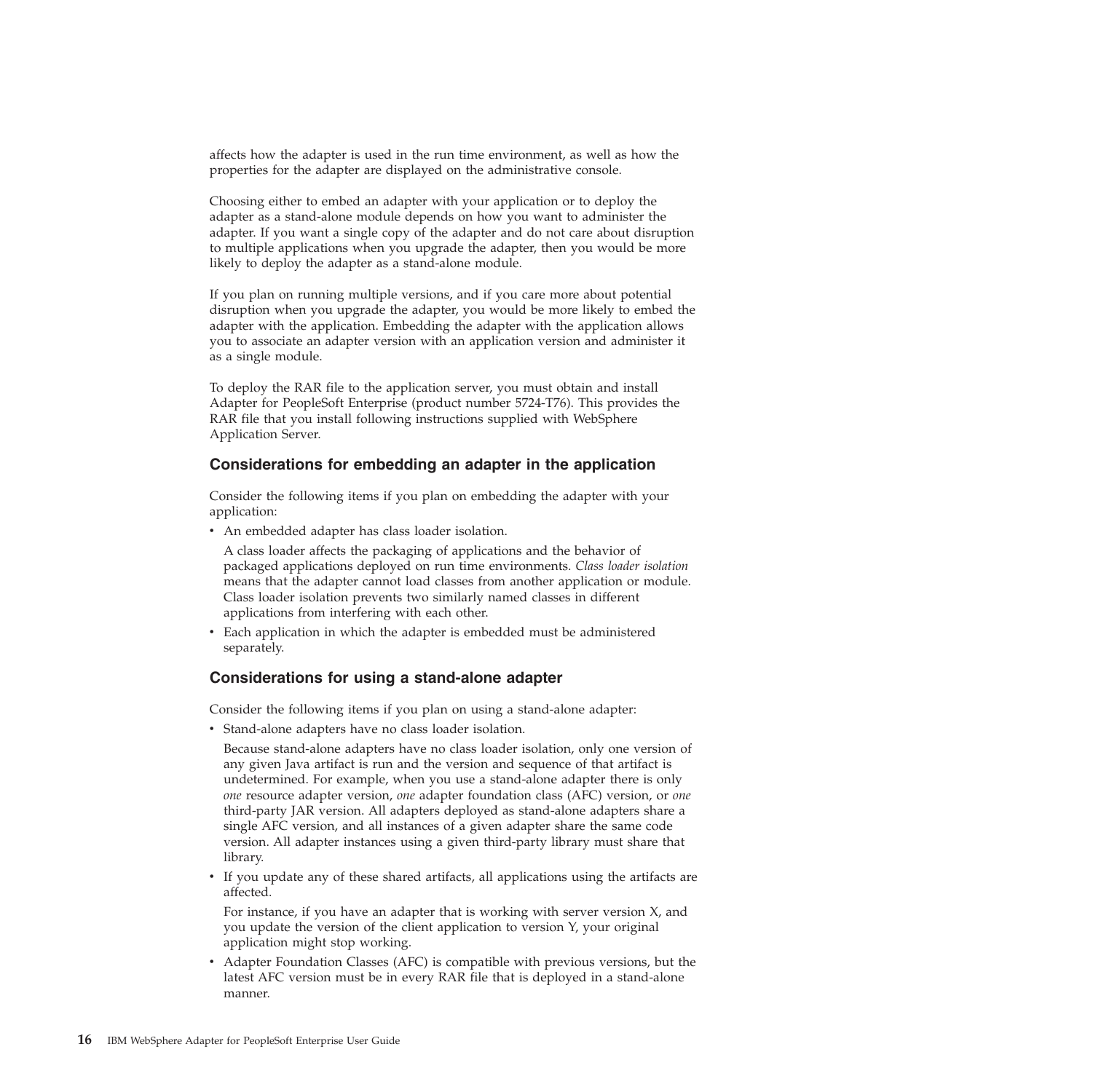affects how the adapter is used in the run time environment, as well as how the properties for the adapter are displayed on the administrative console.

Choosing either to embed an adapter with your application or to deploy the adapter as a stand-alone module depends on how you want to administer the adapter. If you want a single copy of the adapter and do not care about disruption to multiple applications when you upgrade the adapter, then you would be more likely to deploy the adapter as a stand-alone module.

If you plan on running multiple versions, and if you care more about potential disruption when you upgrade the adapter, you would be more likely to embed the adapter with the application. Embedding the adapter with the application allows you to associate an adapter version with an application version and administer it as a single module.

To deploy the RAR file to the application server, you must obtain and install Adapter for PeopleSoft Enterprise (product number 5724-T76). This provides the RAR file that you install following instructions supplied with WebSphere Application Server.

### Considerations for embedding an adapter in the application

Consider the following items if you plan on embedding the adapter with your application:

- An embedded adapter has class loader isolation.

  A class loader affects the packaging of applications and the behavior of packaged applications deployed on run time environments. *Class loader isolation* means that the adapter cannot load classes from another application or module. Class loader isolation prevents two similarly named classes in different applications from interfering with each other.
- Each application in which the adapter is embedded must be administered separately.

### Considerations for using a stand-alone adapter

Consider the following items if you plan on using a stand-alone adapter:

- Stand-alone adapters have no class loader isolation.

  Because stand-alone adapters have no class loader isolation, only one version of any given Java artifact is run and the version and sequence of that artifact is undetermined. For example, when you use a stand-alone adapter there is only *one* resource adapter version, *one* adapter foundation class (AFC) version, or *one* third-party JAR version. All adapters deployed as stand-alone adapters share a single AFC version, and all instances of a given adapter share the same code version. All adapter instances using a given third-party library must share that library.
- If you update any of these shared artifacts, all applications using the artifacts are affected.

  For instance, if you have an adapter that is working with server version X, and you update the version of the client application to version Y, your original application might stop working.
- Adapter Foundation Classes (AFC) is compatible with previous versions, but the latest AFC version must be in every RAR file that is deployed in a stand-alone manner.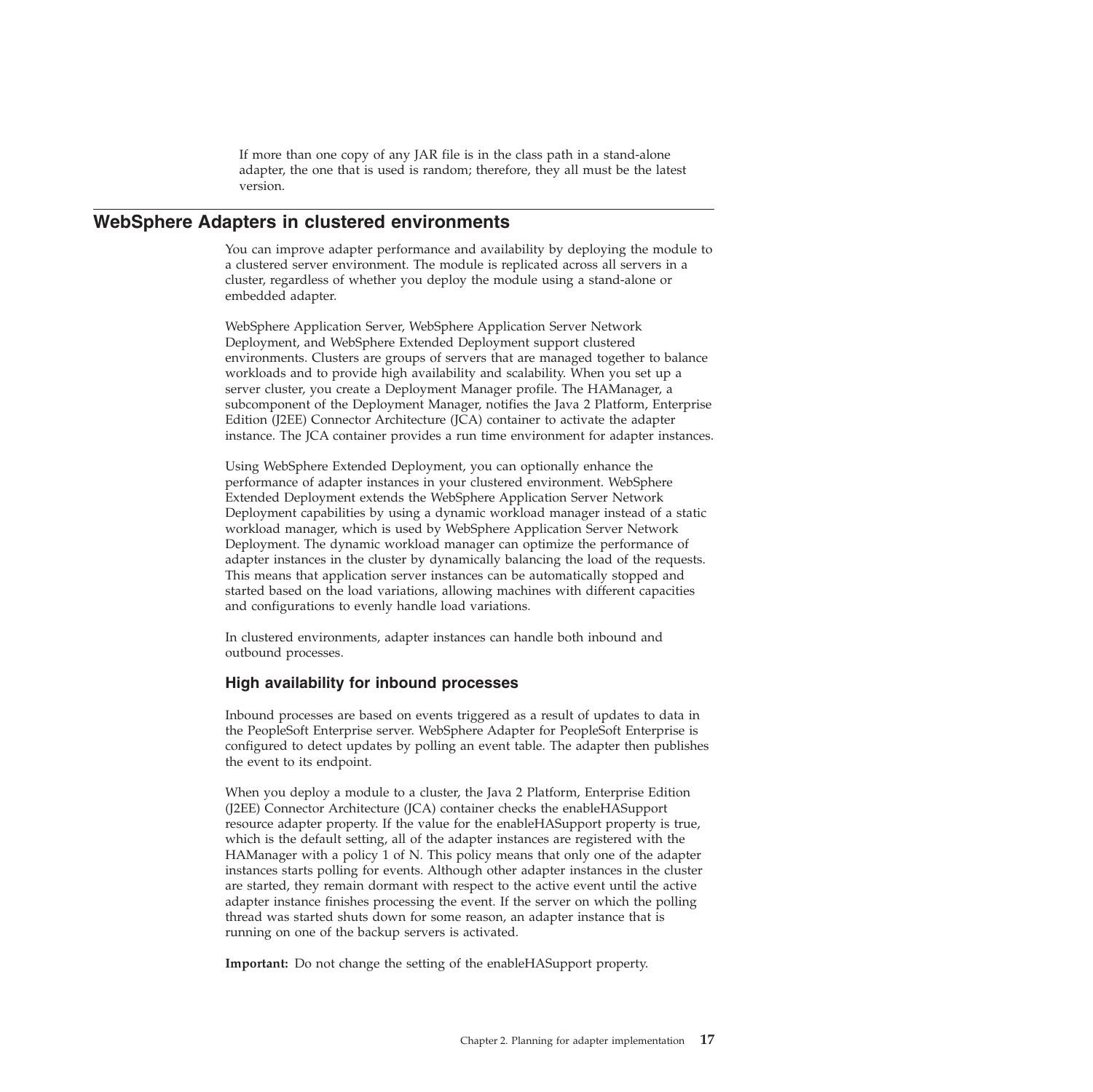If more than one copy of any JAR file is in the class path in a stand-alone adapter, the one that is used is random; therefore, they all must be the latest version.

## WebSphere Adapters in clustered environments

You can improve adapter performance and availability by deploying the module to a clustered server environment. The module is replicated across all servers in a cluster, regardless of whether you deploy the module using a stand-alone or embedded adapter.

WebSphere Application Server, WebSphere Application Server Network Deployment, and WebSphere Extended Deployment support clustered environments. Clusters are groups of servers that are managed together to balance workloads and to provide high availability and scalability. When you set up a server cluster, you create a Deployment Manager profile. The HAManager, a subcomponent of the Deployment Manager, notifies the Java 2 Platform, Enterprise Edition (J2EE) Connector Architecture (JCA) container to activate the adapter instance. The JCA container provides a run time environment for adapter instances.

Using WebSphere Extended Deployment, you can optionally enhance the performance of adapter instances in your clustered environment. WebSphere Extended Deployment extends the WebSphere Application Server Network Deployment capabilities by using a dynamic workload manager instead of a static workload manager, which is used by WebSphere Application Server Network Deployment. The dynamic workload manager can optimize the performance of adapter instances in the cluster by dynamically balancing the load of the requests. This means that application server instances can be automatically stopped and started based on the load variations, allowing machines with different capacities and configurations to evenly handle load variations.

In clustered environments, adapter instances can handle both inbound and outbound processes.

### High availability for inbound processes

Inbound processes are based on events triggered as a result of updates to data in the PeopleSoft Enterprise server. WebSphere Adapter for PeopleSoft Enterprise is configured to detect updates by polling an event table. The adapter then publishes the event to its endpoint.

When you deploy a module to a cluster, the Java 2 Platform, Enterprise Edition (J2EE) Connector Architecture (JCA) container checks the enableHASupport resource adapter property. If the value for the enableHASupport property is true, which is the default setting, all of the adapter instances are registered with the HAManager with a policy 1 of N. This policy means that only one of the adapter instances starts polling for events. Although other adapter instances in the cluster are started, they remain dormant with respect to the active event until the active adapter instance finishes processing the event. If the server on which the polling thread was started shuts down for some reason, an adapter instance that is running on one of the backup servers is activated.

**Important:** Do not change the setting of the enableHASupport property.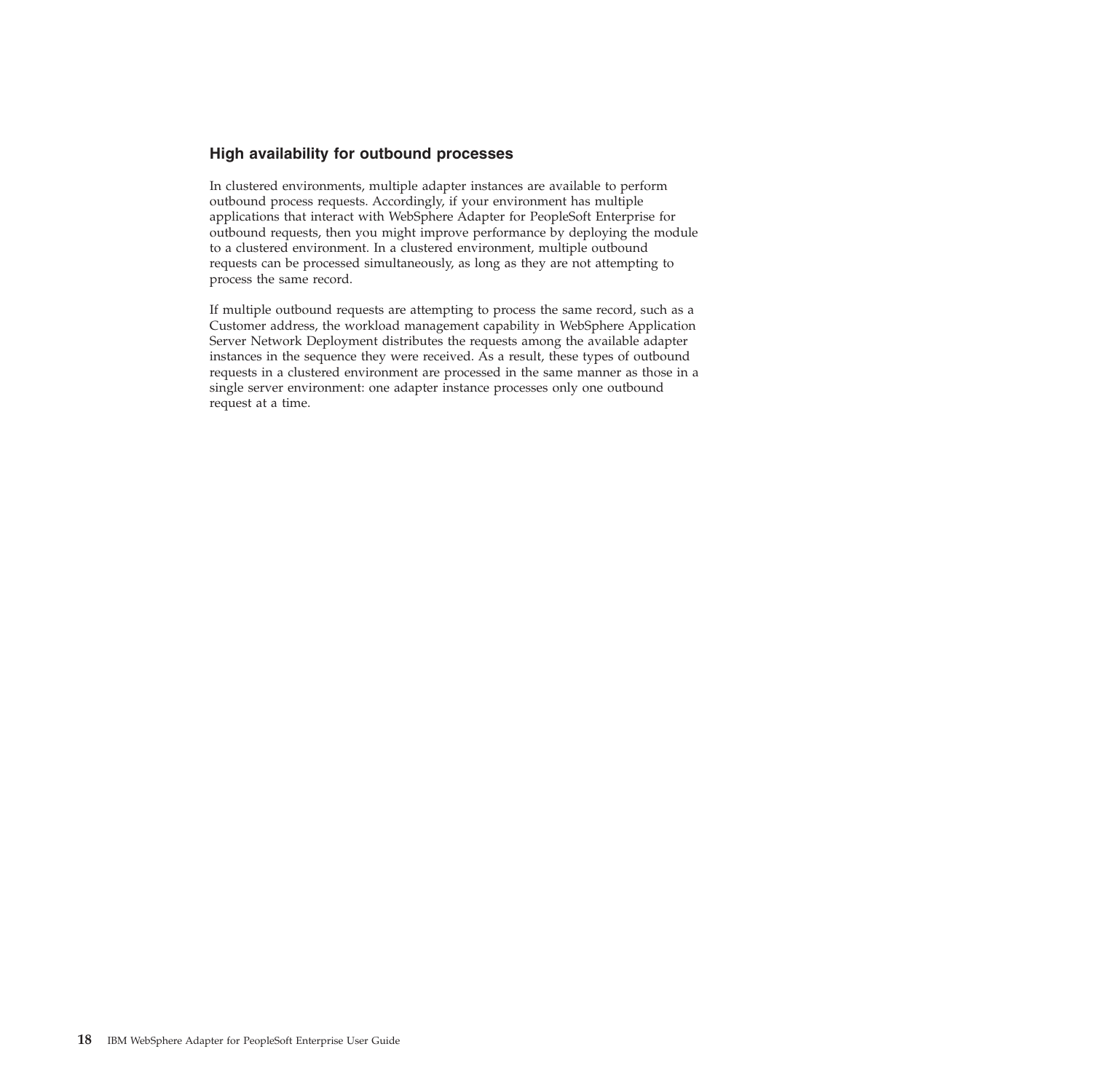### High availability for outbound processes

In clustered environments, multiple adapter instances are available to perform outbound process requests. Accordingly, if your environment has multiple applications that interact with WebSphere Adapter for PeopleSoft Enterprise for outbound requests, then you might improve performance by deploying the module to a clustered environment. In a clustered environment, multiple outbound requests can be processed simultaneously, as long as they are not attempting to process the same record.

If multiple outbound requests are attempting to process the same record, such as a Customer address, the workload management capability in WebSphere Application Server Network Deployment distributes the requests among the available adapter instances in the sequence they were received. As a result, these types of outbound requests in a clustered environment are processed in the same manner as those in a single server environment: one adapter instance processes only one outbound request at a time.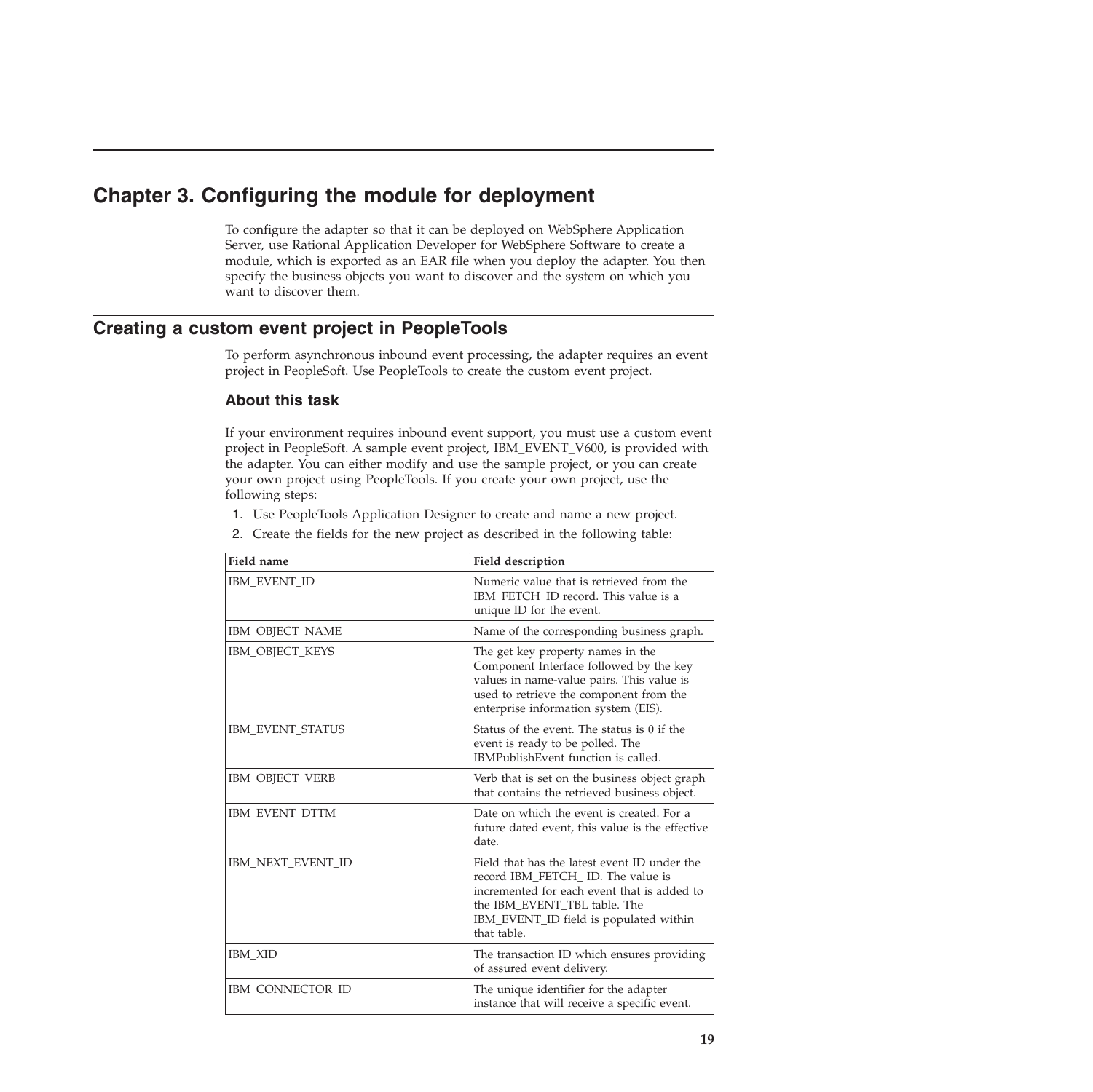# Chapter 3. Configuring the module for deployment

To configure the adapter so that it can be deployed on WebSphere Application Server, use Rational Application Developer for WebSphere Software to create a module, which is exported as an EAR file when you deploy the adapter. You then specify the business objects you want to discover and the system on which you want to discover them.

## Creating a custom event project in PeopleTools

To perform asynchronous inbound event processing, the adapter requires an event project in PeopleSoft. Use PeopleTools to create the custom event project.

### About this task

If your environment requires inbound event support, you must use a custom event project in PeopleSoft. A sample event project, IBM_EVENT_V600, is provided with the adapter. You can either modify and use the sample project, or you can create your own project using PeopleTools. If you create your own project, use the following steps:

1. Use PeopleTools Application Designer to create and name a new project.
2. Create the fields for the new project as described in the following table:

| Field name | Field description |
|---|---|
| IBM_EVENT_ID | Numeric value that is retrieved from the IBM_FETCH_ID record. This value is a unique ID for the event. |
| IBM_OBJECT_NAME | Name of the corresponding business graph. |
| IBM_OBJECT_KEYS | The get key property names in the Component Interface followed by the key values in name-value pairs. This value is used to retrieve the component from the enterprise information system (EIS). |
| IBM_EVENT_STATUS | Status of the event. The status is 0 if the event is ready to be polled. The IBMPublishEvent function is called. |
| IBM_OBJECT_VERB | Verb that is set on the business object graph that contains the retrieved business object. |
| IBM_EVENT_DTTM | Date on which the event is created. For a future dated event, this value is the effective date. |
| IBM_NEXT_EVENT_ID | Field that has the latest event ID under the record IBM_FETCH_ ID. The value is incremented for each event that is added to the IBM_EVENT_TBL table. The IBM_EVENT_ID field is populated within that table. |
| IBM_XID | The transaction ID which ensures providing of assured event delivery. |
| IBM_CONNECTOR_ID | The unique identifier for the adapter instance that will receive a specific event. |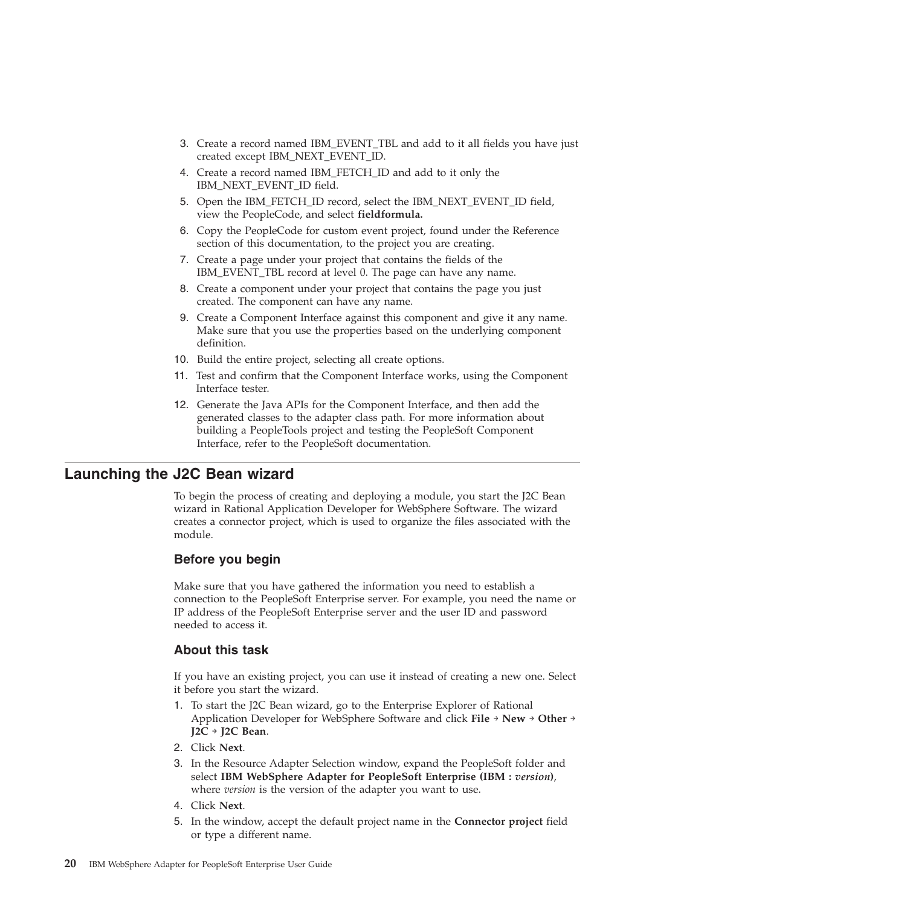3. Create a record named IBM_EVENT_TBL and add to it all fields you have just created except IBM_NEXT_EVENT_ID.
4. Create a record named IBM_FETCH_ID and add to it only the IBM_NEXT_EVENT_ID field.
5. Open the IBM_FETCH_ID record, select the IBM_NEXT_EVENT_ID field, view the PeopleCode, and select **fieldformula.**
6. Copy the PeopleCode for custom event project, found under the Reference section of this documentation, to the project you are creating.
7. Create a page under your project that contains the fields of the IBM_EVENT_TBL record at level 0. The page can have any name.
8. Create a component under your project that contains the page you just created. The component can have any name.
9. Create a Component Interface against this component and give it any name. Make sure that you use the properties based on the underlying component definition.
10. Build the entire project, selecting all create options.
11. Test and confirm that the Component Interface works, using the Component Interface tester.
12. Generate the Java APIs for the Component Interface, and then add the generated classes to the adapter class path. For more information about building a PeopleTools project and testing the PeopleSoft Component Interface, refer to the PeopleSoft documentation.

## Launching the J2C Bean wizard

To begin the process of creating and deploying a module, you start the J2C Bean wizard in Rational Application Developer for WebSphere Software. The wizard creates a connector project, which is used to organize the files associated with the module.

### Before you begin

Make sure that you have gathered the information you need to establish a connection to the PeopleSoft Enterprise server. For example, you need the name or IP address of the PeopleSoft Enterprise server and the user ID and password needed to access it.

### About this task

If you have an existing project, you can use it instead of creating a new one. Select it before you start the wizard.

1. To start the J2C Bean wizard, go to the Enterprise Explorer of Rational Application Developer for WebSphere Software and click **File** → **New** → **Other** → **J2C** → **J2C Bean**.
2. Click **Next**.
3. In the Resource Adapter Selection window, expand the PeopleSoft folder and select **IBM WebSphere Adapter for PeopleSoft Enterprise (IBM :** ***version*****)**, where *version* is the version of the adapter you want to use.
4. Click **Next**.
5. In the window, accept the default project name in the **Connector project** field or type a different name.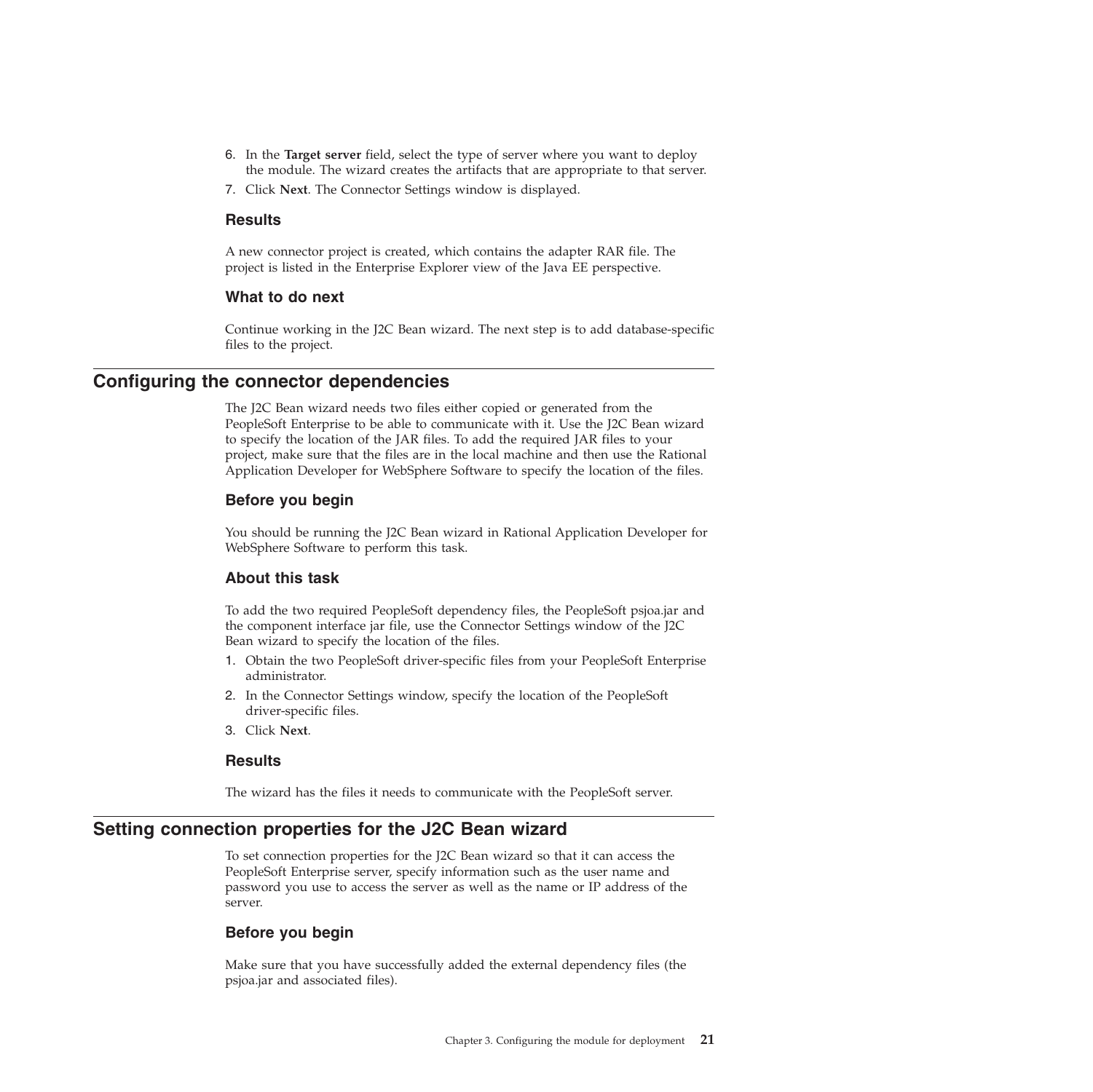6. In the **Target server** field, select the type of server where you want to deploy the module. The wizard creates the artifacts that are appropriate to that server.
7. Click **Next**. The Connector Settings window is displayed.

### Results

A new connector project is created, which contains the adapter RAR file. The project is listed in the Enterprise Explorer view of the Java EE perspective.

### What to do next

Continue working in the J2C Bean wizard. The next step is to add database-specific files to the project.

## Configuring the connector dependencies

The J2C Bean wizard needs two files either copied or generated from the PeopleSoft Enterprise to be able to communicate with it. Use the J2C Bean wizard to specify the location of the JAR files. To add the required JAR files to your project, make sure that the files are in the local machine and then use the Rational Application Developer for WebSphere Software to specify the location of the files.

### Before you begin

You should be running the J2C Bean wizard in Rational Application Developer for WebSphere Software to perform this task.

### About this task

To add the two required PeopleSoft dependency files, the PeopleSoft psjoa.jar and the component interface jar file, use the Connector Settings window of the J2C Bean wizard to specify the location of the files.

1. Obtain the two PeopleSoft driver-specific files from your PeopleSoft Enterprise administrator.
2. In the Connector Settings window, specify the location of the PeopleSoft driver-specific files.
3. Click **Next**.

### Results

The wizard has the files it needs to communicate with the PeopleSoft server.

## Setting connection properties for the J2C Bean wizard

To set connection properties for the J2C Bean wizard so that it can access the PeopleSoft Enterprise server, specify information such as the user name and password you use to access the server as well as the name or IP address of the server.

### Before you begin

Make sure that you have successfully added the external dependency files (the psjoa.jar and associated files).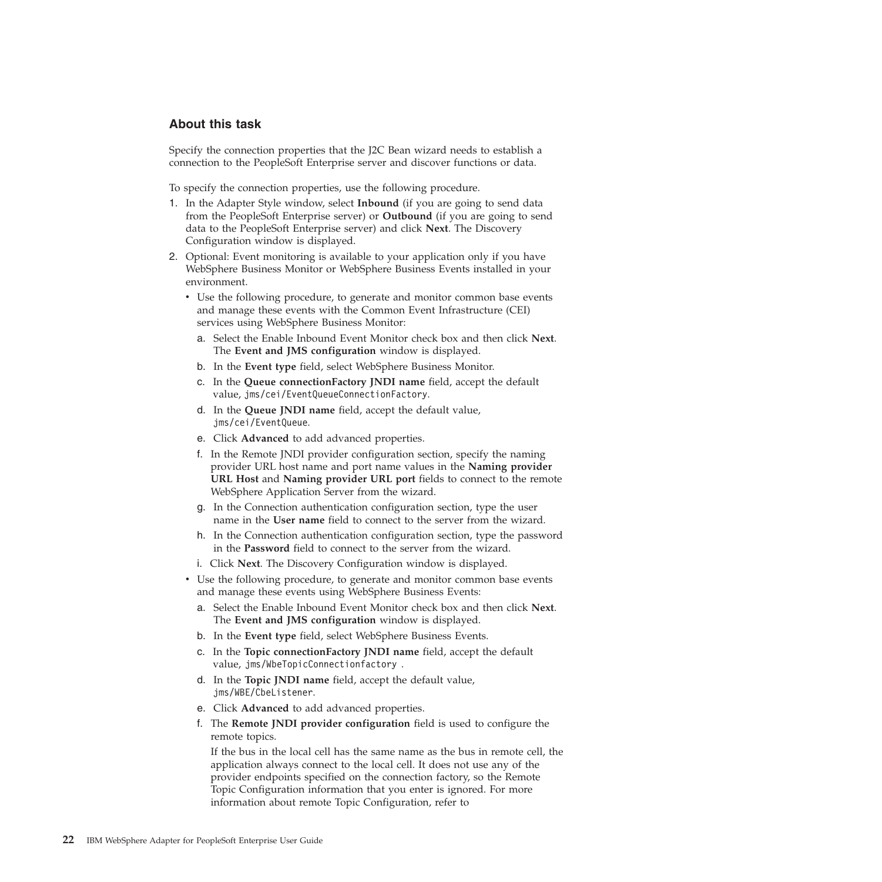### About this task

Specify the connection properties that the J2C Bean wizard needs to establish a connection to the PeopleSoft Enterprise server and discover functions or data.

To specify the connection properties, use the following procedure.

1. In the Adapter Style window, select **Inbound** (if you are going to send data from the PeopleSoft Enterprise server) or **Outbound** (if you are going to send data to the PeopleSoft Enterprise server) and click **Next**. The Discovery Configuration window is displayed.
2. Optional: Event monitoring is available to your application only if you have WebSphere Business Monitor or WebSphere Business Events installed in your environment.
   - Use the following procedure, to generate and monitor common base events and manage these events with the Common Event Infrastructure (CEI) services using WebSphere Business Monitor:
     a. Select the Enable Inbound Event Monitor check box and then click **Next**. The **Event and JMS configuration** window is displayed.
     b. In the **Event type** field, select WebSphere Business Monitor.
     c. In the **Queue connectionFactory JNDI name** field, accept the default value, `jms/cei/EventQueueConnectionFactory`.
     d. In the **Queue JNDI name** field, accept the default value, `jms/cei/EventQueue`.
     e. Click **Advanced** to add advanced properties.
     f. In the Remote JNDI provider configuration section, specify the naming provider URL host name and port name values in the **Naming provider URL Host** and **Naming provider URL port** fields to connect to the remote WebSphere Application Server from the wizard.
     g. In the Connection authentication configuration section, type the user name in the **User name** field to connect to the server from the wizard.
     h. In the Connection authentication configuration section, type the password in the **Password** field to connect to the server from the wizard.
     i. Click **Next**. The Discovery Configuration window is displayed.
   - Use the following procedure, to generate and monitor common base events and manage these events using WebSphere Business Events:
     a. Select the Enable Inbound Event Monitor check box and then click **Next**. The **Event and JMS configuration** window is displayed.
     b. In the **Event type** field, select WebSphere Business Events.
     c. In the **Topic connectionFactory JNDI name** field, accept the default value, `jms/WbeTopicConnectionfactory` .
     d. In the **Topic JNDI name** field, accept the default value, `jms/WBE/CbeListener`.
     e. Click **Advanced** to add advanced properties.
     f. The **Remote JNDI provider configuration** field is used to configure the remote topics.

        If the bus in the local cell has the same name as the bus in remote cell, the application always connect to the local cell. It does not use any of the provider endpoints specified on the connection factory, so the Remote Topic Configuration information that you enter is ignored. For more information about remote Topic Configuration, refer to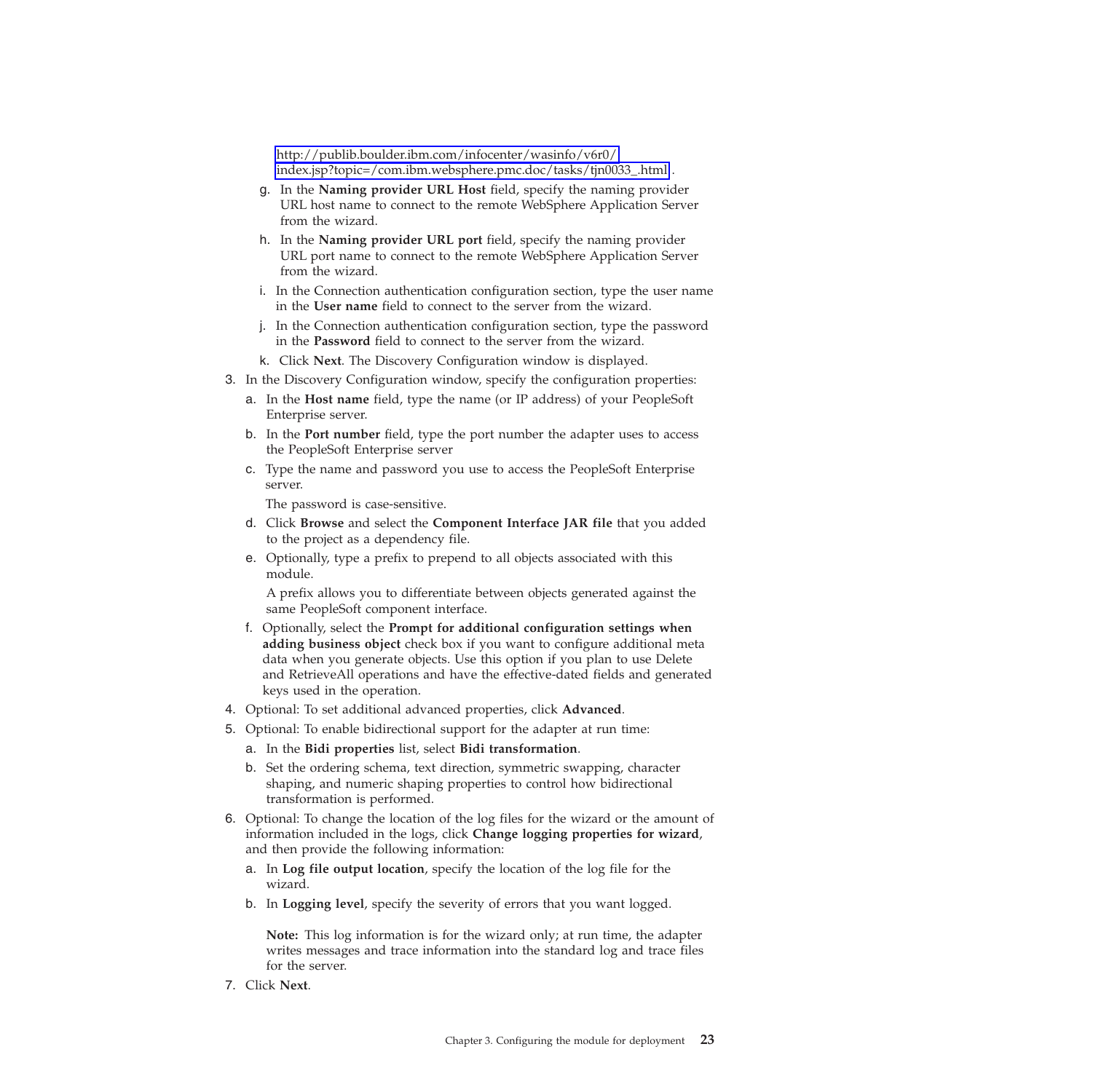[http://publib.boulder.ibm.com/infocenter/wasinfo/v6r0/index.jsp?topic=/com.ibm.websphere.pmc.doc/tasks/tjn0033_.html](http://publib.boulder.ibm.com/infocenter/wasinfo/v6r0/index.jsp?topic=/com.ibm.websphere.pmc.doc/tasks/tjn0033_.html).

   g. In the **Naming provider URL Host** field, specify the naming provider URL host name to connect to the remote WebSphere Application Server from the wizard.

   h. In the **Naming provider URL port** field, specify the naming provider URL port name to connect to the remote WebSphere Application Server from the wizard.

   i. In the Connection authentication configuration section, type the user name in the **User name** field to connect to the server from the wizard.

   j. In the Connection authentication configuration section, type the password in the **Password** field to connect to the server from the wizard.

   k. Click **Next**. The Discovery Configuration window is displayed.

3. In the Discovery Configuration window, specify the configuration properties:

   a. In the **Host name** field, type the name (or IP address) of your PeopleSoft Enterprise server.

   b. In the **Port number** field, type the port number the adapter uses to access the PeopleSoft Enterprise server

   c. Type the name and password you use to access the PeopleSoft Enterprise server.

      The password is case-sensitive.

   d. Click **Browse** and select the **Component Interface JAR file** that you added to the project as a dependency file.

   e. Optionally, type a prefix to prepend to all objects associated with this module.

      A prefix allows you to differentiate between objects generated against the same PeopleSoft component interface.

   f. Optionally, select the **Prompt for additional configuration settings when adding business object** check box if you want to configure additional meta data when you generate objects. Use this option if you plan to use Delete and RetrieveAll operations and have the effective-dated fields and generated keys used in the operation.

4. Optional: To set additional advanced properties, click **Advanced**.

5. Optional: To enable bidirectional support for the adapter at run time:

   a. In the **Bidi properties** list, select **Bidi transformation**.

   b. Set the ordering schema, text direction, symmetric swapping, character shaping, and numeric shaping properties to control how bidirectional transformation is performed.

6. Optional: To change the location of the log files for the wizard or the amount of information included in the logs, click **Change logging properties for wizard**, and then provide the following information:

   a. In **Log file output location**, specify the location of the log file for the wizard.

   b. In **Logging level**, specify the severity of errors that you want logged.

      **Note:** This log information is for the wizard only; at run time, the adapter writes messages and trace information into the standard log and trace files for the server.

7. Click **Next**.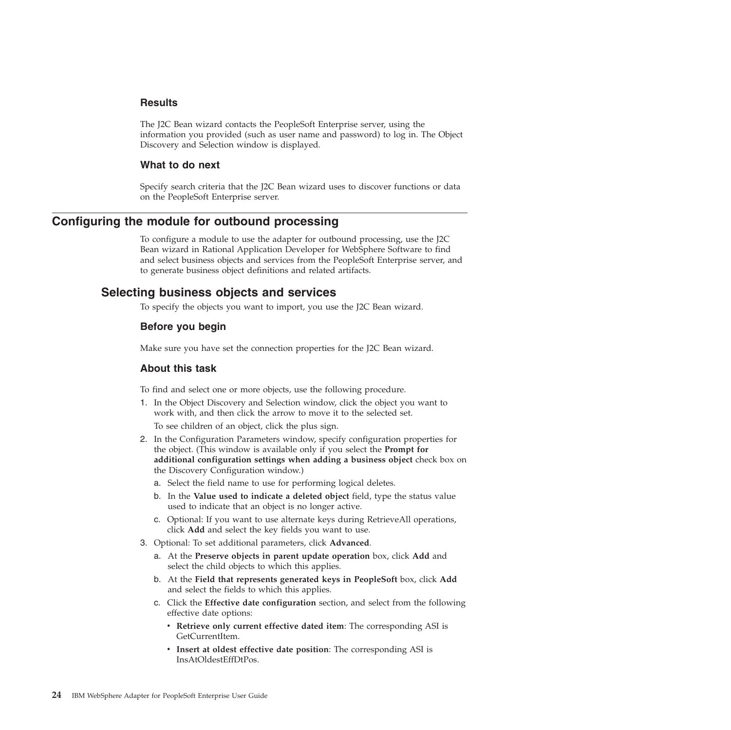### Results

The J2C Bean wizard contacts the PeopleSoft Enterprise server, using the information you provided (such as user name and password) to log in. The Object Discovery and Selection window is displayed.

### What to do next

Specify search criteria that the J2C Bean wizard uses to discover functions or data on the PeopleSoft Enterprise server.

# Configuring the module for outbound processing

To configure a module to use the adapter for outbound processing, use the J2C Bean wizard in Rational Application Developer for WebSphere Software to find and select business objects and services from the PeopleSoft Enterprise server, and to generate business object definitions and related artifacts.

## Selecting business objects and services

To specify the objects you want to import, you use the J2C Bean wizard.

### Before you begin

Make sure you have set the connection properties for the J2C Bean wizard.

### About this task

To find and select one or more objects, use the following procedure.

1. In the Object Discovery and Selection window, click the object you want to work with, and then click the arrow to move it to the selected set.

   To see children of an object, click the plus sign.
2. In the Configuration Parameters window, specify configuration properties for the object. (This window is available only if you select the **Prompt for additional configuration settings when adding a business object** check box on the Discovery Configuration window.)
   a. Select the field name to use for performing logical deletes.
   b. In the **Value used to indicate a deleted object** field, type the status value used to indicate that an object is no longer active.
   c. Optional: If you want to use alternate keys during RetrieveAll operations, click **Add** and select the key fields you want to use.
3. Optional: To set additional parameters, click **Advanced**.
   a. At the **Preserve objects in parent update operation** box, click **Add** and select the child objects to which this applies.
   b. At the **Field that represents generated keys in PeopleSoft** box, click **Add** and select the fields to which this applies.
   c. Click the **Effective date configuration** section, and select from the following effective date options:
      - **Retrieve only current effective dated item**: The corresponding ASI is GetCurrentItem.
      - **Insert at oldest effective date position**: The corresponding ASI is InsAtOldestEffDtPos.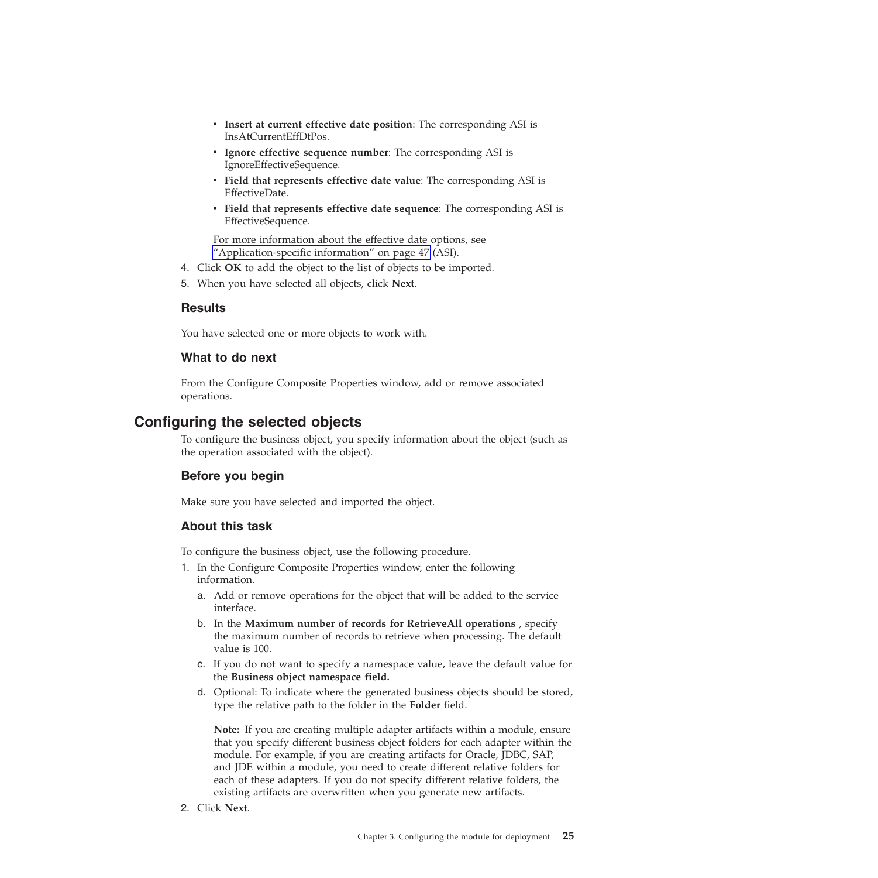- **Insert at current effective date position**: The corresponding ASI is InsAtCurrentEffDtPos.
- **Ignore effective sequence number**: The corresponding ASI is IgnoreEffectiveSequence.
- **Field that represents effective date value**: The corresponding ASI is EffectiveDate.
- **Field that represents effective date sequence**: The corresponding ASI is EffectiveSequence.

For more information about the effective date options, see "Application-specific information" on page 47 (ASI).

4. Click **OK** to add the object to the list of objects to be imported.
5. When you have selected all objects, click **Next**.

### Results

You have selected one or more objects to work with.

### What to do next

From the Configure Composite Properties window, add or remove associated operations.

## Configuring the selected objects

To configure the business object, you specify information about the object (such as the operation associated with the object).

### Before you begin

Make sure you have selected and imported the object.

### About this task

To configure the business object, use the following procedure.

1. In the Configure Composite Properties window, enter the following information.
   a. Add or remove operations for the object that will be added to the service interface.
   b. In the **Maximum number of records for RetrieveAll operations** , specify the maximum number of records to retrieve when processing. The default value is 100.
   c. If you do not want to specify a namespace value, leave the default value for the **Business object namespace field.**
   d. Optional: To indicate where the generated business objects should be stored, type the relative path to the folder in the **Folder** field.

   **Note:** If you are creating multiple adapter artifacts within a module, ensure that you specify different business object folders for each adapter within the module. For example, if you are creating artifacts for Oracle, JDBC, SAP, and JDE within a module, you need to create different relative folders for each of these adapters. If you do not specify different relative folders, the existing artifacts are overwritten when you generate new artifacts.
2. Click **Next**.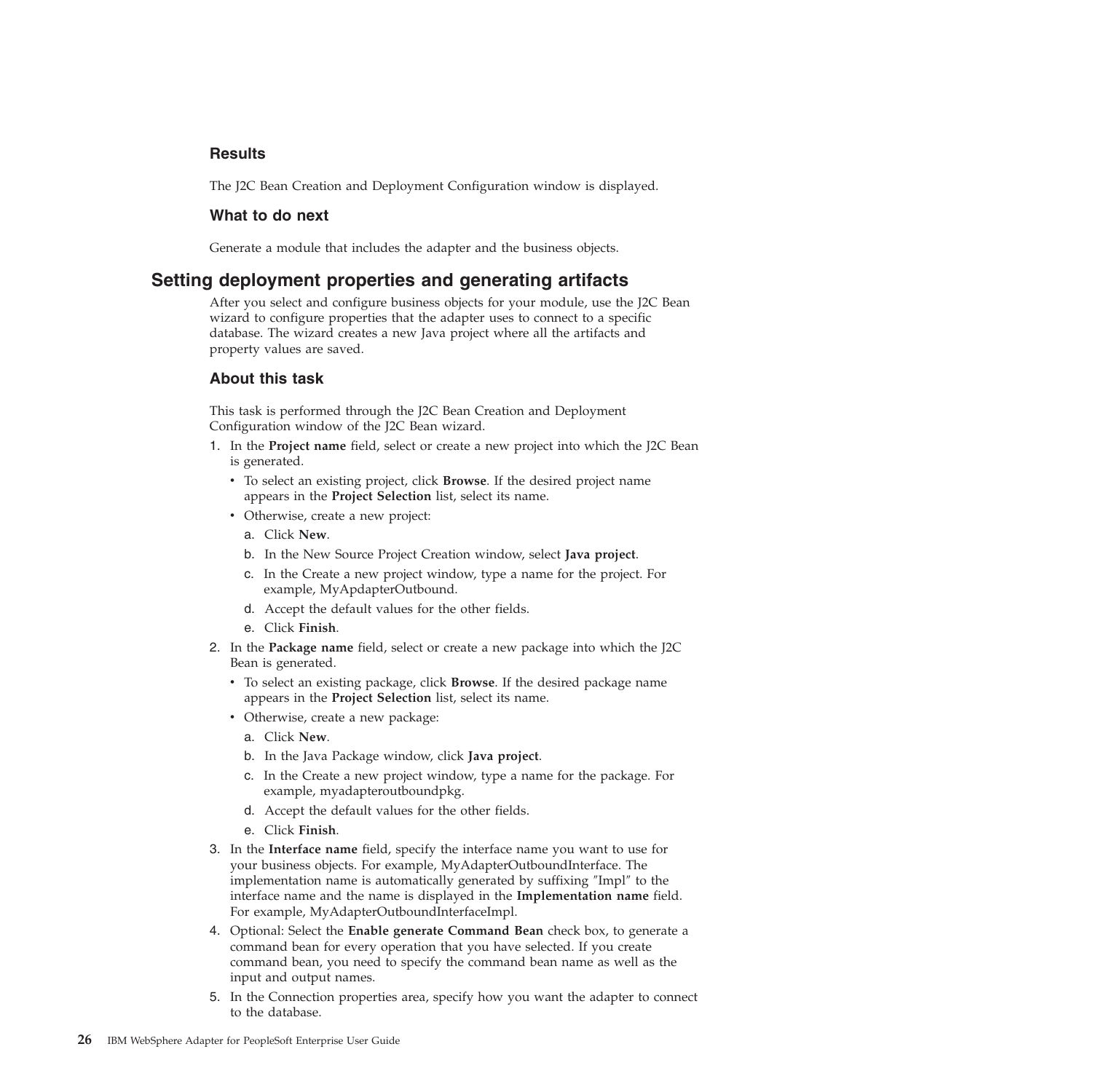### Results

The J2C Bean Creation and Deployment Configuration window is displayed.

### What to do next

Generate a module that includes the adapter and the business objects.

## Setting deployment properties and generating artifacts

After you select and configure business objects for your module, use the J2C Bean wizard to configure properties that the adapter uses to connect to a specific database. The wizard creates a new Java project where all the artifacts and property values are saved.

### About this task

This task is performed through the J2C Bean Creation and Deployment Configuration window of the J2C Bean wizard.

1. In the **Project name** field, select or create a new project into which the J2C Bean is generated.
   - To select an existing project, click **Browse**. If the desired project name appears in the **Project Selection** list, select its name.
   - Otherwise, create a new project:
     a. Click **New**.
     b. In the New Source Project Creation window, select **Java project**.
     c. In the Create a new project window, type a name for the project. For example, MyApdapterOutbound.
     d. Accept the default values for the other fields.
     e. Click **Finish**.
2. In the **Package name** field, select or create a new package into which the J2C Bean is generated.
   - To select an existing package, click **Browse**. If the desired package name appears in the **Project Selection** list, select its name.
   - Otherwise, create a new package:
     a. Click **New**.
     b. In the Java Package window, click **Java project**.
     c. In the Create a new project window, type a name for the package. For example, myadapteroutboundpkg.
     d. Accept the default values for the other fields.
     e. Click **Finish**.
3. In the **Interface name** field, specify the interface name you want to use for your business objects. For example, MyAdapterOutboundInterface. The implementation name is automatically generated by suffixing ″Impl″ to the interface name and the name is displayed in the **Implementation name** field. For example, MyAdapterOutboundInterfaceImpl.
4. Optional: Select the **Enable generate Command Bean** check box, to generate a command bean for every operation that you have selected. If you create command bean, you need to specify the command bean name as well as the input and output names.
5. In the Connection properties area, specify how you want the adapter to connect to the database.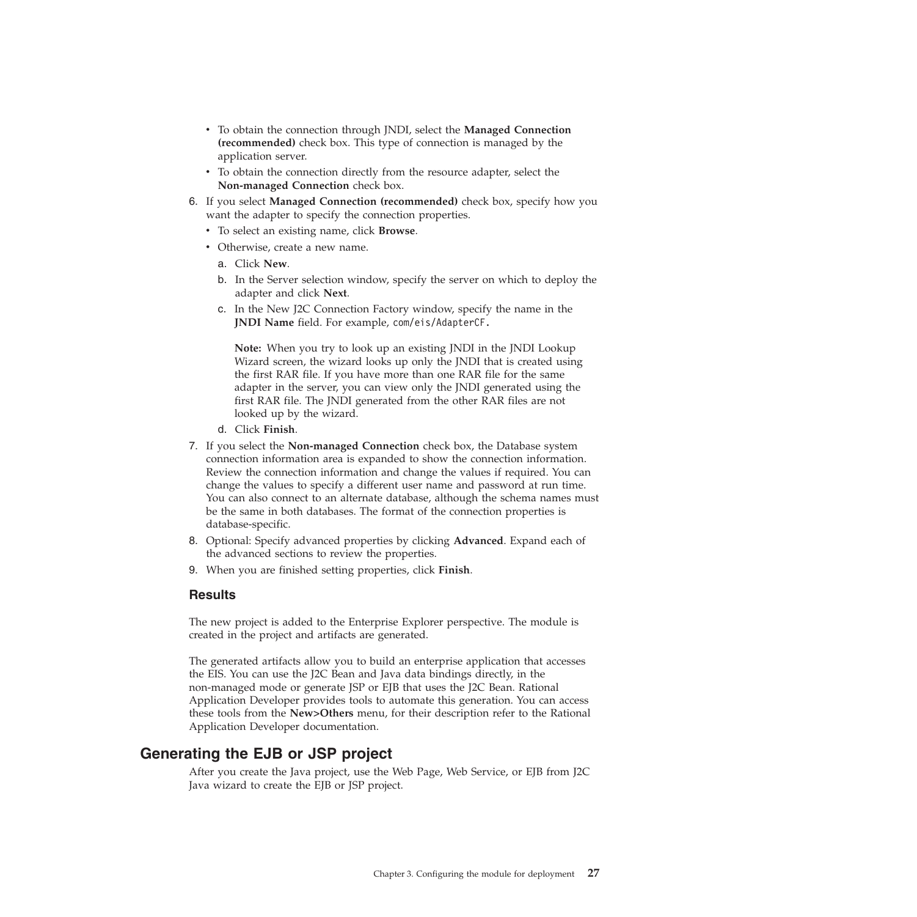- To obtain the connection through JNDI, select the **Managed Connection (recommended)** check box. This type of connection is managed by the application server.
- To obtain the connection directly from the resource adapter, select the **Non-managed Connection** check box.

6. If you select **Managed Connection (recommended)** check box, specify how you want the adapter to specify the connection properties.
   - To select an existing name, click **Browse**.
   - Otherwise, create a new name.
     a. Click **New**.
     b. In the Server selection window, specify the server on which to deploy the adapter and click **Next**.
     c. In the New J2C Connection Factory window, specify the name in the **JNDI Name** field. For example, `com/eis/AdapterCF`.

        **Note:** When you try to look up an existing JNDI in the JNDI Lookup Wizard screen, the wizard looks up only the JNDI that is created using the first RAR file. If you have more than one RAR file for the same adapter in the server, you can view only the JNDI generated using the first RAR file. The JNDI generated from the other RAR files are not looked up by the wizard.
     d. Click **Finish**.
7. If you select the **Non-managed Connection** check box, the Database system connection information area is expanded to show the connection information. Review the connection information and change the values if required. You can change the values to specify a different user name and password at run time. You can also connect to an alternate database, although the schema names must be the same in both databases. The format of the connection properties is database-specific.
8. Optional: Specify advanced properties by clicking **Advanced**. Expand each of the advanced sections to review the properties.
9. When you are finished setting properties, click **Finish**.

### Results

The new project is added to the Enterprise Explorer perspective. The module is created in the project and artifacts are generated.

The generated artifacts allow you to build an enterprise application that accesses the EIS. You can use the J2C Bean and Java data bindings directly, in the non-managed mode or generate JSP or EJB that uses the J2C Bean. Rational Application Developer provides tools to automate this generation. You can access these tools from the **New>Others** menu, for their description refer to the Rational Application Developer documentation.

## Generating the EJB or JSP project

After you create the Java project, use the Web Page, Web Service, or EJB from J2C Java wizard to create the EJB or JSP project.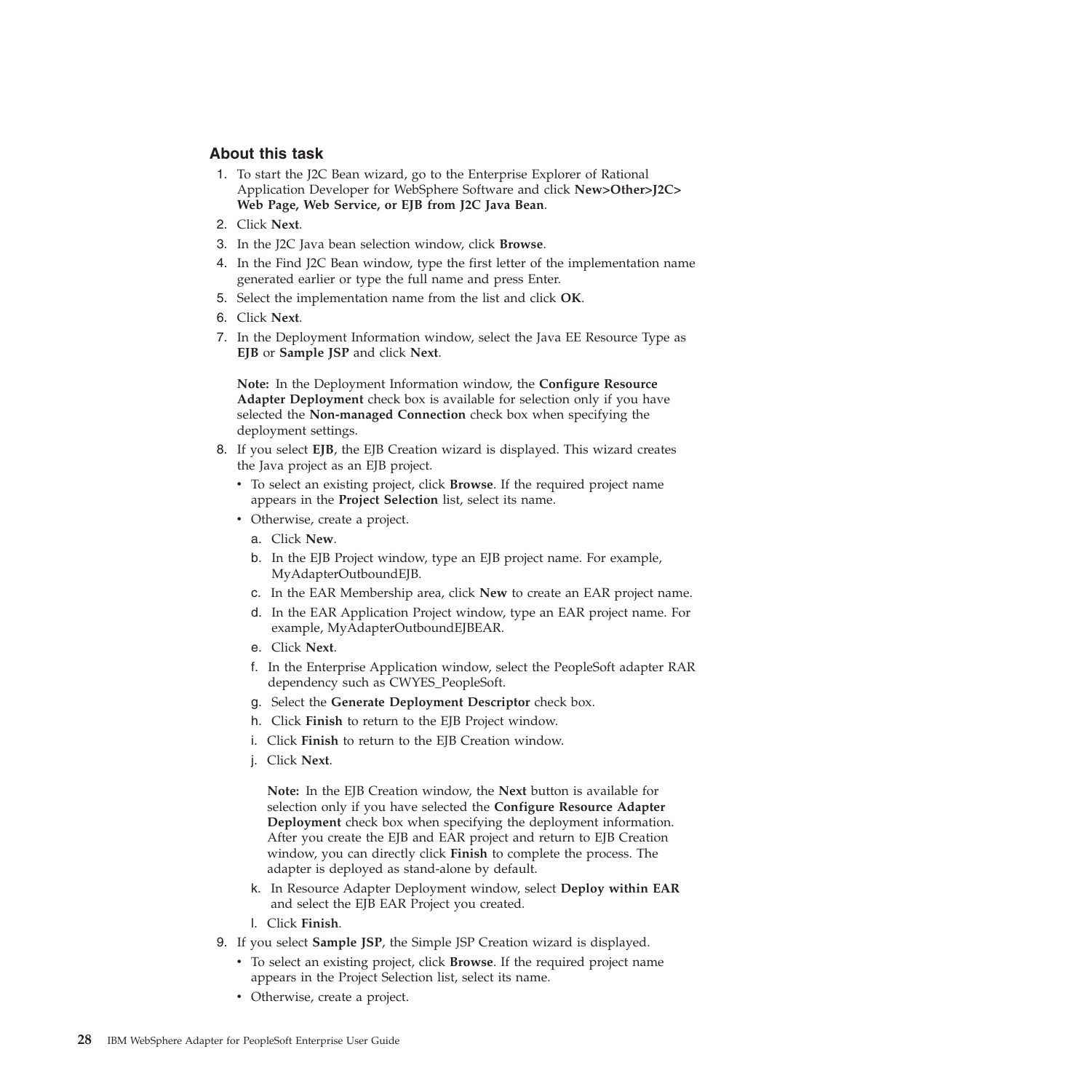### About this task

1. To start the J2C Bean wizard, go to the Enterprise Explorer of Rational Application Developer for WebSphere Software and click **New>Other>J2C> Web Page, Web Service, or EJB from J2C Java Bean**.
2. Click **Next**.
3. In the J2C Java bean selection window, click **Browse**.
4. In the Find J2C Bean window, type the first letter of the implementation name generated earlier or type the full name and press Enter.
5. Select the implementation name from the list and click **OK**.
6. Click **Next**.
7. In the Deployment Information window, select the Java EE Resource Type as **EJB** or **Sample JSP** and click **Next**.

   **Note:** In the Deployment Information window, the **Configure Resource Adapter Deployment** check box is available for selection only if you have selected the **Non-managed Connection** check box when specifying the deployment settings.
8. If you select **EJB**, the EJB Creation wizard is displayed. This wizard creates the Java project as an EJB project.
   - To select an existing project, click **Browse**. If the required project name appears in the **Project Selection** list, select its name.
   - Otherwise, create a project.
     a. Click **New**.
     b. In the EJB Project window, type an EJB project name. For example, MyAdapterOutboundEJB.
     c. In the EAR Membership area, click **New** to create an EAR project name.
     d. In the EAR Application Project window, type an EAR project name. For example, MyAdapterOutboundEJBEAR.
     e. Click **Next**.
     f. In the Enterprise Application window, select the PeopleSoft adapter RAR dependency such as CWYES_PeopleSoft.
     g. Select the **Generate Deployment Descriptor** check box.
     h. Click **Finish** to return to the EJB Project window.
     i. Click **Finish** to return to the EJB Creation window.
     j. Click **Next**.

        **Note:** In the EJB Creation window, the **Next** button is available for selection only if you have selected the **Configure Resource Adapter Deployment** check box when specifying the deployment information. After you create the EJB and EAR project and return to EJB Creation window, you can directly click **Finish** to complete the process. The adapter is deployed as stand-alone by default.
     k. In Resource Adapter Deployment window, select **Deploy within EAR** and select the EJB EAR Project you created.
     l. Click **Finish**.
9. If you select **Sample JSP**, the Simple JSP Creation wizard is displayed.
   - To select an existing project, click **Browse**. If the required project name appears in the Project Selection list, select its name.
   - Otherwise, create a project.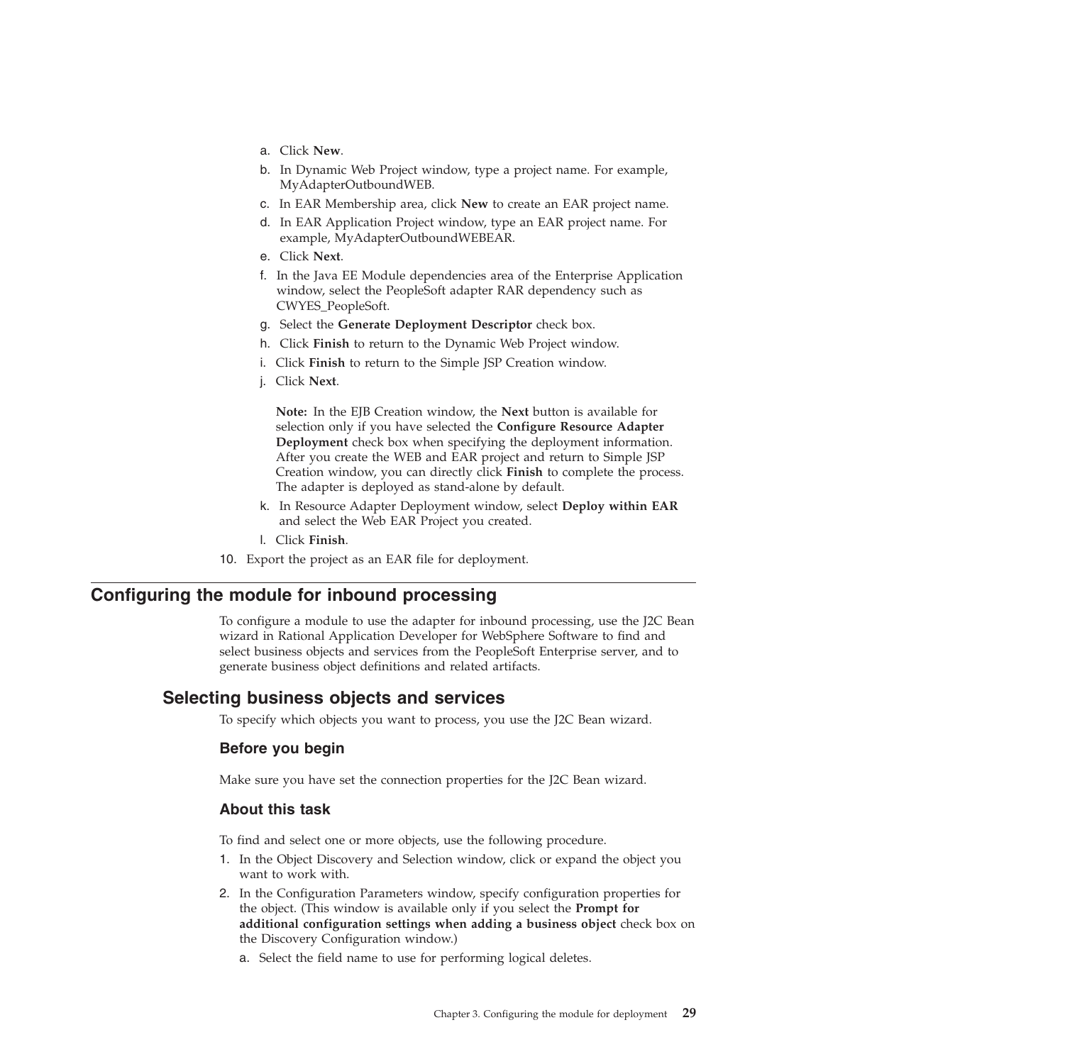a. Click **New**.
b. In Dynamic Web Project window, type a project name. For example, MyAdapterOutboundWEB.
c. In EAR Membership area, click **New** to create an EAR project name.
d. In EAR Application Project window, type an EAR project name. For example, MyAdapterOutboundWEBEAR.
e. Click **Next**.
f. In the Java EE Module dependencies area of the Enterprise Application window, select the PeopleSoft adapter RAR dependency such as CWYES_PeopleSoft.
g. Select the **Generate Deployment Descriptor** check box.
h. Click **Finish** to return to the Dynamic Web Project window.
i. Click **Finish** to return to the Simple JSP Creation window.
j. Click **Next**.

   **Note:** In the EJB Creation window, the **Next** button is available for selection only if you have selected the **Configure Resource Adapter Deployment** check box when specifying the deployment information. After you create the WEB and EAR project and return to Simple JSP Creation window, you can directly click **Finish** to complete the process. The adapter is deployed as stand-alone by default.
k. In Resource Adapter Deployment window, select **Deploy within EAR** and select the Web EAR Project you created.
l. Click **Finish**.

10. Export the project as an EAR file for deployment.

# Configuring the module for inbound processing

To configure a module to use the adapter for inbound processing, use the J2C Bean wizard in Rational Application Developer for WebSphere Software to find and select business objects and services from the PeopleSoft Enterprise server, and to generate business object definitions and related artifacts.

## Selecting business objects and services

To specify which objects you want to process, you use the J2C Bean wizard.

### Before you begin

Make sure you have set the connection properties for the J2C Bean wizard.

### About this task

To find and select one or more objects, use the following procedure.

1. In the Object Discovery and Selection window, click or expand the object you want to work with.
2. In the Configuration Parameters window, specify configuration properties for the object. (This window is available only if you select the **Prompt for additional configuration settings when adding a business object** check box on the Discovery Configuration window.)
   a. Select the field name to use for performing logical deletes.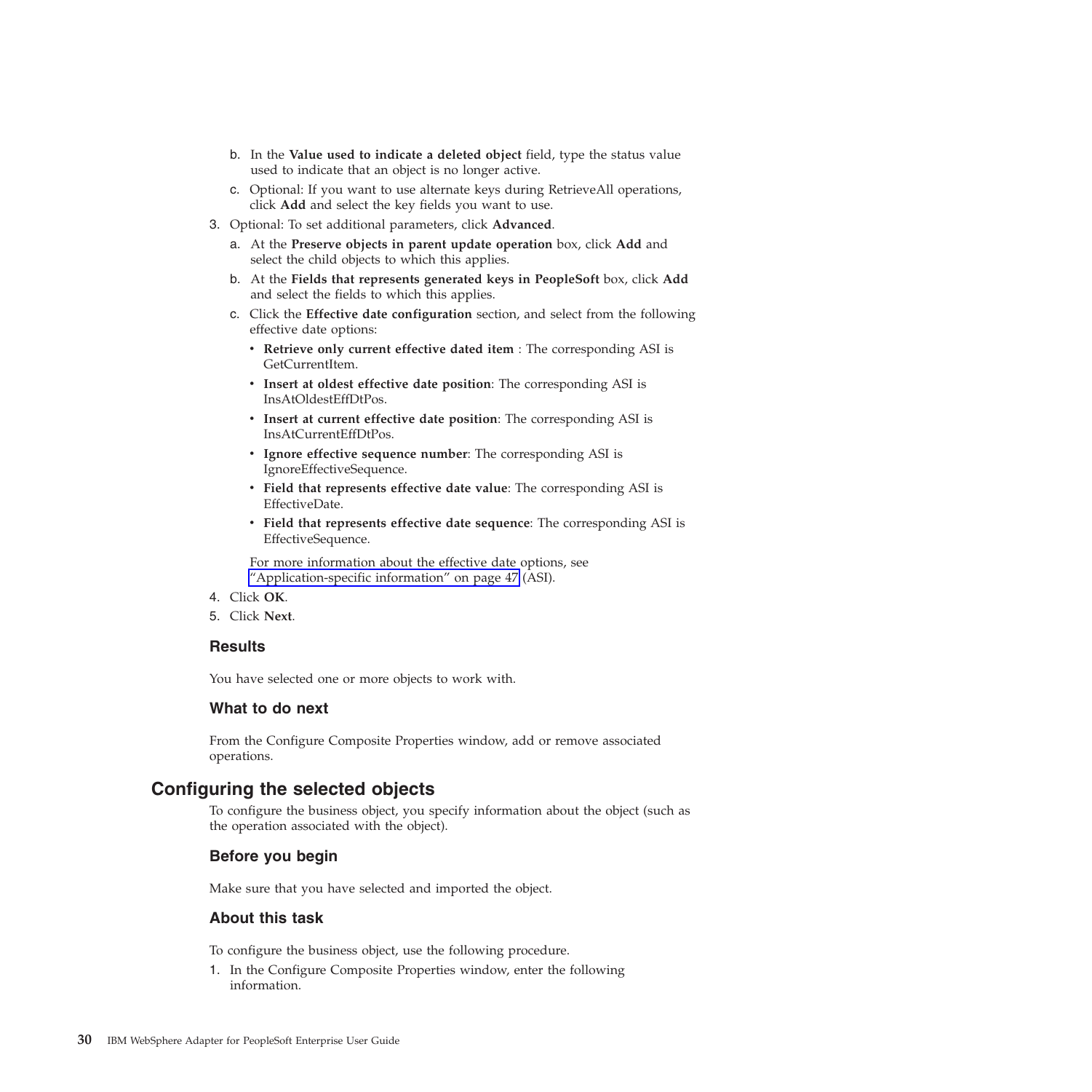b. In the **Value used to indicate a deleted object** field, type the status value used to indicate that an object is no longer active.
   c. Optional: If you want to use alternate keys during RetrieveAll operations, click **Add** and select the key fields you want to use.
3. Optional: To set additional parameters, click **Advanced**.
   a. At the **Preserve objects in parent update operation** box, click **Add** and select the child objects to which this applies.
   b. At the **Fields that represents generated keys in PeopleSoft** box, click **Add** and select the fields to which this applies.
   c. Click the **Effective date configuration** section, and select from the following effective date options:
      - **Retrieve only current effective dated item** : The corresponding ASI is GetCurrentItem.
      - **Insert at oldest effective date position**: The corresponding ASI is InsAtOldestEffDtPos.
      - **Insert at current effective date position**: The corresponding ASI is InsAtCurrentEffDtPos.
      - **Ignore effective sequence number**: The corresponding ASI is IgnoreEffectiveSequence.
      - **Field that represents effective date value**: The corresponding ASI is EffectiveDate.
      - **Field that represents effective date sequence**: The corresponding ASI is EffectiveSequence.

      For more information about the effective date options, see "Application-specific information" on page 47 (ASI).
4. Click **OK**.
5. Click **Next**.

### Results

You have selected one or more objects to work with.

### What to do next

From the Configure Composite Properties window, add or remove associated operations.

## Configuring the selected objects

To configure the business object, you specify information about the object (such as the operation associated with the object).

### Before you begin

Make sure that you have selected and imported the object.

### About this task

To configure the business object, use the following procedure.

1. In the Configure Composite Properties window, enter the following information.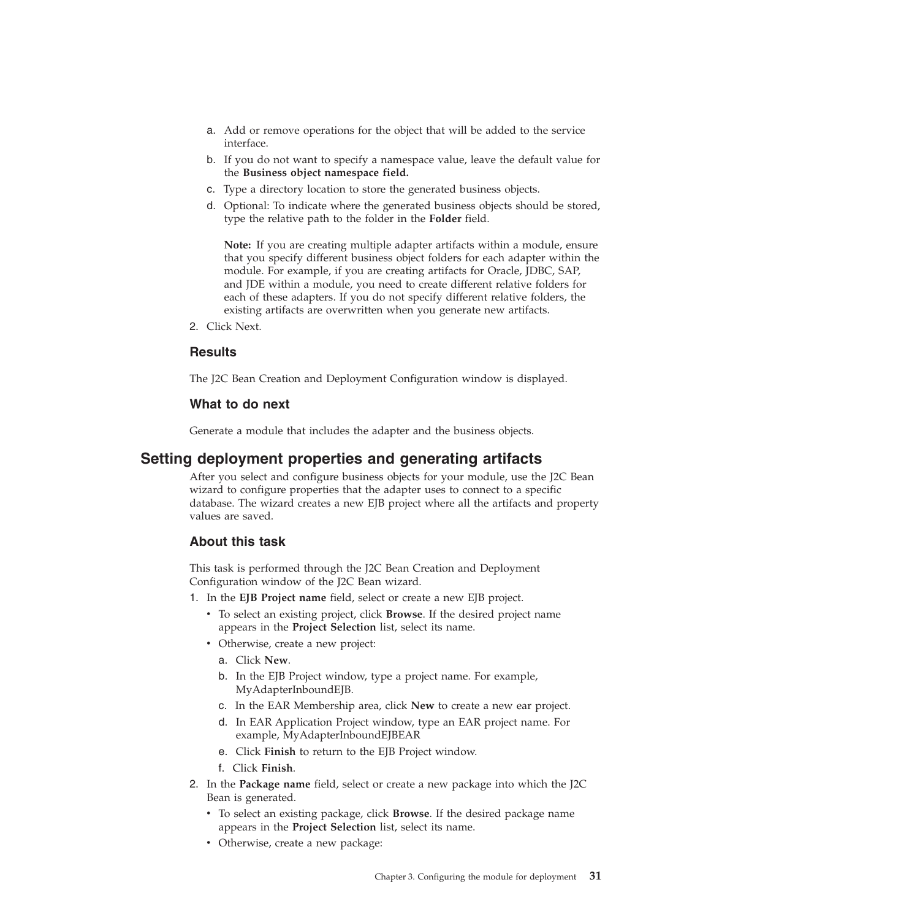a. Add or remove operations for the object that will be added to the service interface.
b. If you do not want to specify a namespace value, leave the default value for the **Business object namespace field.**
c. Type a directory location to store the generated business objects.
d. Optional: To indicate where the generated business objects should be stored, type the relative path to the folder in the **Folder** field.

   **Note:** If you are creating multiple adapter artifacts within a module, ensure that you specify different business object folders for each adapter within the module. For example, if you are creating artifacts for Oracle, JDBC, SAP, and JDE within a module, you need to create different relative folders for each of these adapters. If you do not specify different relative folders, the existing artifacts are overwritten when you generate new artifacts.

2. Click Next.

### Results

The J2C Bean Creation and Deployment Configuration window is displayed.

### What to do next

Generate a module that includes the adapter and the business objects.

## Setting deployment properties and generating artifacts

After you select and configure business objects for your module, use the J2C Bean wizard to configure properties that the adapter uses to connect to a specific database. The wizard creates a new EJB project where all the artifacts and property values are saved.

### About this task

This task is performed through the J2C Bean Creation and Deployment Configuration window of the J2C Bean wizard.

1. In the **EJB Project name** field, select or create a new EJB project.
   - To select an existing project, click **Browse**. If the desired project name appears in the **Project Selection** list, select its name.
   - Otherwise, create a new project:
     a. Click **New**.
     b. In the EJB Project window, type a project name. For example, MyAdapterInboundEJB.
     c. In the EAR Membership area, click **New** to create a new ear project.
     d. In EAR Application Project window, type an EAR project name. For example, MyAdapterInboundEJBEAR
     e. Click **Finish** to return to the EJB Project window.
     f. Click **Finish**.
2. In the **Package name** field, select or create a new package into which the J2C Bean is generated.
   - To select an existing package, click **Browse**. If the desired package name appears in the **Project Selection** list, select its name.
   - Otherwise, create a new package: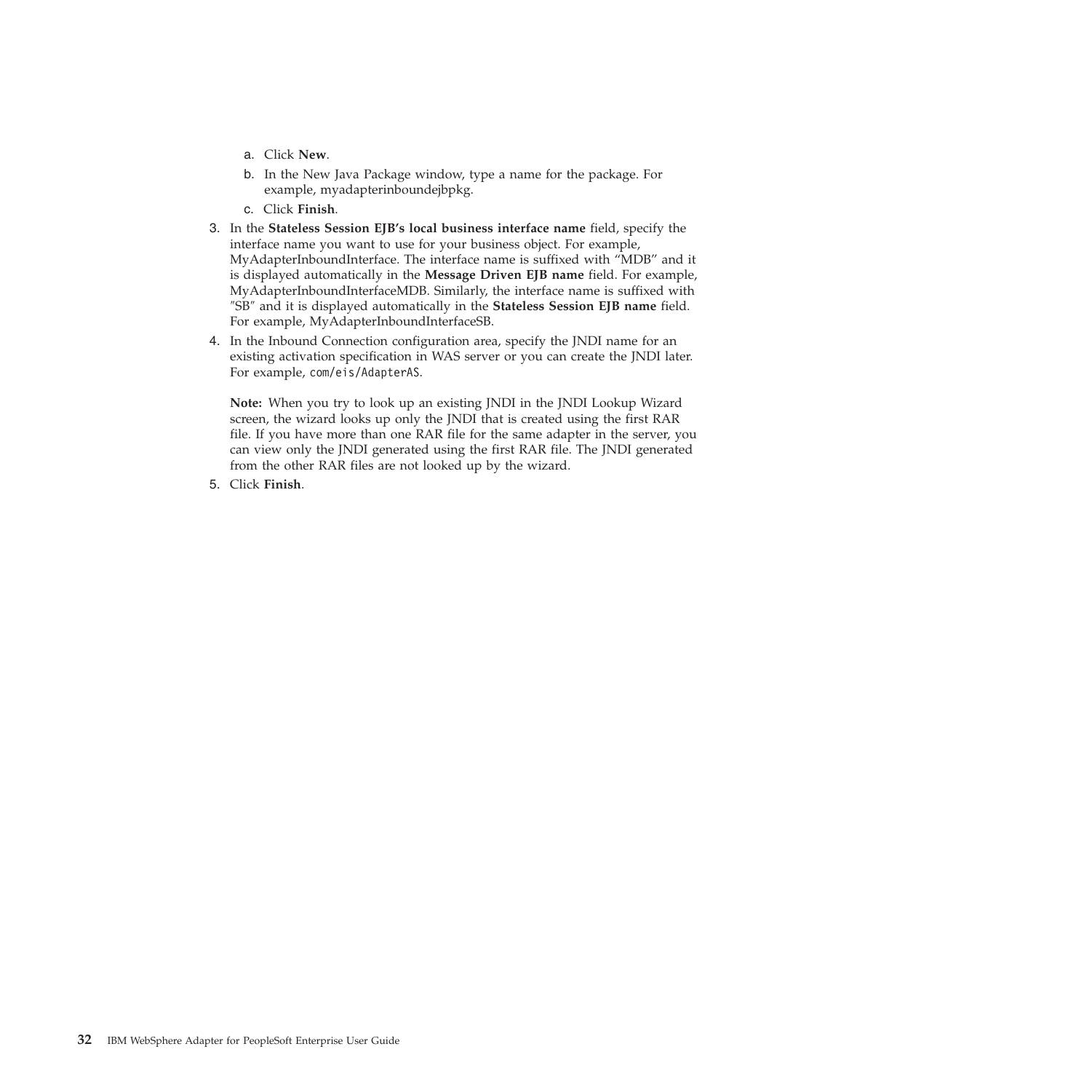a. Click **New**.
   b. In the New Java Package window, type a name for the package. For example, myadapterinboundejbpkg.
   c. Click **Finish**.
3. In the **Stateless Session EJB's local business interface name** field, specify the interface name you want to use for your business object. For example, MyAdapterInboundInterface. The interface name is suffixed with "MDB" and it is displayed automatically in the **Message Driven EJB name** field. For example, MyAdapterInboundInterfaceMDB. Similarly, the interface name is suffixed with "SB" and it is displayed automatically in the **Stateless Session EJB name** field. For example, MyAdapterInboundInterfaceSB.
4. In the Inbound Connection configuration area, specify the JNDI name for an existing activation specification in WAS server or you can create the JNDI later. For example, `com/eis/AdapterAS`.

   **Note:** When you try to look up an existing JNDI in the JNDI Lookup Wizard screen, the wizard looks up only the JNDI that is created using the first RAR file. If you have more than one RAR file for the same adapter in the server, you can view only the JNDI generated using the first RAR file. The JNDI generated from the other RAR files are not looked up by the wizard.
5. Click **Finish**.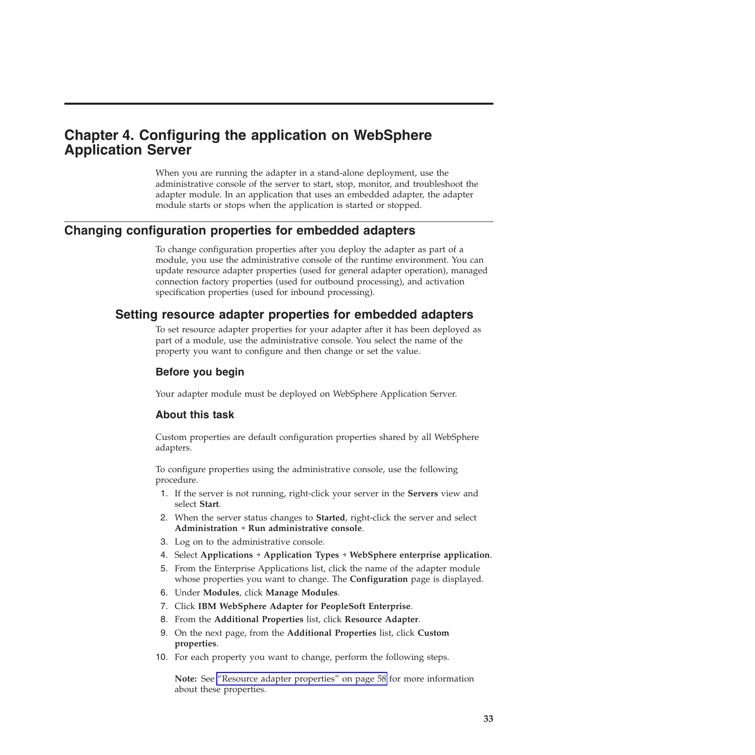# Chapter 4. Configuring the application on WebSphere Application Server

When you are running the adapter in a stand-alone deployment, use the administrative console of the server to start, stop, monitor, and troubleshoot the adapter module. In an application that uses an embedded adapter, the adapter module starts or stops when the application is started or stopped.

## Changing configuration properties for embedded adapters

To change configuration properties after you deploy the adapter as part of a module, you use the administrative console of the runtime environment. You can update resource adapter properties (used for general adapter operation), managed connection factory properties (used for outbound processing), and activation specification properties (used for inbound processing).

### Setting resource adapter properties for embedded adapters

To set resource adapter properties for your adapter after it has been deployed as part of a module, use the administrative console. You select the name of the property you want to configure and then change or set the value.

#### Before you begin

Your adapter module must be deployed on WebSphere Application Server.

#### About this task

Custom properties are default configuration properties shared by all WebSphere adapters.

To configure properties using the administrative console, use the following procedure.

1. If the server is not running, right-click your server in the **Servers** view and select **Start**.
2. When the server status changes to **Started**, right-click the server and select **Administration** → **Run administrative console**.
3. Log on to the administrative console.
4. Select **Applications** → **Application Types** → **WebSphere enterprise application**.
5. From the Enterprise Applications list, click the name of the adapter module whose properties you want to change. The **Configuration** page is displayed.
6. Under **Modules**, click **Manage Modules**.
7. Click **IBM WebSphere Adapter for PeopleSoft Enterprise**.
8. From the **Additional Properties** list, click **Resource Adapter**.
9. On the next page, from the **Additional Properties** list, click **Custom properties**.
10. For each property you want to change, perform the following steps.

    **Note:** See "Resource adapter properties" on page 58 for more information about these properties.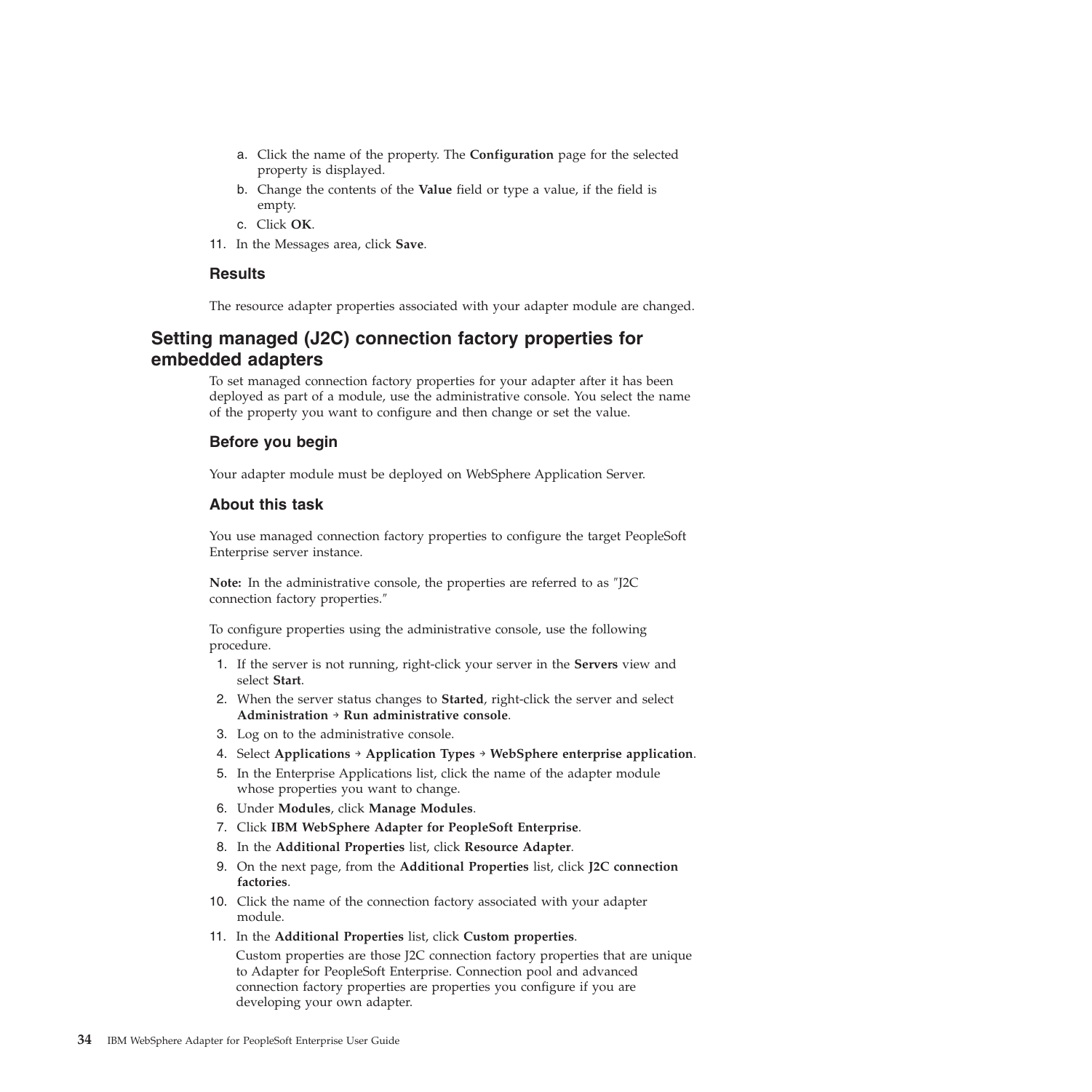a. Click the name of the property. The **Configuration** page for the selected property is displayed.
   b. Change the contents of the **Value** field or type a value, if the field is empty.
   c. Click **OK**.
11. In the Messages area, click **Save**.

### Results

The resource adapter properties associated with your adapter module are changed.

## Setting managed (J2C) connection factory properties for embedded adapters

To set managed connection factory properties for your adapter after it has been deployed as part of a module, use the administrative console. You select the name of the property you want to configure and then change or set the value.

### Before you begin

Your adapter module must be deployed on WebSphere Application Server.

### About this task

You use managed connection factory properties to configure the target PeopleSoft Enterprise server instance.

**Note:** In the administrative console, the properties are referred to as "J2C connection factory properties."

To configure properties using the administrative console, use the following procedure.

1. If the server is not running, right-click your server in the **Servers** view and select **Start**.
2. When the server status changes to **Started**, right-click the server and select **Administration → Run administrative console**.
3. Log on to the administrative console.
4. Select **Applications → Application Types → WebSphere enterprise application**.
5. In the Enterprise Applications list, click the name of the adapter module whose properties you want to change.
6. Under **Modules**, click **Manage Modules**.
7. Click **IBM WebSphere Adapter for PeopleSoft Enterprise**.
8. In the **Additional Properties** list, click **Resource Adapter**.
9. On the next page, from the **Additional Properties** list, click **J2C connection factories**.
10. Click the name of the connection factory associated with your adapter module.
11. In the **Additional Properties** list, click **Custom properties**.

    Custom properties are those J2C connection factory properties that are unique to Adapter for PeopleSoft Enterprise. Connection pool and advanced connection factory properties are properties you configure if you are developing your own adapter.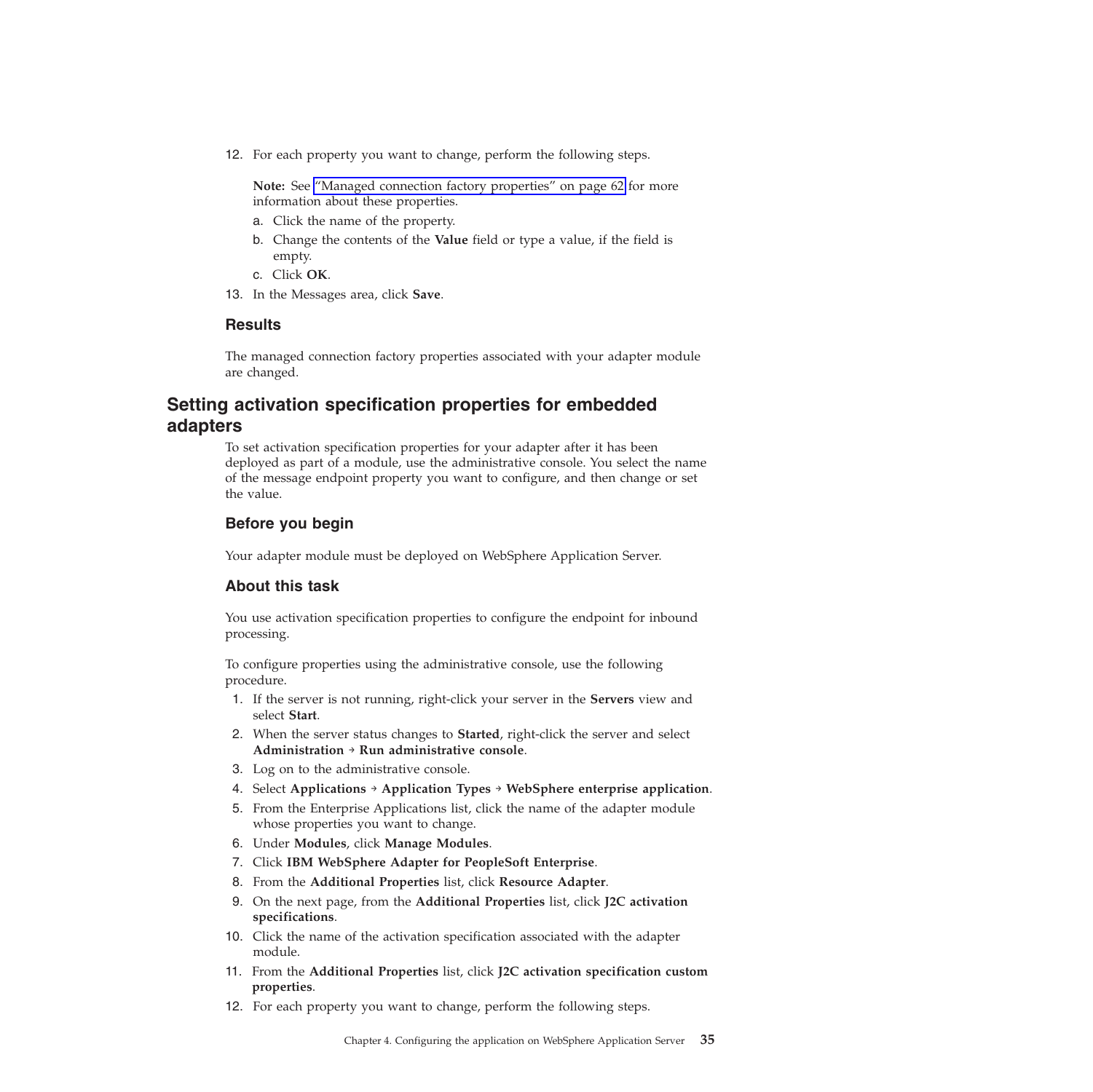12. For each property you want to change, perform the following steps.

    **Note:** See "Managed connection factory properties" on page 62 for more information about these properties.

    a. Click the name of the property.
    b. Change the contents of the **Value** field or type a value, if the field is empty.
    c. Click **OK**.

13. In the Messages area, click **Save**.

### Results

The managed connection factory properties associated with your adapter module are changed.

## Setting activation specification properties for embedded adapters

To set activation specification properties for your adapter after it has been deployed as part of a module, use the administrative console. You select the name of the message endpoint property you want to configure, and then change or set the value.

### Before you begin

Your adapter module must be deployed on WebSphere Application Server.

### About this task

You use activation specification properties to configure the endpoint for inbound processing.

To configure properties using the administrative console, use the following procedure.

1. If the server is not running, right-click your server in the **Servers** view and select **Start**.
2. When the server status changes to **Started**, right-click the server and select **Administration** → **Run administrative console**.
3. Log on to the administrative console.
4. Select **Applications** → **Application Types** → **WebSphere enterprise application**.
5. From the Enterprise Applications list, click the name of the adapter module whose properties you want to change.
6. Under **Modules**, click **Manage Modules**.
7. Click **IBM WebSphere Adapter for PeopleSoft Enterprise**.
8. From the **Additional Properties** list, click **Resource Adapter**.
9. On the next page, from the **Additional Properties** list, click **J2C activation specifications**.
10. Click the name of the activation specification associated with the adapter module.
11. From the **Additional Properties** list, click **J2C activation specification custom properties**.
12. For each property you want to change, perform the following steps.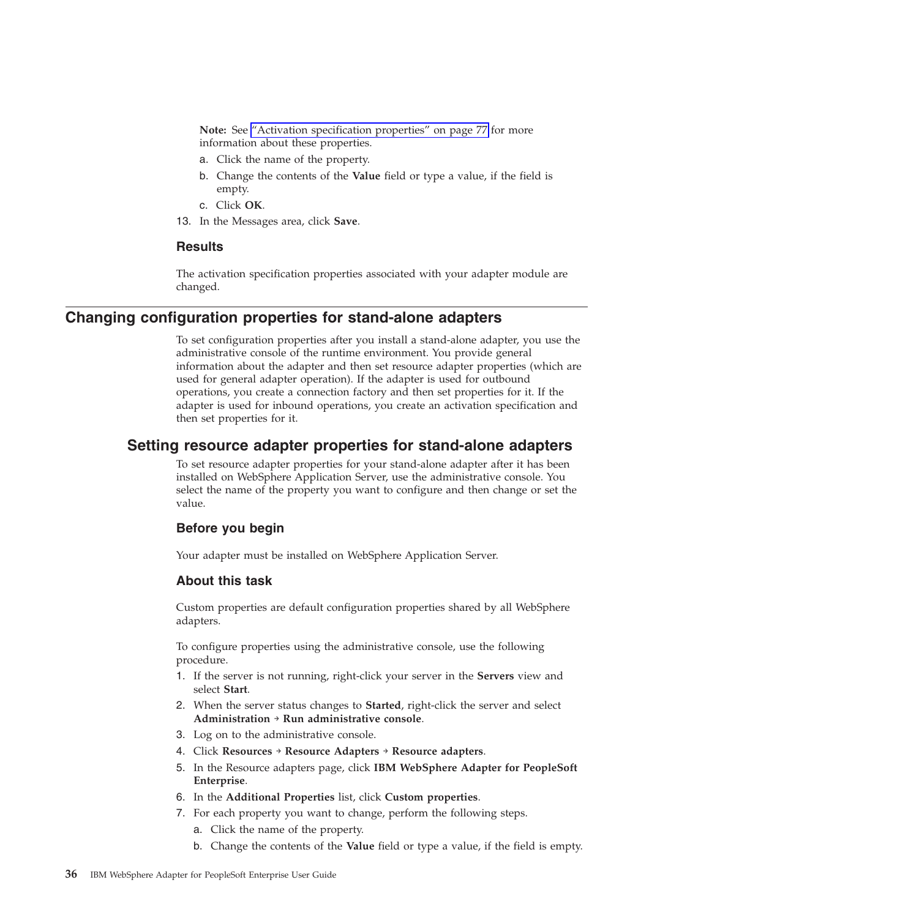**Note:** See "Activation specification properties" on page 77 for more information about these properties.

a. Click the name of the property.
b. Change the contents of the **Value** field or type a value, if the field is empty.
c. Click **OK**.

13. In the Messages area, click **Save**.

### Results

The activation specification properties associated with your adapter module are changed.

## Changing configuration properties for stand-alone adapters

To set configuration properties after you install a stand-alone adapter, you use the administrative console of the runtime environment. You provide general information about the adapter and then set resource adapter properties (which are used for general adapter operation). If the adapter is used for outbound operations, you create a connection factory and then set properties for it. If the adapter is used for inbound operations, you create an activation specification and then set properties for it.

## Setting resource adapter properties for stand-alone adapters

To set resource adapter properties for your stand-alone adapter after it has been installed on WebSphere Application Server, use the administrative console. You select the name of the property you want to configure and then change or set the value.

### Before you begin

Your adapter must be installed on WebSphere Application Server.

### About this task

Custom properties are default configuration properties shared by all WebSphere adapters.

To configure properties using the administrative console, use the following procedure.

1. If the server is not running, right-click your server in the **Servers** view and select **Start**.
2. When the server status changes to **Started**, right-click the server and select **Administration → Run administrative console**.
3. Log on to the administrative console.
4. Click **Resources → Resource Adapters → Resource adapters**.
5. In the Resource adapters page, click **IBM WebSphere Adapter for PeopleSoft Enterprise**.
6. In the **Additional Properties** list, click **Custom properties**.
7. For each property you want to change, perform the following steps.
   a. Click the name of the property.
   b. Change the contents of the **Value** field or type a value, if the field is empty.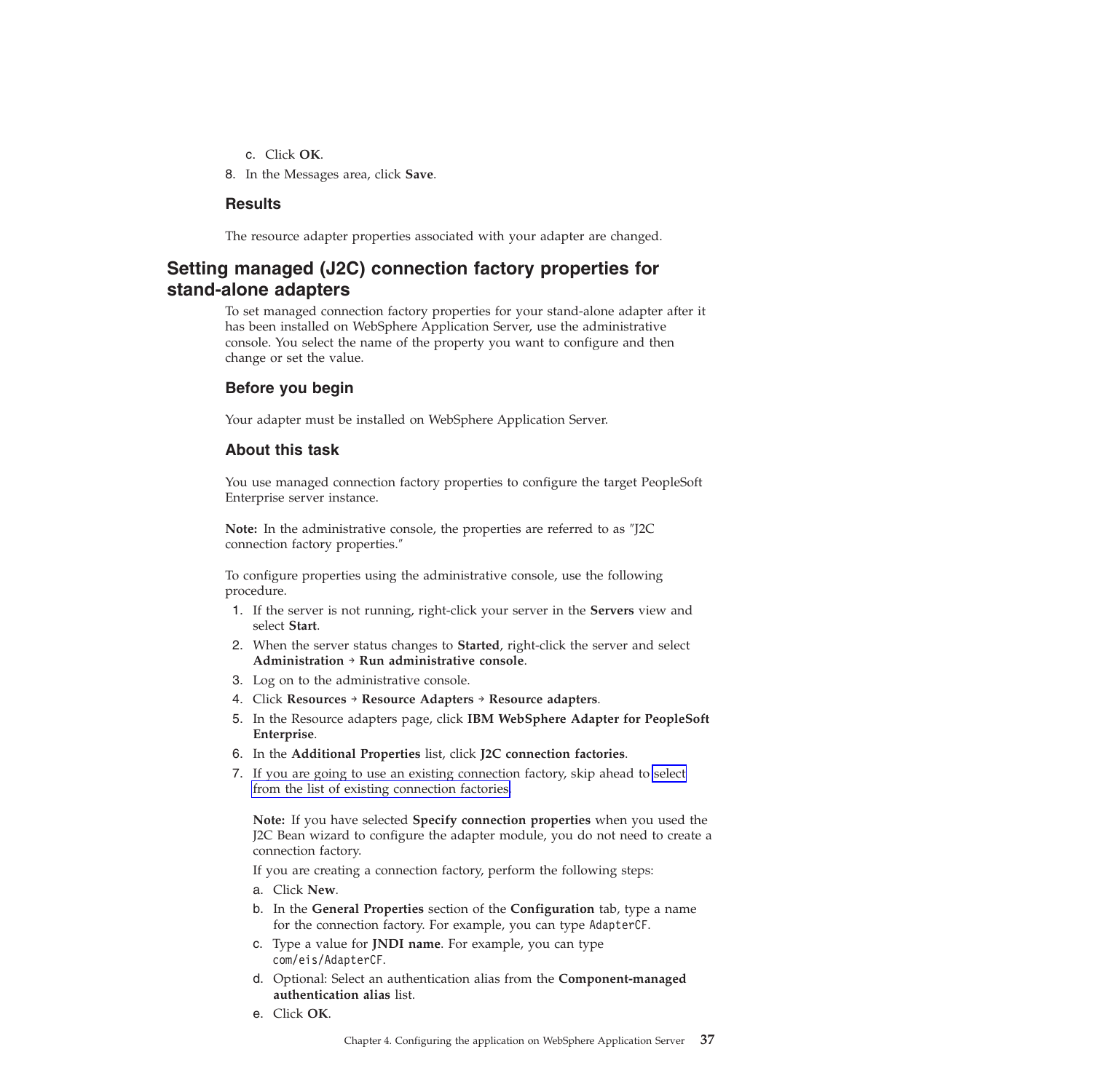c. Click **OK**.

8. In the Messages area, click **Save**.

### Results

The resource adapter properties associated with your adapter are changed.

## Setting managed (J2C) connection factory properties for stand-alone adapters

To set managed connection factory properties for your stand-alone adapter after it has been installed on WebSphere Application Server, use the administrative console. You select the name of the property you want to configure and then change or set the value.

### Before you begin

Your adapter must be installed on WebSphere Application Server.

### About this task

You use managed connection factory properties to configure the target PeopleSoft Enterprise server instance.

**Note:** In the administrative console, the properties are referred to as "J2C connection factory properties."

To configure properties using the administrative console, use the following procedure.

1. If the server is not running, right-click your server in the **Servers** view and select **Start**.
2. When the server status changes to **Started**, right-click the server and select **Administration** → **Run administrative console**.
3. Log on to the administrative console.
4. Click **Resources** → **Resource Adapters** → **Resource adapters**.
5. In the Resource adapters page, click **IBM WebSphere Adapter for PeopleSoft Enterprise**.
6. In the **Additional Properties** list, click **J2C connection factories**.
7. If you are going to use an existing connection factory, skip ahead to select from the list of existing connection factories.

   **Note:** If you have selected **Specify connection properties** when you used the J2C Bean wizard to configure the adapter module, you do not need to create a connection factory.

   If you are creating a connection factory, perform the following steps:

   a. Click **New**.
   b. In the **General Properties** section of the **Configuration** tab, type a name for the connection factory. For example, you can type `AdapterCF`.
   c. Type a value for **JNDI name**. For example, you can type `com/eis/AdapterCF`.
   d. Optional: Select an authentication alias from the **Component-managed authentication alias** list.
   e. Click **OK**.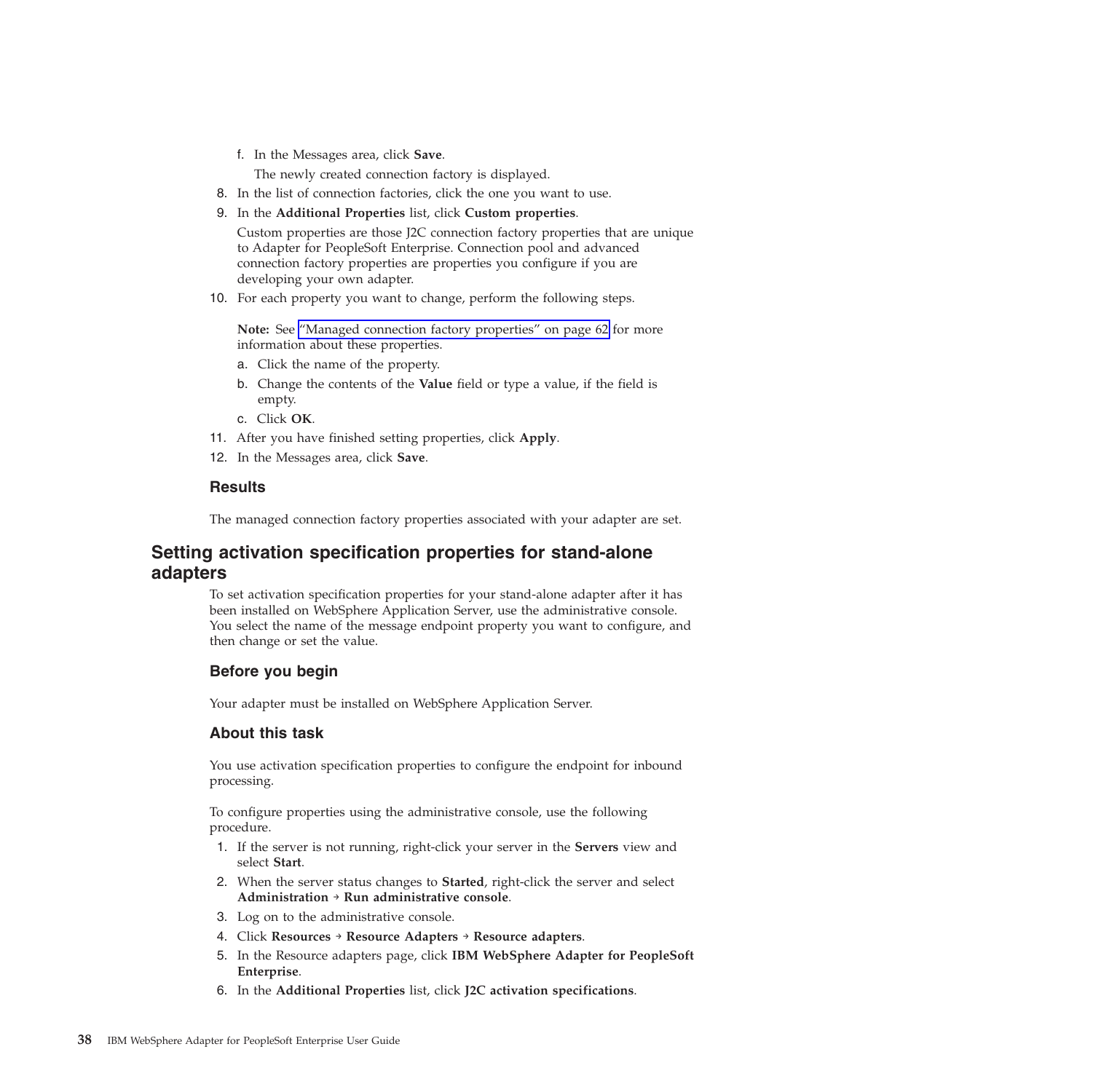f. In the Messages area, click **Save**.

   The newly created connection factory is displayed.

8. In the list of connection factories, click the one you want to use.
9. In the **Additional Properties** list, click **Custom properties**.

   Custom properties are those J2C connection factory properties that are unique to Adapter for PeopleSoft Enterprise. Connection pool and advanced connection factory properties are properties you configure if you are developing your own adapter.

10. For each property you want to change, perform the following steps.

    **Note:** See "Managed connection factory properties" on page 62 for more information about these properties.

    a. Click the name of the property.
    b. Change the contents of the **Value** field or type a value, if the field is empty.
    c. Click **OK**.
11. After you have finished setting properties, click **Apply**.
12. In the Messages area, click **Save**.

### Results

The managed connection factory properties associated with your adapter are set.

## Setting activation specification properties for stand-alone adapters

To set activation specification properties for your stand-alone adapter after it has been installed on WebSphere Application Server, use the administrative console. You select the name of the message endpoint property you want to configure, and then change or set the value.

### Before you begin

Your adapter must be installed on WebSphere Application Server.

### About this task

You use activation specification properties to configure the endpoint for inbound processing.

To configure properties using the administrative console, use the following procedure.

1. If the server is not running, right-click your server in the **Servers** view and select **Start**.
2. When the server status changes to **Started**, right-click the server and select **Administration** → **Run administrative console**.
3. Log on to the administrative console.
4. Click **Resources** → **Resource Adapters** → **Resource adapters**.
5. In the Resource adapters page, click **IBM WebSphere Adapter for PeopleSoft Enterprise**.
6. In the **Additional Properties** list, click **J2C activation specifications**.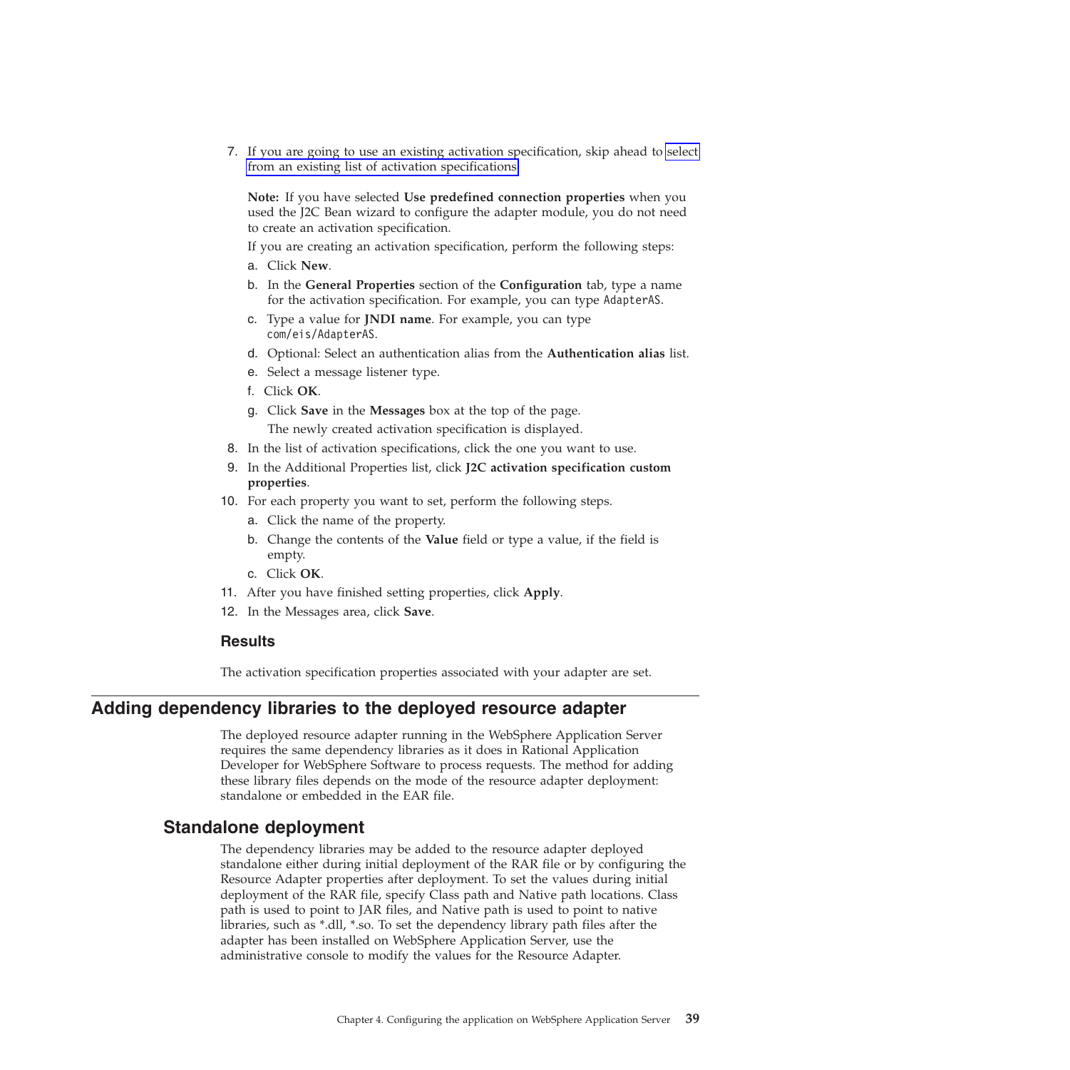7. If you are going to use an existing activation specification, skip ahead to select from an existing list of activation specifications

   **Note:** If you have selected **Use predefined connection properties** when you used the J2C Bean wizard to configure the adapter module, you do not need to create an activation specification.

   If you are creating an activation specification, perform the following steps:

   a. Click **New**.

   b. In the **General Properties** section of the **Configuration** tab, type a name for the activation specification. For example, you can type `AdapterAS`.

   c. Type a value for **JNDI name**. For example, you can type `com/eis/AdapterAS`.

   d. Optional: Select an authentication alias from the **Authentication alias** list.

   e. Select a message listener type.

   f. Click **OK**.

   g. Click **Save** in the **Messages** box at the top of the page.

      The newly created activation specification is displayed.

8. In the list of activation specifications, click the one you want to use.

9. In the Additional Properties list, click **J2C activation specification custom properties**.

10. For each property you want to set, perform the following steps.

    a. Click the name of the property.

    b. Change the contents of the **Value** field or type a value, if the field is empty.

    c. Click **OK**.

11. After you have finished setting properties, click **Apply**.

12. In the Messages area, click **Save**.

### Results

The activation specification properties associated with your adapter are set.

## Adding dependency libraries to the deployed resource adapter

The deployed resource adapter running in the WebSphere Application Server requires the same dependency libraries as it does in Rational Application Developer for WebSphere Software to process requests. The method for adding these library files depends on the mode of the resource adapter deployment: standalone or embedded in the EAR file.

### Standalone deployment

The dependency libraries may be added to the resource adapter deployed standalone either during initial deployment of the RAR file or by configuring the Resource Adapter properties after deployment. To set the values during initial deployment of the RAR file, specify Class path and Native path locations. Class path is used to point to JAR files, and Native path is used to point to native libraries, such as *.dll, *.so. To set the dependency library path files after the adapter has been installed on WebSphere Application Server, use the administrative console to modify the values for the Resource Adapter.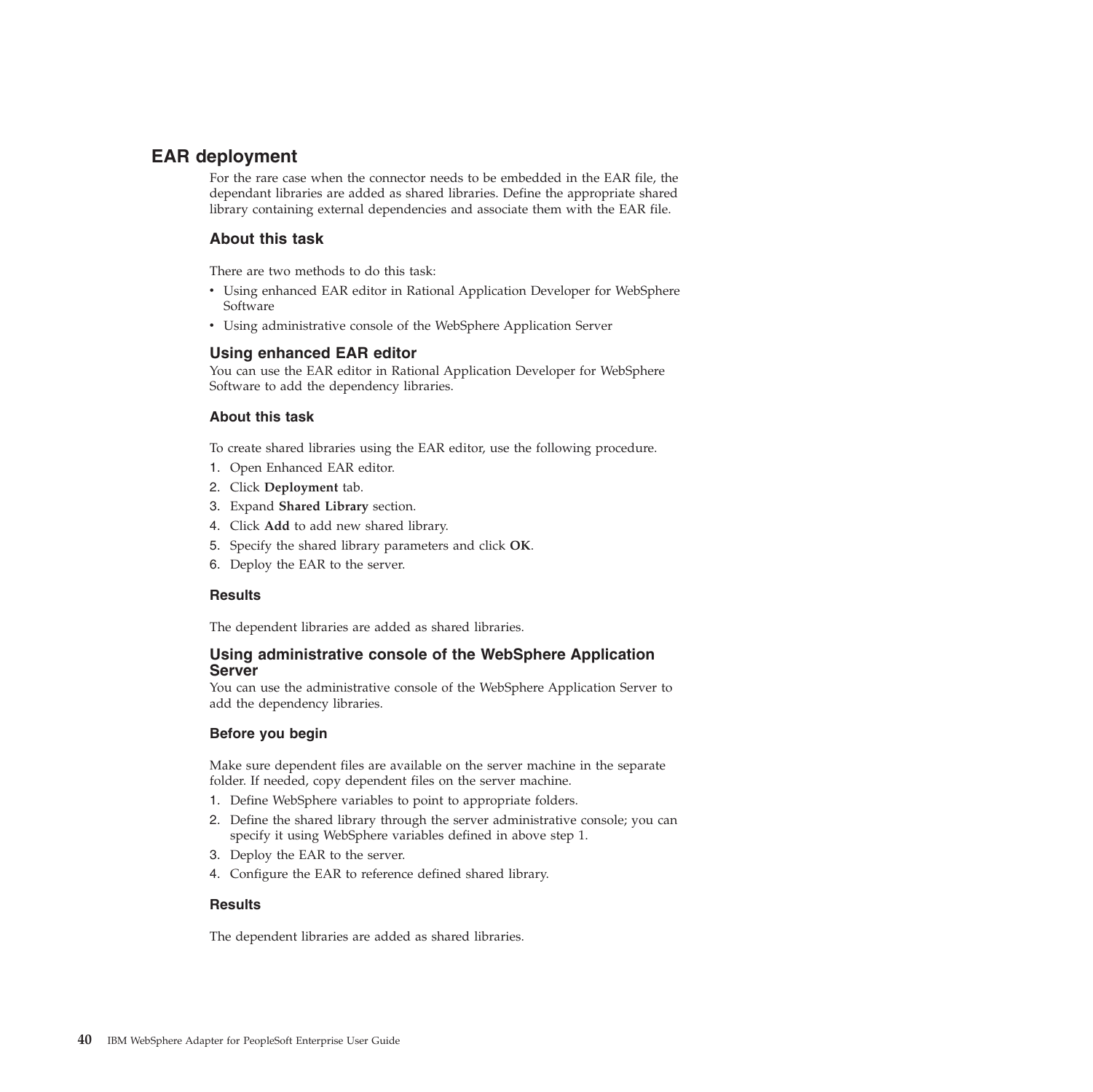## EAR deployment

For the rare case when the connector needs to be embedded in the EAR file, the dependant libraries are added as shared libraries. Define the appropriate shared library containing external dependencies and associate them with the EAR file.

### About this task

There are two methods to do this task:

- Using enhanced EAR editor in Rational Application Developer for WebSphere Software
- Using administrative console of the WebSphere Application Server

### Using enhanced EAR editor

You can use the EAR editor in Rational Application Developer for WebSphere Software to add the dependency libraries.

#### About this task

To create shared libraries using the EAR editor, use the following procedure.

1. Open Enhanced EAR editor.
2. Click **Deployment** tab.
3. Expand **Shared Library** section.
4. Click **Add** to add new shared library.
5. Specify the shared library parameters and click **OK**.
6. Deploy the EAR to the server.

#### Results

The dependent libraries are added as shared libraries.

### Using administrative console of the WebSphere Application Server

You can use the administrative console of the WebSphere Application Server to add the dependency libraries.

#### Before you begin

Make sure dependent files are available on the server machine in the separate folder. If needed, copy dependent files on the server machine.

1. Define WebSphere variables to point to appropriate folders.
2. Define the shared library through the server administrative console; you can specify it using WebSphere variables defined in above step 1.
3. Deploy the EAR to the server.
4. Configure the EAR to reference defined shared library.

#### Results

The dependent libraries are added as shared libraries.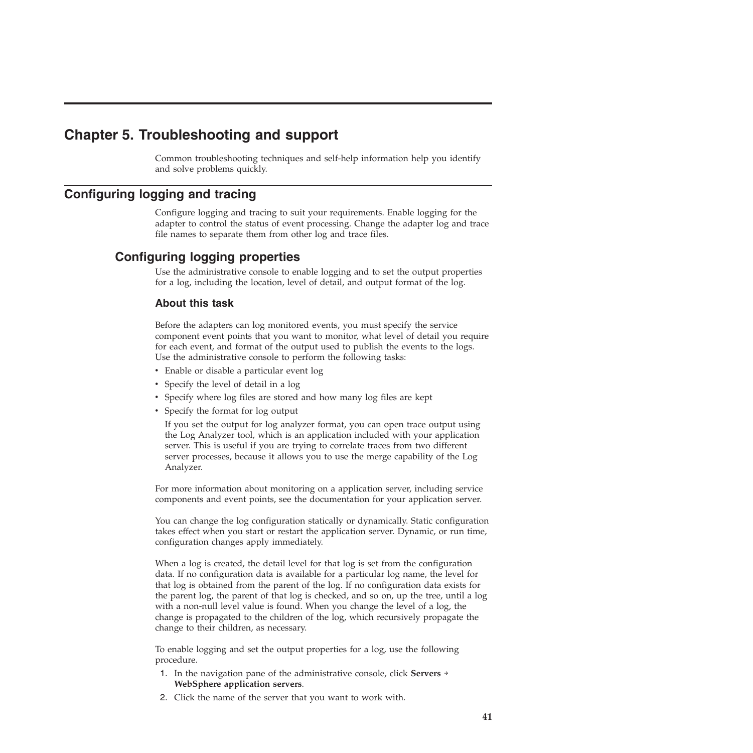# Chapter 5. Troubleshooting and support

Common troubleshooting techniques and self-help information help you identify and solve problems quickly.

## Configuring logging and tracing

Configure logging and tracing to suit your requirements. Enable logging for the adapter to control the status of event processing. Change the adapter log and trace file names to separate them from other log and trace files.

### Configuring logging properties

Use the administrative console to enable logging and to set the output properties for a log, including the location, level of detail, and output format of the log.

#### About this task

Before the adapters can log monitored events, you must specify the service component event points that you want to monitor, what level of detail you require for each event, and format of the output used to publish the events to the logs. Use the administrative console to perform the following tasks:

- Enable or disable a particular event log
- Specify the level of detail in a log
- Specify where log files are stored and how many log files are kept
- Specify the format for log output

  If you set the output for log analyzer format, you can open trace output using the Log Analyzer tool, which is an application included with your application server. This is useful if you are trying to correlate traces from two different server processes, because it allows you to use the merge capability of the Log Analyzer.

For more information about monitoring on a application server, including service components and event points, see the documentation for your application server.

You can change the log configuration statically or dynamically. Static configuration takes effect when you start or restart the application server. Dynamic, or run time, configuration changes apply immediately.

When a log is created, the detail level for that log is set from the configuration data. If no configuration data is available for a particular log name, the level for that log is obtained from the parent of the log. If no configuration data exists for the parent log, the parent of that log is checked, and so on, up the tree, until a log with a non-null level value is found. When you change the level of a log, the change is propagated to the children of the log, which recursively propagate the change to their children, as necessary.

To enable logging and set the output properties for a log, use the following procedure.

1. In the navigation pane of the administrative console, click **Servers** → **WebSphere application servers**.
2. Click the name of the server that you want to work with.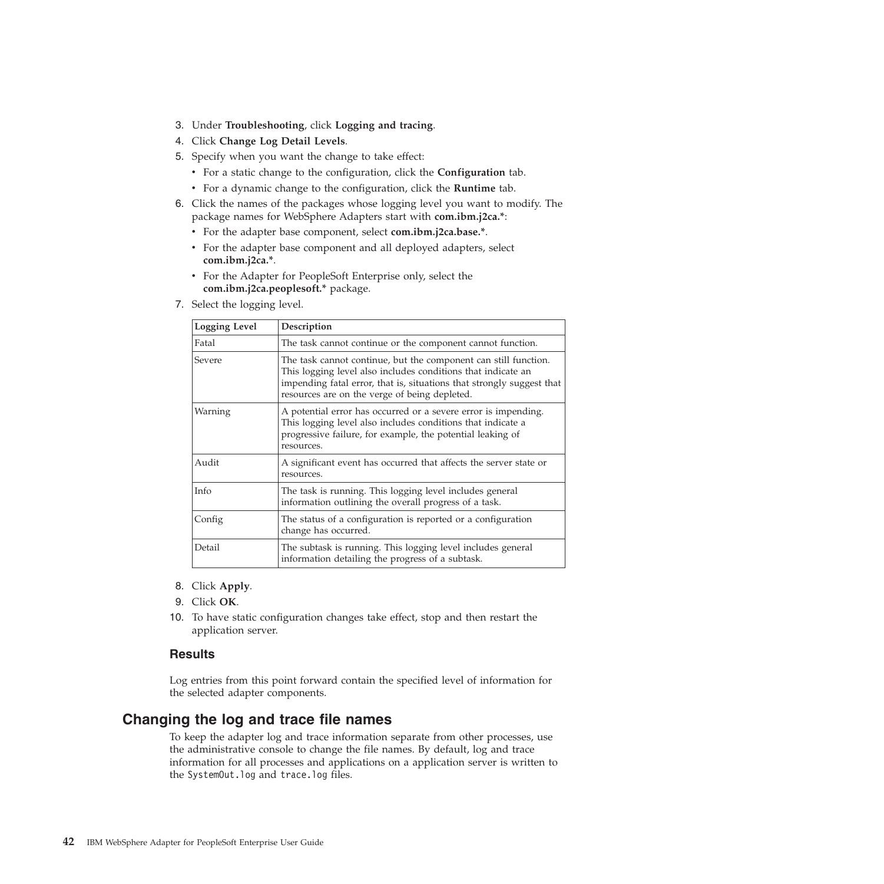3. Under **Troubleshooting**, click **Logging and tracing**.
4. Click **Change Log Detail Levels**.
5. Specify when you want the change to take effect:
   - For a static change to the configuration, click the **Configuration** tab.
   - For a dynamic change to the configuration, click the **Runtime** tab.
6. Click the names of the packages whose logging level you want to modify. The package names for WebSphere Adapters start with **com.ibm.j2ca.***:
   - For the adapter base component, select **com.ibm.j2ca.base.***.
   - For the adapter base component and all deployed adapters, select **com.ibm.j2ca.***.
   - For the Adapter for PeopleSoft Enterprise only, select the **com.ibm.j2ca.peoplesoft.*** package.
7. Select the logging level.

| Logging Level | Description |
| --- | --- |
| Fatal | The task cannot continue or the component cannot function. |
| Severe | The task cannot continue, but the component can still function. This logging level also includes conditions that indicate an impending fatal error, that is, situations that strongly suggest that resources are on the verge of being depleted. |
| Warning | A potential error has occurred or a severe error is impending. This logging level also includes conditions that indicate a progressive failure, for example, the potential leaking of resources. |
| Audit | A significant event has occurred that affects the server state or resources. |
| Info | The task is running. This logging level includes general information outlining the overall progress of a task. |
| Config | The status of a configuration is reported or a configuration change has occurred. |
| Detail | The subtask is running. This logging level includes general information detailing the progress of a subtask. |

8. Click **Apply**.
9. Click **OK**.
10. To have static configuration changes take effect, stop and then restart the application server.

### Results

Log entries from this point forward contain the specified level of information for the selected adapter components.

## Changing the log and trace file names

To keep the adapter log and trace information separate from other processes, use the administrative console to change the file names. By default, log and trace information for all processes and applications on a application server is written to the `SystemOut.log` and `trace.log` files.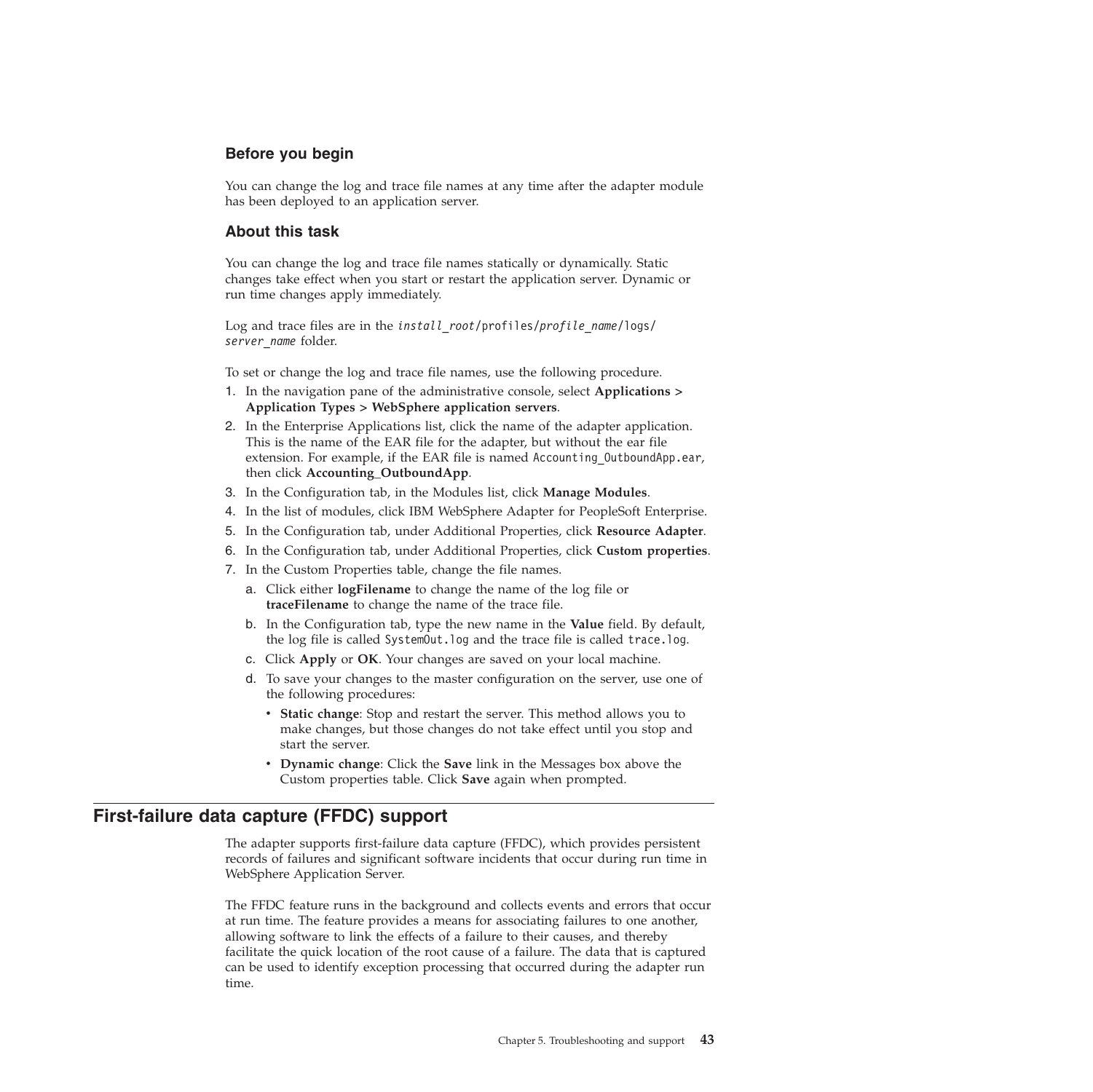### Before you begin

You can change the log and trace file names at any time after the adapter module has been deployed to an application server.

### About this task

You can change the log and trace file names statically or dynamically. Static changes take effect when you start or restart the application server. Dynamic or run time changes apply immediately.

Log and trace files are in the *install_root*/profiles/*profile_name*/logs/*server_name* folder.

To set or change the log and trace file names, use the following procedure.

1. In the navigation pane of the administrative console, select **Applications > Application Types > WebSphere application servers**.
2. In the Enterprise Applications list, click the name of the adapter application. This is the name of the EAR file for the adapter, but without the ear file extension. For example, if the EAR file is named `Accounting_OutboundApp.ear`, then click **Accounting_OutboundApp**.
3. In the Configuration tab, in the Modules list, click **Manage Modules**.
4. In the list of modules, click IBM WebSphere Adapter for PeopleSoft Enterprise.
5. In the Configuration tab, under Additional Properties, click **Resource Adapter**.
6. In the Configuration tab, under Additional Properties, click **Custom properties**.
7. In the Custom Properties table, change the file names.
   a. Click either **logFilename** to change the name of the log file or **traceFilename** to change the name of the trace file.
   b. In the Configuration tab, type the new name in the **Value** field. By default, the log file is called `SystemOut.log` and the trace file is called `trace.log`.
   c. Click **Apply** or **OK**. Your changes are saved on your local machine.
   d. To save your changes to the master configuration on the server, use one of the following procedures:
      - **Static change**: Stop and restart the server. This method allows you to make changes, but those changes do not take effect until you stop and start the server.
      - **Dynamic change**: Click the **Save** link in the Messages box above the Custom properties table. Click **Save** again when prompted.

## First-failure data capture (FFDC) support

The adapter supports first-failure data capture (FFDC), which provides persistent records of failures and significant software incidents that occur during run time in WebSphere Application Server.

The FFDC feature runs in the background and collects events and errors that occur at run time. The feature provides a means for associating failures to one another, allowing software to link the effects of a failure to their causes, and thereby facilitate the quick location of the root cause of a failure. The data that is captured can be used to identify exception processing that occurred during the adapter run time.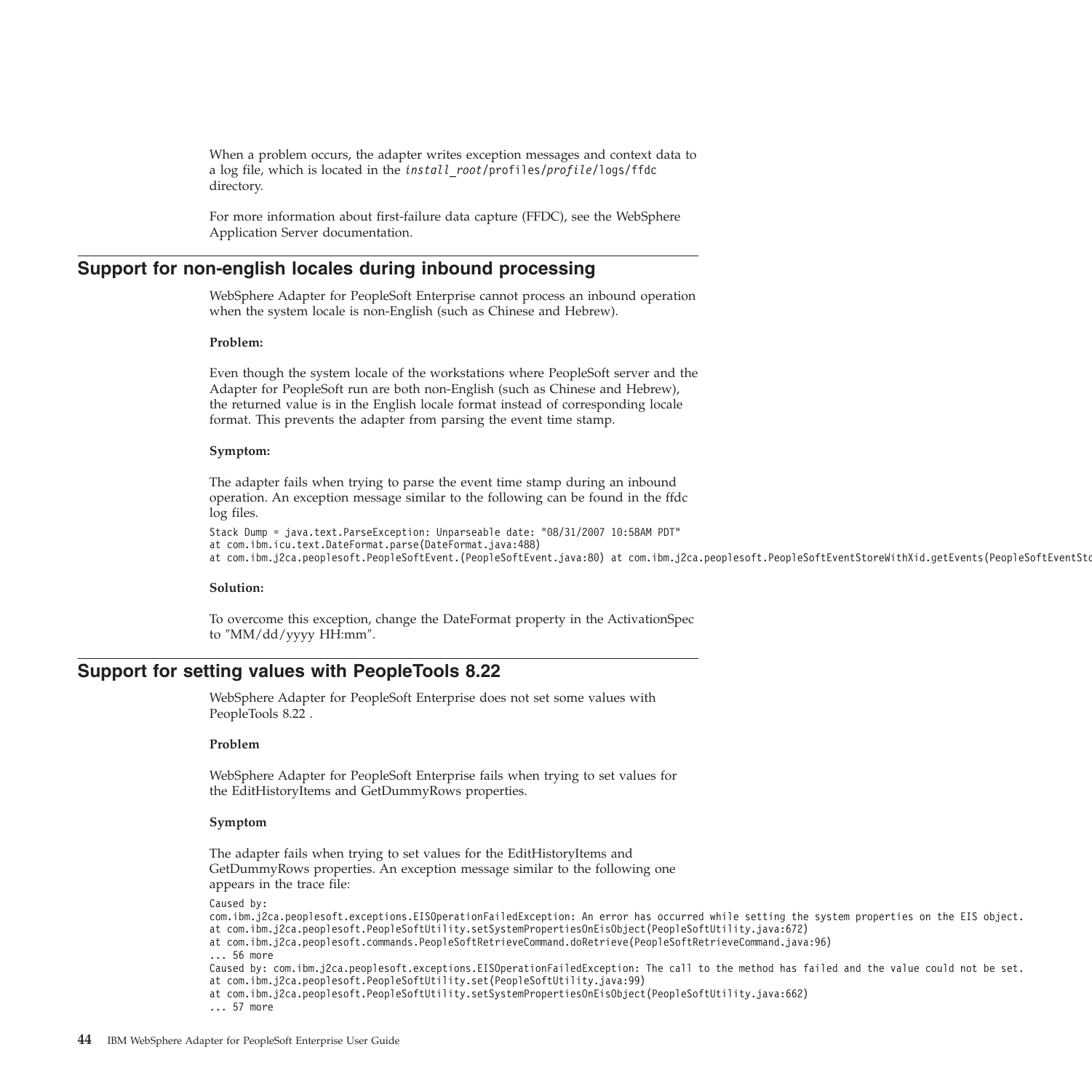When a problem occurs, the adapter writes exception messages and context data to a log file, which is located in the *install_root*/profiles/*profile*/logs/ffdc directory.

For more information about first-failure data capture (FFDC), see the WebSphere Application Server documentation.

## Support for non-english locales during inbound processing

WebSphere Adapter for PeopleSoft Enterprise cannot process an inbound operation when the system locale is non-English (such as Chinese and Hebrew).

**Problem:**

Even though the system locale of the workstations where PeopleSoft server and the Adapter for PeopleSoft run are both non-English (such as Chinese and Hebrew), the returned value is in the English locale format instead of corresponding locale format. This prevents the adapter from parsing the event time stamp.

**Symptom:**

The adapter fails when trying to parse the event time stamp during an inbound operation. An exception message similar to the following can be found in the ffdc log files.

```
Stack Dump = java.text.ParseException: Unparseable date: "08/31/2007 10:58AM PDT"
at com.ibm.icu.text.DateFormat.parse(DateFormat.java:488)
at com.ibm.j2ca.peoplesoft.PeopleSoftEvent.(PeopleSoftEvent.java:80) at com.ibm.j2ca.peoplesoft.PeopleSoftEventStoreWithXid.getEvents(PeopleSoftEventSto
```

**Solution:**

To overcome this exception, change the DateFormat property in the ActivationSpec to ″MM/dd/yyyy HH:mm″.

## Support for setting values with PeopleTools 8.22

WebSphere Adapter for PeopleSoft Enterprise does not set some values with PeopleTools 8.22 .

**Problem**

WebSphere Adapter for PeopleSoft Enterprise fails when trying to set values for the EditHistoryItems and GetDummyRows properties.

**Symptom**

The adapter fails when trying to set values for the EditHistoryItems and GetDummyRows properties. An exception message similar to the following one appears in the trace file:

```
Caused by:
com.ibm.j2ca.peoplesoft.exceptions.EISOperationFailedException: An error has occurred while setting the system properties on the EIS object.
at com.ibm.j2ca.peoplesoft.PeopleSoftUtility.setSystemPropertiesOnEisObject(PeopleSoftUtility.java:672)
at com.ibm.j2ca.peoplesoft.commands.PeopleSoftRetrieveCommand.doRetrieve(PeopleSoftRetrieveCommand.java:96)
... 56 more
Caused by: com.ibm.j2ca.peoplesoft.exceptions.EISOperationFailedException: The call to the method has failed and the value could not be set.
at com.ibm.j2ca.peoplesoft.PeopleSoftUtility.set(PeopleSoftUtility.java:99)
at com.ibm.j2ca.peoplesoft.PeopleSoftUtility.setSystemPropertiesOnEisObject(PeopleSoftUtility.java:662)
... 57 more
```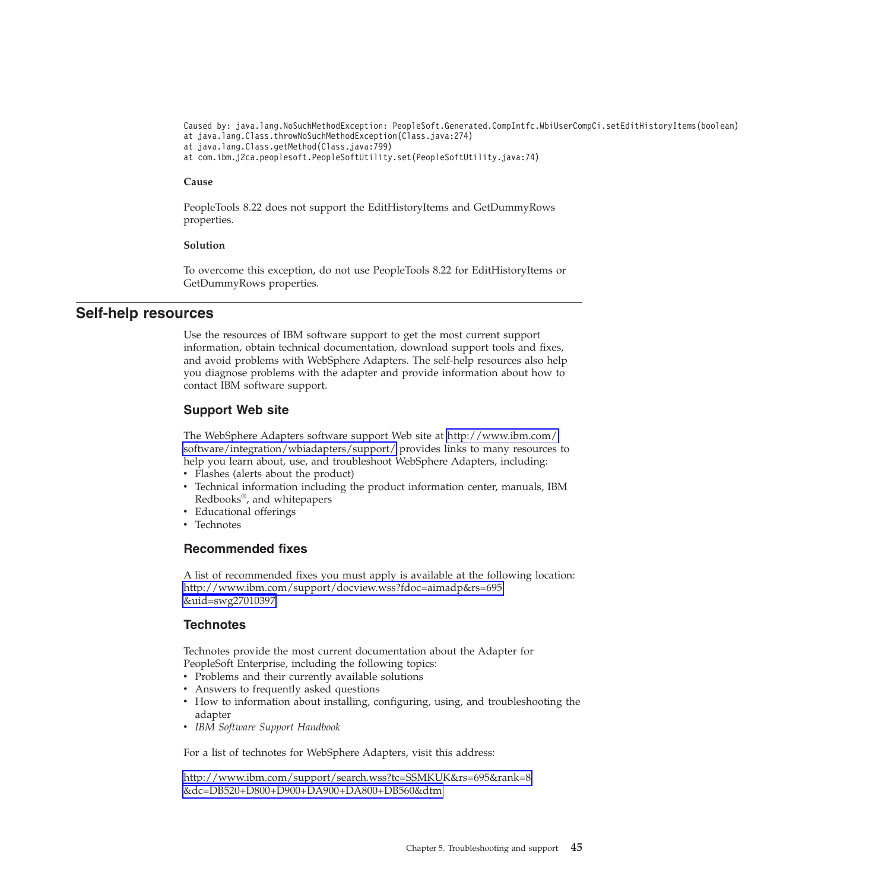```
Caused by: java.lang.NoSuchMethodException: PeopleSoft.Generated.CompIntfc.WbiUserCompCi.setEditHistoryItems(boolean)
at java.lang.Class.throwNoSuchMethodException(Class.java:274)
at java.lang.Class.getMethod(Class.java:799)
at com.ibm.j2ca.peoplesoft.PeopleSoftUtility.set(PeopleSoftUtility.java:74)
```

**Cause**

PeopleTools 8.22 does not support the EditHistoryItems and GetDummyRows properties.

**Solution**

To overcome this exception, do not use PeopleTools 8.22 for EditHistoryItems or GetDummyRows properties.

## Self-help resources

Use the resources of IBM software support to get the most current support information, obtain technical documentation, download support tools and fixes, and avoid problems with WebSphere Adapters. The self-help resources also help you diagnose problems with the adapter and provide information about how to contact IBM software support.

### Support Web site

The WebSphere Adapters software support Web site at http://www.ibm.com/software/integration/wbiadapters/support/ provides links to many resources to help you learn about, use, and troubleshoot WebSphere Adapters, including:

- Flashes (alerts about the product)
- Technical information including the product information center, manuals, IBM Redbooks®, and whitepapers
- Educational offerings
- Technotes

### Recommended fixes

A list of recommended fixes you must apply is available at the following location: http://www.ibm.com/support/docview.wss?fdoc=aimadp&rs=695&uid=swg27010397

### Technotes

Technotes provide the most current documentation about the Adapter for PeopleSoft Enterprise, including the following topics:

- Problems and their currently available solutions
- Answers to frequently asked questions
- How to information about installing, configuring, using, and troubleshooting the adapter
- *IBM Software Support Handbook*

For a list of technotes for WebSphere Adapters, visit this address:

http://www.ibm.com/support/search.wss?tc=SSMKUK&rs=695&rank=8&dc=DB520+D800+D900+DA900+DA800+DB560&dtm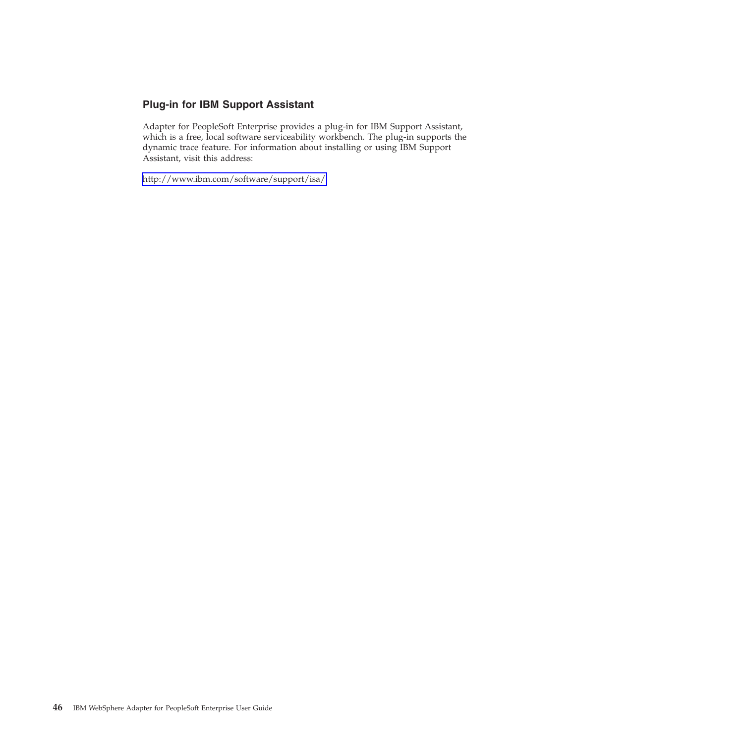### Plug-in for IBM Support Assistant

Adapter for PeopleSoft Enterprise provides a plug-in for IBM Support Assistant, which is a free, local software serviceability workbench. The plug-in supports the dynamic trace feature. For information about installing or using IBM Support Assistant, visit this address:

http://www.ibm.com/software/support/isa/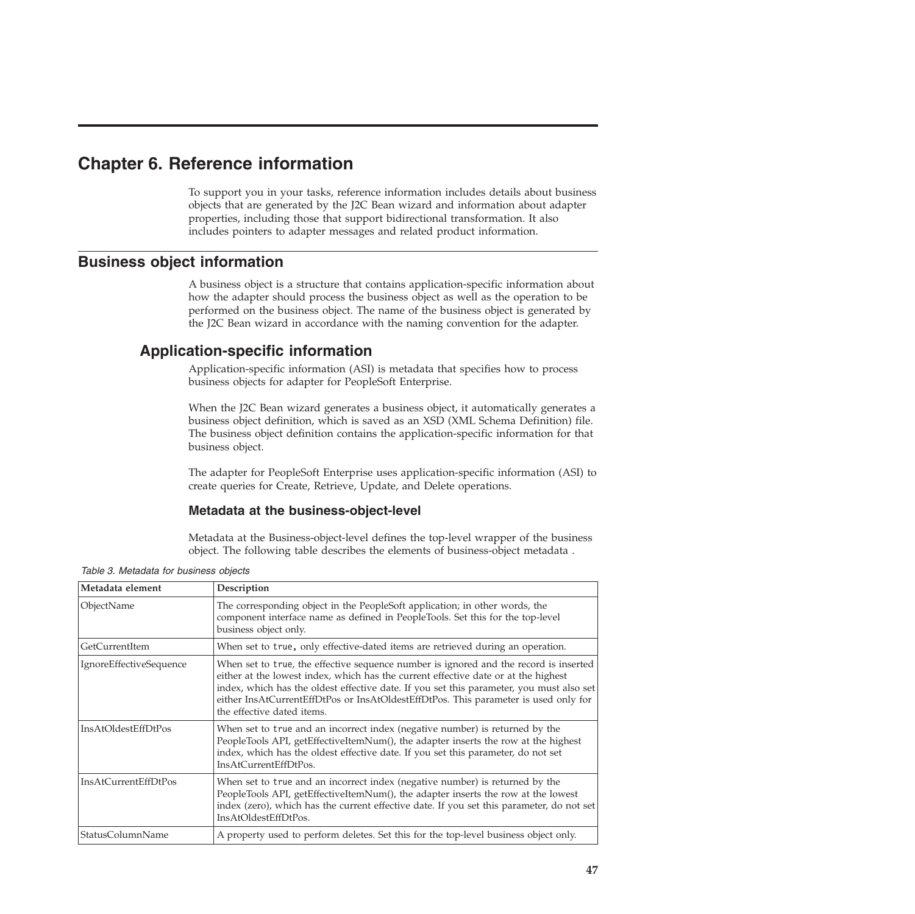# Chapter 6. Reference information

To support you in your tasks, reference information includes details about business objects that are generated by the J2C Bean wizard and information about adapter properties, including those that support bidirectional transformation. It also includes pointers to adapter messages and related product information.

## Business object information

A business object is a structure that contains application-specific information about how the adapter should process the business object as well as the operation to be performed on the business object. The name of the business object is generated by the J2C Bean wizard in accordance with the naming convention for the adapter.

### Application-specific information

Application-specific information (ASI) is metadata that specifies how to process business objects for adapter for PeopleSoft Enterprise.

When the J2C Bean wizard generates a business object, it automatically generates a business object definition, which is saved as an XSD (XML Schema Definition) file. The business object definition contains the application-specific information for that business object.

The adapter for PeopleSoft Enterprise uses application-specific information (ASI) to create queries for Create, Retrieve, Update, and Delete operations.

#### Metadata at the business-object-level

Metadata at the Business-object-level defines the top-level wrapper of the business object. The following table describes the elements of business-object metadata .

*Table 3. Metadata for business objects*

| Metadata element | Description |
| --- | --- |
| ObjectName | The corresponding object in the PeopleSoft application; in other words, the component interface name as defined in PeopleTools. Set this for the top-level business object only. |
| GetCurrentItem | When set to `true`, only effective-dated items are retrieved during an operation. |
| IgnoreEffectiveSequence | When set to `true`, the effective sequence number is ignored and the record is inserted either at the lowest index, which has the current effective date or at the highest index, which has the oldest effective date. If you set this parameter, you must also set either InsAtCurrentEffDtPos or InsAtOldestEffDtPos. This parameter is used only for the effective dated items. |
| InsAtOldestEffDtPos | When set to `true` and an incorrect index (negative number) is returned by the PeopleTools API, getEffectiveItemNum(), the adapter inserts the row at the highest index, which has the oldest effective date. If you set this parameter, do not set InsAtCurrentEffDtPos. |
| InsAtCurrentEffDtPos | When set to `true` and an incorrect index (negative number) is returned by the PeopleTools API, getEffectiveItemNum(), the adapter inserts the row at the lowest index (zero), which has the current effective date. If you set this parameter, do not set InsAtOldestEffDtPos. |
| StatusColumnName | A property used to perform deletes. Set this for the top-level business object only. |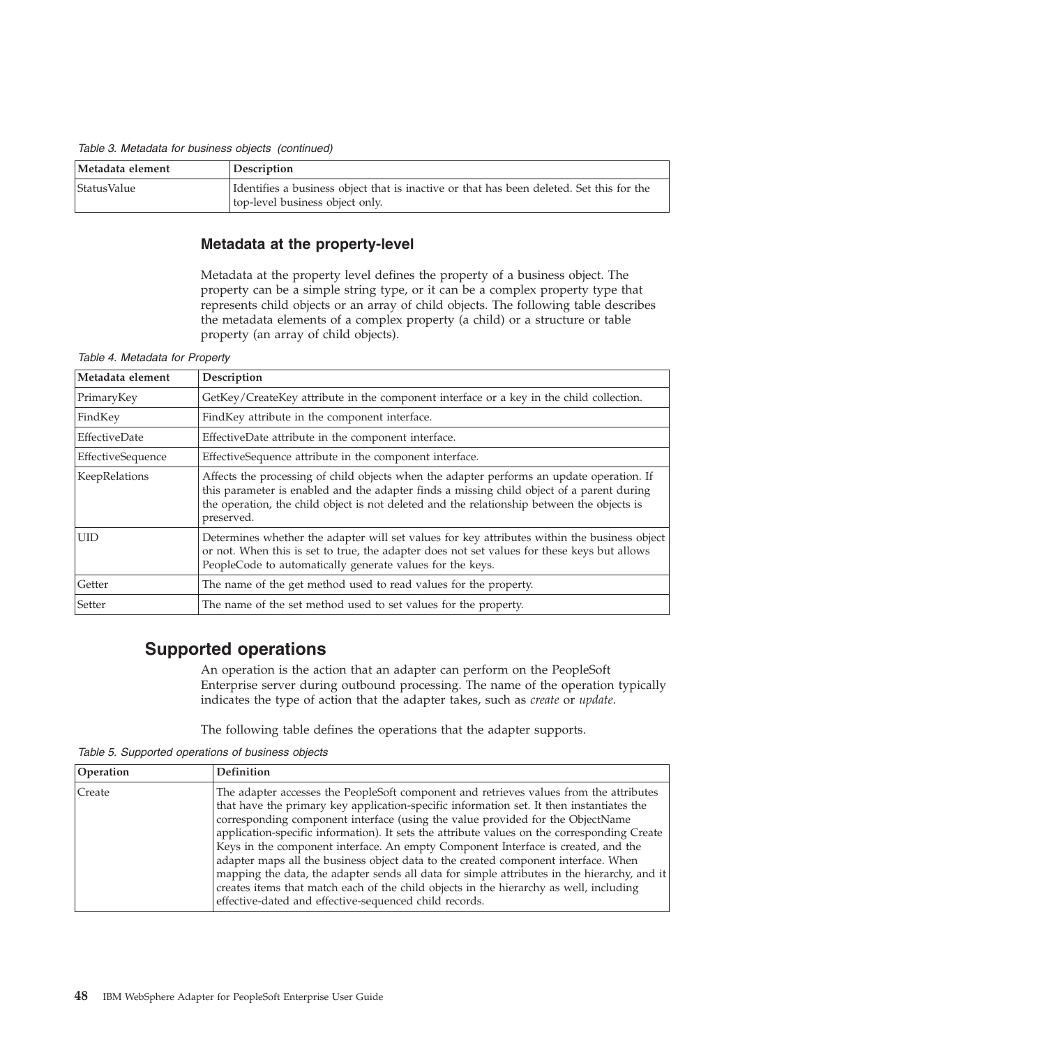*Table 3. Metadata for business objects (continued)*

| Metadata element | Description |
| --- | --- |
| StatusValue | Identifies a business object that is inactive or that has been deleted. Set this for the top-level business object only. |

### Metadata at the property-level

Metadata at the property level defines the property of a business object. The property can be a simple string type, or it can be a complex property type that represents child objects or an array of child objects. The following table describes the metadata elements of a complex property (a child) or a structure or table property (an array of child objects).

*Table 4. Metadata for Property*

| Metadata element | Description |
| --- | --- |
| PrimaryKey | GetKey/CreateKey attribute in the component interface or a key in the child collection. |
| FindKey | FindKey attribute in the component interface. |
| EffectiveDate | EffectiveDate attribute in the component interface. |
| EffectiveSequence | EffectiveSequence attribute in the component interface. |
| KeepRelations | Affects the processing of child objects when the adapter performs an update operation. If this parameter is enabled and the adapter finds a missing child object of a parent during the operation, the child object is not deleted and the relationship between the objects is preserved. |
| UID | Determines whether the adapter will set values for key attributes within the business object or not. When this is set to true, the adapter does not set values for these keys but allows PeopleCode to automatically generate values for the keys. |
| Getter | The name of the get method used to read values for the property. |
| Setter | The name of the set method used to set values for the property. |

## Supported operations

An operation is the action that an adapter can perform on the PeopleSoft Enterprise server during outbound processing. The name of the operation typically indicates the type of action that the adapter takes, such as *create* or *update*.

The following table defines the operations that the adapter supports.

*Table 5. Supported operations of business objects*

| Operation | Definition |
| --- | --- |
| Create | The adapter accesses the PeopleSoft component and retrieves values from the attributes that have the primary key application-specific information set. It then instantiates the corresponding component interface (using the value provided for the ObjectName application-specific information). It sets the attribute values on the corresponding Create Keys in the component interface. An empty Component Interface is created, and the adapter maps all the business object data to the created component interface. When mapping the data, the adapter sends all data for simple attributes in the hierarchy, and it creates items that match each of the child objects in the hierarchy as well, including effective-dated and effective-sequenced child records. |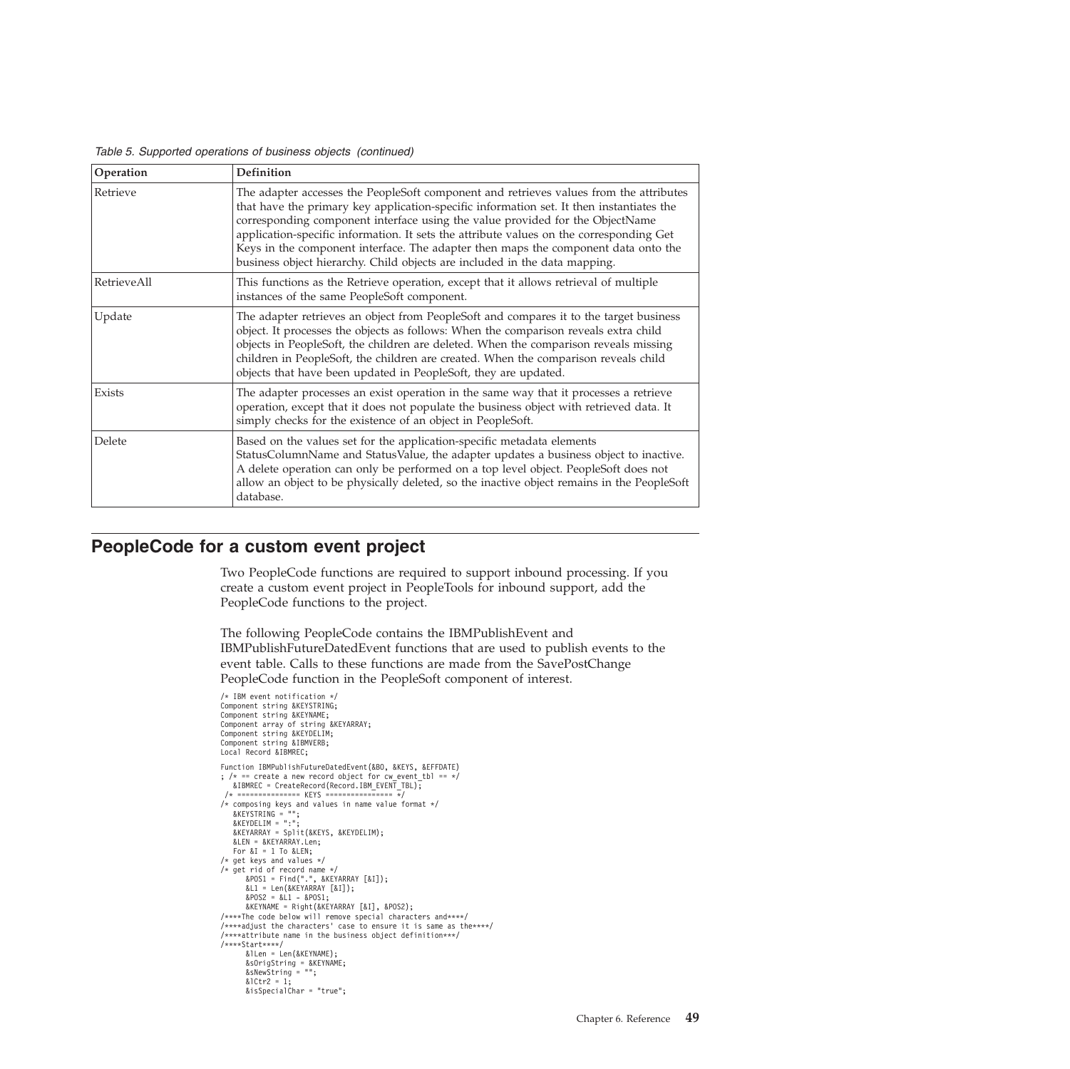*Table 5. Supported operations of business objects (continued)*

| Operation | Definition |
|---|---|
| Retrieve | The adapter accesses the PeopleSoft component and retrieves values from the attributes that have the primary key application-specific information set. It then instantiates the corresponding component interface using the value provided for the ObjectName application-specific information. It sets the attribute values on the corresponding Get Keys in the component interface. The adapter then maps the component data onto the business object hierarchy. Child objects are included in the data mapping. |
| RetrieveAll | This functions as the Retrieve operation, except that it allows retrieval of multiple instances of the same PeopleSoft component. |
| Update | The adapter retrieves an object from PeopleSoft and compares it to the target business object. It processes the objects as follows: When the comparison reveals extra child objects in PeopleSoft, the children are deleted. When the comparison reveals missing children in PeopleSoft, the children are created. When the comparison reveals child objects that have been updated in PeopleSoft, they are updated. |
| Exists | The adapter processes an exist operation in the same way that it processes a retrieve operation, except that it does not populate the business object with retrieved data. It simply checks for the existence of an object in PeopleSoft. |
| Delete | Based on the values set for the application-specific metadata elements StatusColumnName and StatusValue, the adapter updates a business object to inactive. A delete operation can only be performed on a top level object. PeopleSoft does not allow an object to be physically deleted, so the inactive object remains in the PeopleSoft database. |

## PeopleCode for a custom event project

Two PeopleCode functions are required to support inbound processing. If you create a custom event project in PeopleTools for inbound support, add the PeopleCode functions to the project.

The following PeopleCode contains the IBMPublishEvent and IBMPublishFutureDatedEvent functions that are used to publish events to the event table. Calls to these functions are made from the SavePostChange PeopleCode function in the PeopleSoft component of interest.

```
/* IBM event notification */
Component string &KEYSTRING;
Component string &KEYNAME;
Component array of string &KEYARRAY;
Component string &KEYDELIM;
Component string &IBMVERB;
Local Record &IBMREC;

Function IBMPublishFutureDatedEvent(&BO, &KEYS, &EFFDATE)
; /* == create a new record object for cw_event_tbl == */
   &IBMREC = CreateRecord(Record.IBM_EVENT_TBL);
 /* =============== KEYS ================ */
/* composing keys and values in name value format */
   &KEYSTRING = "";
   &KEYDELIM = ":";
   &KEYARRAY = Split(&KEYS, &KEYDELIM);
   &LEN = &KEYARRAY.Len;
   For &I = 1 To &LEN;
/* get keys and values */
/* get rid of record name */
      &POS1 = Find(".", &KEYARRAY [&I]);
      &L1 = Len(&KEYARRAY [&I]);
      &POS2 = &L1 - &POS1;
      &KEYNAME = Right(&KEYARRAY [&I], &POS2);
/****The code below will remove special characters and****/
/****adjust the characters' case to ensure it is same as the****/
/****attribute name in the business object definition***/
/****Start****/
      &lLen = Len(&KEYNAME);
      &sOrigString = &KEYNAME;
      &sNewString = "";
      &lCtr2 = 1;
      &isSpecialChar = "true";
```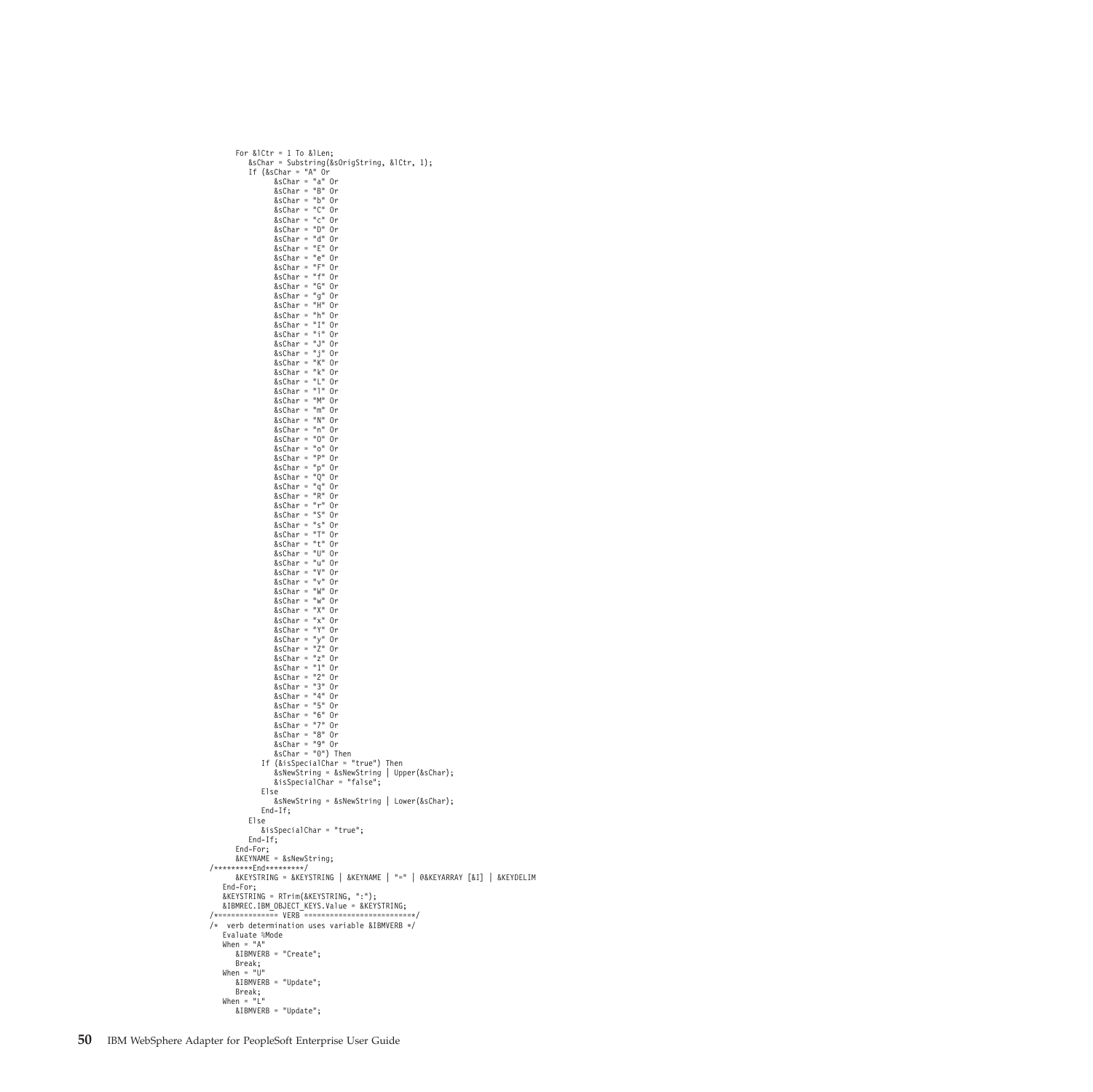```
      For &lCtr = 1 To &lLen;
         &sChar = Substring(&sOrigString, &lCtr, 1);
         If (&sChar = "A" Or
               &sChar = "a" Or
               &sChar = "B" Or
               &sChar = "b" Or
               &sChar = "C" Or
               &sChar = "c" Or
               &sChar = "D" Or
               &sChar = "d" Or
               &sChar = "E" Or
               &sChar = "e" Or
               &sChar = "F" Or
               &sChar = "f" Or
               &sChar = "G" Or
               &sChar = "g" Or
               &sChar = "H" Or
               &sChar = "h" Or
               &sChar = "I" Or
               &sChar = "i" Or
               &sChar = "J" Or
               &sChar = "j" Or
               &sChar = "K" Or
               &sChar = "k" Or
               &sChar = "L" Or
               &sChar = "l" Or
               &sChar = "M" Or
               &sChar = "m" Or
               &sChar = "N" Or
               &sChar = "n" Or
               &sChar = "O" Or
               &sChar = "o" Or
               &sChar = "P" Or
               &sChar = "p" Or
               &sChar = "Q" Or
               &sChar = "q" Or
               &sChar = "R" Or
               &sChar = "r" Or
               &sChar = "S" Or
               &sChar = "s" Or
               &sChar = "T" Or
               &sChar = "t" Or
               &sChar = "U" Or
               &sChar = "u" Or
               &sChar = "V" Or
               &sChar = "v" Or
               &sChar = "W" Or
               &sChar = "w" Or
               &sChar = "X" Or
               &sChar = "x" Or
               &sChar = "Y" Or
               &sChar = "y" Or
               &sChar = "Z" Or
               &sChar = "z" Or
               &sChar = "1" Or
               &sChar = "2" Or
               &sChar = "3" Or
               &sChar = "4" Or
               &sChar = "5" Or
               &sChar = "6" Or
               &sChar = "7" Or
               &sChar = "8" Or
               &sChar = "9" Or
               &sChar = "0") Then
            If (&isSpecialChar = "true") Then
               &sNewString = &sNewString | Upper(&sChar);
               &isSpecialChar = "false";
            Else
               &sNewString = &sNewString | Lower(&sChar);
            End-If;
         Else
            &isSpecialChar = "true";
         End-If;
      End-For;
      &KEYNAME = &sNewString;
/*********End*********/
      &KEYSTRING = &KEYSTRING | &KEYNAME | "=" | @&KEYARRAY [&I] | &KEYDELIM
   End-For;
   &KEYSTRING = RTrim(&KEYSTRING, ":");
   &IBMREC.IBM_OBJECT_KEYS.Value = &KEYSTRING;
/*============== VERB =========================*/
/*  verb determination uses variable &IBMVERB */
   Evaluate %Mode
   When = "A"
      &IBMVERB = "Create";
      Break;
   When = "U"
      &IBMVERB = "Update";
      Break;
   When = "L"
      &IBMVERB = "Update";
```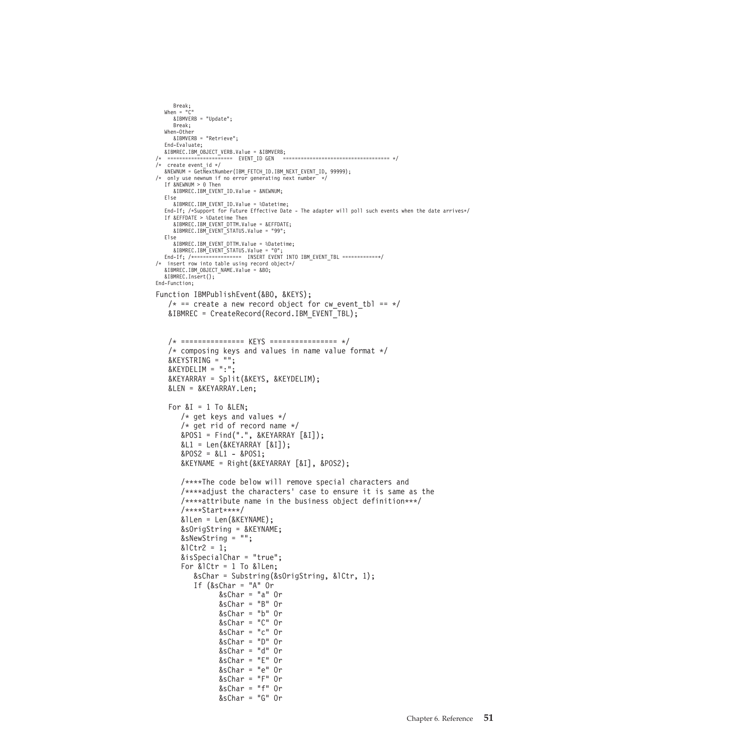```
      Break;
   When = "C"
      &IBMVERB = "Update";
      Break;
   When-Other
      &IBMVERB = "Retrieve";
   End-Evaluate;
   &IBMREC.IBM_OBJECT_VERB.Value = &IBMVERB;
/*  ====================  EVENT_ID GEN   ================================== */
/*  create event_id */
   &NEWNUM = GetNextNumber(IBM_FETCH_ID.IBM_NEXT_EVENT_ID, 99999);
/*  only use newnum if no error generating next number  */
   If &NEWNUM > 0 Then
      &IBMREC.IBM_EVENT_ID.Value = &NEWNUM;
   Else
      &IBMREC.IBM_EVENT_ID.Value = %Datetime;
   End-If; /*Support for Future Effective Date - The adapter will poll such events when the date arrives*/
   If &EFFDATE > %Datetime Then
      &IBMREC.IBM_EVENT_DTTM.Value = &EFFDATE;
      &IBMREC.IBM_EVENT_STATUS.Value = "99";
   Else
      &IBMREC.IBM_EVENT_DTTM.Value = %Datetime;
      &IBMREC.IBM_EVENT_STATUS.Value = "0";
   End-If; /*===============  INSERT EVENT INTO IBM_EVENT_TBL ============*/
/*  insert row into table using record object*/
   &IBMREC.IBM_OBJECT_NAME.Value = &BO;
   &IBMREC.Insert();
End-Function;
```

```
Function IBMPublishEvent(&BO, &KEYS);
   /* == create a new record object for cw_event_tbl == */
   &IBMREC = CreateRecord(Record.IBM_EVENT_TBL);


   /* ============== KEYS =============== */
   /* composing keys and values in name value format */
   &KEYSTRING = "";
   &KEYDELIM = ":";
   &KEYARRAY = Split(&KEYS, &KEYDELIM);
   &LEN = &KEYARRAY.Len;

   For &I = 1 To &LEN;
      /* get keys and values */
      /* get rid of record name */
      &POS1 = Find(".", &KEYARRAY [&I]);
      &L1 = Len(&KEYARRAY [&I]);
      &POS2 = &L1 - &POS1;
      &KEYNAME = Right(&KEYARRAY [&I], &POS2);

      /****The code below will remove special characters and
      /****adjust the characters' case to ensure it is same as the
      /****attribute name in the business object definition***/
      /****Start****/
      &lLen = Len(&KEYNAME);
      &sOrigString = &KEYNAME;
      &sNewString = "";
      &lCtr2 = 1;
      &isSpecialChar = "true";
      For &lCtr = 1 To &lLen;
         &sChar = Substring(&sOrigString, &lCtr, 1);
         If (&sChar = "A" Or
               &sChar = "a" Or
               &sChar = "B" Or
               &sChar = "b" Or
               &sChar = "C" Or
               &sChar = "c" Or
               &sChar = "D" Or
               &sChar = "d" Or
               &sChar = "E" Or
               &sChar = "e" Or
               &sChar = "F" Or
               &sChar = "f" Or
               &sChar = "G" Or
```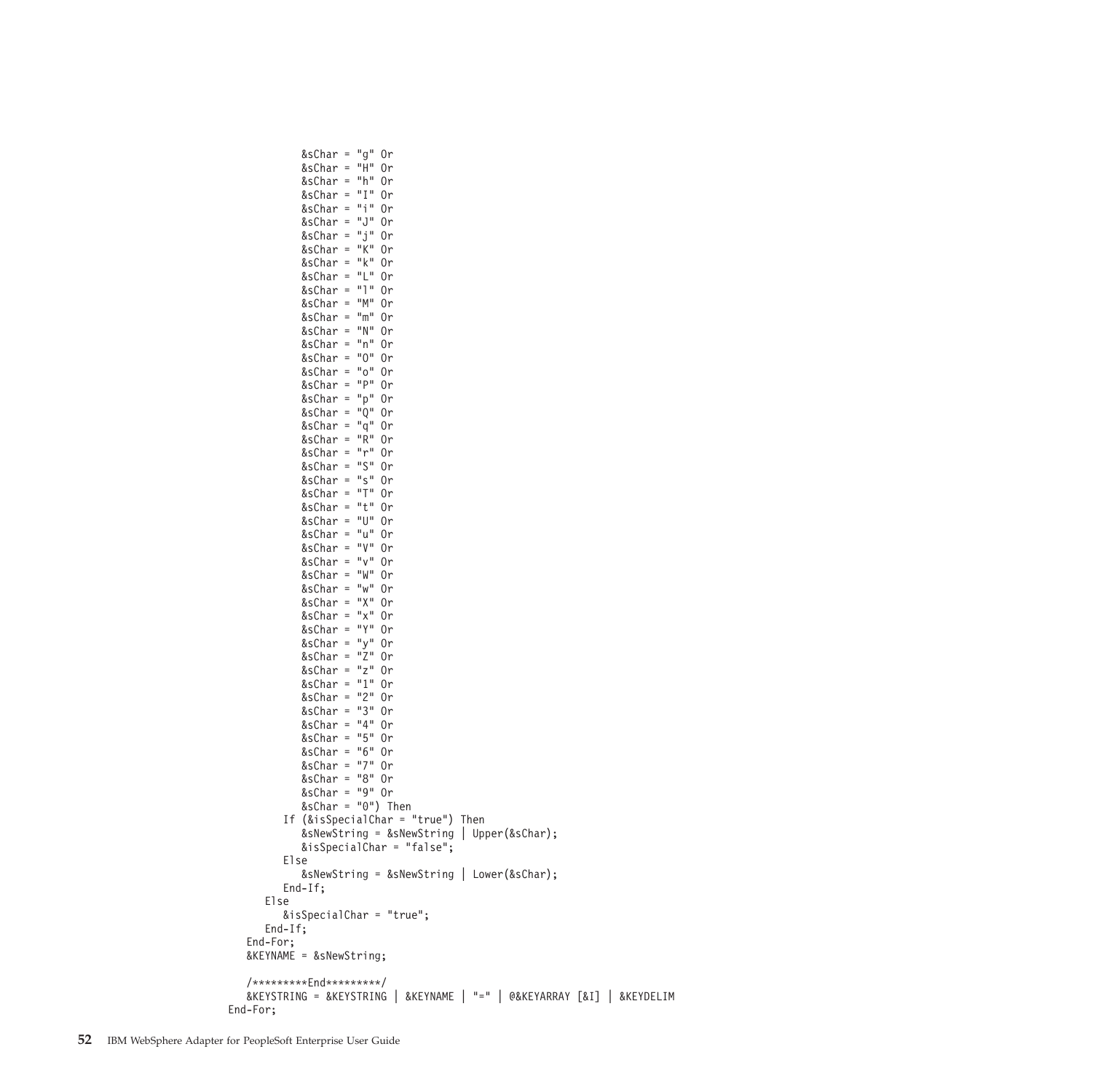```
            &sChar = "g" Or
            &sChar = "H" Or
            &sChar = "h" Or
            &sChar = "I" Or
            &sChar = "i" Or
            &sChar = "J" Or
            &sChar = "j" Or
            &sChar = "K" Or
            &sChar = "k" Or
            &sChar = "L" Or
            &sChar = "l" Or
            &sChar = "M" Or
            &sChar = "m" Or
            &sChar = "N" Or
            &sChar = "n" Or
            &sChar = "O" Or
            &sChar = "o" Or
            &sChar = "P" Or
            &sChar = "p" Or
            &sChar = "Q" Or
            &sChar = "q" Or
            &sChar = "R" Or
            &sChar = "r" Or
            &sChar = "S" Or
            &sChar = "s" Or
            &sChar = "T" Or
            &sChar = "t" Or
            &sChar = "U" Or
            &sChar = "u" Or
            &sChar = "V" Or
            &sChar = "v" Or
            &sChar = "W" Or
            &sChar = "w" Or
            &sChar = "X" Or
            &sChar = "x" Or
            &sChar = "Y" Or
            &sChar = "y" Or
            &sChar = "Z" Or
            &sChar = "z" Or
            &sChar = "1" Or
            &sChar = "2" Or
            &sChar = "3" Or
            &sChar = "4" Or
            &sChar = "5" Or
            &sChar = "6" Or
            &sChar = "7" Or
            &sChar = "8" Or
            &sChar = "9" Or
            &sChar = "0") Then
         If (&isSpecialChar = "true") Then
            &sNewString = &sNewString | Upper(&sChar);
            &isSpecialChar = "false";
         Else
            &sNewString = &sNewString | Lower(&sChar);
         End-If;
      Else
         &isSpecialChar = "true";
      End-If;
   End-For;
   &KEYNAME = &sNewString;

   /*********End*********/
   &KEYSTRING = &KEYSTRING | &KEYNAME | "=" | @&KEYARRAY [&I] | &KEYDELIM
End-For;
```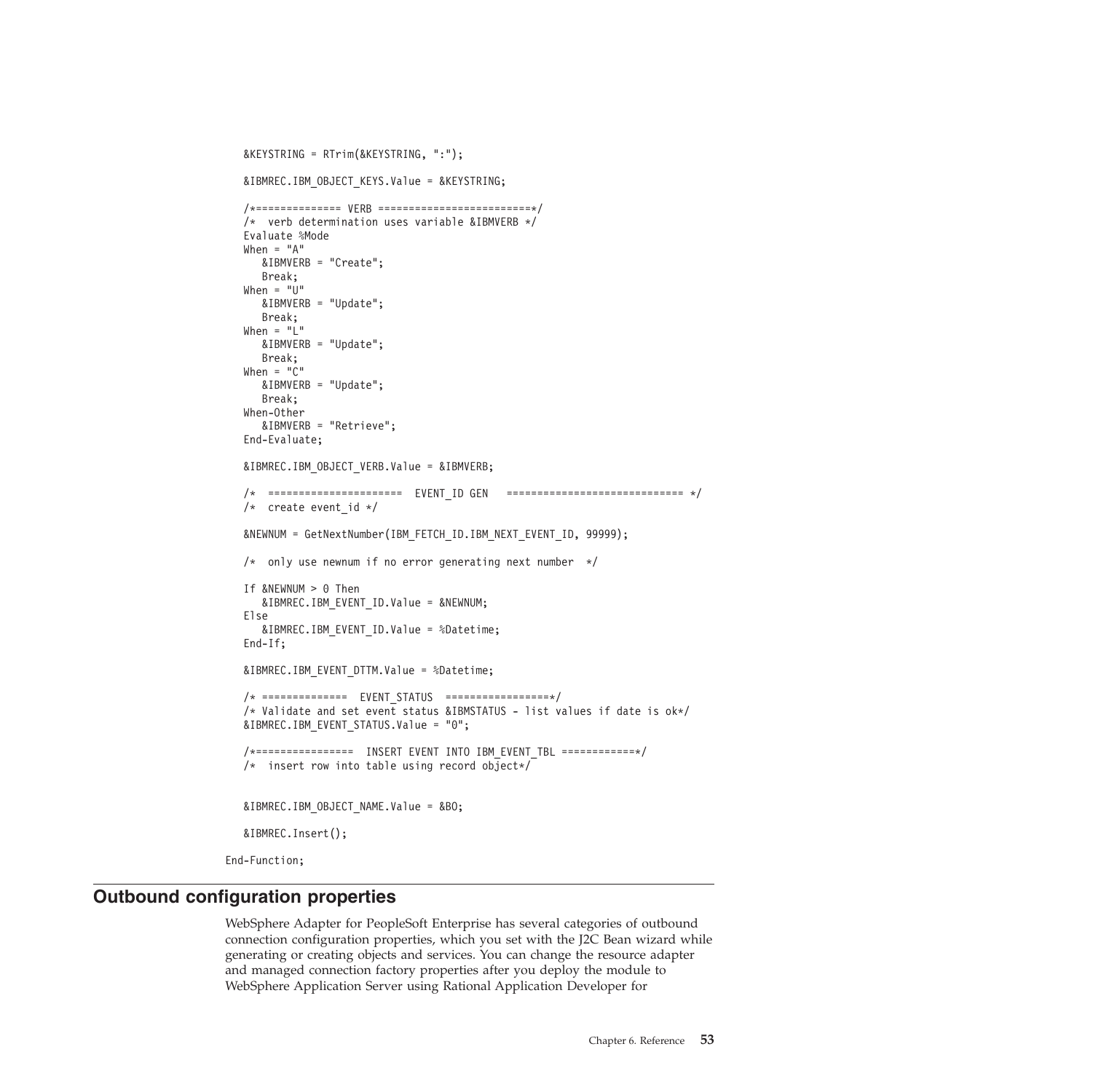```
   &KEYSTRING = RTrim(&KEYSTRING, ":");

   &IBMREC.IBM_OBJECT_KEYS.Value = &KEYSTRING;

   /*============== VERB =========================*/
   /*  verb determination uses variable &IBMVERB */
   Evaluate %Mode
   When = "A"
      &IBMVERB = "Create";
      Break;
   When = "U"
      &IBMVERB = "Update";
      Break;
   When = "L"
      &IBMVERB = "Update";
      Break;
   When = "C"
      &IBMVERB = "Update";
      Break;
   When-Other
      &IBMVERB = "Retrieve";
   End-Evaluate;

   &IBMREC.IBM_OBJECT_VERB.Value = &IBMVERB;

   /*  ======================  EVENT_ID GEN   ============================ */
   /*  create event_id */

   &NEWNUM = GetNextNumber(IBM_FETCH_ID.IBM_NEXT_EVENT_ID, 99999);

   /*  only use newnum if no error generating next number  */

   If &NEWNUM > 0 Then
      &IBMREC.IBM_EVENT_ID.Value = &NEWNUM;
   Else
      &IBMREC.IBM_EVENT_ID.Value = %Datetime;
   End-If;

   &IBMREC.IBM_EVENT_DTTM.Value = %Datetime;

   /* ==============  EVENT_STATUS  =================*/
   /* Validate and set event status &IBMSTATUS - list values if date is ok*/
   &IBMREC.IBM_EVENT_STATUS.Value = "0";

   /*================  INSERT EVENT INTO IBM_EVENT_TBL ============*/
   /*  insert row into table using record object*/


   &IBMREC.IBM_OBJECT_NAME.Value = &BO;

   &IBMREC.Insert();

End-Function;
```

## Outbound configuration properties

WebSphere Adapter for PeopleSoft Enterprise has several categories of outbound connection configuration properties, which you set with the J2C Bean wizard while generating or creating objects and services. You can change the resource adapter and managed connection factory properties after you deploy the module to WebSphere Application Server using Rational Application Developer for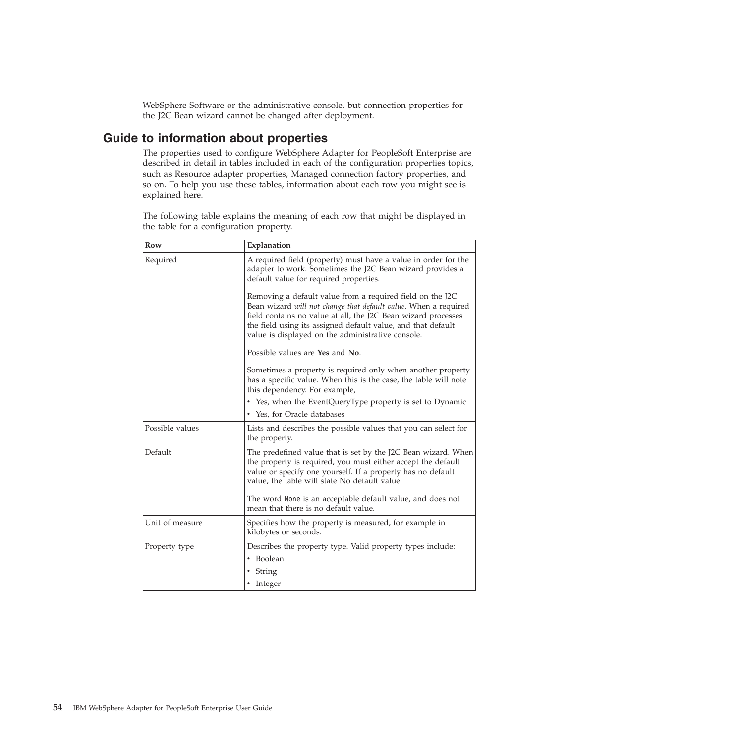WebSphere Software or the administrative console, but connection properties for the J2C Bean wizard cannot be changed after deployment.

## Guide to information about properties

The properties used to configure WebSphere Adapter for PeopleSoft Enterprise are described in detail in tables included in each of the configuration properties topics, such as Resource adapter properties, Managed connection factory properties, and so on. To help you use these tables, information about each row you might see is explained here.

The following table explains the meaning of each row that might be displayed in the table for a configuration property.

| Row | Explanation |
|---|---|
| Required | A required field (property) must have a value in order for the adapter to work. Sometimes the J2C Bean wizard provides a default value for required properties.<br><br>Removing a default value from a required field on the J2C Bean wizard *will not change that default value*. When a required field contains no value at all, the J2C Bean wizard processes the field using its assigned default value, and that default value is displayed on the administrative console.<br><br>Possible values are **Yes** and **No**.<br><br>Sometimes a property is required only when another property has a specific value. When this is the case, the table will note this dependency. For example,<br>• Yes, when the EventQueryType property is set to Dynamic<br>• Yes, for Oracle databases |
| Possible values | Lists and describes the possible values that you can select for the property. |
| Default | The predefined value that is set by the J2C Bean wizard. When the property is required, you must either accept the default value or specify one yourself. If a property has no default value, the table will state No default value.<br><br>The word `None` is an acceptable default value, and does not mean that there is no default value. |
| Unit of measure | Specifies how the property is measured, for example in kilobytes or seconds. |
| Property type | Describes the property type. Valid property types include:<br>• Boolean<br>• String<br>• Integer |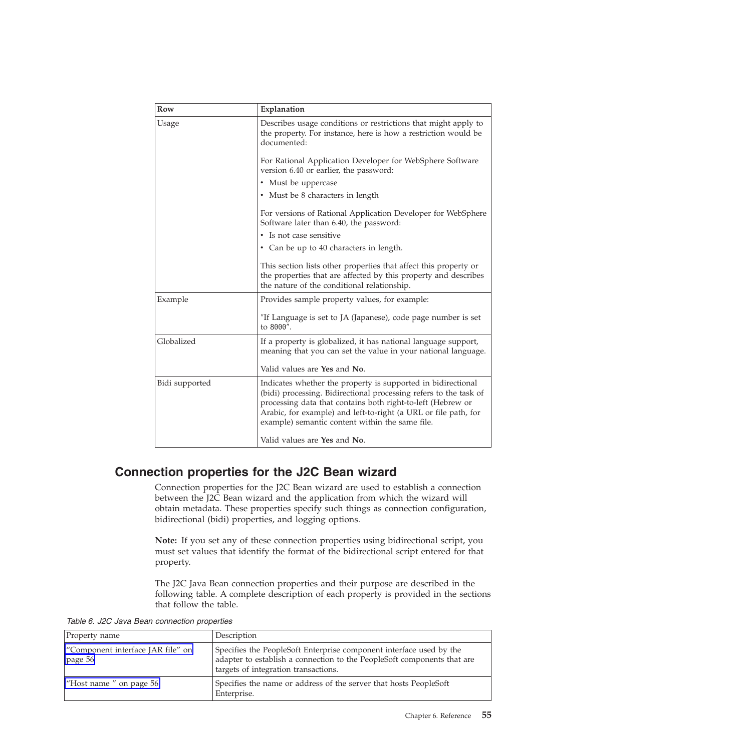| Row | Explanation |
|---|---|
| Usage | Describes usage conditions or restrictions that might apply to the property. For instance, here is how a restriction would be documented:<br><br>For Rational Application Developer for WebSphere Software version 6.40 or earlier, the password:<br>• Must be uppercase<br>• Must be 8 characters in length<br><br>For versions of Rational Application Developer for WebSphere Software later than 6.40, the password:<br>• Is not case sensitive<br>• Can be up to 40 characters in length.<br><br>This section lists other properties that affect this property or the properties that are affected by this property and describes the nature of the conditional relationship. |
| Example | Provides sample property values, for example:<br><br>″If Language is set to JA (Japanese), code page number is set to 8000″. |
| Globalized | If a property is globalized, it has national language support, meaning that you can set the value in your national language.<br><br>Valid values are **Yes** and **No**. |
| Bidi supported | Indicates whether the property is supported in bidirectional (bidi) processing. Bidirectional processing refers to the task of processing data that contains both right-to-left (Hebrew or Arabic, for example) and left-to-right (a URL or file path, for example) semantic content within the same file.<br><br>Valid values are **Yes** and **No**. |

## Connection properties for the J2C Bean wizard

Connection properties for the J2C Bean wizard are used to establish a connection between the J2C Bean wizard and the application from which the wizard will obtain metadata. These properties specify such things as connection configuration, bidirectional (bidi) properties, and logging options.

**Note:** If you set any of these connection properties using bidirectional script, you must set values that identify the format of the bidirectional script entered for that property.

The J2C Java Bean connection properties and their purpose are described in the following table. A complete description of each property is provided in the sections that follow the table.

*Table 6. J2C Java Bean connection properties*

| Property name | Description |
|---|---|
| "Component interface JAR file" on page 56 | Specifies the PeopleSoft Enterprise component interface used by the adapter to establish a connection to the PeopleSoft components that are targets of integration transactions. |
| "Host name " on page 56 | Specifies the name or address of the server that hosts PeopleSoft Enterprise. |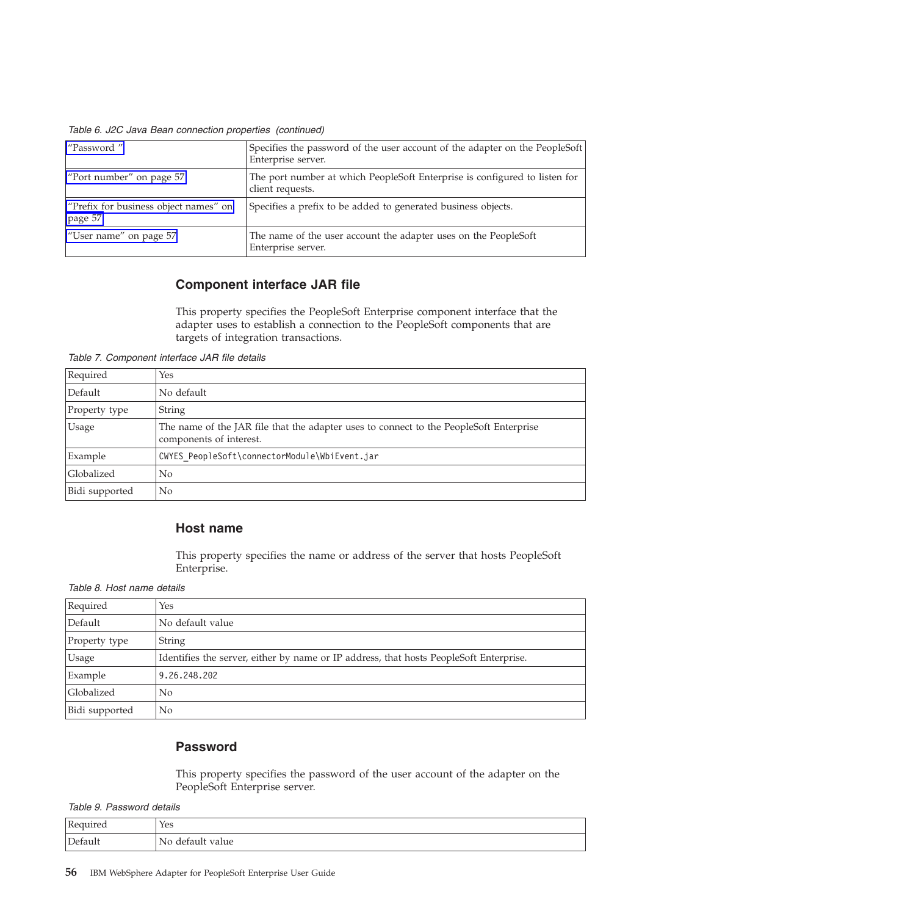*Table 6. J2C Java Bean connection properties (continued)*

| | |
|---|---|
| "Password " | Specifies the password of the user account of the adapter on the PeopleSoft Enterprise server. |
| "Port number" on page 57 | The port number at which PeopleSoft Enterprise is configured to listen for client requests. |
| "Prefix for business object names" on page 57 | Specifies a prefix to be added to generated business objects. |
| "User name" on page 57 | The name of the user account the adapter uses on the PeopleSoft Enterprise server. |

### Component interface JAR file

This property specifies the PeopleSoft Enterprise component interface that the adapter uses to establish a connection to the PeopleSoft components that are targets of integration transactions.

*Table 7. Component interface JAR file details*

| | |
|---|---|
| Required | Yes |
| Default | No default |
| Property type | String |
| Usage | The name of the JAR file that the adapter uses to connect to the PeopleSoft Enterprise components of interest. |
| Example | `CWYES_PeopleSoft\connectorModule\WbiEvent.jar` |
| Globalized | No |
| Bidi supported | No |

### Host name

This property specifies the name or address of the server that hosts PeopleSoft Enterprise.

*Table 8. Host name details*

| | |
|---|---|
| Required | Yes |
| Default | No default value |
| Property type | String |
| Usage | Identifies the server, either by name or IP address, that hosts PeopleSoft Enterprise. |
| Example | `9.26.248.202` |
| Globalized | No |
| Bidi supported | No |

### Password

This property specifies the password of the user account of the adapter on the PeopleSoft Enterprise server.

*Table 9. Password details*

| | |
|---|---|
| Required | Yes |
| Default | No default value |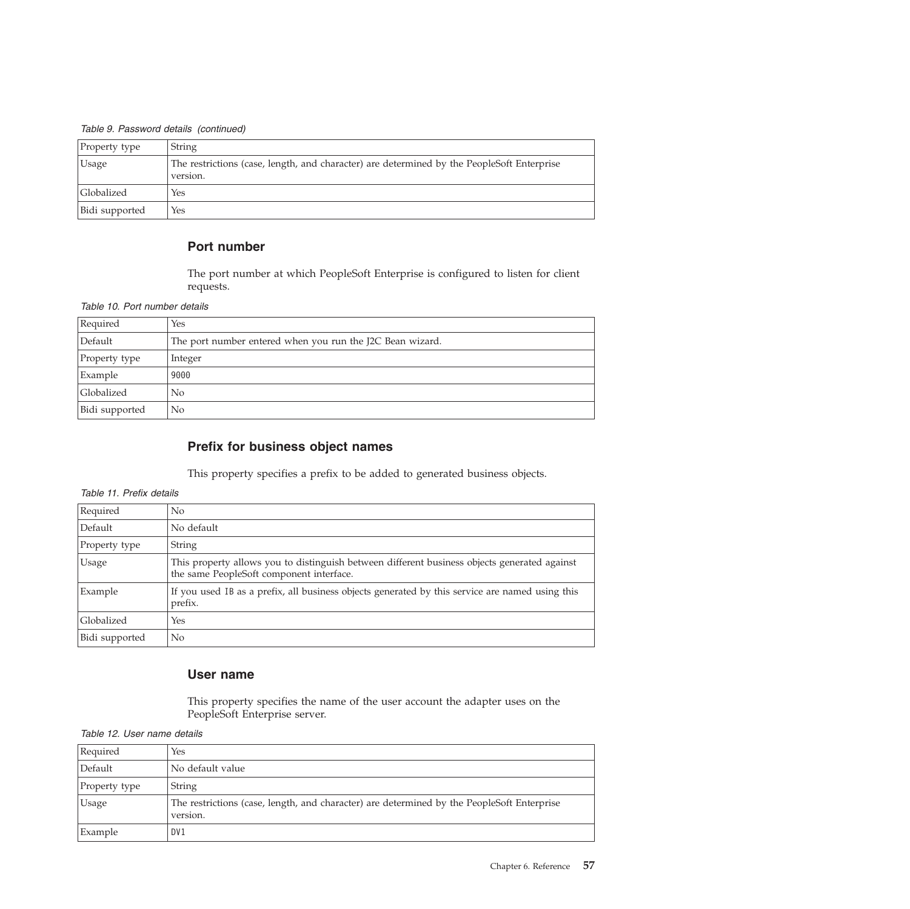*Table 9. Password details (continued)*

| | |
|---|---|
| Property type | String |
| Usage | The restrictions (case, length, and character) are determined by the PeopleSoft Enterprise version. |
| Globalized | Yes |
| Bidi supported | Yes |

### Port number

The port number at which PeopleSoft Enterprise is configured to listen for client requests.

*Table 10. Port number details*

| | |
|---|---|
| Required | Yes |
| Default | The port number entered when you run the J2C Bean wizard. |
| Property type | Integer |
| Example | `9000` |
| Globalized | No |
| Bidi supported | No |

### Prefix for business object names

This property specifies a prefix to be added to generated business objects.

*Table 11. Prefix details*

| | |
|---|---|
| Required | No |
| Default | No default |
| Property type | String |
| Usage | This property allows you to distinguish between different business objects generated against the same PeopleSoft component interface. |
| Example | If you used `IB` as a prefix, all business objects generated by this service are named using this prefix. |
| Globalized | Yes |
| Bidi supported | No |

### User name

This property specifies the name of the user account the adapter uses on the PeopleSoft Enterprise server.

*Table 12. User name details*

| | |
|---|---|
| Required | Yes |
| Default | No default value |
| Property type | String |
| Usage | The restrictions (case, length, and character) are determined by the PeopleSoft Enterprise version. |
| Example | `DV1` |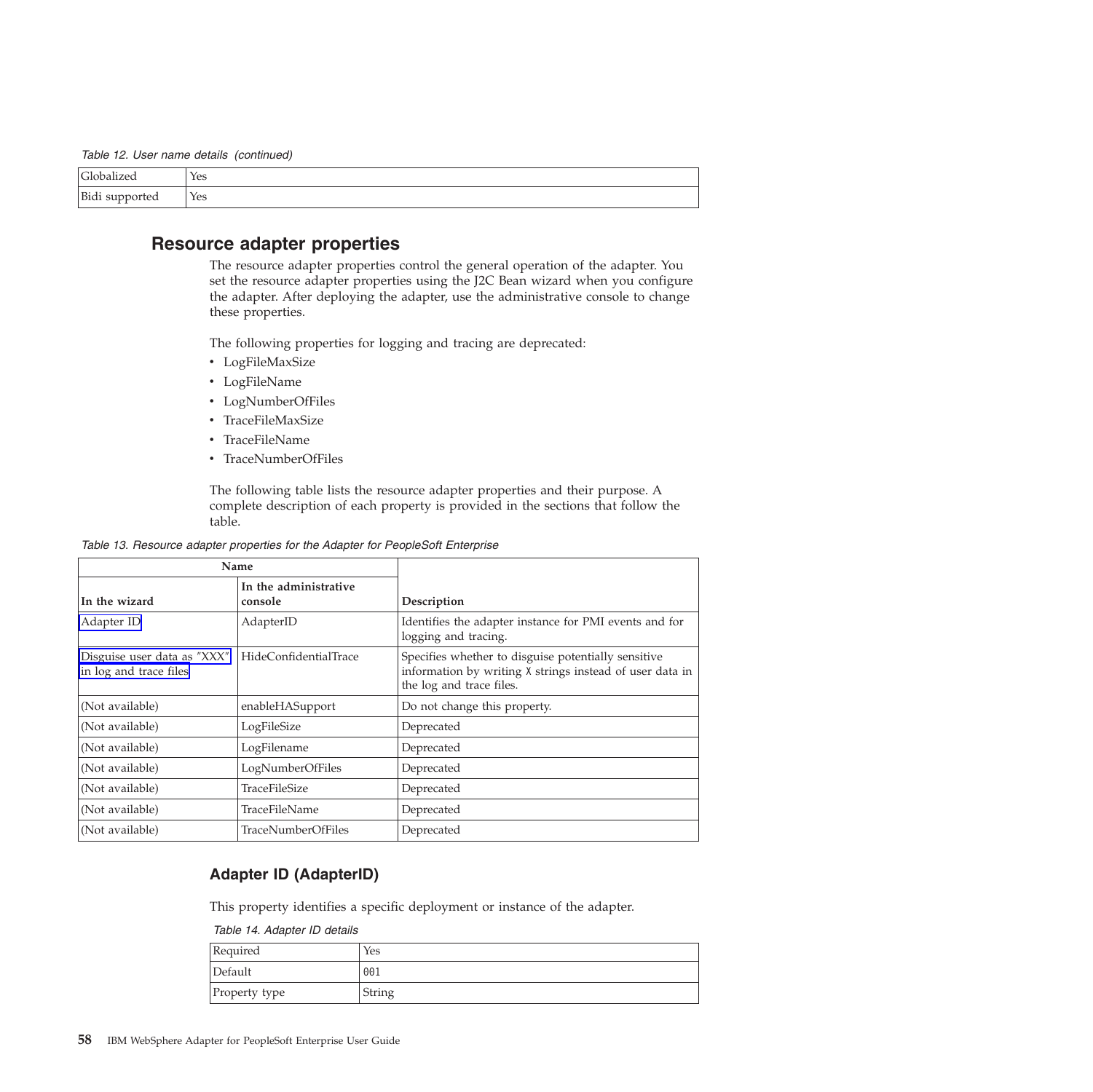*Table 12. User name details (continued)*

| | |
|---|---|
| Globalized | Yes |
| Bidi supported | Yes |

## Resource adapter properties

The resource adapter properties control the general operation of the adapter. You set the resource adapter properties using the J2C Bean wizard when you configure the adapter. After deploying the adapter, use the administrative console to change these properties.

The following properties for logging and tracing are deprecated:

- LogFileMaxSize
- LogFileName
- LogNumberOfFiles
- TraceFileMaxSize
- TraceFileName
- TraceNumberOfFiles

The following table lists the resource adapter properties and their purpose. A complete description of each property is provided in the sections that follow the table.

*Table 13. Resource adapter properties for the Adapter for PeopleSoft Enterprise*

| Name | | |
|---|---|---|
| **In the wizard** | **In the administrative console** | **Description** |
| Adapter ID | AdapterID | Identifies the adapter instance for PMI events and for logging and tracing. |
| Disguise user data as "XXX" in log and trace files | HideConfidentialTrace | Specifies whether to disguise potentially sensitive information by writing X strings instead of user data in the log and trace files. |
| (Not available) | enableHASupport | Do not change this property. |
| (Not available) | LogFileSize | Deprecated |
| (Not available) | LogFilename | Deprecated |
| (Not available) | LogNumberOfFiles | Deprecated |
| (Not available) | TraceFileSize | Deprecated |
| (Not available) | TraceFileName | Deprecated |
| (Not available) | TraceNumberOfFiles | Deprecated |

### Adapter ID (AdapterID)

This property identifies a specific deployment or instance of the adapter.

*Table 14. Adapter ID details*

| | |
|---|---|
| Required | Yes |
| Default | 001 |
| Property type | String |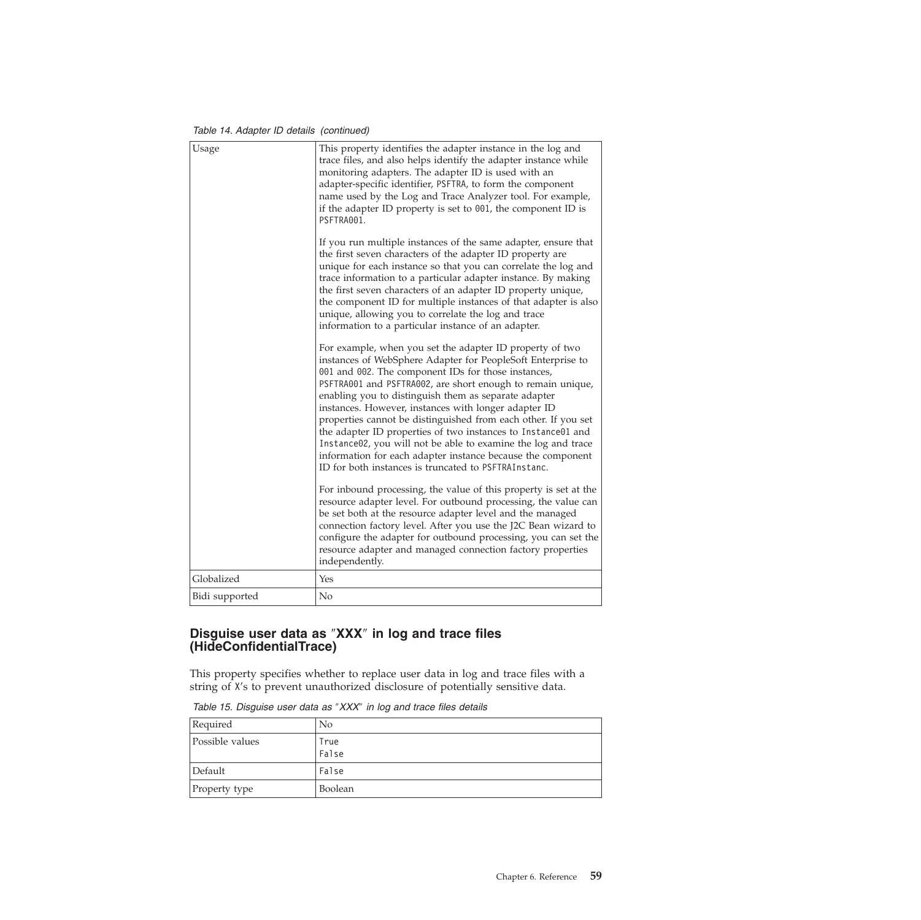*Table 14. Adapter ID details (continued)*

| | |
|---|---|
| Usage | This property identifies the adapter instance in the log and trace files, and also helps identify the adapter instance while monitoring adapters. The adapter ID is used with an adapter-specific identifier, PSFTRA, to form the component name used by the Log and Trace Analyzer tool. For example, if the adapter ID property is set to 001, the component ID is PSFTRA001.<br><br>If you run multiple instances of the same adapter, ensure that the first seven characters of the adapter ID property are unique for each instance so that you can correlate the log and trace information to a particular adapter instance. By making the first seven characters of an adapter ID property unique, the component ID for multiple instances of that adapter is also unique, allowing you to correlate the log and trace information to a particular instance of an adapter.<br><br>For example, when you set the adapter ID property of two instances of WebSphere Adapter for PeopleSoft Enterprise to 001 and 002. The component IDs for those instances, PSFTRA001 and PSFTRA002, are short enough to remain unique, enabling you to distinguish them as separate adapter instances. However, instances with longer adapter ID properties cannot be distinguished from each other. If you set the adapter ID properties of two instances to Instance01 and Instance02, you will not be able to examine the log and trace information for each adapter instance because the component ID for both instances is truncated to PSFTRAInstanc.<br><br>For inbound processing, the value of this property is set at the resource adapter level. For outbound processing, the value can be set both at the resource adapter level and the managed connection factory level. After you use the J2C Bean wizard to configure the adapter for outbound processing, you can set the resource adapter and managed connection factory properties independently. |
| Globalized | Yes |
| Bidi supported | No |

## Disguise user data as "XXX" in log and trace files (HideConfidentialTrace)

This property specifies whether to replace user data in log and trace files with a string of X's to prevent unauthorized disclosure of potentially sensitive data.

*Table 15. Disguise user data as "XXX" in log and trace files details*

| | |
|---|---|
| Required | No |
| Possible values | True<br>False |
| Default | False |
| Property type | Boolean |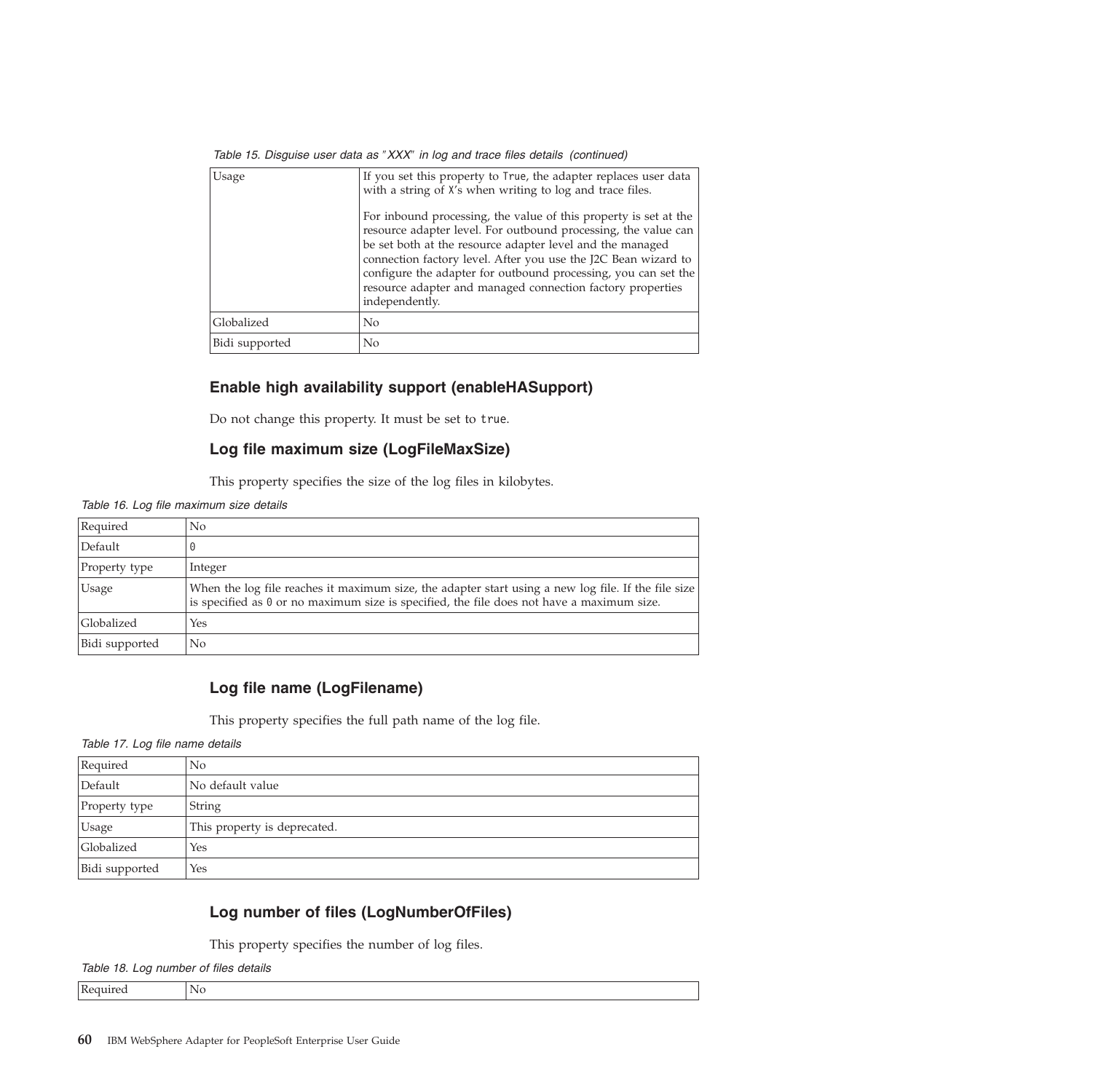*Table 15. Disguise user data as "XXX" in log and trace files details (continued)*

| | |
|---|---|
| Usage | If you set this property to `True`, the adapter replaces user data with a string of `X`'s when writing to log and trace files.<br><br>For inbound processing, the value of this property is set at the resource adapter level. For outbound processing, the value can be set both at the resource adapter level and the managed connection factory level. After you use the J2C Bean wizard to configure the adapter for outbound processing, you can set the resource adapter and managed connection factory properties independently. |
| Globalized | No |
| Bidi supported | No |

### Enable high availability support (enableHASupport)

Do not change this property. It must be set to `true`.

### Log file maximum size (LogFileMaxSize)

This property specifies the size of the log files in kilobytes.

*Table 16. Log file maximum size details*

| | |
|---|---|
| Required | No |
| Default | `0` |
| Property type | Integer |
| Usage | When the log file reaches it maximum size, the adapter start using a new log file. If the file size is specified as `0` or no maximum size is specified, the file does not have a maximum size. |
| Globalized | Yes |
| Bidi supported | No |

### Log file name (LogFilename)

This property specifies the full path name of the log file.

*Table 17. Log file name details*

| | |
|---|---|
| Required | No |
| Default | No default value |
| Property type | String |
| Usage | This property is deprecated. |
| Globalized | Yes |
| Bidi supported | Yes |

### Log number of files (LogNumberOfFiles)

This property specifies the number of log files.

*Table 18. Log number of files details*

| | |
|---|---|
| Required | No |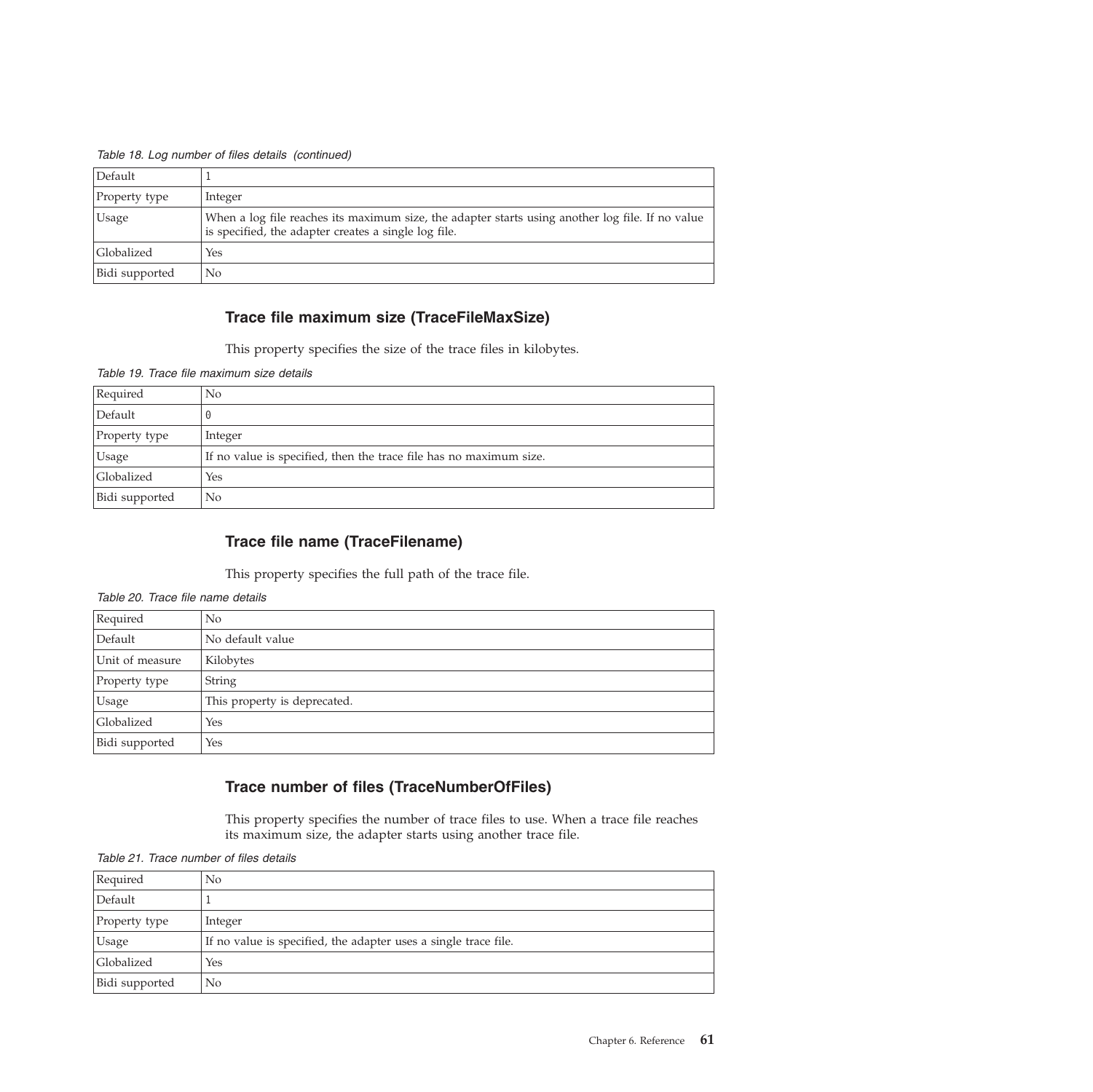*Table 18. Log number of files details (continued)*

| | |
|---|---|
| Default | 1 |
| Property type | Integer |
| Usage | When a log file reaches its maximum size, the adapter starts using another log file. If no value is specified, the adapter creates a single log file. |
| Globalized | Yes |
| Bidi supported | No |

### Trace file maximum size (TraceFileMaxSize)

This property specifies the size of the trace files in kilobytes.

*Table 19. Trace file maximum size details*

| | |
|---|---|
| Required | No |
| Default | 0 |
| Property type | Integer |
| Usage | If no value is specified, then the trace file has no maximum size. |
| Globalized | Yes |
| Bidi supported | No |

### Trace file name (TraceFilename)

This property specifies the full path of the trace file.

*Table 20. Trace file name details*

| | |
|---|---|
| Required | No |
| Default | No default value |
| Unit of measure | Kilobytes |
| Property type | String |
| Usage | This property is deprecated. |
| Globalized | Yes |
| Bidi supported | Yes |

### Trace number of files (TraceNumberOfFiles)

This property specifies the number of trace files to use. When a trace file reaches its maximum size, the adapter starts using another trace file.

*Table 21. Trace number of files details*

| | |
|---|---|
| Required | No |
| Default | 1 |
| Property type | Integer |
| Usage | If no value is specified, the adapter uses a single trace file. |
| Globalized | Yes |
| Bidi supported | No |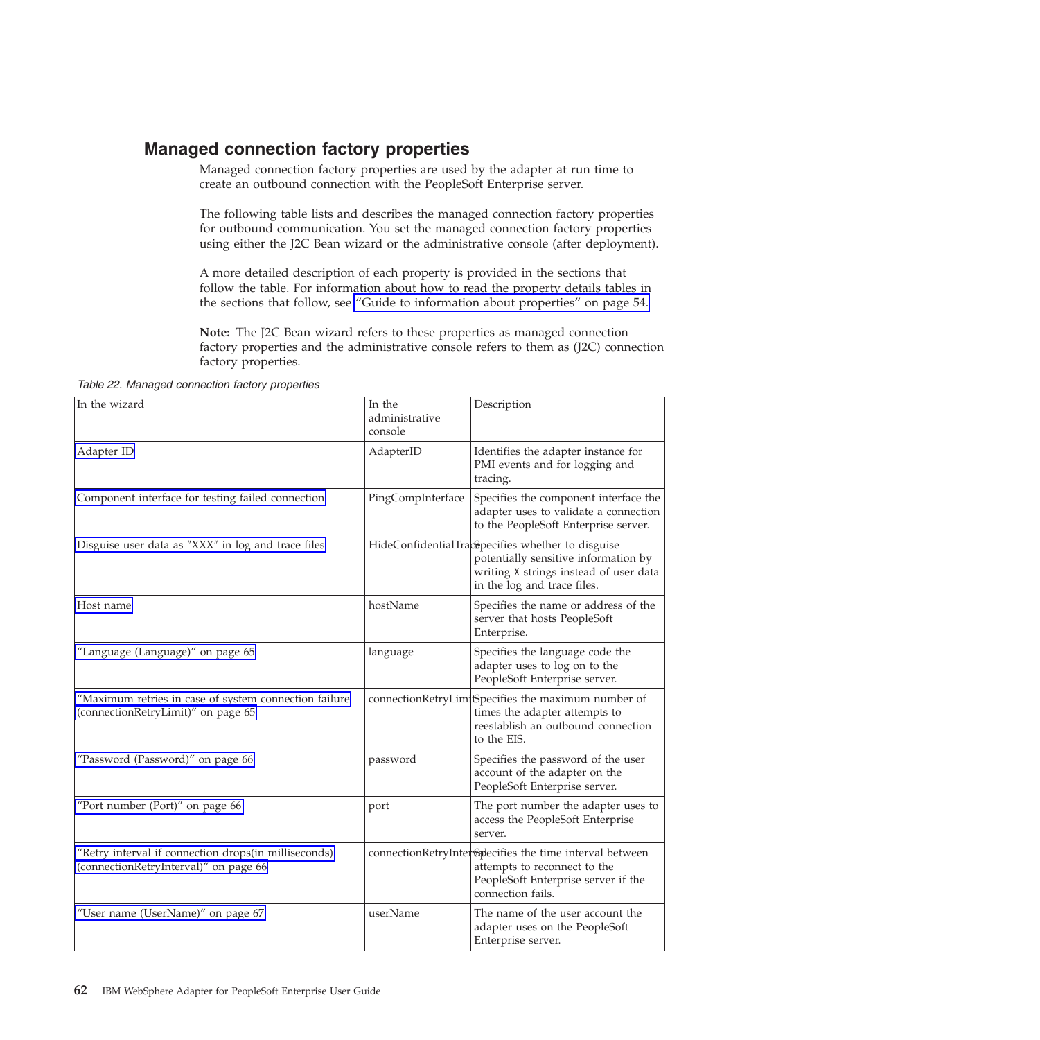## Managed connection factory properties

Managed connection factory properties are used by the adapter at run time to create an outbound connection with the PeopleSoft Enterprise server.

The following table lists and describes the managed connection factory properties for outbound communication. You set the managed connection factory properties using either the J2C Bean wizard or the administrative console (after deployment).

A more detailed description of each property is provided in the sections that follow the table. For information about how to read the property details tables in the sections that follow, see "Guide to information about properties" on page 54.

**Note:** The J2C Bean wizard refers to these properties as managed connection factory properties and the administrative console refers to them as (J2C) connection factory properties.

*Table 22. Managed connection factory properties*

| In the wizard | In the administrative console | Description |
| --- | --- | --- |
| Adapter ID | AdapterID | Identifies the adapter instance for PMI events and for logging and tracing. |
| Component interface for testing failed connection | PingCompInterface | Specifies the component interface the adapter uses to validate a connection to the PeopleSoft Enterprise server. |
| Disguise user data as "XXX" in log and trace files | HideConfidentialTrace | Specifies whether to disguise potentially sensitive information by writing X strings instead of user data in the log and trace files. |
| Host name | hostName | Specifies the name or address of the server that hosts PeopleSoft Enterprise. |
| "Language (Language)" on page 65 | language | Specifies the language code the adapter uses to log on to the PeopleSoft Enterprise server. |
| "Maximum retries in case of system connection failure (connectionRetryLimit)" on page 65 | connectionRetryLimit | Specifies the maximum number of times the adapter attempts to reestablish an outbound connection to the EIS. |
| "Password (Password)" on page 66 | password | Specifies the password of the user account of the adapter on the PeopleSoft Enterprise server. |
| "Port number (Port)" on page 66 | port | The port number the adapter uses to access the PeopleSoft Enterprise server. |
| "Retry interval if connection drops(in milliseconds) (connectionRetryInterval)" on page 66 | connectionRetryInterval | Specifies the time interval between attempts to reconnect to the PeopleSoft Enterprise server if the connection fails. |
| "User name (UserName)" on page 67 | userName | The name of the user account the adapter uses on the PeopleSoft Enterprise server. |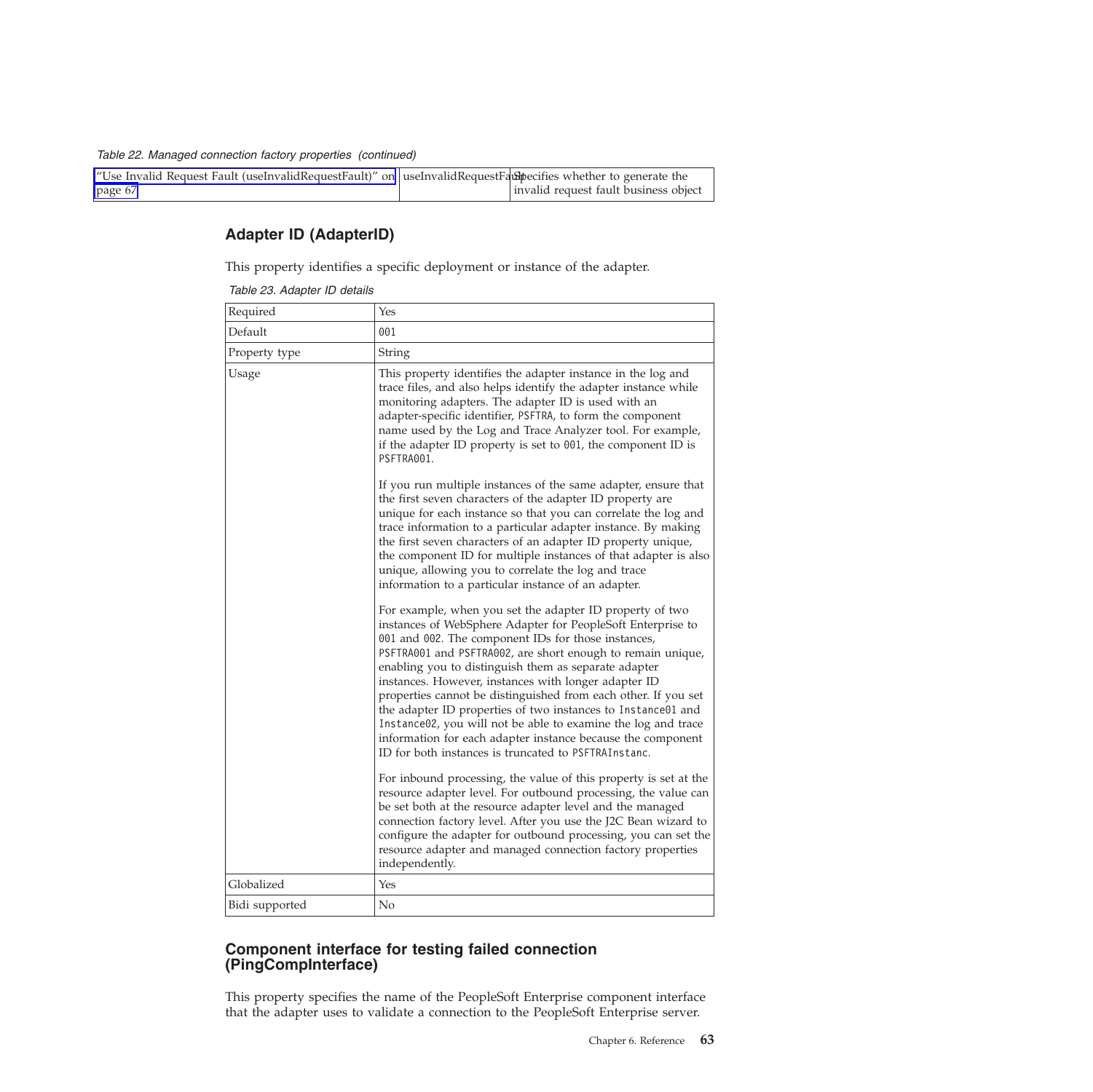*Table 22. Managed connection factory properties (continued)*

| | | |
|---|---|---|
| "Use Invalid Request Fault (useInvalidRequestFault)" on page 67 | useInvalidRequestFault | Specifies whether to generate the invalid request fault business object |

## Adapter ID (AdapterID)

This property identifies a specific deployment or instance of the adapter.

*Table 23. Adapter ID details*

| | |
|---|---|
| Required | Yes |
| Default | 001 |
| Property type | String |
| Usage | This property identifies the adapter instance in the log and trace files, and also helps identify the adapter instance while monitoring adapters. The adapter ID is used with an adapter-specific identifier, PSFTRA, to form the component name used by the Log and Trace Analyzer tool. For example, if the adapter ID property is set to 001, the component ID is PSFTRA001.<br><br>If you run multiple instances of the same adapter, ensure that the first seven characters of the adapter ID property are unique for each instance so that you can correlate the log and trace information to a particular adapter instance. By making the first seven characters of an adapter ID property unique, the component ID for multiple instances of that adapter is also unique, allowing you to correlate the log and trace information to a particular instance of an adapter.<br><br>For example, when you set the adapter ID property of two instances of WebSphere Adapter for PeopleSoft Enterprise to 001 and 002. The component IDs for those instances, PSFTRA001 and PSFTRA002, are short enough to remain unique, enabling you to distinguish them as separate adapter instances. However, instances with longer adapter ID properties cannot be distinguished from each other. If you set the adapter ID properties of two instances to Instance01 and Instance02, you will not be able to examine the log and trace information for each adapter instance because the component ID for both instances is truncated to PSFTRAInstanc.<br><br>For inbound processing, the value of this property is set at the resource adapter level. For outbound processing, the value can be set both at the resource adapter level and the managed connection factory level. After you use the J2C Bean wizard to configure the adapter for outbound processing, you can set the resource adapter and managed connection factory properties independently. |
| Globalized | Yes |
| Bidi supported | No |

## Component interface for testing failed connection (PingCompInterface)

This property specifies the name of the PeopleSoft Enterprise component interface that the adapter uses to validate a connection to the PeopleSoft Enterprise server.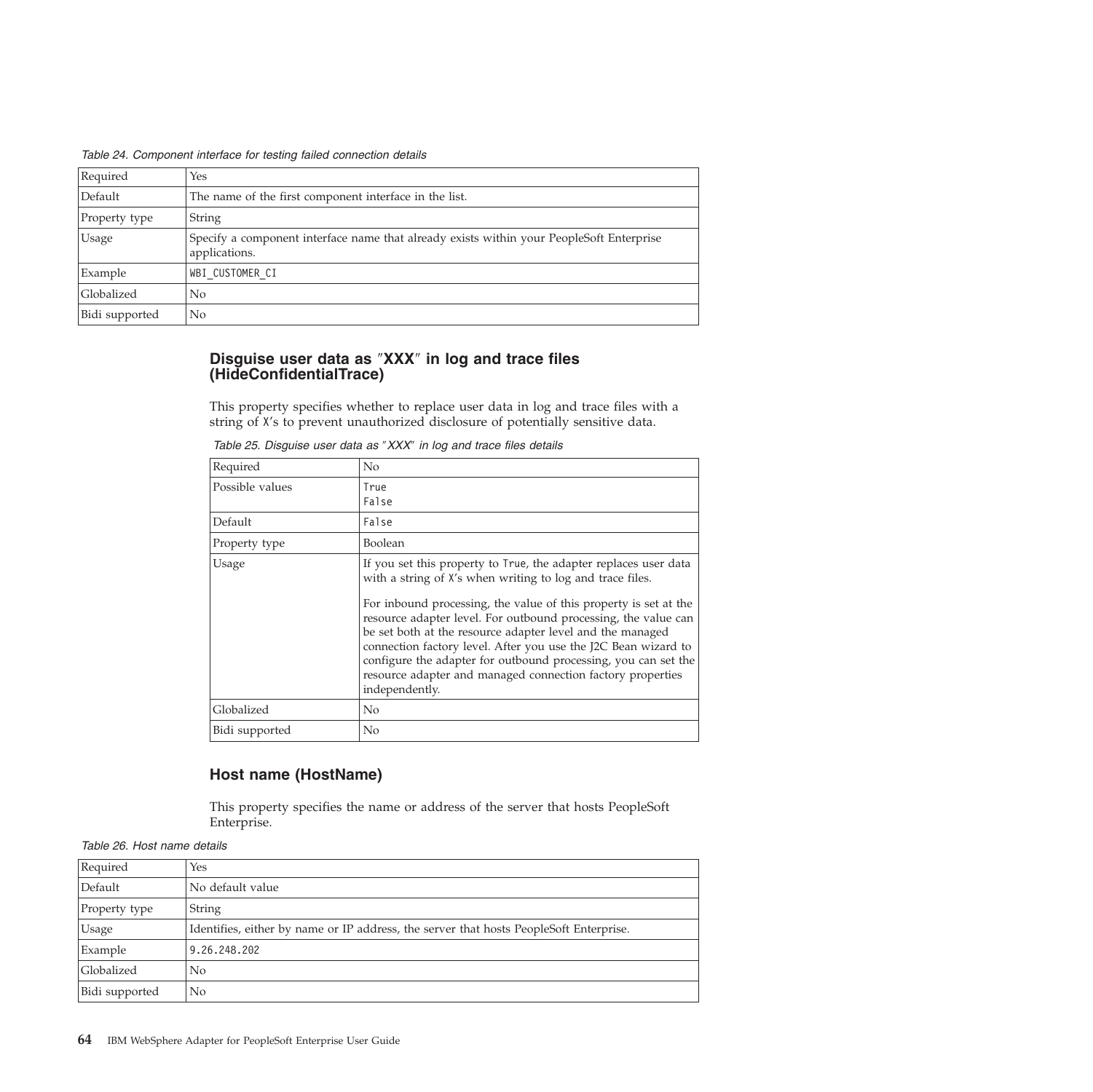*Table 24. Component interface for testing failed connection details*

| | |
|---|---|
| Required | Yes |
| Default | The name of the first component interface in the list. |
| Property type | String |
| Usage | Specify a component interface name that already exists within your PeopleSoft Enterprise applications. |
| Example | WBI_CUSTOMER_CI |
| Globalized | No |
| Bidi supported | No |

### Disguise user data as "XXX" in log and trace files (HideConfidentialTrace)

This property specifies whether to replace user data in log and trace files with a string of X's to prevent unauthorized disclosure of potentially sensitive data.

*Table 25. Disguise user data as "XXX" in log and trace files details*

| | |
|---|---|
| Required | No |
| Possible values | True<br>False |
| Default | False |
| Property type | Boolean |
| Usage | If you set this property to True, the adapter replaces user data with a string of X's when writing to log and trace files.<br><br>For inbound processing, the value of this property is set at the resource adapter level. For outbound processing, the value can be set both at the resource adapter level and the managed connection factory level. After you use the J2C Bean wizard to configure the adapter for outbound processing, you can set the resource adapter and managed connection factory properties independently. |
| Globalized | No |
| Bidi supported | No |

### Host name (HostName)

This property specifies the name or address of the server that hosts PeopleSoft Enterprise.

*Table 26. Host name details*

| | |
|---|---|
| Required | Yes |
| Default | No default value |
| Property type | String |
| Usage | Identifies, either by name or IP address, the server that hosts PeopleSoft Enterprise. |
| Example | 9.26.248.202 |
| Globalized | No |
| Bidi supported | No |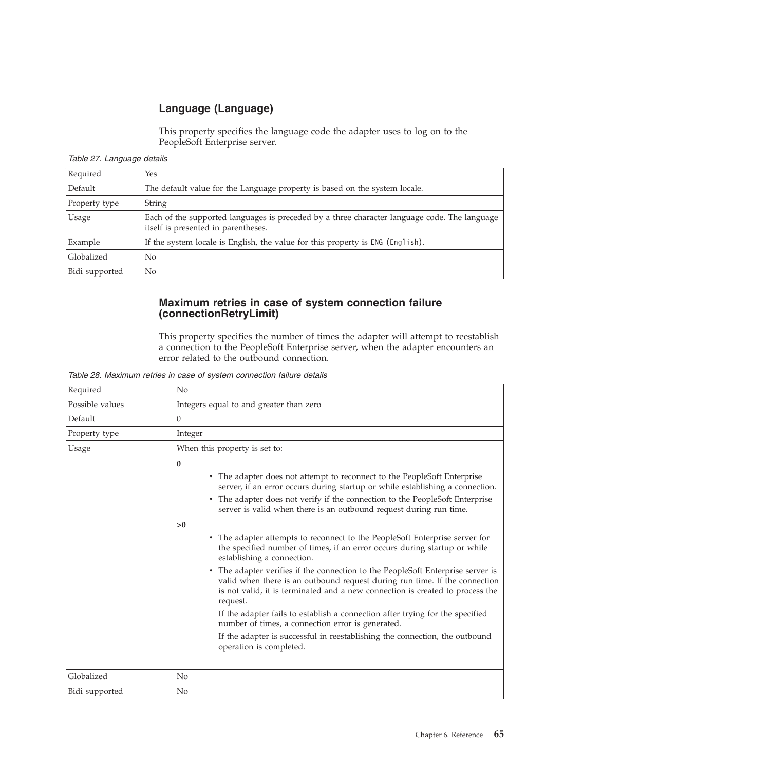### Language (Language)

This property specifies the language code the adapter uses to log on to the PeopleSoft Enterprise server.

*Table 27. Language details*

| | |
|---|---|
| Required | Yes |
| Default | The default value for the Language property is based on the system locale. |
| Property type | String |
| Usage | Each of the supported languages is preceded by a three character language code. The language itself is presented in parentheses. |
| Example | If the system locale is English, the value for this property is `ENG (English)`. |
| Globalized | No |
| Bidi supported | No |

### Maximum retries in case of system connection failure (connectionRetryLimit)

This property specifies the number of times the adapter will attempt to reestablish a connection to the PeopleSoft Enterprise server, when the adapter encounters an error related to the outbound connection.

*Table 28. Maximum retries in case of system connection failure details*

| | |
|---|---|
| Required | No |
| Possible values | Integers equal to and greater than zero |
| Default | 0 |
| Property type | Integer |
| Usage | When this property is set to: **0** • The adapter does not attempt to reconnect to the PeopleSoft Enterprise server, if an error occurs during startup or while establishing a connection. • The adapter does not verify if the connection to the PeopleSoft Enterprise server is valid when there is an outbound request during run time. **>0** • The adapter attempts to reconnect to the PeopleSoft Enterprise server for the specified number of times, if an error occurs during startup or while establishing a connection. • The adapter verifies if the connection to the PeopleSoft Enterprise server is valid when there is an outbound request during run time. If the connection is not valid, it is terminated and a new connection is created to process the request. If the adapter fails to establish a connection after trying for the specified number of times, a connection error is generated. If the adapter is successful in reestablishing the connection, the outbound operation is completed. |
| Globalized | No |
| Bidi supported | No |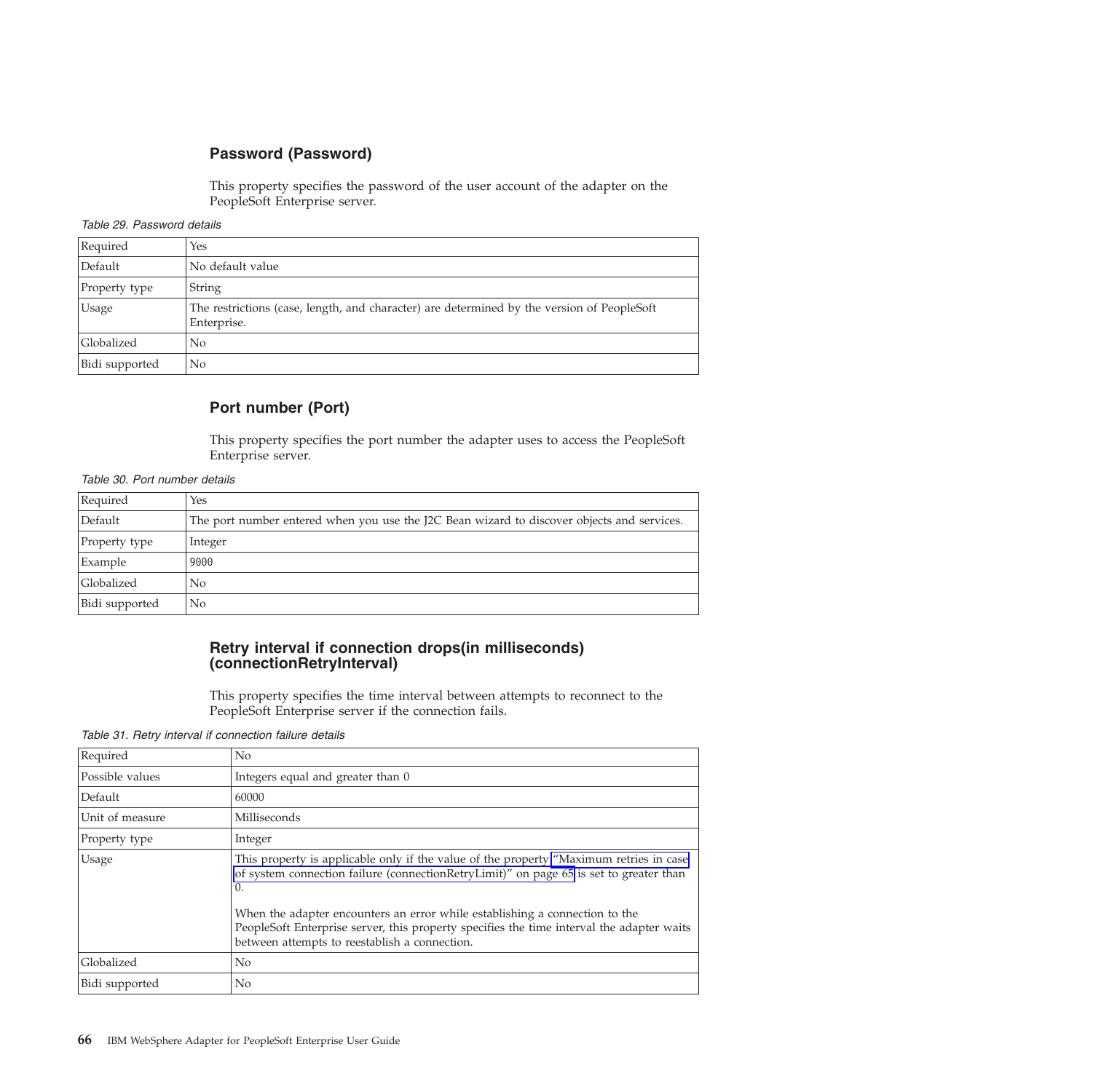## Password (Password)

This property specifies the password of the user account of the adapter on the PeopleSoft Enterprise server.

*Table 29. Password details*

| | |
|---|---|
| Required | Yes |
| Default | No default value |
| Property type | String |
| Usage | The restrictions (case, length, and character) are determined by the version of PeopleSoft Enterprise. |
| Globalized | No |
| Bidi supported | No |

## Port number (Port)

This property specifies the port number the adapter uses to access the PeopleSoft Enterprise server.

*Table 30. Port number details*

| | |
|---|---|
| Required | Yes |
| Default | The port number entered when you use the J2C Bean wizard to discover objects and services. |
| Property type | Integer |
| Example | `9000` |
| Globalized | No |
| Bidi supported | No |

## Retry interval if connection drops(in milliseconds) (connectionRetryInterval)

This property specifies the time interval between attempts to reconnect to the PeopleSoft Enterprise server if the connection fails.

*Table 31. Retry interval if connection failure details*

| | |
|---|---|
| Required | No |
| Possible values | Integers equal and greater than 0 |
| Default | 60000 |
| Unit of measure | Milliseconds |
| Property type | Integer |
| Usage | This property is applicable only if the value of the property "Maximum retries in case of system connection failure (connectionRetryLimit)" on page 65 is set to greater than 0.<br><br>When the adapter encounters an error while establishing a connection to the PeopleSoft Enterprise server, this property specifies the time interval the adapter waits between attempts to reestablish a connection. |
| Globalized | No |
| Bidi supported | No |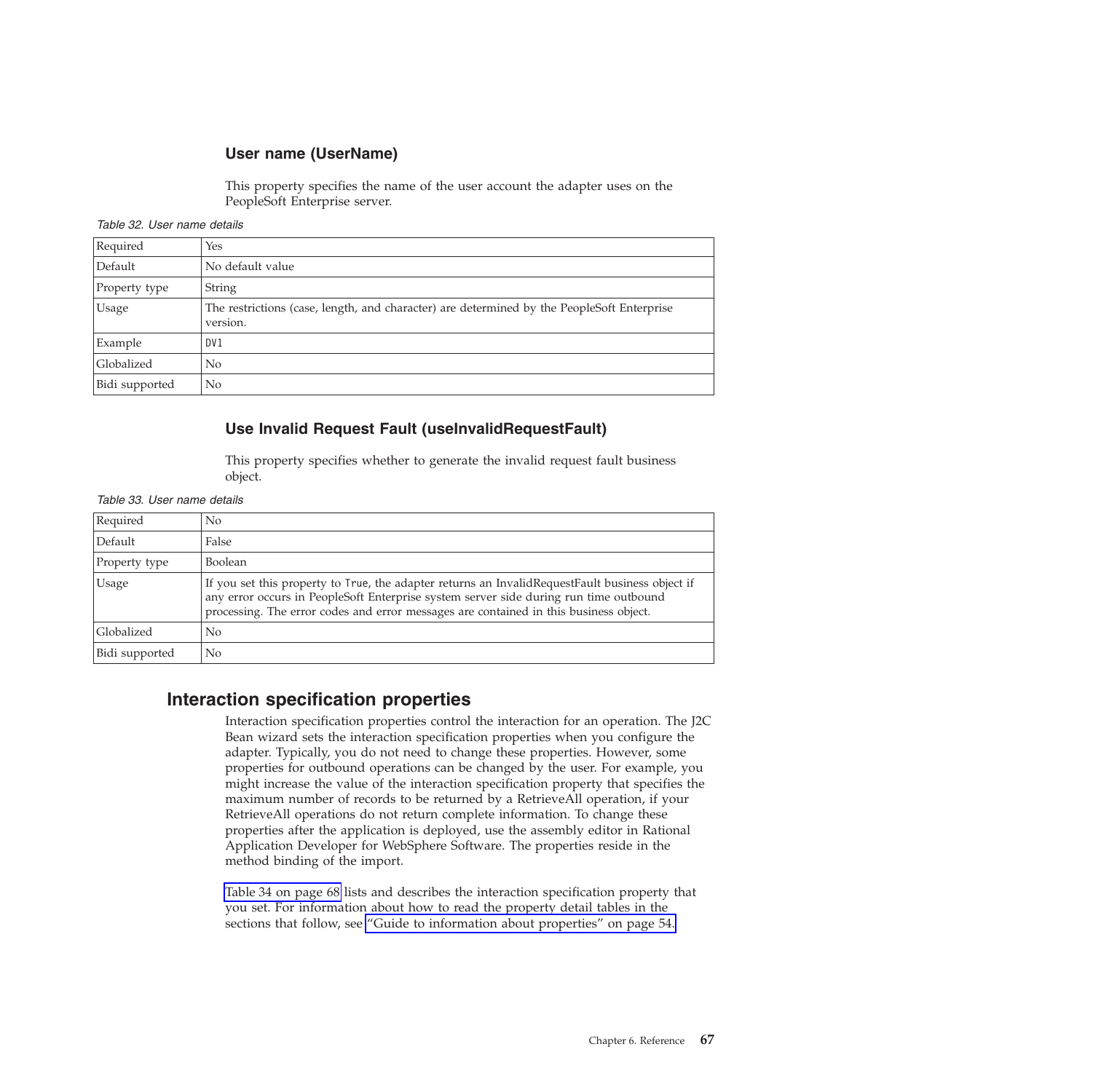### User name (UserName)

This property specifies the name of the user account the adapter uses on the PeopleSoft Enterprise server.

*Table 32. User name details*

| | |
|---|---|
| Required | Yes |
| Default | No default value |
| Property type | String |
| Usage | The restrictions (case, length, and character) are determined by the PeopleSoft Enterprise version. |
| Example | `DV1` |
| Globalized | No |
| Bidi supported | No |

### Use Invalid Request Fault (useInvalidRequestFault)

This property specifies whether to generate the invalid request fault business object.

*Table 33. User name details*

| | |
|---|---|
| Required | No |
| Default | False |
| Property type | Boolean |
| Usage | If you set this property to `True`, the adapter returns an InvalidRequestFault business object if any error occurs in PeopleSoft Enterprise system server side during run time outbound processing. The error codes and error messages are contained in this business object. |
| Globalized | No |
| Bidi supported | No |

## Interaction specification properties

Interaction specification properties control the interaction for an operation. The J2C Bean wizard sets the interaction specification properties when you configure the adapter. Typically, you do not need to change these properties. However, some properties for outbound operations can be changed by the user. For example, you might increase the value of the interaction specification property that specifies the maximum number of records to be returned by a RetrieveAll operation, if your RetrieveAll operations do not return complete information. To change these properties after the application is deployed, use the assembly editor in Rational Application Developer for WebSphere Software. The properties reside in the method binding of the import.

Table 34 on page 68 lists and describes the interaction specification property that you set. For information about how to read the property detail tables in the sections that follow, see "Guide to information about properties" on page 54.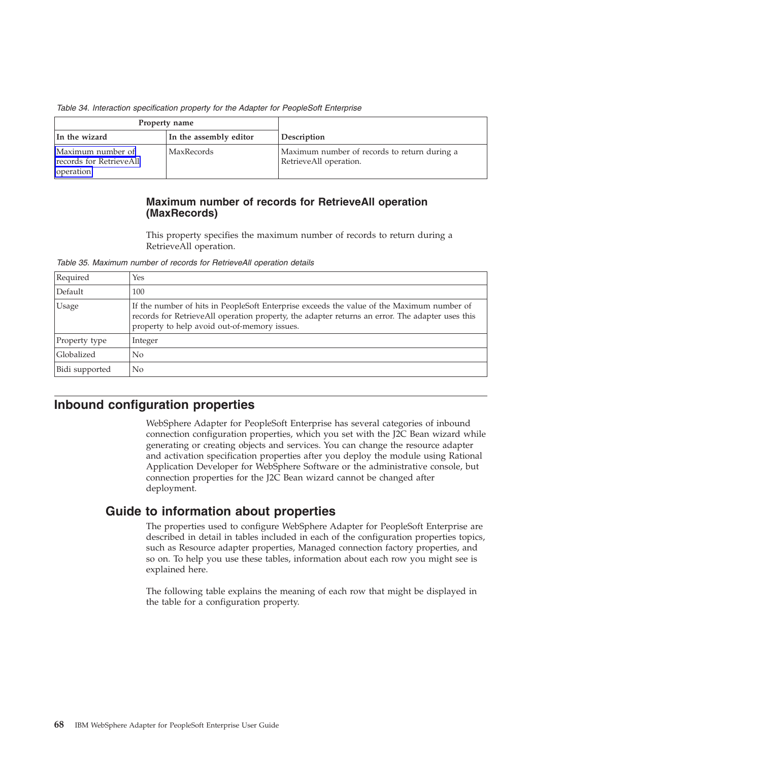*Table 34. Interaction specification property for the Adapter for PeopleSoft Enterprise*

| Property name | | |
|---|---|---|
| **In the wizard** | **In the assembly editor** | **Description** |
| Maximum number of records for RetrieveAll operation | MaxRecords | Maximum number of records to return during a RetrieveAll operation. |

### Maximum number of records for RetrieveAll operation (MaxRecords)

This property specifies the maximum number of records to return during a RetrieveAll operation.

*Table 35. Maximum number of records for RetrieveAll operation details*

| | |
|---|---|
| Required | Yes |
| Default | 100 |
| Usage | If the number of hits in PeopleSoft Enterprise exceeds the value of the Maximum number of records for RetrieveAll operation property, the adapter returns an error. The adapter uses this property to help avoid out-of-memory issues. |
| Property type | Integer |
| Globalized | No |
| Bidi supported | No |

## Inbound configuration properties

WebSphere Adapter for PeopleSoft Enterprise has several categories of inbound connection configuration properties, which you set with the J2C Bean wizard while generating or creating objects and services. You can change the resource adapter and activation specification properties after you deploy the module using Rational Application Developer for WebSphere Software or the administrative console, but connection properties for the J2C Bean wizard cannot be changed after deployment.

### Guide to information about properties

The properties used to configure WebSphere Adapter for PeopleSoft Enterprise are described in detail in tables included in each of the configuration properties topics, such as Resource adapter properties, Managed connection factory properties, and so on. To help you use these tables, information about each row you might see is explained here.

The following table explains the meaning of each row that might be displayed in the table for a configuration property.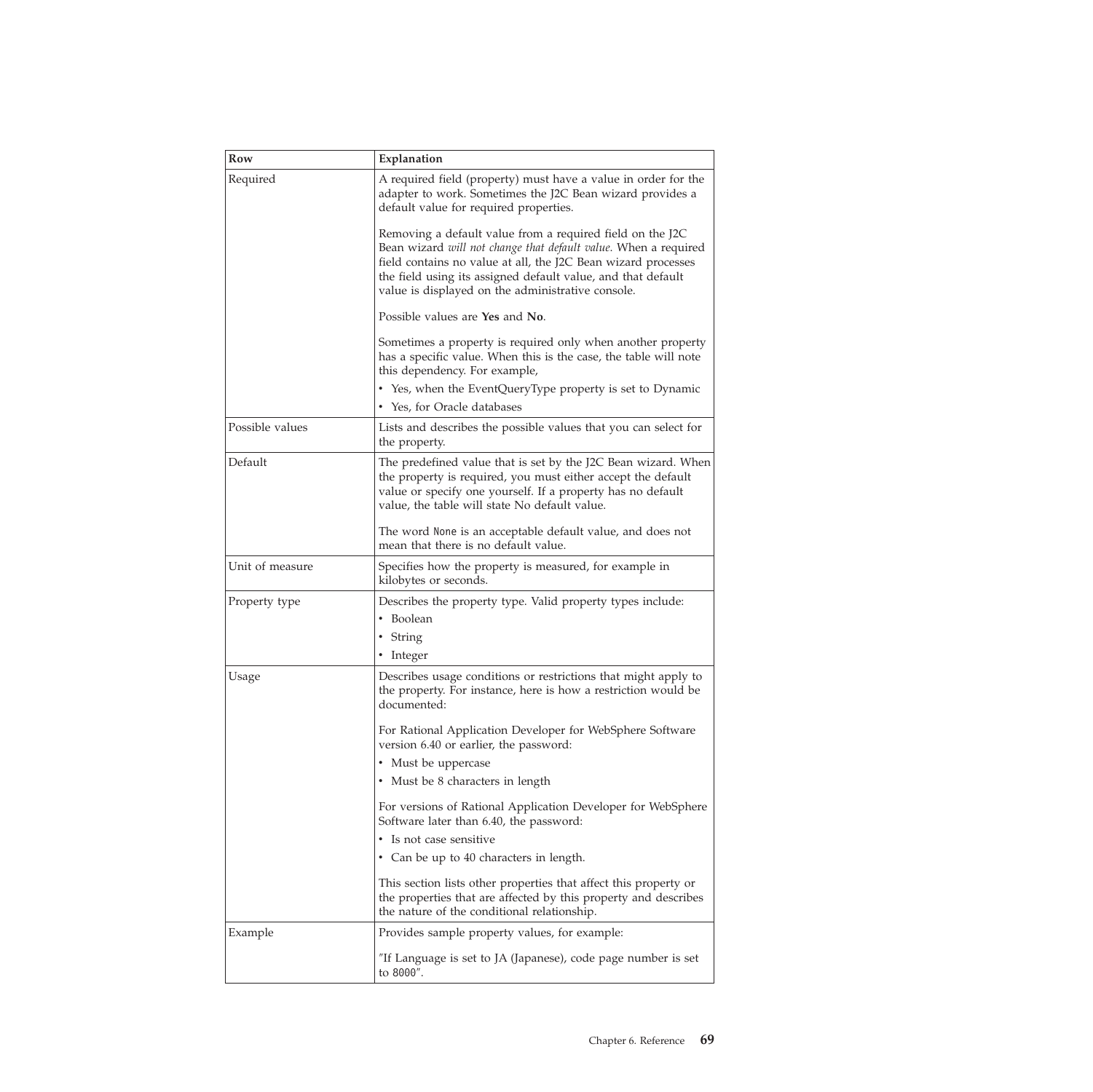| Row | Explanation |
| --- | --- |
| Required | A required field (property) must have a value in order for the adapter to work. Sometimes the J2C Bean wizard provides a default value for required properties.<br><br>Removing a default value from a required field on the J2C Bean wizard *will not change that default value.* When a required field contains no value at all, the J2C Bean wizard processes the field using its assigned default value, and that default value is displayed on the administrative console.<br><br>Possible values are **Yes** and **No**.<br><br>Sometimes a property is required only when another property has a specific value. When this is the case, the table will note this dependency. For example,<br>• Yes, when the EventQueryType property is set to Dynamic<br>• Yes, for Oracle databases |
| Possible values | Lists and describes the possible values that you can select for the property. |
| Default | The predefined value that is set by the J2C Bean wizard. When the property is required, you must either accept the default value or specify one yourself. If a property has no default value, the table will state No default value.<br><br>The word `None` is an acceptable default value, and does not mean that there is no default value. |
| Unit of measure | Specifies how the property is measured, for example in kilobytes or seconds. |
| Property type | Describes the property type. Valid property types include:<br>• Boolean<br>• String<br>• Integer |
| Usage | Describes usage conditions or restrictions that might apply to the property. For instance, here is how a restriction would be documented:<br><br>For Rational Application Developer for WebSphere Software version 6.40 or earlier, the password:<br>• Must be uppercase<br>• Must be 8 characters in length<br><br>For versions of Rational Application Developer for WebSphere Software later than 6.40, the password:<br>• Is not case sensitive<br>• Can be up to 40 characters in length.<br><br>This section lists other properties that affect this property or the properties that are affected by this property and describes the nature of the conditional relationship. |
| Example | Provides sample property values, for example:<br><br>"If Language is set to JA (Japanese), code page number is set to `8000`". |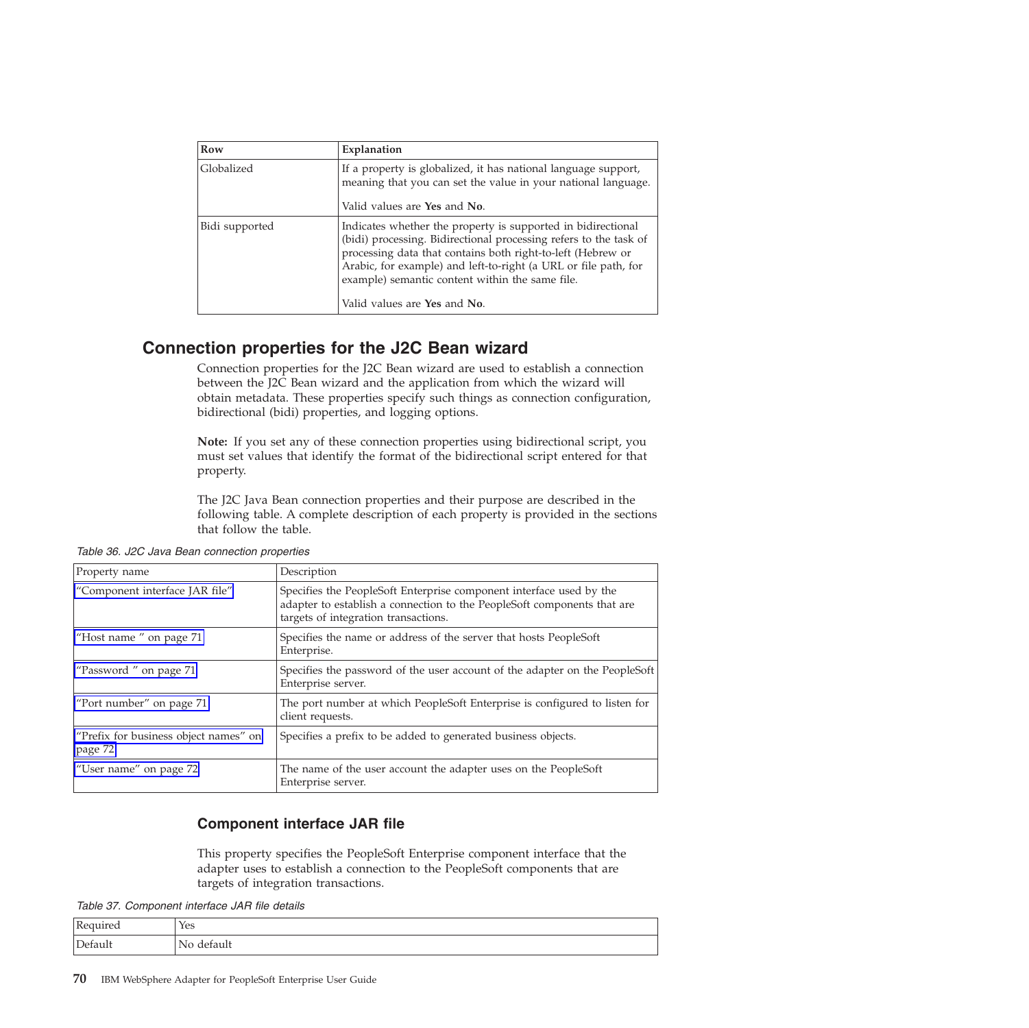| Row | Explanation |
| --- | --- |
| Globalized | If a property is globalized, it has national language support, meaning that you can set the value in your national language.<br><br>Valid values are **Yes** and **No**. |
| Bidi supported | Indicates whether the property is supported in bidirectional (bidi) processing. Bidirectional processing refers to the task of processing data that contains both right-to-left (Hebrew or Arabic, for example) and left-to-right (a URL or file path, for example) semantic content within the same file.<br><br>Valid values are **Yes** and **No**. |

## Connection properties for the J2C Bean wizard

Connection properties for the J2C Bean wizard are used to establish a connection between the J2C Bean wizard and the application from which the wizard will obtain metadata. These properties specify such things as connection configuration, bidirectional (bidi) properties, and logging options.

**Note:** If you set any of these connection properties using bidirectional script, you must set values that identify the format of the bidirectional script entered for that property.

The J2C Java Bean connection properties and their purpose are described in the following table. A complete description of each property is provided in the sections that follow the table.

*Table 36. J2C Java Bean connection properties*

| Property name | Description |
| --- | --- |
| "Component interface JAR file" | Specifies the PeopleSoft Enterprise component interface used by the adapter to establish a connection to the PeopleSoft components that are targets of integration transactions. |
| "Host name " on page 71 | Specifies the name or address of the server that hosts PeopleSoft Enterprise. |
| "Password " on page 71 | Specifies the password of the user account of the adapter on the PeopleSoft Enterprise server. |
| "Port number" on page 71 | The port number at which PeopleSoft Enterprise is configured to listen for client requests. |
| "Prefix for business object names" on page 72 | Specifies a prefix to be added to generated business objects. |
| "User name" on page 72 | The name of the user account the adapter uses on the PeopleSoft Enterprise server. |

### Component interface JAR file

This property specifies the PeopleSoft Enterprise component interface that the adapter uses to establish a connection to the PeopleSoft components that are targets of integration transactions.

*Table 37. Component interface JAR file details*

| Required | Yes |
| --- | --- |
| Default | No default |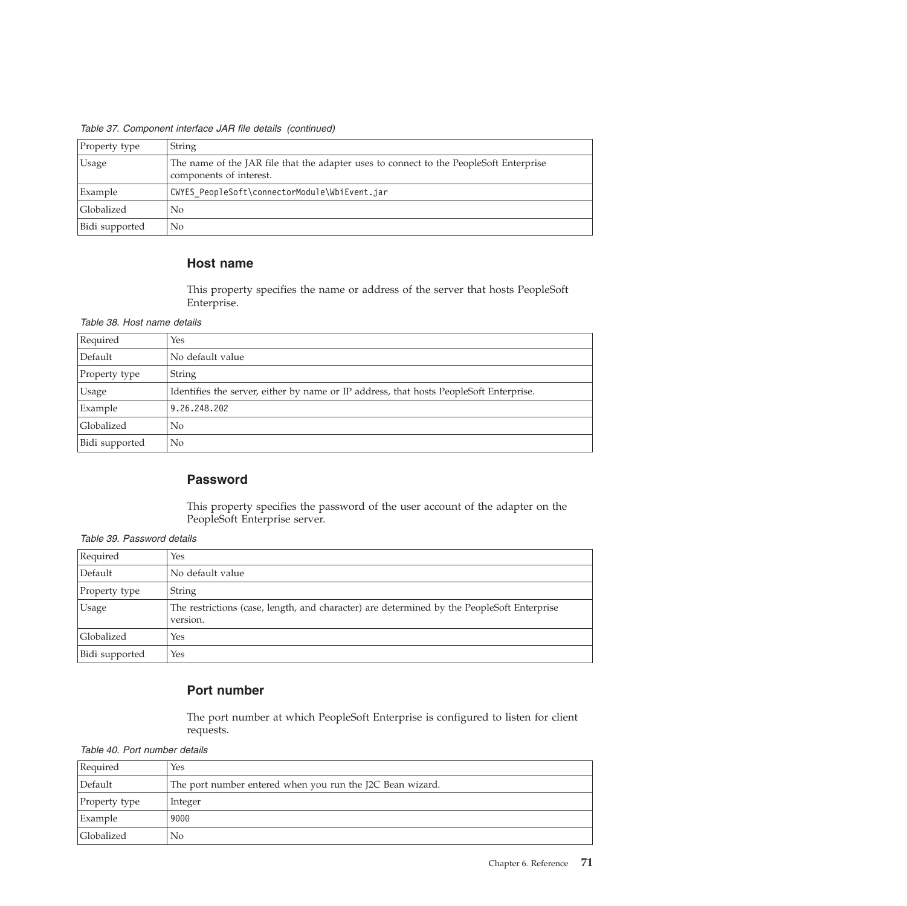*Table 37. Component interface JAR file details (continued)*

| | |
|---|---|
| Property type | String |
| Usage | The name of the JAR file that the adapter uses to connect to the PeopleSoft Enterprise components of interest. |
| Example | `CWYES_PeopleSoft\connectorModule\WbiEvent.jar` |
| Globalized | No |
| Bidi supported | No |

### Host name

This property specifies the name or address of the server that hosts PeopleSoft Enterprise.

*Table 38. Host name details*

| | |
|---|---|
| Required | Yes |
| Default | No default value |
| Property type | String |
| Usage | Identifies the server, either by name or IP address, that hosts PeopleSoft Enterprise. |
| Example | `9.26.248.202` |
| Globalized | No |
| Bidi supported | No |

### Password

This property specifies the password of the user account of the adapter on the PeopleSoft Enterprise server.

*Table 39. Password details*

| | |
|---|---|
| Required | Yes |
| Default | No default value |
| Property type | String |
| Usage | The restrictions (case, length, and character) are determined by the PeopleSoft Enterprise version. |
| Globalized | Yes |
| Bidi supported | Yes |

### Port number

The port number at which PeopleSoft Enterprise is configured to listen for client requests.

*Table 40. Port number details*

| | |
|---|---|
| Required | Yes |
| Default | The port number entered when you run the J2C Bean wizard. |
| Property type | Integer |
| Example | `9000` |
| Globalized | No |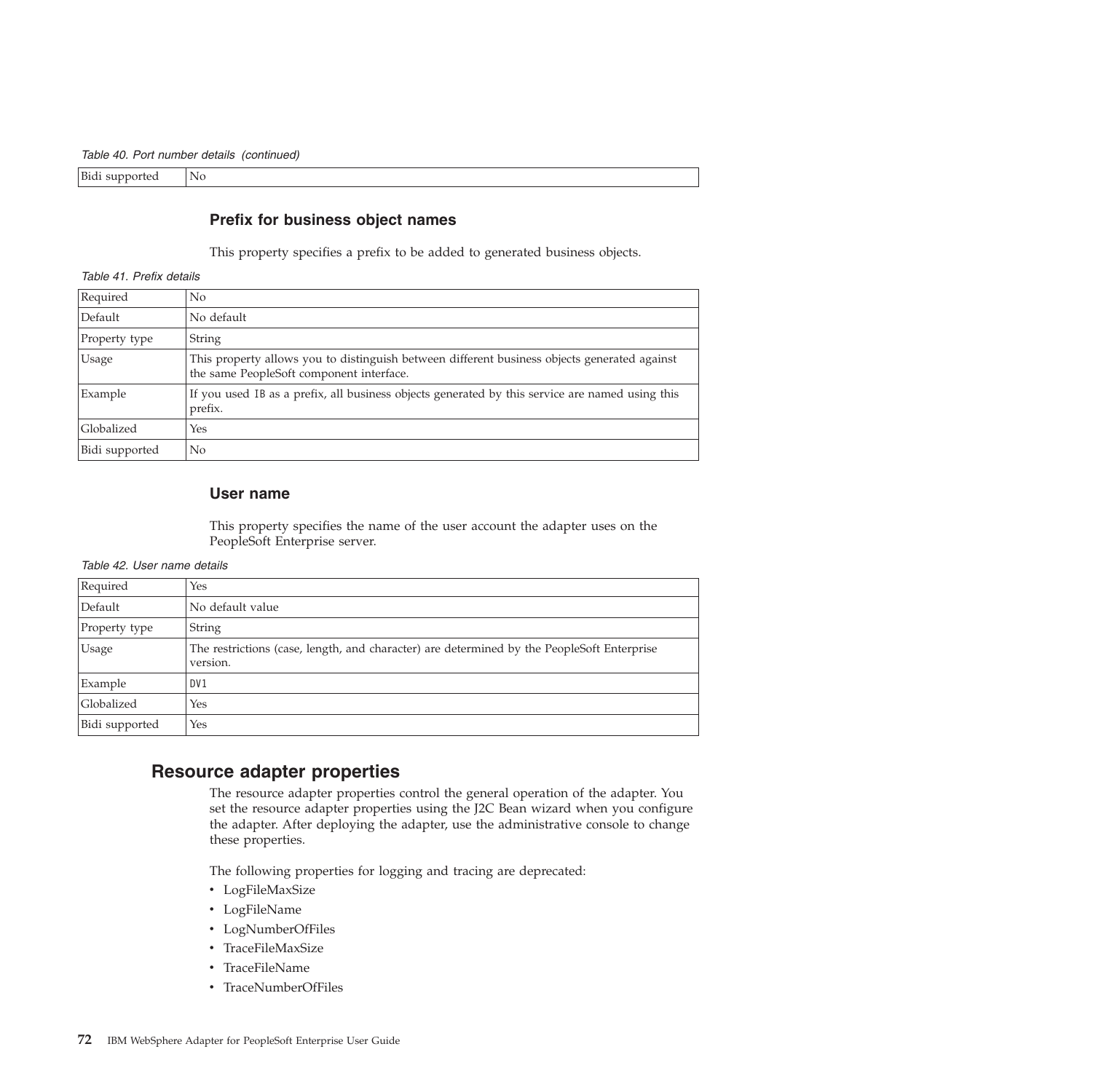*Table 40. Port number details (continued)*

| | |
|---|---|
| Bidi supported | No |

### Prefix for business object names

This property specifies a prefix to be added to generated business objects.

*Table 41. Prefix details*

| | |
|---|---|
| Required | No |
| Default | No default |
| Property type | String |
| Usage | This property allows you to distinguish between different business objects generated against the same PeopleSoft component interface. |
| Example | If you used `IB` as a prefix, all business objects generated by this service are named using this prefix. |
| Globalized | Yes |
| Bidi supported | No |

### User name

This property specifies the name of the user account the adapter uses on the PeopleSoft Enterprise server.

*Table 42. User name details*

| | |
|---|---|
| Required | Yes |
| Default | No default value |
| Property type | String |
| Usage | The restrictions (case, length, and character) are determined by the PeopleSoft Enterprise version. |
| Example | `DV1` |
| Globalized | Yes |
| Bidi supported | Yes |

## Resource adapter properties

The resource adapter properties control the general operation of the adapter. You set the resource adapter properties using the J2C Bean wizard when you configure the adapter. After deploying the adapter, use the administrative console to change these properties.

The following properties for logging and tracing are deprecated:

- LogFileMaxSize
- LogFileName
- LogNumberOfFiles
- TraceFileMaxSize
- TraceFileName
- TraceNumberOfFiles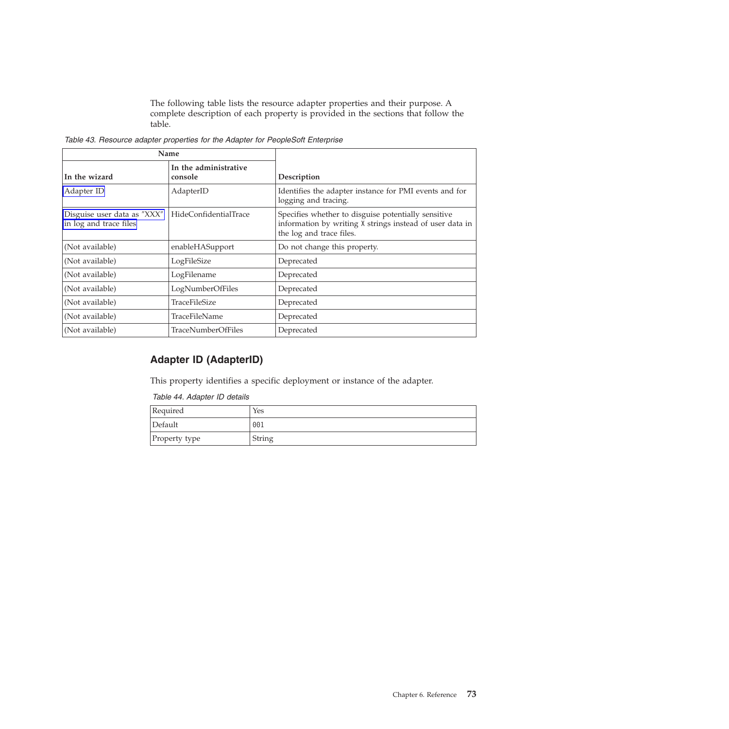The following table lists the resource adapter properties and their purpose. A complete description of each property is provided in the sections that follow the table.

*Table 43. Resource adapter properties for the Adapter for PeopleSoft Enterprise*

| Name | | |
|---|---|---|
| **In the wizard** | **In the administrative console** | **Description** |
| Adapter ID | AdapterID | Identifies the adapter instance for PMI events and for logging and tracing. |
| Disguise user data as "XXX" in log and trace files | HideConfidentialTrace | Specifies whether to disguise potentially sensitive information by writing X strings instead of user data in the log and trace files. |
| (Not available) | enableHASupport | Do not change this property. |
| (Not available) | LogFileSize | Deprecated |
| (Not available) | LogFilename | Deprecated |
| (Not available) | LogNumberOfFiles | Deprecated |
| (Not available) | TraceFileSize | Deprecated |
| (Not available) | TraceFileName | Deprecated |
| (Not available) | TraceNumberOfFiles | Deprecated |

## Adapter ID (AdapterID)

This property identifies a specific deployment or instance of the adapter.

*Table 44. Adapter ID details*

| | |
|---|---|
| Required | Yes |
| Default | 001 |
| Property type | String |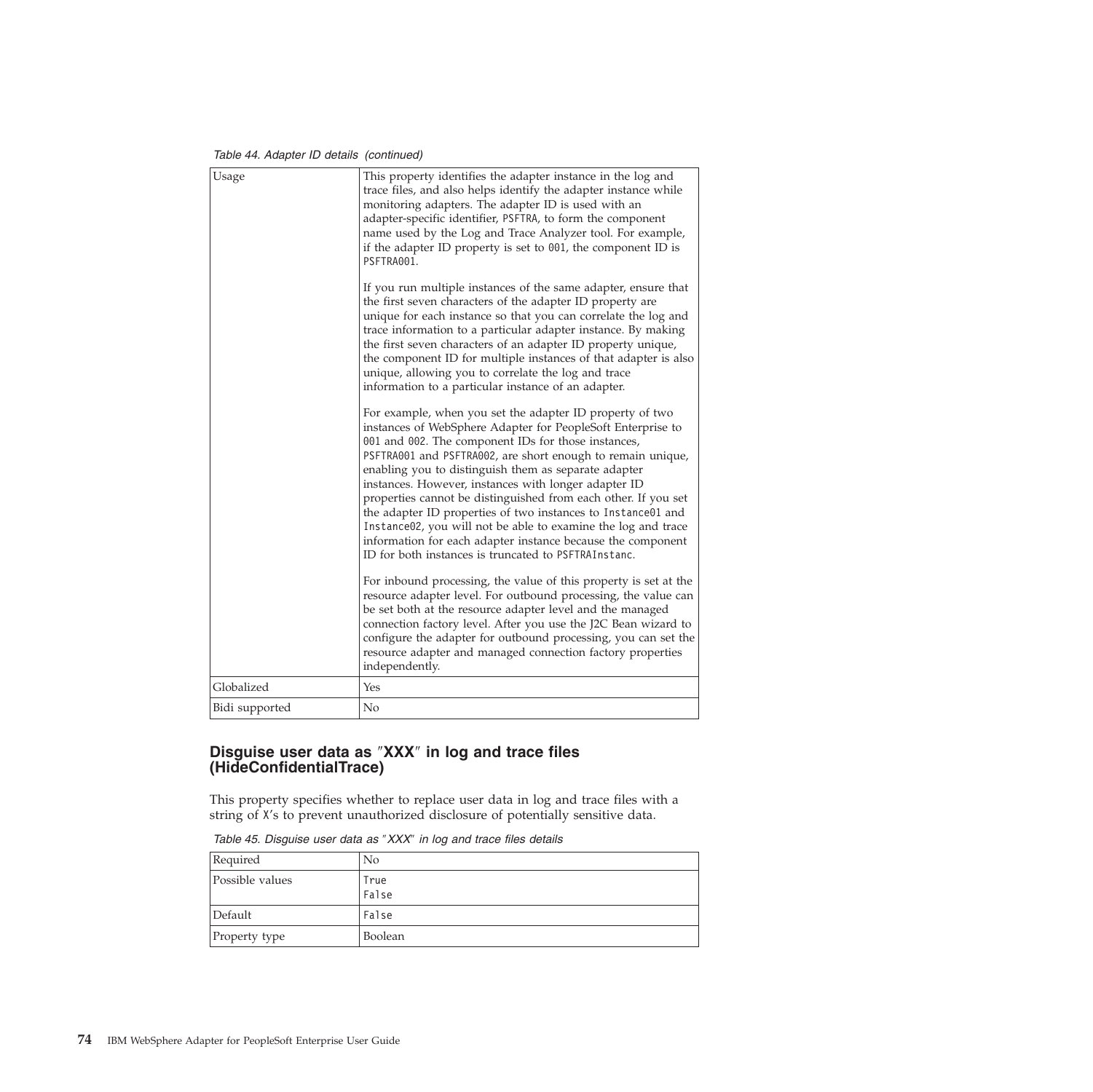*Table 44. Adapter ID details (continued)*

| | |
|---|---|
| Usage | This property identifies the adapter instance in the log and trace files, and also helps identify the adapter instance while monitoring adapters. The adapter ID is used with an adapter-specific identifier, `PSFTRA`, to form the component name used by the Log and Trace Analyzer tool. For example, if the adapter ID property is set to `001`, the component ID is `PSFTRA001`.<br><br>If you run multiple instances of the same adapter, ensure that the first seven characters of the adapter ID property are unique for each instance so that you can correlate the log and trace information to a particular adapter instance. By making the first seven characters of an adapter ID property unique, the component ID for multiple instances of that adapter is also unique, allowing you to correlate the log and trace information to a particular instance of an adapter.<br><br>For example, when you set the adapter ID property of two instances of WebSphere Adapter for PeopleSoft Enterprise to `001` and `002`. The component IDs for those instances, `PSFTRA001` and `PSFTRA002`, are short enough to remain unique, enabling you to distinguish them as separate adapter instances. However, instances with longer adapter ID properties cannot be distinguished from each other. If you set the adapter ID properties of two instances to `Instance01` and `Instance02`, you will not be able to examine the log and trace information for each adapter instance because the component ID for both instances is truncated to `PSFTRAInstanc`.<br><br>For inbound processing, the value of this property is set at the resource adapter level. For outbound processing, the value can be set both at the resource adapter level and the managed connection factory level. After you use the J2C Bean wizard to configure the adapter for outbound processing, you can set the resource adapter and managed connection factory properties independently. |
| Globalized | Yes |
| Bidi supported | No |

## Disguise user data as "XXX" in log and trace files (HideConfidentialTrace)

This property specifies whether to replace user data in log and trace files with a string of `X`'s to prevent unauthorized disclosure of potentially sensitive data.

*Table 45. Disguise user data as "XXX" in log and trace files details*

| | |
|---|---|
| Required | No |
| Possible values | `True`<br>`False` |
| Default | `False` |
| Property type | Boolean |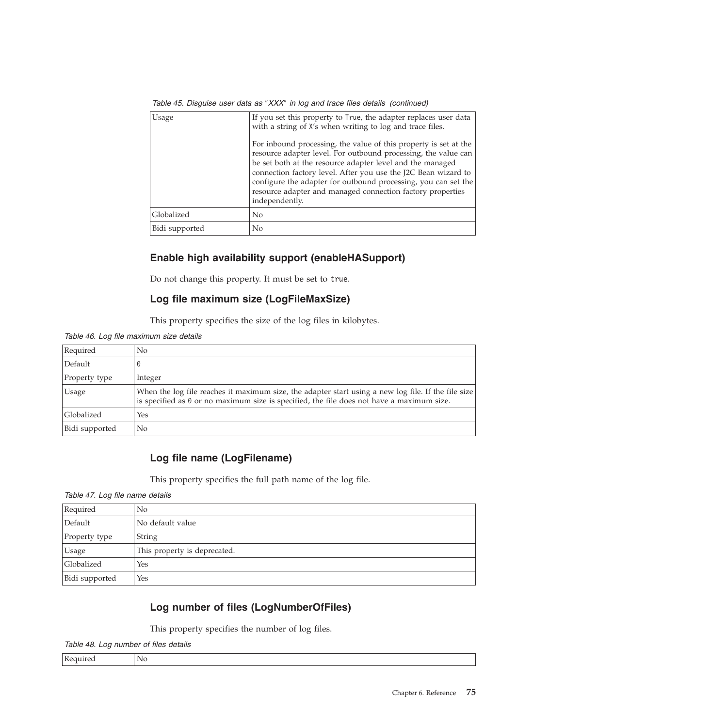*Table 45. Disguise user data as "XXX" in log and trace files details (continued)*

| | |
|---|---|
| Usage | If you set this property to `True`, the adapter replaces user data with a string of `X`'s when writing to log and trace files.<br><br>For inbound processing, the value of this property is set at the resource adapter level. For outbound processing, the value can be set both at the resource adapter level and the managed connection factory level. After you use the J2C Bean wizard to configure the adapter for outbound processing, you can set the resource adapter and managed connection factory properties independently. |
| Globalized | No |
| Bidi supported | No |

### Enable high availability support (enableHASupport)

Do not change this property. It must be set to `true`.

### Log file maximum size (LogFileMaxSize)

This property specifies the size of the log files in kilobytes.

*Table 46. Log file maximum size details*

| | |
|---|---|
| Required | No |
| Default | `0` |
| Property type | Integer |
| Usage | When the log file reaches it maximum size, the adapter start using a new log file. If the file size is specified as `0` or no maximum size is specified, the file does not have a maximum size. |
| Globalized | Yes |
| Bidi supported | No |

### Log file name (LogFilename)

This property specifies the full path name of the log file.

*Table 47. Log file name details*

| | |
|---|---|
| Required | No |
| Default | No default value |
| Property type | String |
| Usage | This property is deprecated. |
| Globalized | Yes |
| Bidi supported | Yes |

### Log number of files (LogNumberOfFiles)

This property specifies the number of log files.

*Table 48. Log number of files details*

| | |
|---|---|
| Required | No |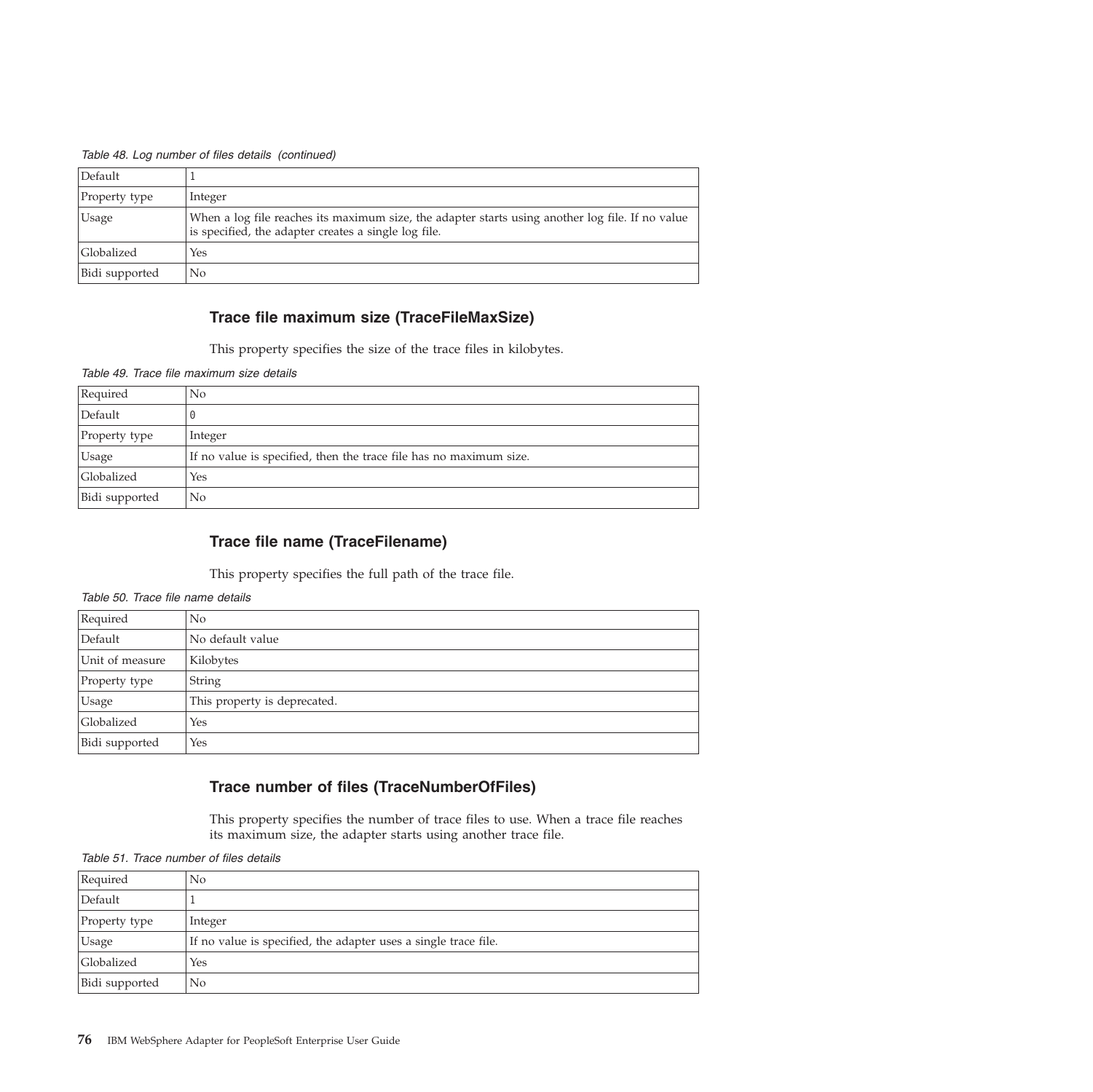*Table 48. Log number of files details (continued)*

| | |
|---|---|
| Default | 1 |
| Property type | Integer |
| Usage | When a log file reaches its maximum size, the adapter starts using another log file. If no value is specified, the adapter creates a single log file. |
| Globalized | Yes |
| Bidi supported | No |

### Trace file maximum size (TraceFileMaxSize)

This property specifies the size of the trace files in kilobytes.

*Table 49. Trace file maximum size details*

| | |
|---|---|
| Required | No |
| Default | 0 |
| Property type | Integer |
| Usage | If no value is specified, then the trace file has no maximum size. |
| Globalized | Yes |
| Bidi supported | No |

### Trace file name (TraceFilename)

This property specifies the full path of the trace file.

*Table 50. Trace file name details*

| | |
|---|---|
| Required | No |
| Default | No default value |
| Unit of measure | Kilobytes |
| Property type | String |
| Usage | This property is deprecated. |
| Globalized | Yes |
| Bidi supported | Yes |

### Trace number of files (TraceNumberOfFiles)

This property specifies the number of trace files to use. When a trace file reaches its maximum size, the adapter starts using another trace file.

*Table 51. Trace number of files details*

| | |
|---|---|
| Required | No |
| Default | 1 |
| Property type | Integer |
| Usage | If no value is specified, the adapter uses a single trace file. |
| Globalized | Yes |
| Bidi supported | No |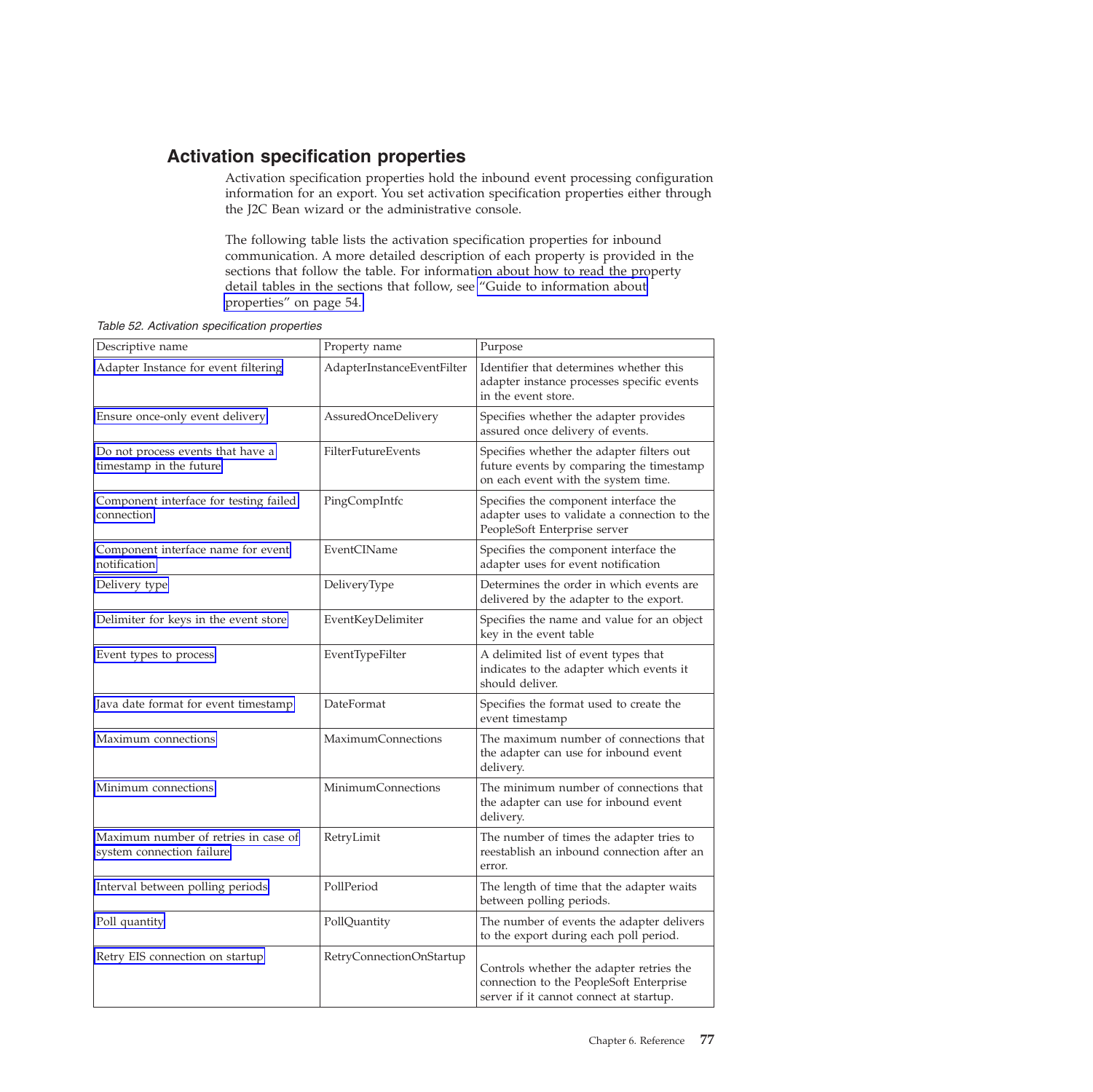## Activation specification properties

Activation specification properties hold the inbound event processing configuration information for an export. You set activation specification properties either through the J2C Bean wizard or the administrative console.

The following table lists the activation specification properties for inbound communication. A more detailed description of each property is provided in the sections that follow the table. For information about how to read the property detail tables in the sections that follow, see "Guide to information about properties" on page 54.

*Table 52. Activation specification properties*

| Descriptive name | Property name | Purpose |
| --- | --- | --- |
| Adapter Instance for event filtering | AdapterInstanceEventFilter | Identifier that determines whether this adapter instance processes specific events in the event store. |
| Ensure once-only event delivery | AssuredOnceDelivery | Specifies whether the adapter provides assured once delivery of events. |
| Do not process events that have a timestamp in the future | FilterFutureEvents | Specifies whether the adapter filters out future events by comparing the timestamp on each event with the system time. |
| Component interface for testing failed connection | PingCompIntfc | Specifies the component interface the adapter uses to validate a connection to the PeopleSoft Enterprise server |
| Component interface name for event notification | EventCIName | Specifies the component interface the adapter uses for event notification |
| Delivery type | DeliveryType | Determines the order in which events are delivered by the adapter to the export. |
| Delimiter for keys in the event store | EventKeyDelimiter | Specifies the name and value for an object key in the event table |
| Event types to process | EventTypeFilter | A delimited list of event types that indicates to the adapter which events it should deliver. |
| Java date format for event timestamp | DateFormat | Specifies the format used to create the event timestamp |
| Maximum connections | MaximumConnections | The maximum number of connections that the adapter can use for inbound event delivery. |
| Minimum connections | MinimumConnections | The minimum number of connections that the adapter can use for inbound event delivery. |
| Maximum number of retries in case of system connection failure | RetryLimit | The number of times the adapter tries to reestablish an inbound connection after an error. |
| Interval between polling periods | PollPeriod | The length of time that the adapter waits between polling periods. |
| Poll quantity | PollQuantity | The number of events the adapter delivers to the export during each poll period. |
| Retry EIS connection on startup | RetryConnectionOnStartup | Controls whether the adapter retries the connection to the PeopleSoft Enterprise server if it cannot connect at startup. |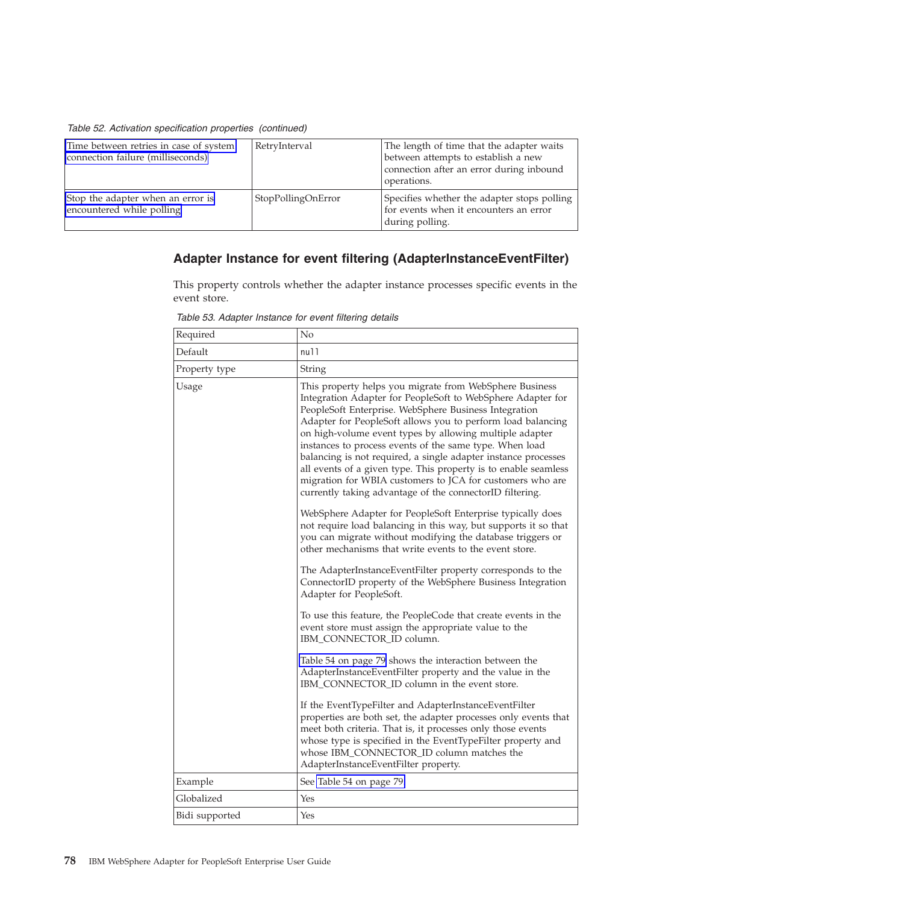*Table 52. Activation specification properties (continued)*

| | | |
|---|---|---|
| Time between retries in case of system connection failure (milliseconds) | RetryInterval | The length of time that the adapter waits between attempts to establish a new connection after an error during inbound operations. |
| Stop the adapter when an error is encountered while polling | StopPollingOnError | Specifies whether the adapter stops polling for events when it encounters an error during polling. |

## Adapter Instance for event filtering (AdapterInstanceEventFilter)

This property controls whether the adapter instance processes specific events in the event store.

*Table 53. Adapter Instance for event filtering details*

| | |
|---|---|
| Required | No |
| Default | null |
| Property type | String |
| Usage | This property helps you migrate from WebSphere Business Integration Adapter for PeopleSoft to WebSphere Adapter for PeopleSoft Enterprise. WebSphere Business Integration Adapter for PeopleSoft allows you to perform load balancing on high-volume event types by allowing multiple adapter instances to process events of the same type. When load balancing is not required, a single adapter instance processes all events of a given type. This property is to enable seamless migration for WBIA customers to JCA for customers who are currently taking advantage of the connectorID filtering.<br><br>WebSphere Adapter for PeopleSoft Enterprise typically does not require load balancing in this way, but supports it so that you can migrate without modifying the database triggers or other mechanisms that write events to the event store.<br><br>The AdapterInstanceEventFilter property corresponds to the ConnectorID property of the WebSphere Business Integration Adapter for PeopleSoft.<br><br>To use this feature, the PeopleCode that create events in the event store must assign the appropriate value to the IBM_CONNECTOR_ID column.<br><br>Table 54 on page 79 shows the interaction between the AdapterInstanceEventFilter property and the value in the IBM_CONNECTOR_ID column in the event store.<br><br>If the EventTypeFilter and AdapterInstanceEventFilter properties are both set, the adapter processes only events that meet both criteria. That is, it processes only those events whose type is specified in the EventTypeFilter property and whose IBM_CONNECTOR_ID column matches the AdapterInstanceEventFilter property. |
| Example | See Table 54 on page 79 |
| Globalized | Yes |
| Bidi supported | Yes |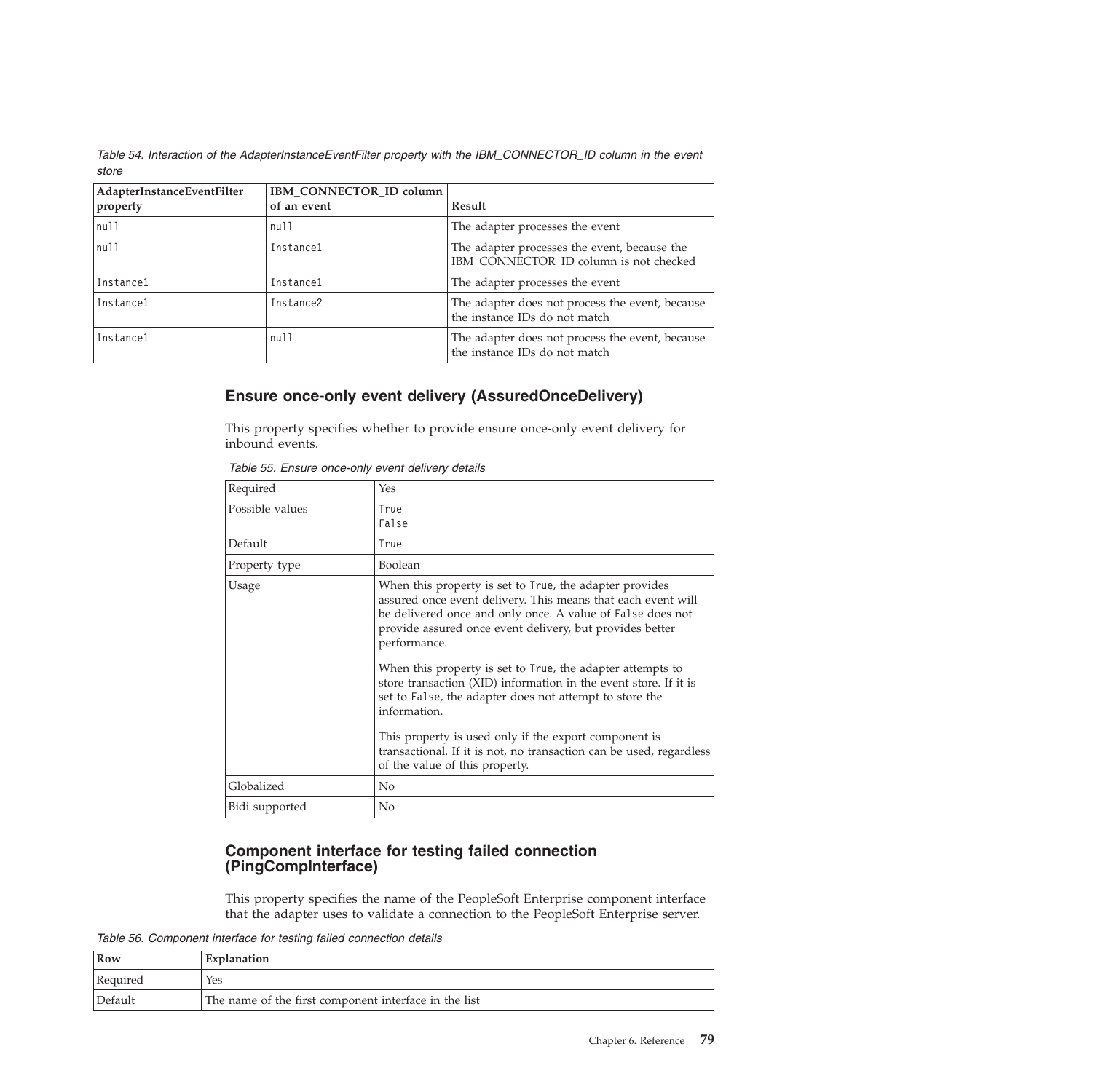*Table 54. Interaction of the AdapterInstanceEventFilter property with the IBM_CONNECTOR_ID column in the event store*

| AdapterInstanceEventFilter property | IBM_CONNECTOR_ID column of an event | Result |
| --- | --- | --- |
| null | null | The adapter processes the event |
| null | Instance1 | The adapter processes the event, because the IBM_CONNECTOR_ID column is not checked |
| Instance1 | Instance1 | The adapter processes the event |
| Instance1 | Instance2 | The adapter does not process the event, because the instance IDs do not match |
| Instance1 | null | The adapter does not process the event, because the instance IDs do not match |

## Ensure once-only event delivery (AssuredOnceDelivery)

This property specifies whether to provide ensure once-only event delivery for inbound events.

*Table 55. Ensure once-only event delivery details*

| | |
| --- | --- |
| Required | Yes |
| Possible values | True<br>False |
| Default | True |
| Property type | Boolean |
| Usage | When this property is set to True, the adapter provides assured once event delivery. This means that each event will be delivered once and only once. A value of False does not provide assured once event delivery, but provides better performance.<br><br>When this property is set to True, the adapter attempts to store transaction (XID) information in the event store. If it is set to False, the adapter does not attempt to store the information.<br><br>This property is used only if the export component is transactional. If it is not, no transaction can be used, regardless of the value of this property. |
| Globalized | No |
| Bidi supported | No |

## Component interface for testing failed connection (PingCompInterface)

This property specifies the name of the PeopleSoft Enterprise component interface that the adapter uses to validate a connection to the PeopleSoft Enterprise server.

*Table 56. Component interface for testing failed connection details*

| Row | Explanation |
| --- | --- |
| Required | Yes |
| Default | The name of the first component interface in the list |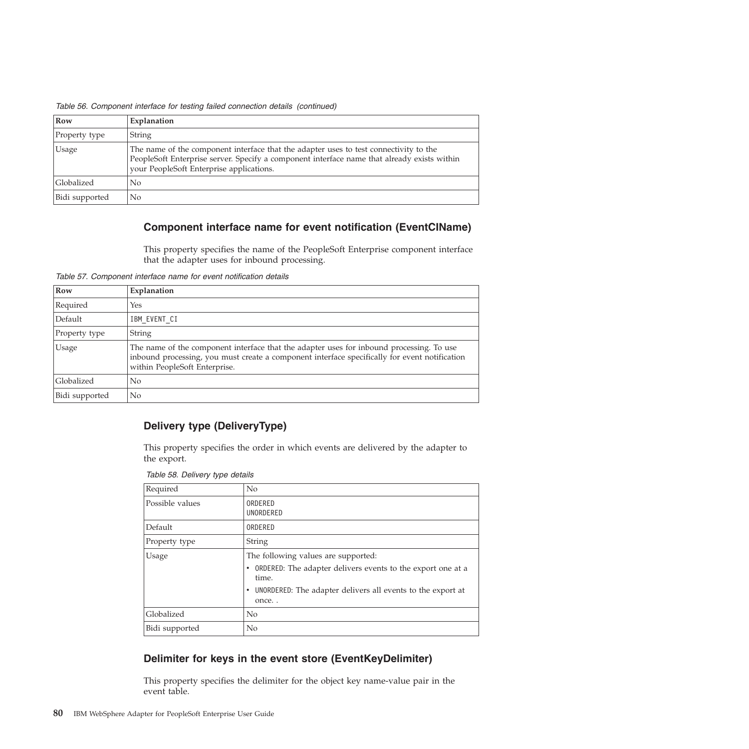*Table 56. Component interface for testing failed connection details (continued)*

| Row | Explanation |
| --- | --- |
| Property type | String |
| Usage | The name of the component interface that the adapter uses to test connectivity to the PeopleSoft Enterprise server. Specify a component interface name that already exists within your PeopleSoft Enterprise applications. |
| Globalized | No |
| Bidi supported | No |

### Component interface name for event notification (EventCIName)

This property specifies the name of the PeopleSoft Enterprise component interface that the adapter uses for inbound processing.

*Table 57. Component interface name for event notification details*

| Row | Explanation |
| --- | --- |
| Required | Yes |
| Default | `IBM_EVENT_CI` |
| Property type | String |
| Usage | The name of the component interface that the adapter uses for inbound processing. To use inbound processing, you must create a component interface specifically for event notification within PeopleSoft Enterprise. |
| Globalized | No |
| Bidi supported | No |

### Delivery type (DeliveryType)

This property specifies the order in which events are delivered by the adapter to the export.

*Table 58. Delivery type details*

| | |
| --- | --- |
| Required | No |
| Possible values | `ORDERED`<br>`UNORDERED` |
| Default | `ORDERED` |
| Property type | String |
| Usage | The following values are supported:<br>• `ORDERED`: The adapter delivers events to the export one at a time.<br>• `UNORDERED`: The adapter delivers all events to the export at once. . |
| Globalized | No |
| Bidi supported | No |

### Delimiter for keys in the event store (EventKeyDelimiter)

This property specifies the delimiter for the object key name-value pair in the event table.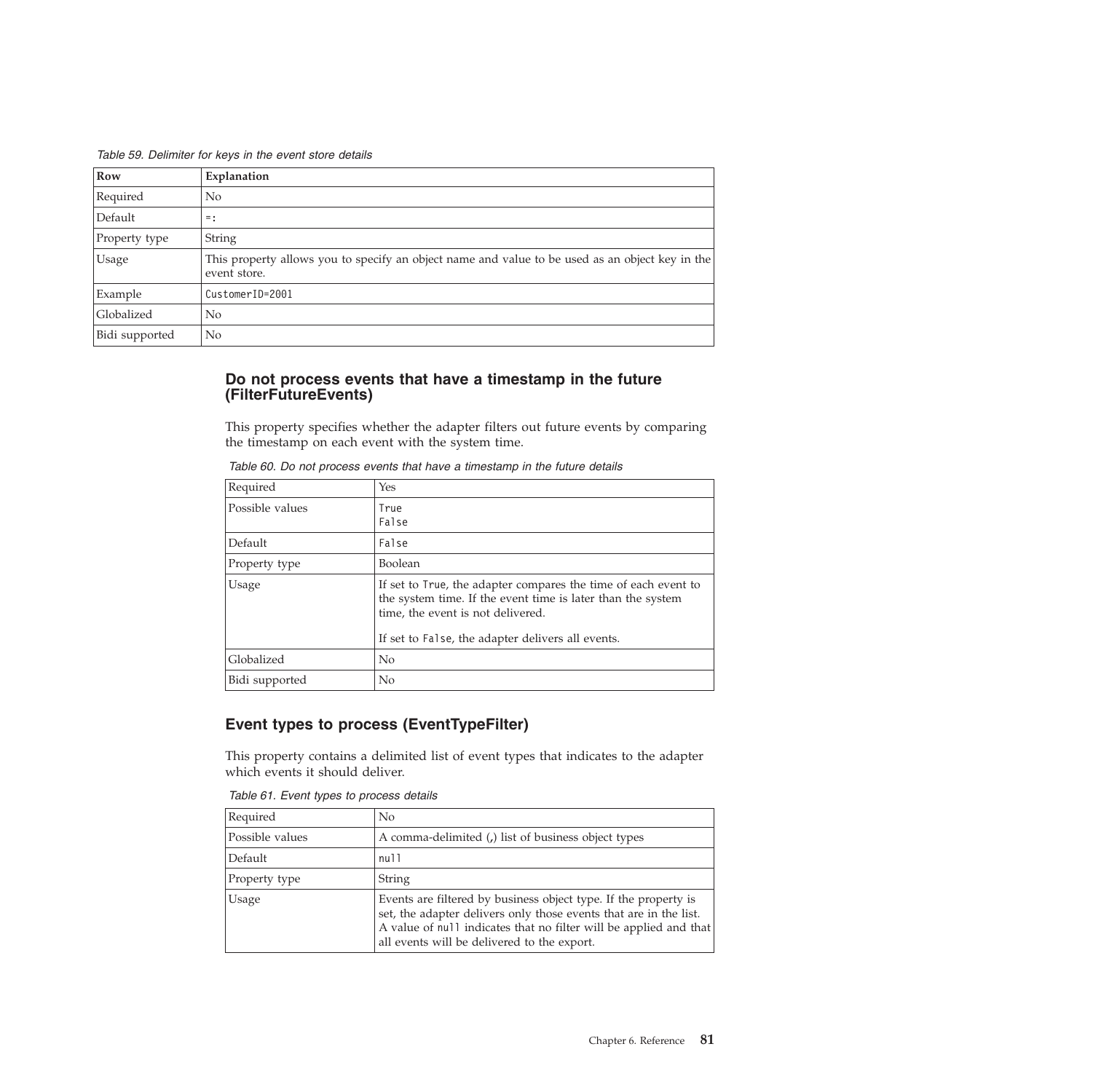*Table 59. Delimiter for keys in the event store details*

| Row | Explanation |
|---|---|
| Required | No |
| Default | `=:` |
| Property type | String |
| Usage | This property allows you to specify an object name and value to be used as an object key in the event store. |
| Example | `CustomerID=2001` |
| Globalized | No |
| Bidi supported | No |

### Do not process events that have a timestamp in the future (FilterFutureEvents)

This property specifies whether the adapter filters out future events by comparing the timestamp on each event with the system time.

*Table 60. Do not process events that have a timestamp in the future details*

| Required | Yes |
|---|---|
| Possible values | `True` `False` |
| Default | `False` |
| Property type | Boolean |
| Usage | If set to `True`, the adapter compares the time of each event to the system time. If the event time is later than the system time, the event is not delivered. If set to `False`, the adapter delivers all events. |
| Globalized | No |
| Bidi supported | No |

### Event types to process (EventTypeFilter)

This property contains a delimited list of event types that indicates to the adapter which events it should deliver.

*Table 61. Event types to process details*

| Required | No |
|---|---|
| Possible values | A comma-delimited (,) list of business object types |
| Default | `null` |
| Property type | String |
| Usage | Events are filtered by business object type. If the property is set, the adapter delivers only those events that are in the list. A value of `null` indicates that no filter will be applied and that all events will be delivered to the export. |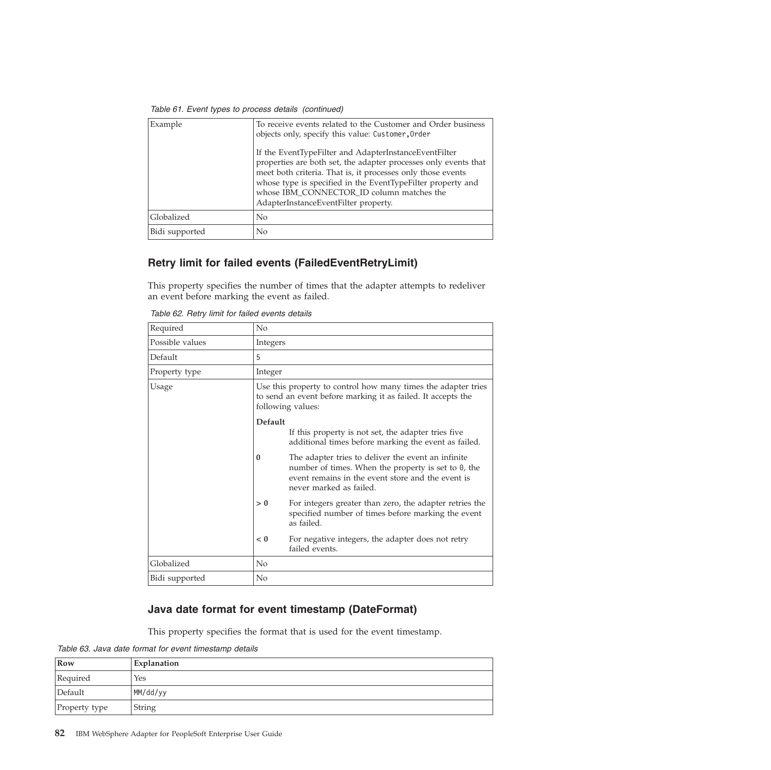*Table 61. Event types to process details (continued)*

| | |
|---|---|
| Example | To receive events related to the Customer and Order business objects only, specify this value: `Customer,Order`<br><br>If the EventTypeFilter and AdapterInstanceEventFilter properties are both set, the adapter processes only events that meet both criteria. That is, it processes only those events whose type is specified in the EventTypeFilter property and whose IBM_CONNECTOR_ID column matches the AdapterInstanceEventFilter property. |
| Globalized | No |
| Bidi supported | No |

## Retry limit for failed events (FailedEventRetryLimit)

This property specifies the number of times that the adapter attempts to redeliver an event before marking the event as failed.

*Table 62. Retry limit for failed events details*

| | |
|---|---|
| Required | No |
| Possible values | Integers |
| Default | `5` |
| Property type | Integer |
| Usage | Use this property to control how many times the adapter tries to send an event before marking it as failed. It accepts the following values:<br><br>**Default** If this property is not set, the adapter tries five additional times before marking the event as failed.<br><br>**0** The adapter tries to deliver the event an infinite number of times. When the property is set to `0`, the event remains in the event store and the event is never marked as failed.<br><br>**> 0** For integers greater than zero, the adapter retries the specified number of times before marking the event as failed.<br><br>**< 0** For negative integers, the adapter does not retry failed events. |
| Globalized | No |
| Bidi supported | No |

## Java date format for event timestamp (DateFormat)

This property specifies the format that is used for the event timestamp.

*Table 63. Java date format for event timestamp details*

| Row | Explanation |
|---|---|
| Required | Yes |
| Default | `MM/dd/yy` |
| Property type | String |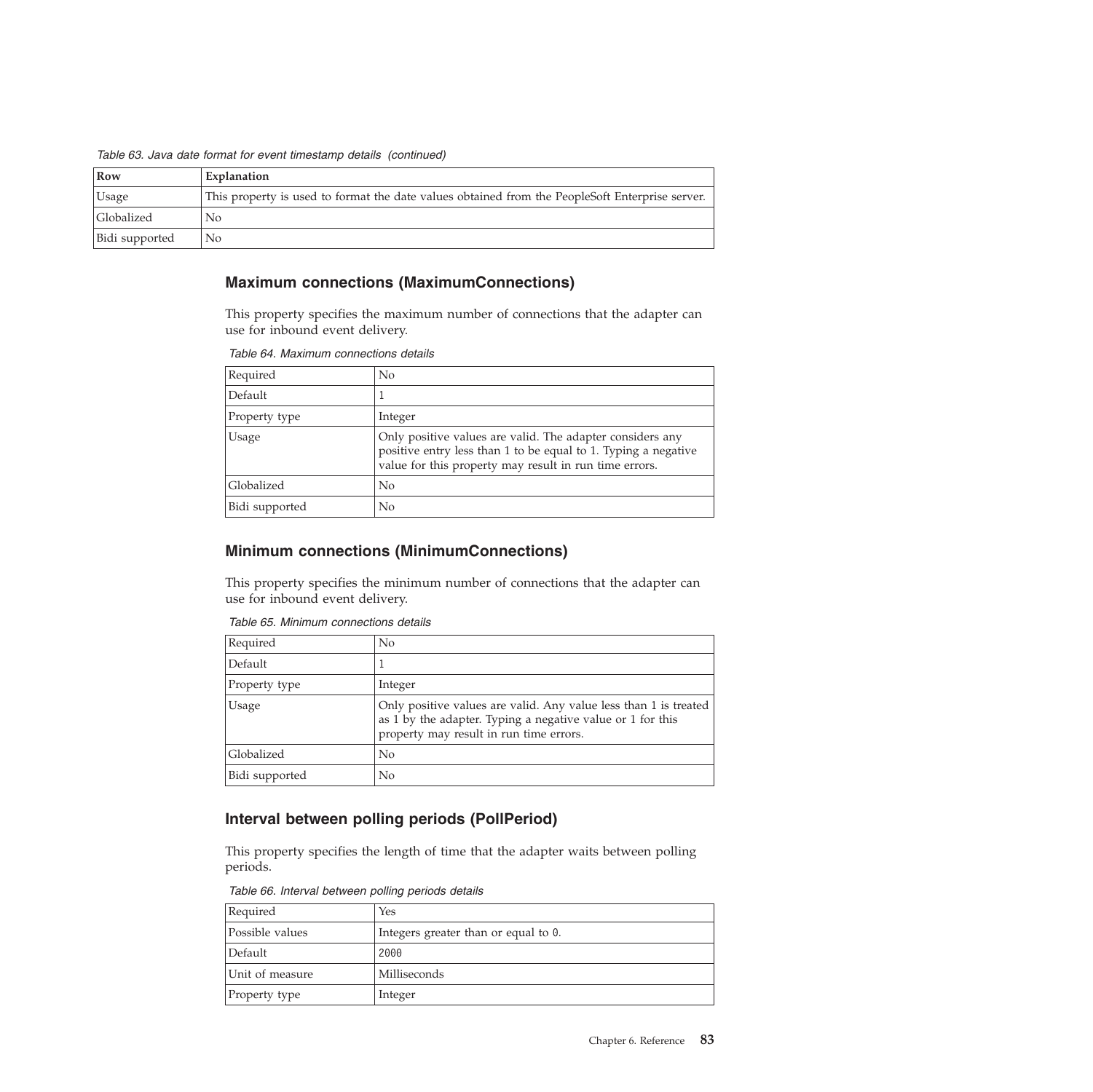*Table 63. Java date format for event timestamp details (continued)*

| Row | Explanation |
| --- | --- |
| Usage | This property is used to format the date values obtained from the PeopleSoft Enterprise server. |
| Globalized | No |
| Bidi supported | No |

## Maximum connections (MaximumConnections)

This property specifies the maximum number of connections that the adapter can use for inbound event delivery.

*Table 64. Maximum connections details*

| | |
| --- | --- |
| Required | No |
| Default | 1 |
| Property type | Integer |
| Usage | Only positive values are valid. The adapter considers any positive entry less than 1 to be equal to 1. Typing a negative value for this property may result in run time errors. |
| Globalized | No |
| Bidi supported | No |

## Minimum connections (MinimumConnections)

This property specifies the minimum number of connections that the adapter can use for inbound event delivery.

*Table 65. Minimum connections details*

| | |
| --- | --- |
| Required | No |
| Default | 1 |
| Property type | Integer |
| Usage | Only positive values are valid. Any value less than 1 is treated as 1 by the adapter. Typing a negative value or 1 for this property may result in run time errors. |
| Globalized | No |
| Bidi supported | No |

## Interval between polling periods (PollPeriod)

This property specifies the length of time that the adapter waits between polling periods.

*Table 66. Interval between polling periods details*

| | |
| --- | --- |
| Required | Yes |
| Possible values | Integers greater than or equal to 0. |
| Default | 2000 |
| Unit of measure | Milliseconds |
| Property type | Integer |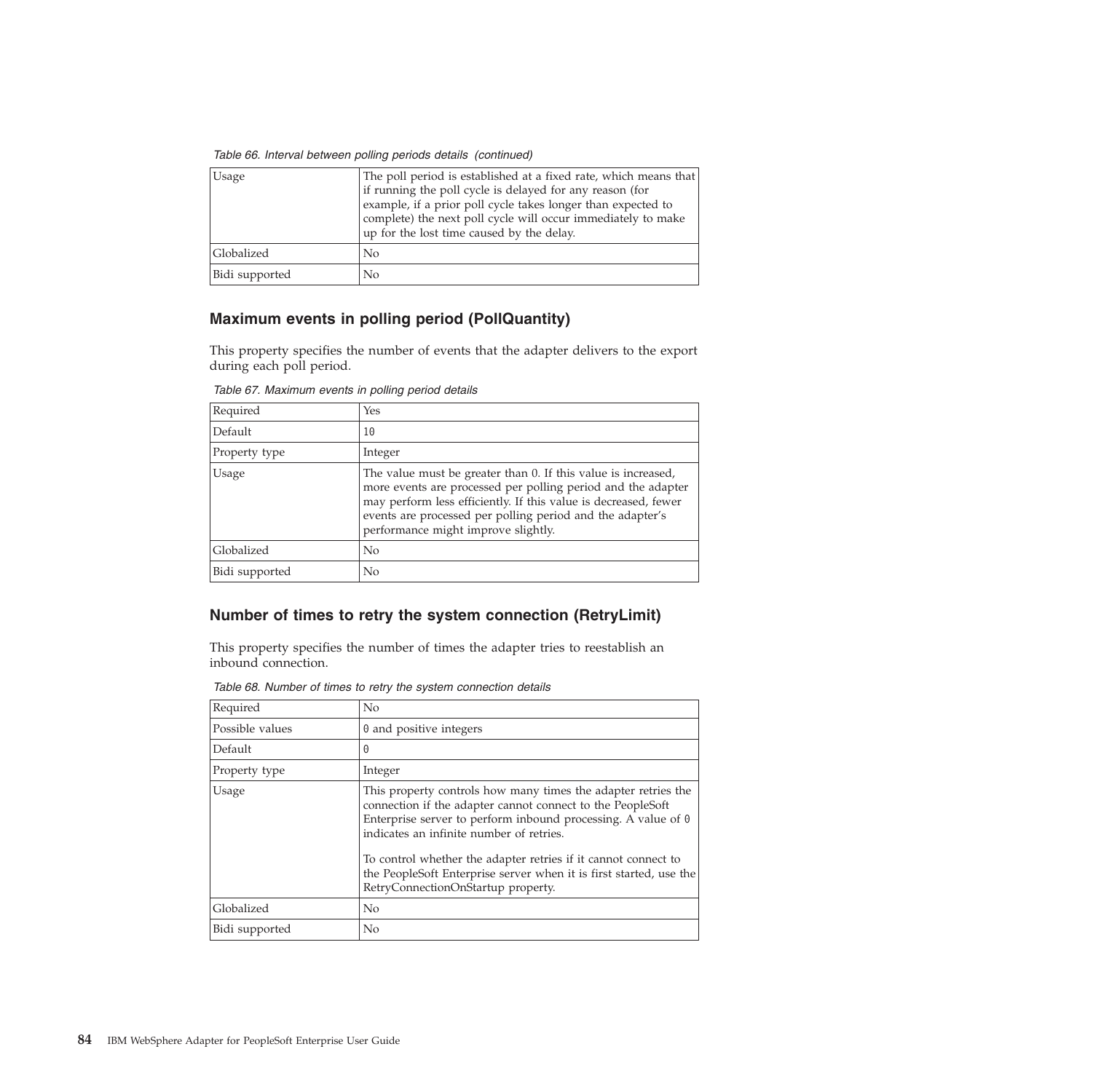*Table 66. Interval between polling periods details (continued)*

| | |
|---|---|
| Usage | The poll period is established at a fixed rate, which means that if running the poll cycle is delayed for any reason (for example, if a prior poll cycle takes longer than expected to complete) the next poll cycle will occur immediately to make up for the lost time caused by the delay. |
| Globalized | No |
| Bidi supported | No |

### Maximum events in polling period (PollQuantity)

This property specifies the number of events that the adapter delivers to the export during each poll period.

*Table 67. Maximum events in polling period details*

| | |
|---|---|
| Required | Yes |
| Default | 10 |
| Property type | Integer |
| Usage | The value must be greater than 0. If this value is increased, more events are processed per polling period and the adapter may perform less efficiently. If this value is decreased, fewer events are processed per polling period and the adapter's performance might improve slightly. |
| Globalized | No |
| Bidi supported | No |

### Number of times to retry the system connection (RetryLimit)

This property specifies the number of times the adapter tries to reestablish an inbound connection.

*Table 68. Number of times to retry the system connection details*

| | |
|---|---|
| Required | No |
| Possible values | 0 and positive integers |
| Default | 0 |
| Property type | Integer |
| Usage | This property controls how many times the adapter retries the connection if the adapter cannot connect to the PeopleSoft Enterprise server to perform inbound processing. A value of 0 indicates an infinite number of retries.<br><br>To control whether the adapter retries if it cannot connect to the PeopleSoft Enterprise server when it is first started, use the RetryConnectionOnStartup property. |
| Globalized | No |
| Bidi supported | No |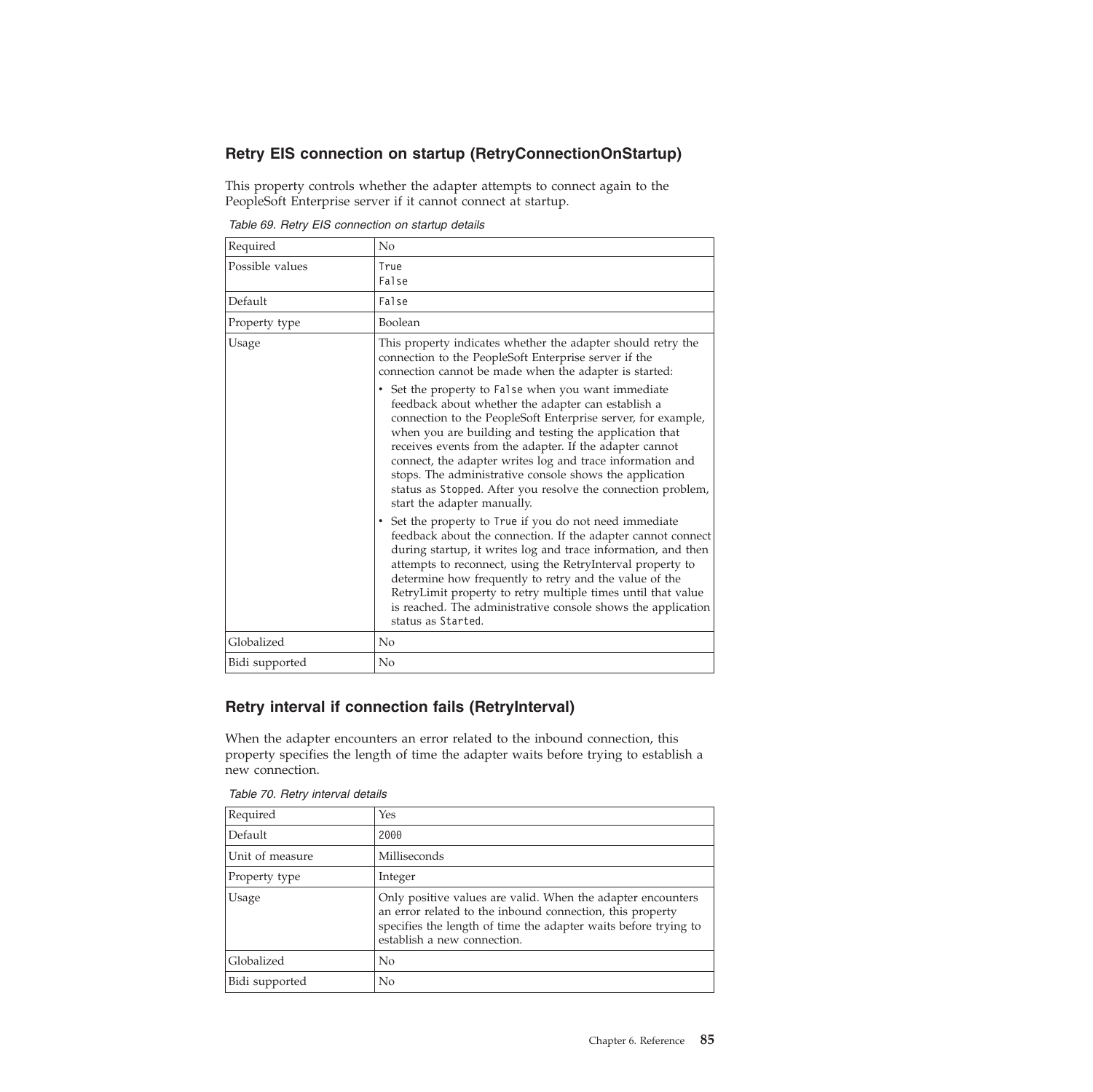### Retry EIS connection on startup (RetryConnectionOnStartup)

This property controls whether the adapter attempts to connect again to the PeopleSoft Enterprise server if it cannot connect at startup.

*Table 69. Retry EIS connection on startup details*

| | |
|---|---|
| Required | No |
| Possible values | `True`<br>`False` |
| Default | `False` |
| Property type | Boolean |
| Usage | This property indicates whether the adapter should retry the connection to the PeopleSoft Enterprise server if the connection cannot be made when the adapter is started:<br>• Set the property to `False` when you want immediate feedback about whether the adapter can establish a connection to the PeopleSoft Enterprise server, for example, when you are building and testing the application that receives events from the adapter. If the adapter cannot connect, the adapter writes log and trace information and stops. The administrative console shows the application status as `Stopped`. After you resolve the connection problem, start the adapter manually.<br>• Set the property to `True` if you do not need immediate feedback about the connection. If the adapter cannot connect during startup, it writes log and trace information, and then attempts to reconnect, using the RetryInterval property to determine how frequently to retry and the value of the RetryLimit property to retry multiple times until that value is reached. The administrative console shows the application status as `Started`. |
| Globalized | No |
| Bidi supported | No |

### Retry interval if connection fails (RetryInterval)

When the adapter encounters an error related to the inbound connection, this property specifies the length of time the adapter waits before trying to establish a new connection.

*Table 70. Retry interval details*

| | |
|---|---|
| Required | Yes |
| Default | `2000` |
| Unit of measure | Milliseconds |
| Property type | Integer |
| Usage | Only positive values are valid. When the adapter encounters an error related to the inbound connection, this property specifies the length of time the adapter waits before trying to establish a new connection. |
| Globalized | No |
| Bidi supported | No |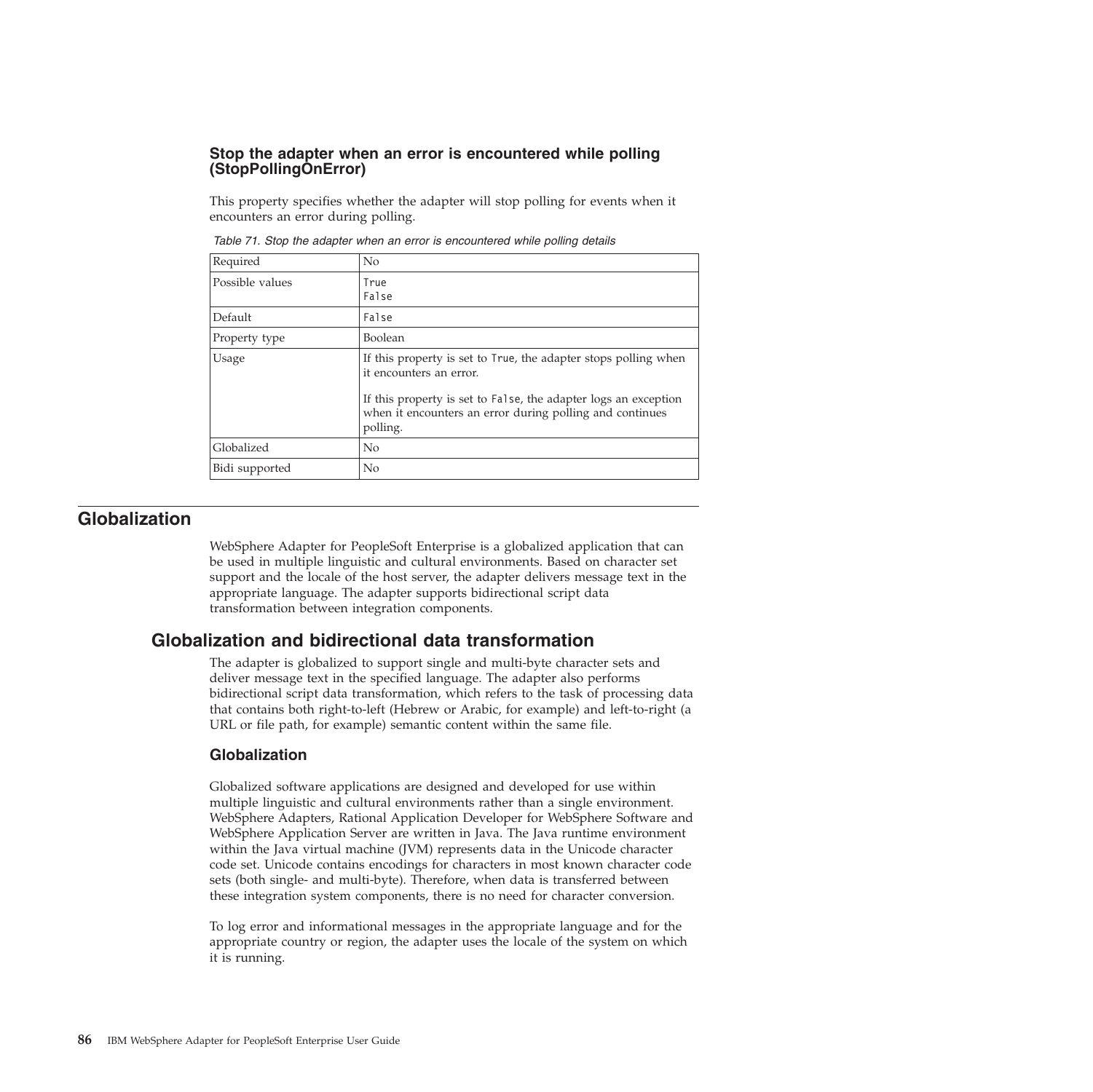### Stop the adapter when an error is encountered while polling (StopPollingOnError)

This property specifies whether the adapter will stop polling for events when it encounters an error during polling.

*Table 71. Stop the adapter when an error is encountered while polling details*

| | |
|---|---|
| Required | No |
| Possible values | `True`<br>`False` |
| Default | `False` |
| Property type | Boolean |
| Usage | If this property is set to `True`, the adapter stops polling when it encounters an error.<br><br>If this property is set to `False`, the adapter logs an exception when it encounters an error during polling and continues polling. |
| Globalized | No |
| Bidi supported | No |

# Globalization

WebSphere Adapter for PeopleSoft Enterprise is a globalized application that can be used in multiple linguistic and cultural environments. Based on character set support and the locale of the host server, the adapter delivers message text in the appropriate language. The adapter supports bidirectional script data transformation between integration components.

## Globalization and bidirectional data transformation

The adapter is globalized to support single and multi-byte character sets and deliver message text in the specified language. The adapter also performs bidirectional script data transformation, which refers to the task of processing data that contains both right-to-left (Hebrew or Arabic, for example) and left-to-right (a URL or file path, for example) semantic content within the same file.

### Globalization

Globalized software applications are designed and developed for use within multiple linguistic and cultural environments rather than a single environment. WebSphere Adapters, Rational Application Developer for WebSphere Software and WebSphere Application Server are written in Java. The Java runtime environment within the Java virtual machine (JVM) represents data in the Unicode character code set. Unicode contains encodings for characters in most known character code sets (both single- and multi-byte). Therefore, when data is transferred between these integration system components, there is no need for character conversion.

To log error and informational messages in the appropriate language and for the appropriate country or region, the adapter uses the locale of the system on which it is running.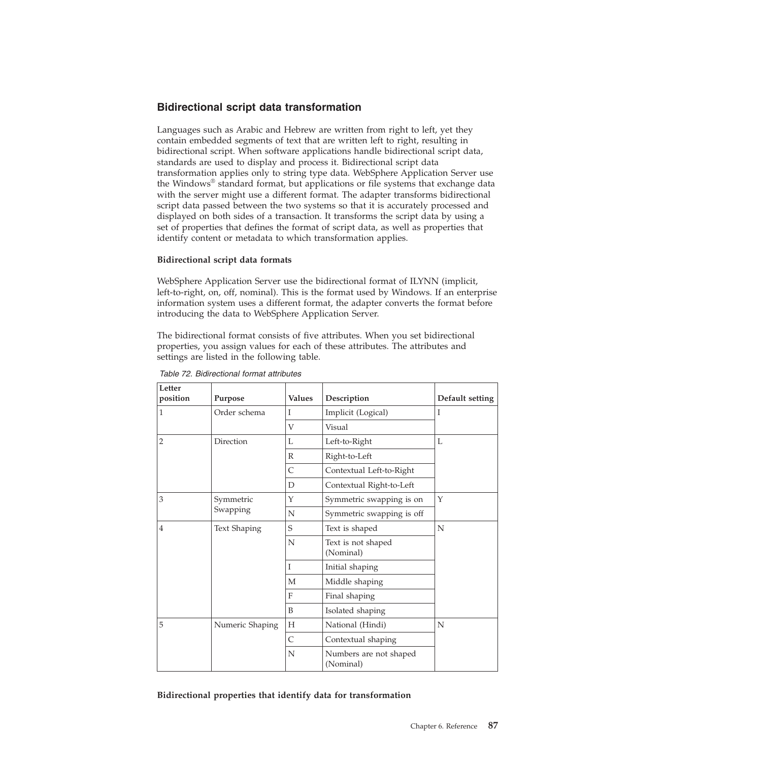## Bidirectional script data transformation

Languages such as Arabic and Hebrew are written from right to left, yet they contain embedded segments of text that are written left to right, resulting in bidirectional script. When software applications handle bidirectional script data, standards are used to display and process it. Bidirectional script data transformation applies only to string type data. WebSphere Application Server use the Windows® standard format, but applications or file systems that exchange data with the server might use a different format. The adapter transforms bidirectional script data passed between the two systems so that it is accurately processed and displayed on both sides of a transaction. It transforms the script data by using a set of properties that defines the format of script data, as well as properties that identify content or metadata to which transformation applies.

### Bidirectional script data formats

WebSphere Application Server use the bidirectional format of ILYNN (implicit, left-to-right, on, off, nominal). This is the format used by Windows. If an enterprise information system uses a different format, the adapter converts the format before introducing the data to WebSphere Application Server.

The bidirectional format consists of five attributes. When you set bidirectional properties, you assign values for each of these attributes. The attributes and settings are listed in the following table.

*Table 72. Bidirectional format attributes*

| Letter position | Purpose | Values | Description | Default setting |
|---|---|---|---|---|
| 1 | Order schema | I | Implicit (Logical) | I |
| | | V | Visual | |
| 2 | Direction | L | Left-to-Right | L |
| | | R | Right-to-Left | |
| | | C | Contextual Left-to-Right | |
| | | D | Contextual Right-to-Left | |
| 3 | Symmetric Swapping | Y | Symmetric swapping is on | Y |
| | | N | Symmetric swapping is off | |
| 4 | Text Shaping | S | Text is shaped | N |
| | | N | Text is not shaped (Nominal) | |
| | | I | Initial shaping | |
| | | M | Middle shaping | |
| | | F | Final shaping | |
| | | B | Isolated shaping | |
| 5 | Numeric Shaping | H | National (Hindi) | N |
| | | C | Contextual shaping | |
| | | N | Numbers are not shaped (Nominal) | |

### Bidirectional properties that identify data for transformation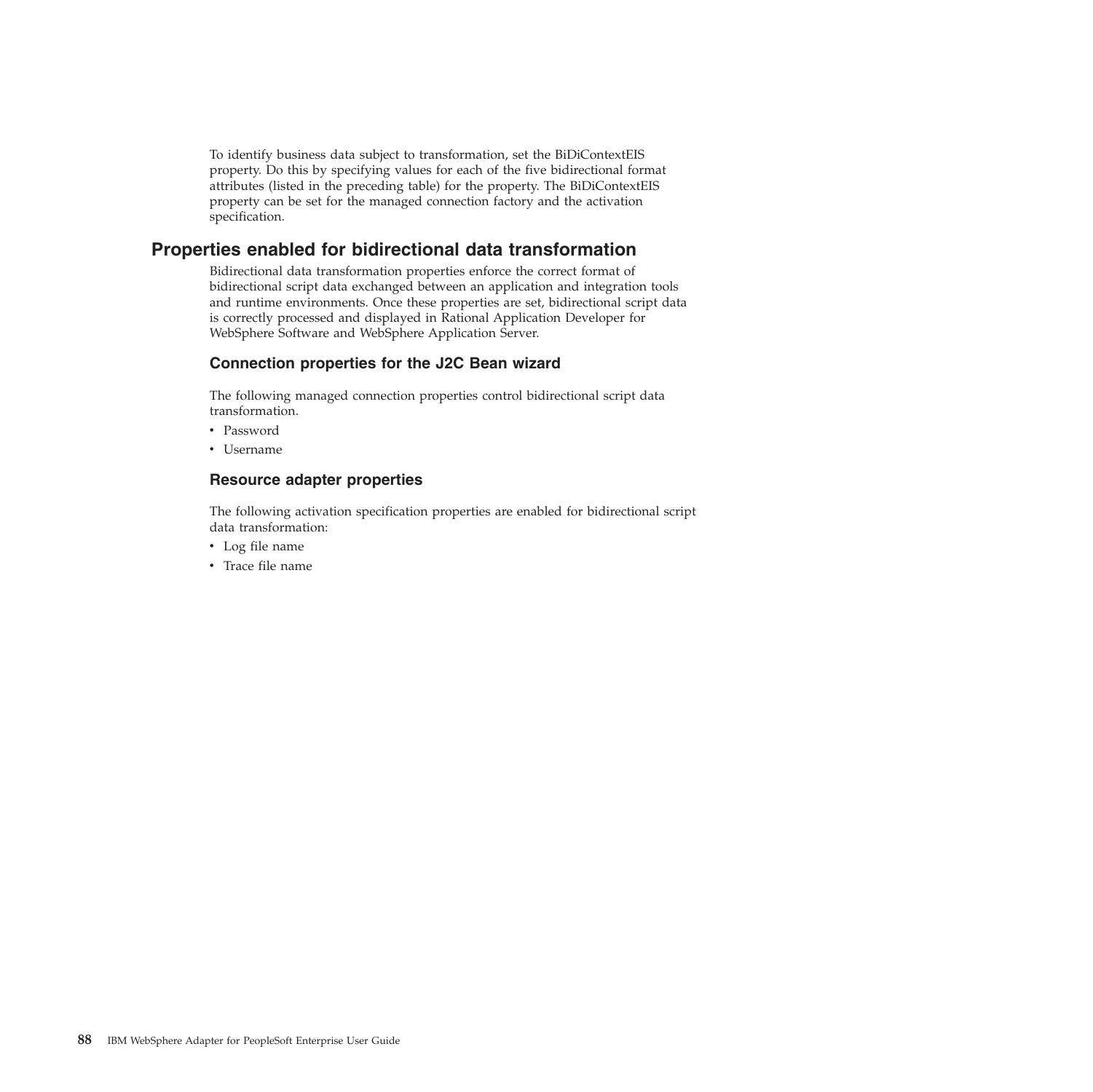To identify business data subject to transformation, set the BiDiContextEIS property. Do this by specifying values for each of the five bidirectional format attributes (listed in the preceding table) for the property. The BiDiContextEIS property can be set for the managed connection factory and the activation specification.

## Properties enabled for bidirectional data transformation

Bidirectional data transformation properties enforce the correct format of bidirectional script data exchanged between an application and integration tools and runtime environments. Once these properties are set, bidirectional script data is correctly processed and displayed in Rational Application Developer for WebSphere Software and WebSphere Application Server.

### Connection properties for the J2C Bean wizard

The following managed connection properties control bidirectional script data transformation.

- Password
- Username

### Resource adapter properties

The following activation specification properties are enabled for bidirectional script data transformation:

- Log file name
- Trace file name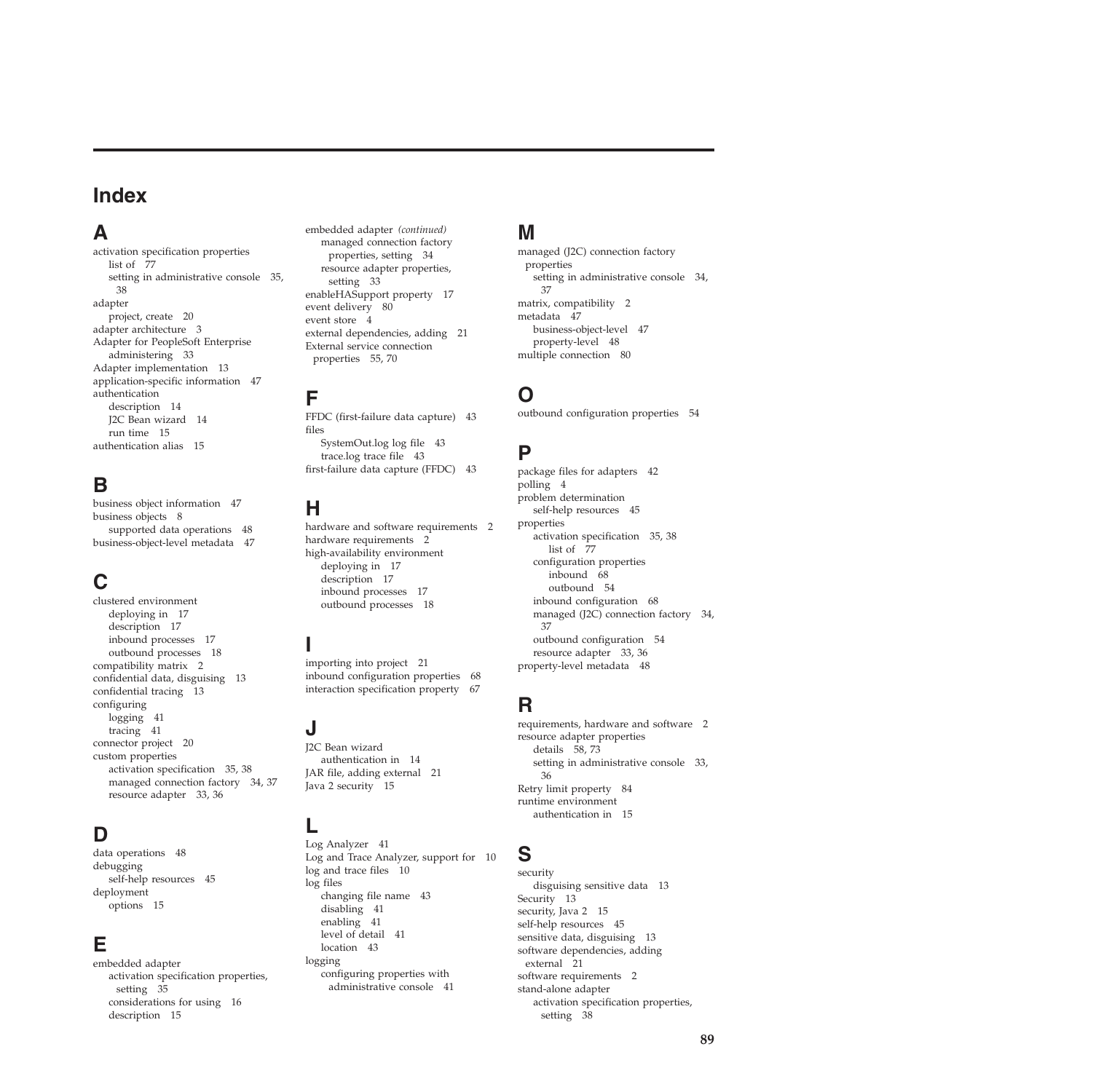# Index

## A

activation specification properties
- list of 77
- setting in administrative console 35, 38

adapter
- project, create 20

adapter architecture 3

Adapter for PeopleSoft Enterprise
- administering 33

Adapter implementation 13

application-specific information 47

authentication
- description 14
- J2C Bean wizard 14
- run time 15

authentication alias 15

## B

business object information 47

business objects 8
- supported data operations 48

business-object-level metadata 47

## C

clustered environment
- deploying in 17
- description 17
- inbound processes 17
- outbound processes 18

compatibility matrix 2

confidential data, disguising 13

confidential tracing 13

configuring
- logging 41
- tracing 41

connector project 20

custom properties
- activation specification 35, 38
- managed connection factory 34, 37
- resource adapter 33, 36

## D

data operations 48

debugging
- self-help resources 45

deployment
- options 15

## E

embedded adapter
- activation specification properties, setting 35
- considerations for using 16
- description 15
- managed connection factory properties, setting 34
- resource adapter properties, setting 33

enableHASupport property 17

event delivery 80

event store 4

external dependencies, adding 21

External service connection properties 55, 70

## F

FFDC (first-failure data capture) 43

files
- SystemOut.log log file 43
- trace.log trace file 43

first-failure data capture (FFDC) 43

## H

hardware and software requirements 2

hardware requirements 2

high-availability environment
- deploying in 17
- description 17
- inbound processes 17
- outbound processes 18

## I

importing into project 21

inbound configuration properties 68

interaction specification property 67

## J

J2C Bean wizard
- authentication in 14

JAR file, adding external 21

Java 2 security 15

## L

Log Analyzer 41

Log and Trace Analyzer, support for 10

log and trace files 10

log files
- changing file name 43
- disabling 41
- enabling 41
- level of detail 41
- location 43

logging
- configuring properties with administrative console 41

## M

managed (J2C) connection factory properties
- setting in administrative console 34, 37

matrix, compatibility 2

metadata 47
- business-object-level 47
- property-level 48

multiple connection 80

## O

outbound configuration properties 54

## P

package files for adapters 42

polling 4

problem determination
- self-help resources 45

properties
- activation specification 35, 38
  - list of 77
- configuration properties
  - inbound 68
  - outbound 54
- inbound configuration 68
- managed (J2C) connection factory 34, 37
- outbound configuration 54
- resource adapter 33, 36

property-level metadata 48

## R

requirements, hardware and software 2

resource adapter properties
- details 58, 73
- setting in administrative console 33, 36

Retry limit property 84

runtime environment
- authentication in 15

## S

security
- disguising sensitive data 13

Security 13

security, Java 2 15

self-help resources 45

sensitive data, disguising 13

software dependencies, adding external 21

software requirements 2

stand-alone adapter
- activation specification properties, setting 38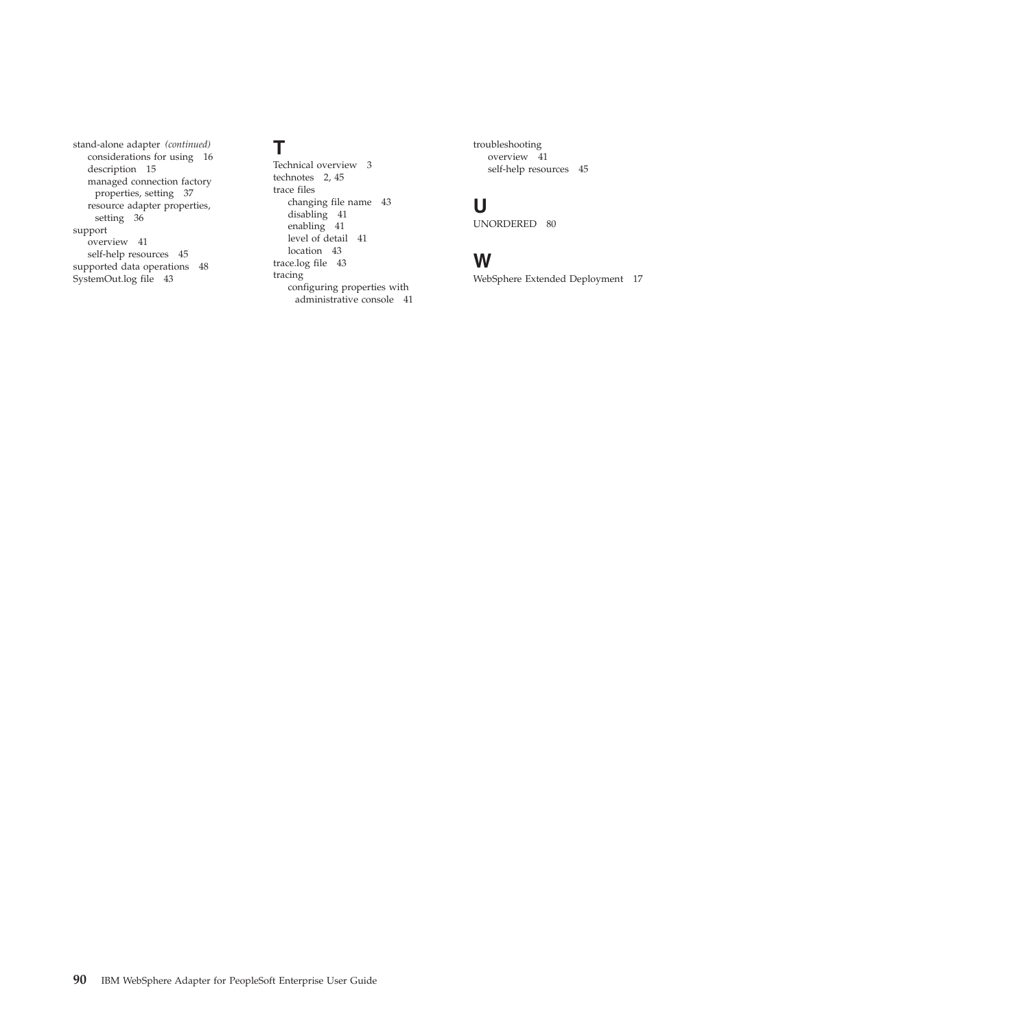stand-alone adapter *(continued)*
  - considerations for using 16
  - description 15
  - managed connection factory properties, setting 37
  - resource adapter properties, setting 36

support
  - overview 41
  - self-help resources 45

supported data operations 48

SystemOut.log file 43

## T

Technical overview 3

technotes 2, 45

trace files
  - changing file name 43
  - disabling 41
  - enabling 41
  - level of detail 41
  - location 43

trace.log file 43

tracing
  - configuring properties with administrative console 41

troubleshooting
  - overview 41
  - self-help resources 45

## U

UNORDERED 80

## W

WebSphere Extended Deployment 17